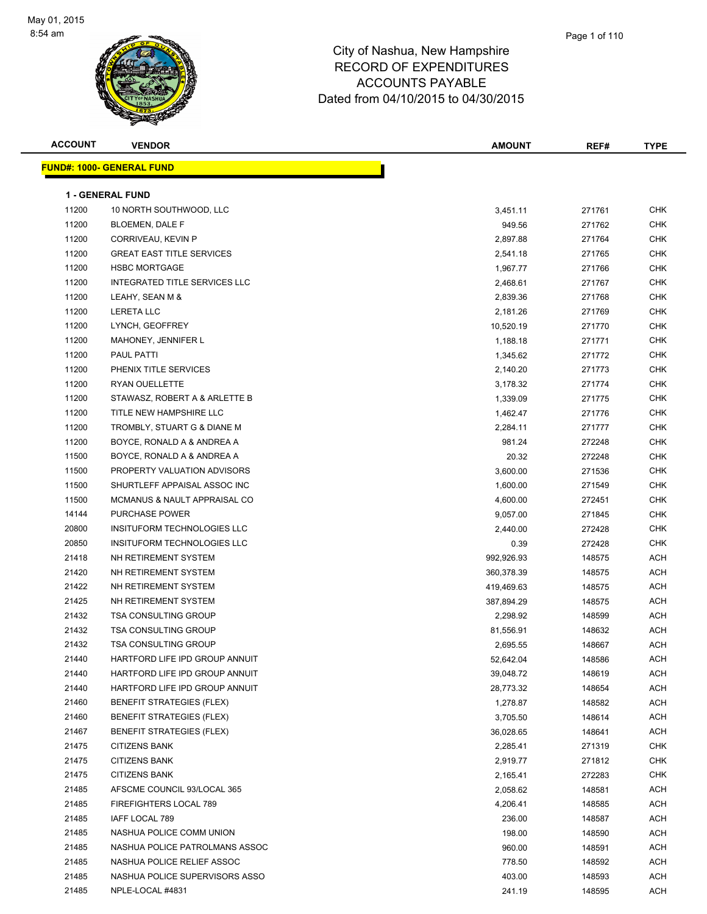May 01, 2015
8:54 am

# City of Nashua, New Hampshire
## RECORD OF EXPENDITURES
## ACCOUNTS PAYABLE
## Dated from 04/10/2015 to 04/30/2015

**FUND#: 1000- GENERAL FUND**

**1 - GENERAL FUND**

| ACCOUNT | VENDOR | AMOUNT | REF# | TYPE |
|---|---|---|---|---|
| 11200 | 10 NORTH SOUTHWOOD, LLC | 3,451.11 | 271761 | CHK |
| 11200 | BLOEMEN, DALE F | 949.56 | 271762 | CHK |
| 11200 | CORRIVEAU, KEVIN P | 2,897.88 | 271764 | CHK |
| 11200 | GREAT EAST TITLE SERVICES | 2,541.18 | 271765 | CHK |
| 11200 | HSBC MORTGAGE | 1,967.77 | 271766 | CHK |
| 11200 | INTEGRATED TITLE SERVICES LLC | 2,468.61 | 271767 | CHK |
| 11200 | LEAHY, SEAN M & | 2,839.36 | 271768 | CHK |
| 11200 | LERETA LLC | 2,181.26 | 271769 | CHK |
| 11200 | LYNCH, GEOFFREY | 10,520.19 | 271770 | CHK |
| 11200 | MAHONEY, JENNIFER L | 1,188.18 | 271771 | CHK |
| 11200 | PAUL PATTI | 1,345.62 | 271772 | CHK |
| 11200 | PHENIX TITLE SERVICES | 2,140.20 | 271773 | CHK |
| 11200 | RYAN OUELLETTE | 3,178.32 | 271774 | CHK |
| 11200 | STAWASZ, ROBERT A & ARLETTE B | 1,339.09 | 271775 | CHK |
| 11200 | TITLE NEW HAMPSHIRE LLC | 1,462.47 | 271776 | CHK |
| 11200 | TROMBLY, STUART G & DIANE M | 2,284.11 | 271777 | CHK |
| 11200 | BOYCE, RONALD A & ANDREA A | 981.24 | 272248 | CHK |
| 11500 | BOYCE, RONALD A & ANDREA A | 20.32 | 272248 | CHK |
| 11500 | PROPERTY VALUATION ADVISORS | 3,600.00 | 271536 | CHK |
| 11500 | SHURTLEFF APPAISAL ASSOC INC | 1,600.00 | 271549 | CHK |
| 11500 | MCMANUS & NAULT APPRAISAL CO | 4,600.00 | 272451 | CHK |
| 14144 | PURCHASE POWER | 9,057.00 | 271845 | CHK |
| 20800 | INSITUFORM TECHNOLOGIES LLC | 2,440.00 | 272428 | CHK |
| 20850 | INSITUFORM TECHNOLOGIES LLC | 0.39 | 272428 | CHK |
| 21418 | NH RETIREMENT SYSTEM | 992,926.93 | 148575 | ACH |
| 21420 | NH RETIREMENT SYSTEM | 360,378.39 | 148575 | ACH |
| 21422 | NH RETIREMENT SYSTEM | 419,469.63 | 148575 | ACH |
| 21425 | NH RETIREMENT SYSTEM | 387,894.29 | 148575 | ACH |
| 21432 | TSA CONSULTING GROUP | 2,298.92 | 148599 | ACH |
| 21432 | TSA CONSULTING GROUP | 81,556.91 | 148632 | ACH |
| 21432 | TSA CONSULTING GROUP | 2,695.55 | 148667 | ACH |
| 21440 | HARTFORD LIFE IPD GROUP ANNUIT | 52,642.04 | 148586 | ACH |
| 21440 | HARTFORD LIFE IPD GROUP ANNUIT | 39,048.72 | 148619 | ACH |
| 21440 | HARTFORD LIFE IPD GROUP ANNUIT | 28,773.32 | 148654 | ACH |
| 21460 | BENEFIT STRATEGIES (FLEX) | 1,278.87 | 148582 | ACH |
| 21460 | BENEFIT STRATEGIES (FLEX) | 3,705.50 | 148614 | ACH |
| 21467 | BENEFIT STRATEGIES (FLEX) | 36,028.65 | 148641 | ACH |
| 21475 | CITIZENS BANK | 2,285.41 | 271319 | CHK |
| 21475 | CITIZENS BANK | 2,919.77 | 271812 | CHK |
| 21475 | CITIZENS BANK | 2,165.41 | 272283 | CHK |
| 21485 | AFSCME COUNCIL 93/LOCAL 365 | 2,058.62 | 148581 | ACH |
| 21485 | FIREFIGHTERS LOCAL 789 | 4,206.41 | 148585 | ACH |
| 21485 | IAFF LOCAL 789 | 236.00 | 148587 | ACH |
| 21485 | NASHUA POLICE COMM UNION | 198.00 | 148590 | ACH |
| 21485 | NASHUA POLICE PATROLMANS ASSOC | 960.00 | 148591 | ACH |
| 21485 | NASHUA POLICE RELIEF ASSOC | 778.50 | 148592 | ACH |
| 21485 | NASHUA POLICE SUPERVISORS ASSO | 403.00 | 148593 | ACH |
| 21485 | NPLE-LOCAL #4831 | 241.19 | 148595 | ACH |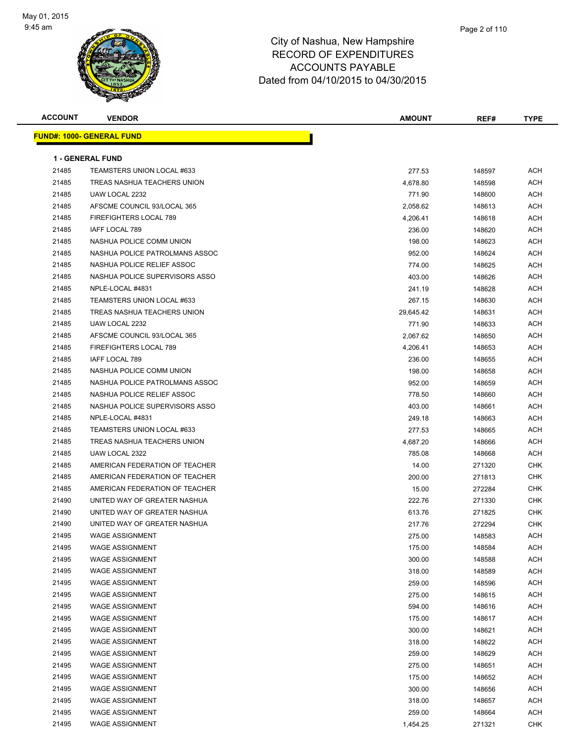City of Nashua, New Hampshire
RECORD OF EXPENDITURES
ACCOUNTS PAYABLE
Dated from 04/10/2015 to 04/30/2015

May 01, 2015
9:45 am

**FUND#: 1000- GENERAL FUND**

**1 - GENERAL FUND**

| ACCOUNT | VENDOR | AMOUNT | REF# | TYPE |
|---|---|---|---|---|
| 21485 | TEAMSTERS UNION LOCAL #633 | 277.53 | 148597 | ACH |
| 21485 | TREAS NASHUA TEACHERS UNION | 4,678.80 | 148598 | ACH |
| 21485 | UAW LOCAL 2232 | 771.90 | 148600 | ACH |
| 21485 | AFSCME COUNCIL 93/LOCAL 365 | 2,058.62 | 148613 | ACH |
| 21485 | FIREFIGHTERS LOCAL 789 | 4,206.41 | 148618 | ACH |
| 21485 | IAFF LOCAL 789 | 236.00 | 148620 | ACH |
| 21485 | NASHUA POLICE COMM UNION | 198.00 | 148623 | ACH |
| 21485 | NASHUA POLICE PATROLMANS ASSOC | 952.00 | 148624 | ACH |
| 21485 | NASHUA POLICE RELIEF ASSOC | 774.00 | 148625 | ACH |
| 21485 | NASHUA POLICE SUPERVISORS ASSO | 403.00 | 148626 | ACH |
| 21485 | NPLE-LOCAL #4831 | 241.19 | 148628 | ACH |
| 21485 | TEAMSTERS UNION LOCAL #633 | 267.15 | 148630 | ACH |
| 21485 | TREAS NASHUA TEACHERS UNION | 29,645.42 | 148631 | ACH |
| 21485 | UAW LOCAL 2232 | 771.90 | 148633 | ACH |
| 21485 | AFSCME COUNCIL 93/LOCAL 365 | 2,067.62 | 148650 | ACH |
| 21485 | FIREFIGHTERS LOCAL 789 | 4,206.41 | 148653 | ACH |
| 21485 | IAFF LOCAL 789 | 236.00 | 148655 | ACH |
| 21485 | NASHUA POLICE COMM UNION | 198.00 | 148658 | ACH |
| 21485 | NASHUA POLICE PATROLMANS ASSOC | 952.00 | 148659 | ACH |
| 21485 | NASHUA POLICE RELIEF ASSOC | 778.50 | 148660 | ACH |
| 21485 | NASHUA POLICE SUPERVISORS ASSO | 403.00 | 148661 | ACH |
| 21485 | NPLE-LOCAL #4831 | 249.18 | 148663 | ACH |
| 21485 | TEAMSTERS UNION LOCAL #633 | 277.53 | 148665 | ACH |
| 21485 | TREAS NASHUA TEACHERS UNION | 4,687.20 | 148666 | ACH |
| 21485 | UAW LOCAL 2322 | 785.08 | 148668 | ACH |
| 21485 | AMERICAN FEDERATION OF TEACHER | 14.00 | 271320 | CHK |
| 21485 | AMERICAN FEDERATION OF TEACHER | 200.00 | 271813 | CHK |
| 21485 | AMERICAN FEDERATION OF TEACHER | 15.00 | 272284 | CHK |
| 21490 | UNITED WAY OF GREATER NASHUA | 222.76 | 271330 | CHK |
| 21490 | UNITED WAY OF GREATER NASHUA | 613.76 | 271825 | CHK |
| 21490 | UNITED WAY OF GREATER NASHUA | 217.76 | 272294 | CHK |
| 21495 | WAGE ASSIGNMENT | 275.00 | 148583 | ACH |
| 21495 | WAGE ASSIGNMENT | 175.00 | 148584 | ACH |
| 21495 | WAGE ASSIGNMENT | 300.00 | 148588 | ACH |
| 21495 | WAGE ASSIGNMENT | 318.00 | 148589 | ACH |
| 21495 | WAGE ASSIGNMENT | 259.00 | 148596 | ACH |
| 21495 | WAGE ASSIGNMENT | 275.00 | 148615 | ACH |
| 21495 | WAGE ASSIGNMENT | 594.00 | 148616 | ACH |
| 21495 | WAGE ASSIGNMENT | 175.00 | 148617 | ACH |
| 21495 | WAGE ASSIGNMENT | 300.00 | 148621 | ACH |
| 21495 | WAGE ASSIGNMENT | 318.00 | 148622 | ACH |
| 21495 | WAGE ASSIGNMENT | 259.00 | 148629 | ACH |
| 21495 | WAGE ASSIGNMENT | 275.00 | 148651 | ACH |
| 21495 | WAGE ASSIGNMENT | 175.00 | 148652 | ACH |
| 21495 | WAGE ASSIGNMENT | 300.00 | 148656 | ACH |
| 21495 | WAGE ASSIGNMENT | 318.00 | 148657 | ACH |
| 21495 | WAGE ASSIGNMENT | 259.00 | 148664 | ACH |
| 21495 | WAGE ASSIGNMENT | 1,454.25 | 271321 | CHK |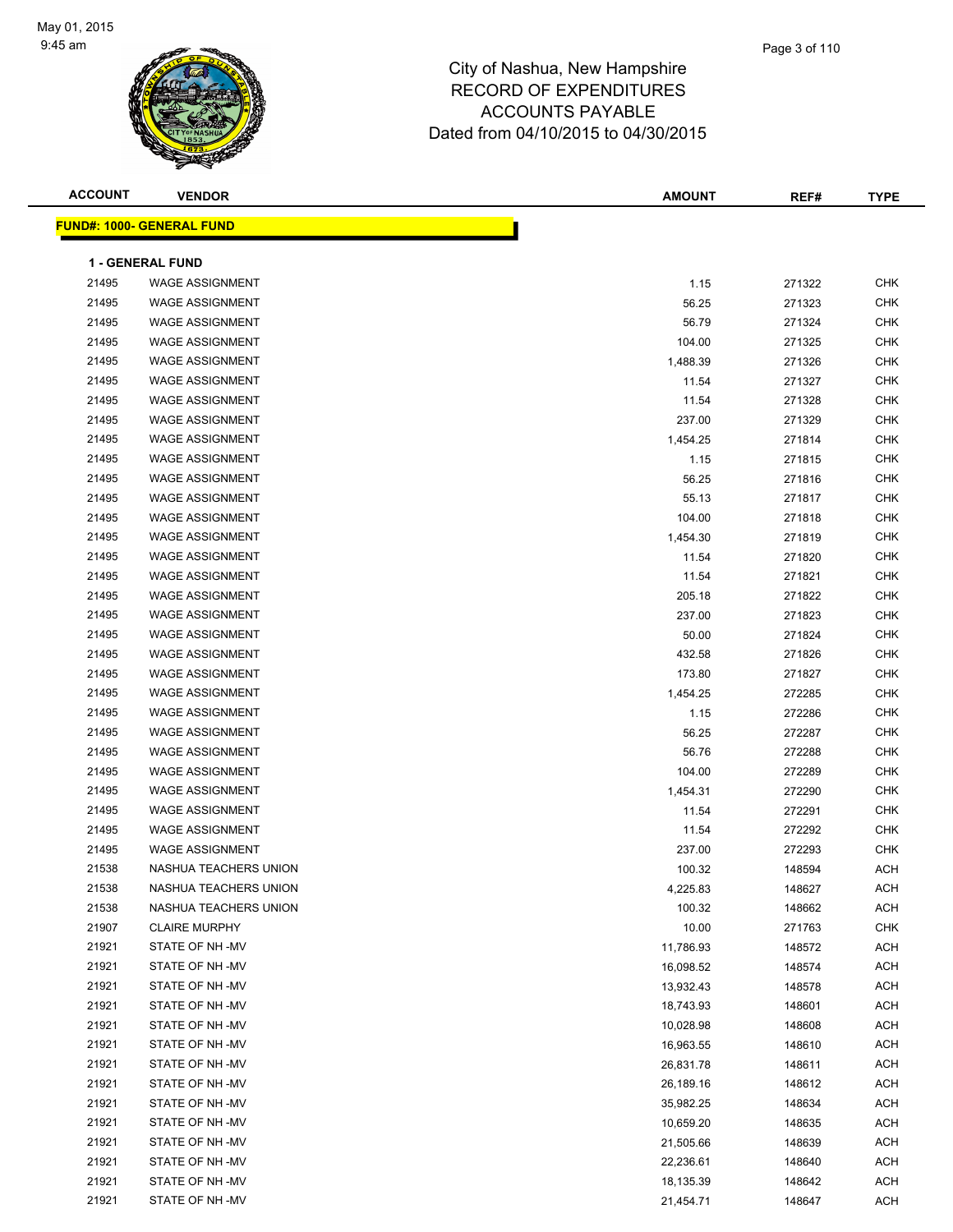# City of Nashua, New Hampshire
## RECORD OF EXPENDITURES
## ACCOUNTS PAYABLE
## Dated from 04/10/2015 to 04/30/2015

May 01, 2015
9:45 am

| ACCOUNT | VENDOR | AMOUNT | REF# | TYPE |
|---|---|---|---|---|
| **FUND#: 1000- GENERAL FUND** | | | | |
| **1 - GENERAL FUND** | | | | |
| 21495 | WAGE ASSIGNMENT | 1.15 | 271322 | CHK |
| 21495 | WAGE ASSIGNMENT | 56.25 | 271323 | CHK |
| 21495 | WAGE ASSIGNMENT | 56.79 | 271324 | CHK |
| 21495 | WAGE ASSIGNMENT | 104.00 | 271325 | CHK |
| 21495 | WAGE ASSIGNMENT | 1,488.39 | 271326 | CHK |
| 21495 | WAGE ASSIGNMENT | 11.54 | 271327 | CHK |
| 21495 | WAGE ASSIGNMENT | 11.54 | 271328 | CHK |
| 21495 | WAGE ASSIGNMENT | 237.00 | 271329 | CHK |
| 21495 | WAGE ASSIGNMENT | 1,454.25 | 271814 | CHK |
| 21495 | WAGE ASSIGNMENT | 1.15 | 271815 | CHK |
| 21495 | WAGE ASSIGNMENT | 56.25 | 271816 | CHK |
| 21495 | WAGE ASSIGNMENT | 55.13 | 271817 | CHK |
| 21495 | WAGE ASSIGNMENT | 104.00 | 271818 | CHK |
| 21495 | WAGE ASSIGNMENT | 1,454.30 | 271819 | CHK |
| 21495 | WAGE ASSIGNMENT | 11.54 | 271820 | CHK |
| 21495 | WAGE ASSIGNMENT | 11.54 | 271821 | CHK |
| 21495 | WAGE ASSIGNMENT | 205.18 | 271822 | CHK |
| 21495 | WAGE ASSIGNMENT | 237.00 | 271823 | CHK |
| 21495 | WAGE ASSIGNMENT | 50.00 | 271824 | CHK |
| 21495 | WAGE ASSIGNMENT | 432.58 | 271826 | CHK |
| 21495 | WAGE ASSIGNMENT | 173.80 | 271827 | CHK |
| 21495 | WAGE ASSIGNMENT | 1,454.25 | 272285 | CHK |
| 21495 | WAGE ASSIGNMENT | 1.15 | 272286 | CHK |
| 21495 | WAGE ASSIGNMENT | 56.25 | 272287 | CHK |
| 21495 | WAGE ASSIGNMENT | 56.76 | 272288 | CHK |
| 21495 | WAGE ASSIGNMENT | 104.00 | 272289 | CHK |
| 21495 | WAGE ASSIGNMENT | 1,454.31 | 272290 | CHK |
| 21495 | WAGE ASSIGNMENT | 11.54 | 272291 | CHK |
| 21495 | WAGE ASSIGNMENT | 11.54 | 272292 | CHK |
| 21495 | WAGE ASSIGNMENT | 237.00 | 272293 | CHK |
| 21538 | NASHUA TEACHERS UNION | 100.32 | 148594 | ACH |
| 21538 | NASHUA TEACHERS UNION | 4,225.83 | 148627 | ACH |
| 21538 | NASHUA TEACHERS UNION | 100.32 | 148662 | ACH |
| 21907 | CLAIRE MURPHY | 10.00 | 271763 | CHK |
| 21921 | STATE OF NH -MV | 11,786.93 | 148572 | ACH |
| 21921 | STATE OF NH -MV | 16,098.52 | 148574 | ACH |
| 21921 | STATE OF NH -MV | 13,932.43 | 148578 | ACH |
| 21921 | STATE OF NH -MV | 18,743.93 | 148601 | ACH |
| 21921 | STATE OF NH -MV | 10,028.98 | 148608 | ACH |
| 21921 | STATE OF NH -MV | 16,963.55 | 148610 | ACH |
| 21921 | STATE OF NH -MV | 26,831.78 | 148611 | ACH |
| 21921 | STATE OF NH -MV | 26,189.16 | 148612 | ACH |
| 21921 | STATE OF NH -MV | 35,982.25 | 148634 | ACH |
| 21921 | STATE OF NH -MV | 10,659.20 | 148635 | ACH |
| 21921 | STATE OF NH -MV | 21,505.66 | 148639 | ACH |
| 21921 | STATE OF NH -MV | 22,236.61 | 148640 | ACH |
| 21921 | STATE OF NH -MV | 18,135.39 | 148642 | ACH |
| 21921 | STATE OF NH -MV | 21,454.71 | 148647 | ACH |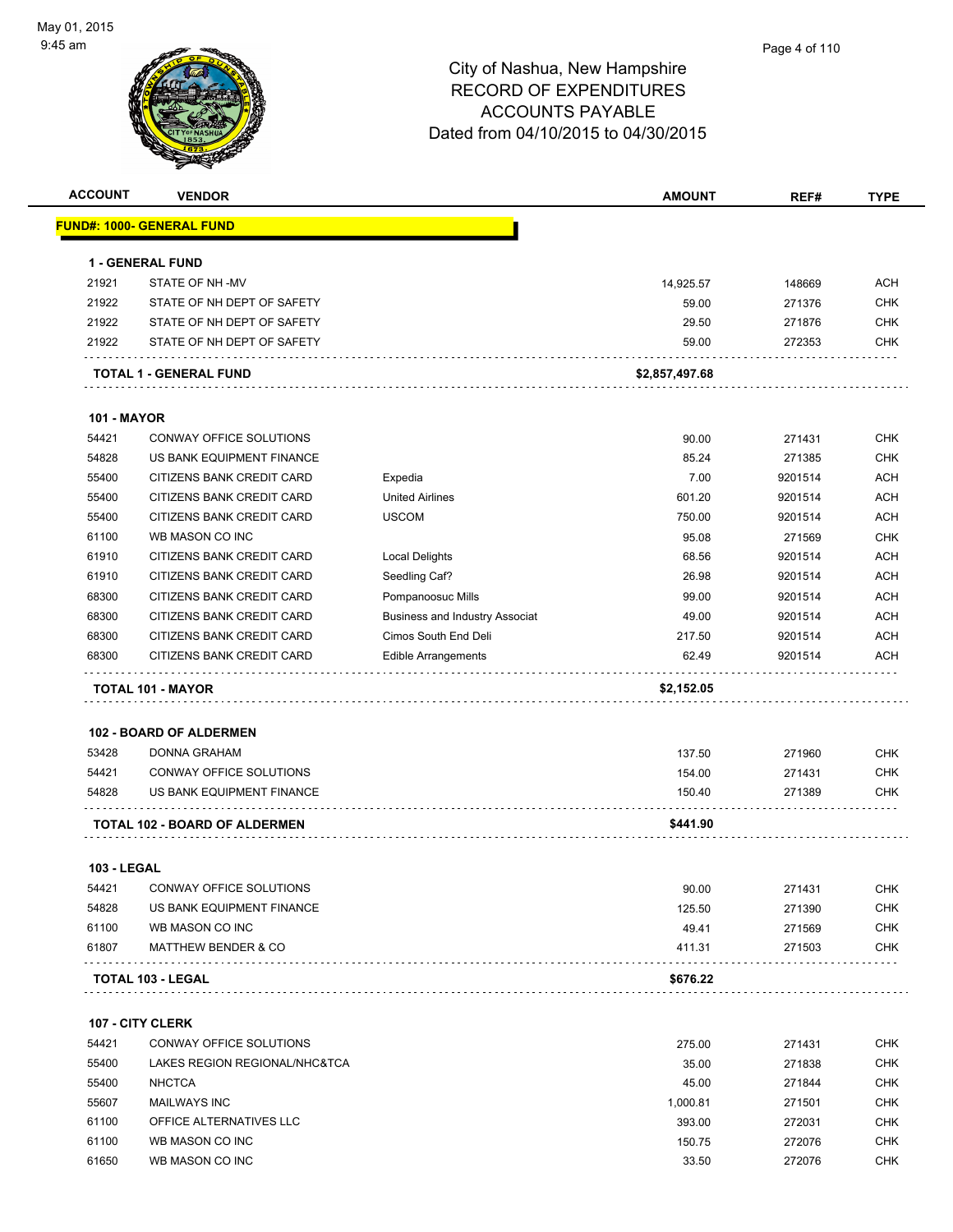# City of Nashua, New Hampshire
## RECORD OF EXPENDITURES
## ACCOUNTS PAYABLE
## Dated from 04/10/2015 to 04/30/2015

| ACCOUNT | VENDOR | | AMOUNT | REF# | TYPE |
|---|---|---|---|---|---|
| **FUND#: 1000- GENERAL FUND** | | | | | |
| **1 - GENERAL FUND** | | | | | |
| 21921 | STATE OF NH -MV | | 14,925.57 | 148669 | ACH |
| 21922 | STATE OF NH DEPT OF SAFETY | | 59.00 | 271376 | CHK |
| 21922 | STATE OF NH DEPT OF SAFETY | | 29.50 | 271876 | CHK |
| 21922 | STATE OF NH DEPT OF SAFETY | | 59.00 | 272353 | CHK |
| **TOTAL 1 - GENERAL FUND** | | | **$2,857,497.68** | | |
| **101 - MAYOR** | | | | | |
| 54421 | CONWAY OFFICE SOLUTIONS | | 90.00 | 271431 | CHK |
| 54828 | US BANK EQUIPMENT FINANCE | | 85.24 | 271385 | CHK |
| 55400 | CITIZENS BANK CREDIT CARD | Expedia | 7.00 | 9201514 | ACH |
| 55400 | CITIZENS BANK CREDIT CARD | United Airlines | 601.20 | 9201514 | ACH |
| 55400 | CITIZENS BANK CREDIT CARD | USCOM | 750.00 | 9201514 | ACH |
| 61100 | WB MASON CO INC | | 95.08 | 271569 | CHK |
| 61910 | CITIZENS BANK CREDIT CARD | Local Delights | 68.56 | 9201514 | ACH |
| 61910 | CITIZENS BANK CREDIT CARD | Seedling Caf? | 26.98 | 9201514 | ACH |
| 68300 | CITIZENS BANK CREDIT CARD | Pompanoosuc Mills | 99.00 | 9201514 | ACH |
| 68300 | CITIZENS BANK CREDIT CARD | Business and Industry Associat | 49.00 | 9201514 | ACH |
| 68300 | CITIZENS BANK CREDIT CARD | Cimos South End Deli | 217.50 | 9201514 | ACH |
| 68300 | CITIZENS BANK CREDIT CARD | Edible Arrangements | 62.49 | 9201514 | ACH |
| **TOTAL 101 - MAYOR** | | | **$2,152.05** | | |
| **102 - BOARD OF ALDERMEN** | | | | | |
| 53428 | DONNA GRAHAM | | 137.50 | 271960 | CHK |
| 54421 | CONWAY OFFICE SOLUTIONS | | 154.00 | 271431 | CHK |
| 54828 | US BANK EQUIPMENT FINANCE | | 150.40 | 271389 | CHK |
| **TOTAL 102 - BOARD OF ALDERMEN** | | | **$441.90** | | |
| **103 - LEGAL** | | | | | |
| 54421 | CONWAY OFFICE SOLUTIONS | | 90.00 | 271431 | CHK |
| 54828 | US BANK EQUIPMENT FINANCE | | 125.50 | 271390 | CHK |
| 61100 | WB MASON CO INC | | 49.41 | 271569 | CHK |
| 61807 | MATTHEW BENDER & CO | | 411.31 | 271503 | CHK |
| **TOTAL 103 - LEGAL** | | | **$676.22** | | |
| **107 - CITY CLERK** | | | | | |
| 54421 | CONWAY OFFICE SOLUTIONS | | 275.00 | 271431 | CHK |
| 55400 | LAKES REGION REGIONAL/NHC&TCA | | 35.00 | 271838 | CHK |
| 55400 | NHCTCA | | 45.00 | 271844 | CHK |
| 55607 | MAILWAYS INC | | 1,000.81 | 271501 | CHK |
| 61100 | OFFICE ALTERNATIVES LLC | | 393.00 | 272031 | CHK |
| 61100 | WB MASON CO INC | | 150.75 | 272076 | CHK |
| 61650 | WB MASON CO INC | | 33.50 | 272076 | CHK |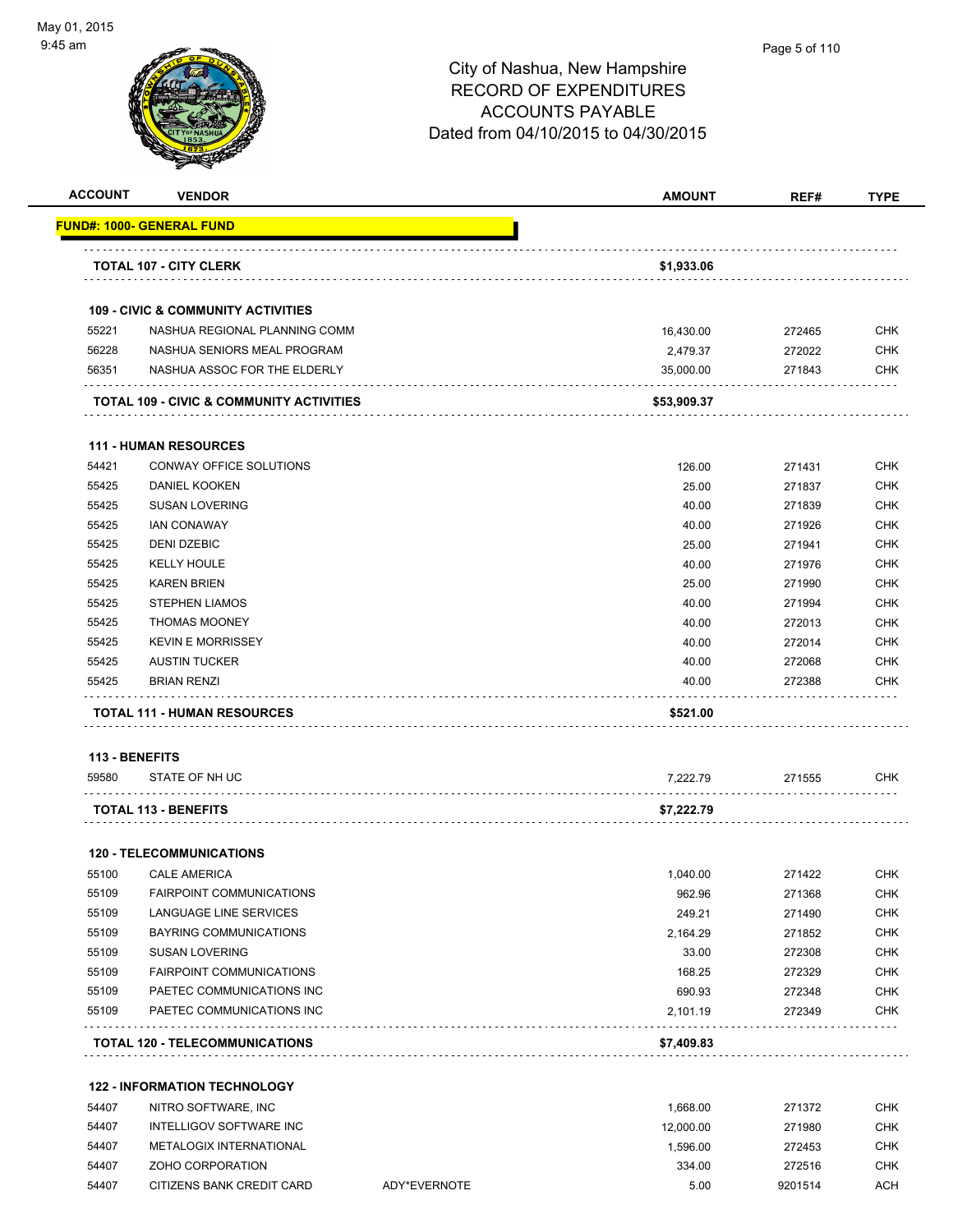City of Nashua, New Hampshire
RECORD OF EXPENDITURES
ACCOUNTS PAYABLE
Dated from 04/10/2015 to 04/30/2015

| ACCOUNT | VENDOR | | AMOUNT | REF# | TYPE |
|---|---|---|---|---|---|
| **FUND#: 1000- GENERAL FUND** | | | | | |
| | **TOTAL 107 - CITY CLERK** | | **$1,933.06** | | |
| | **109 - CIVIC & COMMUNITY ACTIVITIES** | | | | |
| 55221 | NASHUA REGIONAL PLANNING COMM | | 16,430.00 | 272465 | CHK |
| 56228 | NASHUA SENIORS MEAL PROGRAM | | 2,479.37 | 272022 | CHK |
| 56351 | NASHUA ASSOC FOR THE ELDERLY | | 35,000.00 | 271843 | CHK |
| | **TOTAL 109 - CIVIC & COMMUNITY ACTIVITIES** | | **$53,909.37** | | |
| | **111 - HUMAN RESOURCES** | | | | |
| 54421 | CONWAY OFFICE SOLUTIONS | | 126.00 | 271431 | CHK |
| 55425 | DANIEL KOOKEN | | 25.00 | 271837 | CHK |
| 55425 | SUSAN LOVERING | | 40.00 | 271839 | CHK |
| 55425 | IAN CONAWAY | | 40.00 | 271926 | CHK |
| 55425 | DENI DZEBIC | | 25.00 | 271941 | CHK |
| 55425 | KELLY HOULE | | 40.00 | 271976 | CHK |
| 55425 | KAREN BRIEN | | 25.00 | 271990 | CHK |
| 55425 | STEPHEN LIAMOS | | 40.00 | 271994 | CHK |
| 55425 | THOMAS MOONEY | | 40.00 | 272013 | CHK |
| 55425 | KEVIN E MORRISSEY | | 40.00 | 272014 | CHK |
| 55425 | AUSTIN TUCKER | | 40.00 | 272068 | CHK |
| 55425 | BRIAN RENZI | | 40.00 | 272388 | CHK |
| | **TOTAL 111 - HUMAN RESOURCES** | | **$521.00** | | |
| **113 - BENEFITS** | | | | | |
| 59580 | STATE OF NH UC | | 7,222.79 | 271555 | CHK |
| | **TOTAL 113 - BENEFITS** | | **$7,222.79** | | |
| | **120 - TELECOMMUNICATIONS** | | | | |
| 55100 | CALE AMERICA | | 1,040.00 | 271422 | CHK |
| 55109 | FAIRPOINT COMMUNICATIONS | | 962.96 | 271368 | CHK |
| 55109 | LANGUAGE LINE SERVICES | | 249.21 | 271490 | CHK |
| 55109 | BAYRING COMMUNICATIONS | | 2,164.29 | 271852 | CHK |
| 55109 | SUSAN LOVERING | | 33.00 | 272308 | CHK |
| 55109 | FAIRPOINT COMMUNICATIONS | | 168.25 | 272329 | CHK |
| 55109 | PAETEC COMMUNICATIONS INC | | 690.93 | 272348 | CHK |
| 55109 | PAETEC COMMUNICATIONS INC | | 2,101.19 | 272349 | CHK |
| | **TOTAL 120 - TELECOMMUNICATIONS** | | **$7,409.83** | | |
| | **122 - INFORMATION TECHNOLOGY** | | | | |
| 54407 | NITRO SOFTWARE, INC | | 1,668.00 | 271372 | CHK |
| 54407 | INTELLIGOV SOFTWARE INC | | 12,000.00 | 271980 | CHK |
| 54407 | METALOGIX INTERNATIONAL | | 1,596.00 | 272453 | CHK |
| 54407 | ZOHO CORPORATION | | 334.00 | 272516 | CHK |
| 54407 | CITIZENS BANK CREDIT CARD | ADY*EVERNOTE | 5.00 | 9201514 | ACH |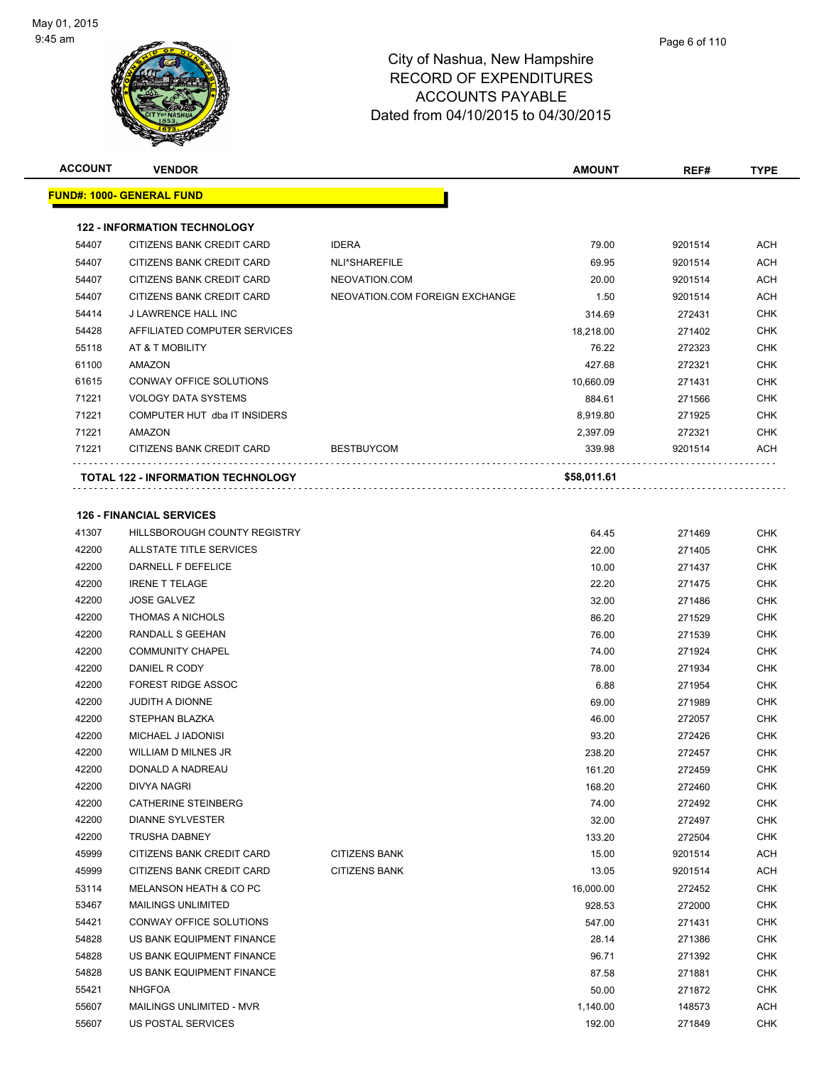May 01, 2015
9:45 am

# City of Nashua, New Hampshire
## RECORD OF EXPENDITURES
## ACCOUNTS PAYABLE
## Dated from 04/10/2015 to 04/30/2015

**FUND#: 1000- GENERAL FUND**

**122 - INFORMATION TECHNOLOGY**

| ACCOUNT | VENDOR | | AMOUNT | REF# | TYPE |
|---|---|---|---|---|---|
| 54407 | CITIZENS BANK CREDIT CARD | IDERA | 79.00 | 9201514 | ACH |
| 54407 | CITIZENS BANK CREDIT CARD | NLI*SHAREFILE | 69.95 | 9201514 | ACH |
| 54407 | CITIZENS BANK CREDIT CARD | NEOVATION.COM | 20.00 | 9201514 | ACH |
| 54407 | CITIZENS BANK CREDIT CARD | NEOVATION.COM FOREIGN EXCHANGE | 1.50 | 9201514 | ACH |
| 54414 | J LAWRENCE HALL INC | | 314.69 | 272431 | CHK |
| 54428 | AFFILIATED COMPUTER SERVICES | | 18,218.00 | 271402 | CHK |
| 55118 | AT & T MOBILITY | | 76.22 | 272323 | CHK |
| 61100 | AMAZON | | 427.68 | 272321 | CHK |
| 61615 | CONWAY OFFICE SOLUTIONS | | 10,660.09 | 271431 | CHK |
| 71221 | VOLOGY DATA SYSTEMS | | 884.61 | 271566 | CHK |
| 71221 | COMPUTER HUT dba IT INSIDERS | | 8,919.80 | 271925 | CHK |
| 71221 | AMAZON | | 2,397.09 | 272321 | CHK |
| 71221 | CITIZENS BANK CREDIT CARD | BESTBUYCOM | 339.98 | 9201514 | ACH |
| **TOTAL 122 - INFORMATION TECHNOLOGY** | | | **$58,011.61** | | |

**126 - FINANCIAL SERVICES**

| ACCOUNT | VENDOR | | AMOUNT | REF# | TYPE |
|---|---|---|---|---|---|
| 41307 | HILLSBOROUGH COUNTY REGISTRY | | 64.45 | 271469 | CHK |
| 42200 | ALLSTATE TITLE SERVICES | | 22.00 | 271405 | CHK |
| 42200 | DARNELL F DEFELICE | | 10.00 | 271437 | CHK |
| 42200 | IRENE T TELAGE | | 22.20 | 271475 | CHK |
| 42200 | JOSE GALVEZ | | 32.00 | 271486 | CHK |
| 42200 | THOMAS A NICHOLS | | 86.20 | 271529 | CHK |
| 42200 | RANDALL S GEEHAN | | 76.00 | 271539 | CHK |
| 42200 | COMMUNITY CHAPEL | | 74.00 | 271924 | CHK |
| 42200 | DANIEL R CODY | | 78.00 | 271934 | CHK |
| 42200 | FOREST RIDGE ASSOC | | 6.88 | 271954 | CHK |
| 42200 | JUDITH A DIONNE | | 69.00 | 271989 | CHK |
| 42200 | STEPHAN BLAZKA | | 46.00 | 272057 | CHK |
| 42200 | MICHAEL J IADONISI | | 93.20 | 272426 | CHK |
| 42200 | WILLIAM D MILNES JR | | 238.20 | 272457 | CHK |
| 42200 | DONALD A NADREAU | | 161.20 | 272459 | CHK |
| 42200 | DIVYA NAGRI | | 168.20 | 272460 | CHK |
| 42200 | CATHERINE STEINBERG | | 74.00 | 272492 | CHK |
| 42200 | DIANNE SYLVESTER | | 32.00 | 272497 | CHK |
| 42200 | TRUSHA DABNEY | | 133.20 | 272504 | CHK |
| 45999 | CITIZENS BANK CREDIT CARD | CITIZENS BANK | 15.00 | 9201514 | ACH |
| 45999 | CITIZENS BANK CREDIT CARD | CITIZENS BANK | 13.05 | 9201514 | ACH |
| 53114 | MELANSON HEATH & CO PC | | 16,000.00 | 272452 | CHK |
| 53467 | MAILINGS UNLIMITED | | 928.53 | 272000 | CHK |
| 54421 | CONWAY OFFICE SOLUTIONS | | 547.00 | 271431 | CHK |
| 54828 | US BANK EQUIPMENT FINANCE | | 28.14 | 271386 | CHK |
| 54828 | US BANK EQUIPMENT FINANCE | | 96.71 | 271392 | CHK |
| 54828 | US BANK EQUIPMENT FINANCE | | 87.58 | 271881 | CHK |
| 55421 | NHGFOA | | 50.00 | 271872 | CHK |
| 55607 | MAILINGS UNLIMITED - MVR | | 1,140.00 | 148573 | ACH |
| 55607 | US POSTAL SERVICES | | 192.00 | 271849 | CHK |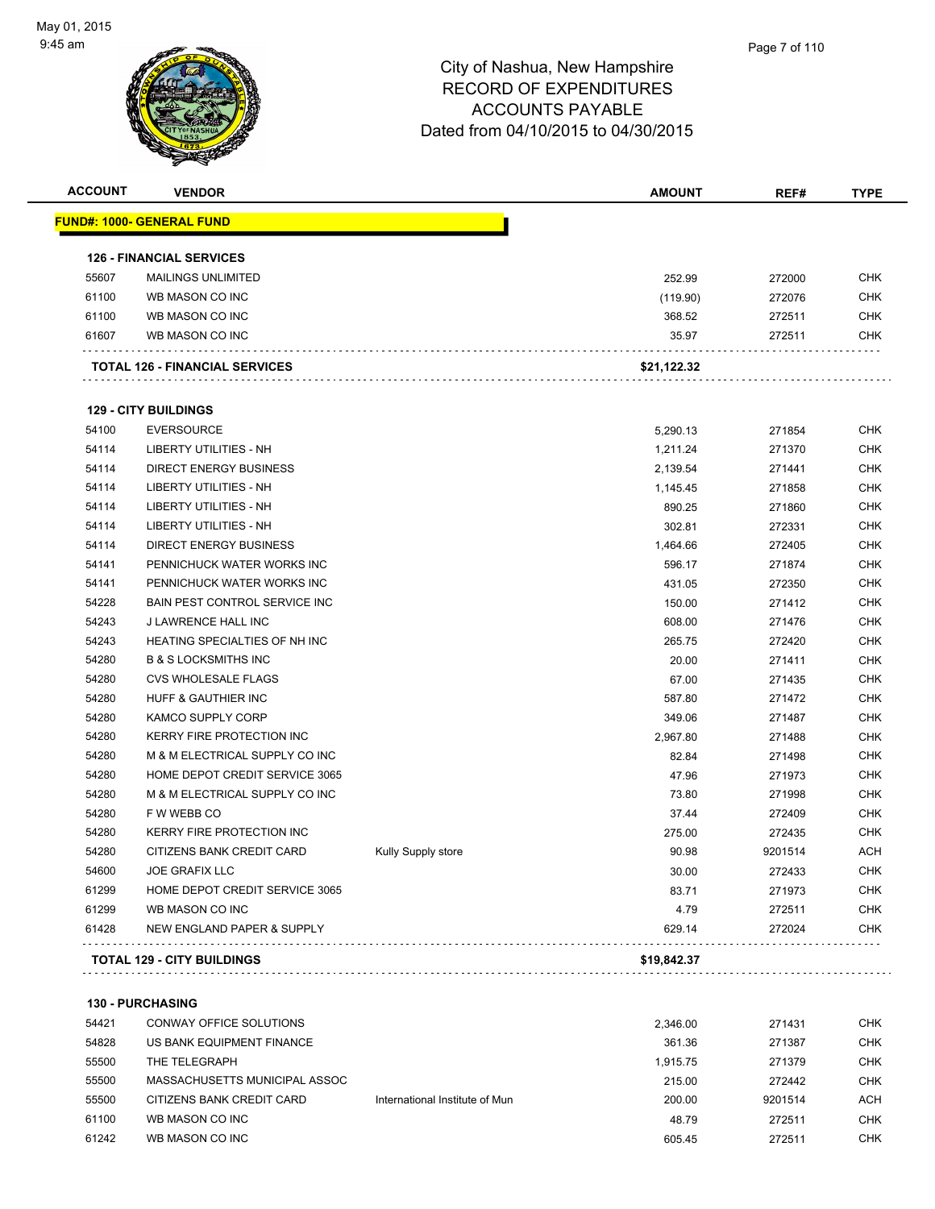# City of Nashua, New Hampshire
## RECORD OF EXPENDITURES
## ACCOUNTS PAYABLE
## Dated from 04/10/2015 to 04/30/2015

| ACCOUNT | VENDOR | | AMOUNT | REF# | TYPE |
|---|---|---|---|---|---|
| **FUND#: 1000- GENERAL FUND** | | | | | |
| **126 - FINANCIAL SERVICES** | | | | | |
| 55607 | MAILINGS UNLIMITED | | 252.99 | 272000 | CHK |
| 61100 | WB MASON CO INC | | (119.90) | 272076 | CHK |
| 61100 | WB MASON CO INC | | 368.52 | 272511 | CHK |
| 61607 | WB MASON CO INC | | 35.97 | 272511 | CHK |
| **TOTAL 126 - FINANCIAL SERVICES** | | | **$21,122.32** | | |
| **129 - CITY BUILDINGS** | | | | | |
| 54100 | EVERSOURCE | | 5,290.13 | 271854 | CHK |
| 54114 | LIBERTY UTILITIES - NH | | 1,211.24 | 271370 | CHK |
| 54114 | DIRECT ENERGY BUSINESS | | 2,139.54 | 271441 | CHK |
| 54114 | LIBERTY UTILITIES - NH | | 1,145.45 | 271858 | CHK |
| 54114 | LIBERTY UTILITIES - NH | | 890.25 | 271860 | CHK |
| 54114 | LIBERTY UTILITIES - NH | | 302.81 | 272331 | CHK |
| 54114 | DIRECT ENERGY BUSINESS | | 1,464.66 | 272405 | CHK |
| 54141 | PENNICHUCK WATER WORKS INC | | 596.17 | 271874 | CHK |
| 54141 | PENNICHUCK WATER WORKS INC | | 431.05 | 272350 | CHK |
| 54228 | BAIN PEST CONTROL SERVICE INC | | 150.00 | 271412 | CHK |
| 54243 | J LAWRENCE HALL INC | | 608.00 | 271476 | CHK |
| 54243 | HEATING SPECIALTIES OF NH INC | | 265.75 | 272420 | CHK |
| 54280 | B & S LOCKSMITHS INC | | 20.00 | 271411 | CHK |
| 54280 | CVS WHOLESALE FLAGS | | 67.00 | 271435 | CHK |
| 54280 | HUFF & GAUTHIER INC | | 587.80 | 271472 | CHK |
| 54280 | KAMCO SUPPLY CORP | | 349.06 | 271487 | CHK |
| 54280 | KERRY FIRE PROTECTION INC | | 2,967.80 | 271488 | CHK |
| 54280 | M & M ELECTRICAL SUPPLY CO INC | | 82.84 | 271498 | CHK |
| 54280 | HOME DEPOT CREDIT SERVICE 3065 | | 47.96 | 271973 | CHK |
| 54280 | M & M ELECTRICAL SUPPLY CO INC | | 73.80 | 271998 | CHK |
| 54280 | F W WEBB CO | | 37.44 | 272409 | CHK |
| 54280 | KERRY FIRE PROTECTION INC | | 275.00 | 272435 | CHK |
| 54280 | CITIZENS BANK CREDIT CARD | Kully Supply store | 90.98 | 9201514 | ACH |
| 54600 | JOE GRAFIX LLC | | 30.00 | 272433 | CHK |
| 61299 | HOME DEPOT CREDIT SERVICE 3065 | | 83.71 | 271973 | CHK |
| 61299 | WB MASON CO INC | | 4.79 | 272511 | CHK |
| 61428 | NEW ENGLAND PAPER & SUPPLY | | 629.14 | 272024 | CHK |
| **TOTAL 129 - CITY BUILDINGS** | | | **$19,842.37** | | |
| **130 - PURCHASING** | | | | | |
| 54421 | CONWAY OFFICE SOLUTIONS | | 2,346.00 | 271431 | CHK |
| 54828 | US BANK EQUIPMENT FINANCE | | 361.36 | 271387 | CHK |
| 55500 | THE TELEGRAPH | | 1,915.75 | 271379 | CHK |
| 55500 | MASSACHUSETTS MUNICIPAL ASSOC | | 215.00 | 272442 | CHK |
| 55500 | CITIZENS BANK CREDIT CARD | International Institute of Mun | 200.00 | 9201514 | ACH |
| 61100 | WB MASON CO INC | | 48.79 | 272511 | CHK |
| 61242 | WB MASON CO INC | | 605.45 | 272511 | CHK |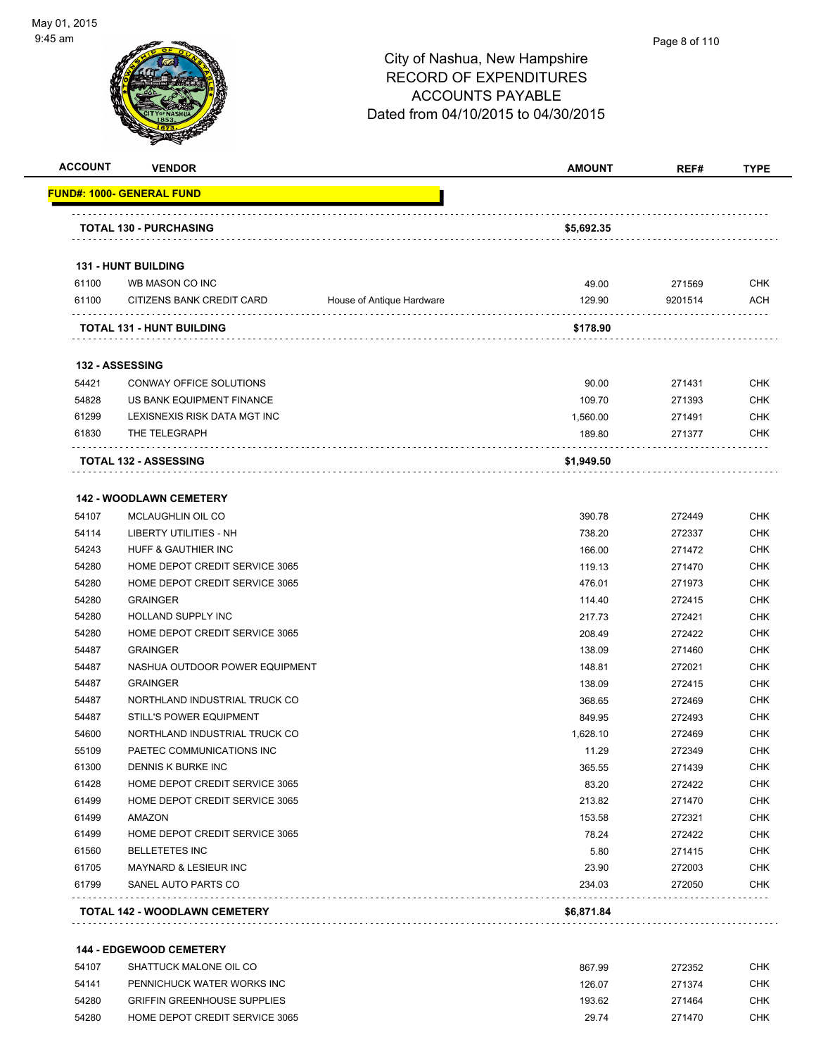City of Nashua, New Hampshire
RECORD OF EXPENDITURES
ACCOUNTS PAYABLE
Dated from 04/10/2015 to 04/30/2015

| ACCOUNT | VENDOR | | AMOUNT | REF# | TYPE |
|---|---|---|---|---|---|
| **FUND#: 1000- GENERAL FUND** | | | | | |
| **TOTAL 130 - PURCHASING** | | | **$5,692.35** | | |
| **131 - HUNT BUILDING** | | | | | |
| 61100 | WB MASON CO INC | | 49.00 | 271569 | CHK |
| 61100 | CITIZENS BANK CREDIT CARD | House of Antique Hardware | 129.90 | 9201514 | ACH |
| **TOTAL 131 - HUNT BUILDING** | | | **$178.90** | | |
| **132 - ASSESSING** | | | | | |
| 54421 | CONWAY OFFICE SOLUTIONS | | 90.00 | 271431 | CHK |
| 54828 | US BANK EQUIPMENT FINANCE | | 109.70 | 271393 | CHK |
| 61299 | LEXISNEXIS RISK DATA MGT INC | | 1,560.00 | 271491 | CHK |
| 61830 | THE TELEGRAPH | | 189.80 | 271377 | CHK |
| **TOTAL 132 - ASSESSING** | | | **$1,949.50** | | |
| **142 - WOODLAWN CEMETERY** | | | | | |
| 54107 | MCLAUGHLIN OIL CO | | 390.78 | 272449 | CHK |
| 54114 | LIBERTY UTILITIES - NH | | 738.20 | 272337 | CHK |
| 54243 | HUFF & GAUTHIER INC | | 166.00 | 271472 | CHK |
| 54280 | HOME DEPOT CREDIT SERVICE 3065 | | 119.13 | 271470 | CHK |
| 54280 | HOME DEPOT CREDIT SERVICE 3065 | | 476.01 | 271973 | CHK |
| 54280 | GRAINGER | | 114.40 | 272415 | CHK |
| 54280 | HOLLAND SUPPLY INC | | 217.73 | 272421 | CHK |
| 54280 | HOME DEPOT CREDIT SERVICE 3065 | | 208.49 | 272422 | CHK |
| 54487 | GRAINGER | | 138.09 | 271460 | CHK |
| 54487 | NASHUA OUTDOOR POWER EQUIPMENT | | 148.81 | 272021 | CHK |
| 54487 | GRAINGER | | 138.09 | 272415 | CHK |
| 54487 | NORTHLAND INDUSTRIAL TRUCK CO | | 368.65 | 272469 | CHK |
| 54487 | STILL'S POWER EQUIPMENT | | 849.95 | 272493 | CHK |
| 54600 | NORTHLAND INDUSTRIAL TRUCK CO | | 1,628.10 | 272469 | CHK |
| 55109 | PAETEC COMMUNICATIONS INC | | 11.29 | 272349 | CHK |
| 61300 | DENNIS K BURKE INC | | 365.55 | 271439 | CHK |
| 61428 | HOME DEPOT CREDIT SERVICE 3065 | | 83.20 | 272422 | CHK |
| 61499 | HOME DEPOT CREDIT SERVICE 3065 | | 213.82 | 271470 | CHK |
| 61499 | AMAZON | | 153.58 | 272321 | CHK |
| 61499 | HOME DEPOT CREDIT SERVICE 3065 | | 78.24 | 272422 | CHK |
| 61560 | BELLETETES INC | | 5.80 | 271415 | CHK |
| 61705 | MAYNARD & LESIEUR INC | | 23.90 | 272003 | CHK |
| 61799 | SANEL AUTO PARTS CO | | 234.03 | 272050 | CHK |
| **TOTAL 142 - WOODLAWN CEMETERY** | | | **$6,871.84** | | |
| **144 - EDGEWOOD CEMETERY** | | | | | |
| 54107 | SHATTUCK MALONE OIL CO | | 867.99 | 272352 | CHK |
| 54141 | PENNICHUCK WATER WORKS INC | | 126.07 | 271374 | CHK |
| 54280 | GRIFFIN GREENHOUSE SUPPLIES | | 193.62 | 271464 | CHK |
| 54280 | HOME DEPOT CREDIT SERVICE 3065 | | 29.74 | 271470 | CHK |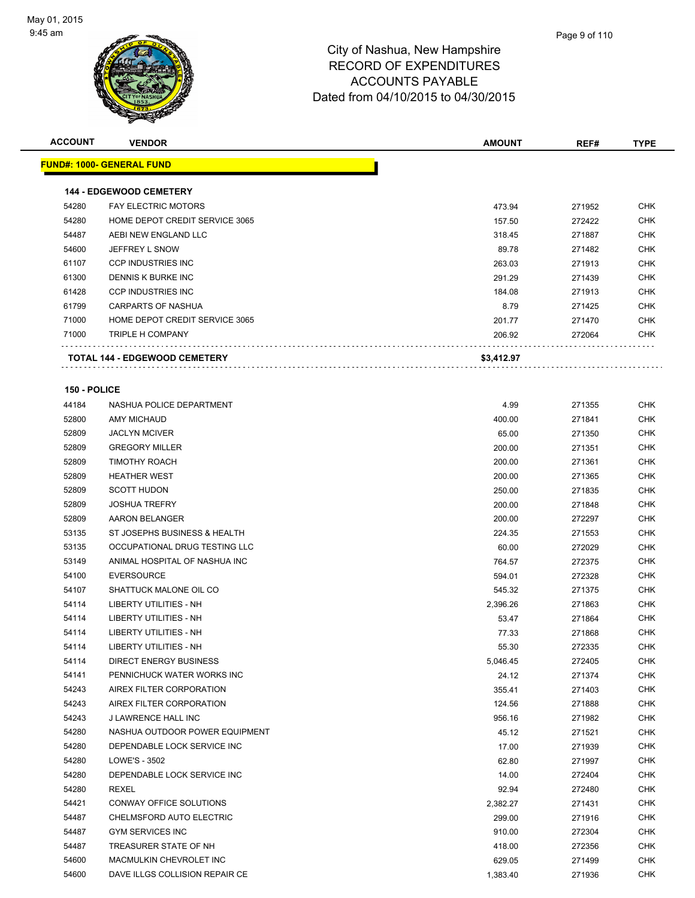City of Nashua, New Hampshire
RECORD OF EXPENDITURES
ACCOUNTS PAYABLE
Dated from 04/10/2015 to 04/30/2015

| ACCOUNT | VENDOR | AMOUNT | REF# | TYPE |
|---|---|---|---|---|
| **FUND#: 1000- GENERAL FUND** | | | | |
| **144 - EDGEWOOD CEMETERY** | | | | |
| 54280 | FAY ELECTRIC MOTORS | 473.94 | 271952 | CHK |
| 54280 | HOME DEPOT CREDIT SERVICE 3065 | 157.50 | 272422 | CHK |
| 54487 | AEBI NEW ENGLAND LLC | 318.45 | 271887 | CHK |
| 54600 | JEFFREY L SNOW | 89.78 | 271482 | CHK |
| 61107 | CCP INDUSTRIES INC | 263.03 | 271913 | CHK |
| 61300 | DENNIS K BURKE INC | 291.29 | 271439 | CHK |
| 61428 | CCP INDUSTRIES INC | 184.08 | 271913 | CHK |
| 61799 | CARPARTS OF NASHUA | 8.79 | 271425 | CHK |
| 71000 | HOME DEPOT CREDIT SERVICE 3065 | 201.77 | 271470 | CHK |
| 71000 | TRIPLE H COMPANY | 206.92 | 272064 | CHK |
| **TOTAL 144 - EDGEWOOD CEMETERY** | | **$3,412.97** | | |
| **150 - POLICE** | | | | |
| 44184 | NASHUA POLICE DEPARTMENT | 4.99 | 271355 | CHK |
| 52800 | AMY MICHAUD | 400.00 | 271841 | CHK |
| 52809 | JACLYN MCIVER | 65.00 | 271350 | CHK |
| 52809 | GREGORY MILLER | 200.00 | 271351 | CHK |
| 52809 | TIMOTHY ROACH | 200.00 | 271361 | CHK |
| 52809 | HEATHER WEST | 200.00 | 271365 | CHK |
| 52809 | SCOTT HUDON | 250.00 | 271835 | CHK |
| 52809 | JOSHUA TREFRY | 200.00 | 271848 | CHK |
| 52809 | AARON BELANGER | 200.00 | 272297 | CHK |
| 53135 | ST JOSEPHS BUSINESS & HEALTH | 224.35 | 271553 | CHK |
| 53135 | OCCUPATIONAL DRUG TESTING LLC | 60.00 | 272029 | CHK |
| 53149 | ANIMAL HOSPITAL OF NASHUA INC | 764.57 | 272375 | CHK |
| 54100 | EVERSOURCE | 594.01 | 272328 | CHK |
| 54107 | SHATTUCK MALONE OIL CO | 545.32 | 271375 | CHK |
| 54114 | LIBERTY UTILITIES - NH | 2,396.26 | 271863 | CHK |
| 54114 | LIBERTY UTILITIES - NH | 53.47 | 271864 | CHK |
| 54114 | LIBERTY UTILITIES - NH | 77.33 | 271868 | CHK |
| 54114 | LIBERTY UTILITIES - NH | 55.30 | 272335 | CHK |
| 54114 | DIRECT ENERGY BUSINESS | 5,046.45 | 272405 | CHK |
| 54141 | PENNICHUCK WATER WORKS INC | 24.12 | 271374 | CHK |
| 54243 | AIREX FILTER CORPORATION | 355.41 | 271403 | CHK |
| 54243 | AIREX FILTER CORPORATION | 124.56 | 271888 | CHK |
| 54243 | J LAWRENCE HALL INC | 956.16 | 271982 | CHK |
| 54280 | NASHUA OUTDOOR POWER EQUIPMENT | 45.12 | 271521 | CHK |
| 54280 | DEPENDABLE LOCK SERVICE INC | 17.00 | 271939 | CHK |
| 54280 | LOWE'S - 3502 | 62.80 | 271997 | CHK |
| 54280 | DEPENDABLE LOCK SERVICE INC | 14.00 | 272404 | CHK |
| 54280 | REXEL | 92.94 | 272480 | CHK |
| 54421 | CONWAY OFFICE SOLUTIONS | 2,382.27 | 271431 | CHK |
| 54487 | CHELMSFORD AUTO ELECTRIC | 299.00 | 271916 | CHK |
| 54487 | GYM SERVICES INC | 910.00 | 272304 | CHK |
| 54487 | TREASURER STATE OF NH | 418.00 | 272356 | CHK |
| 54600 | MACMULKIN CHEVROLET INC | 629.05 | 271499 | CHK |
| 54600 | DAVE ILLGS COLLISION REPAIR CE | 1,383.40 | 271936 | CHK |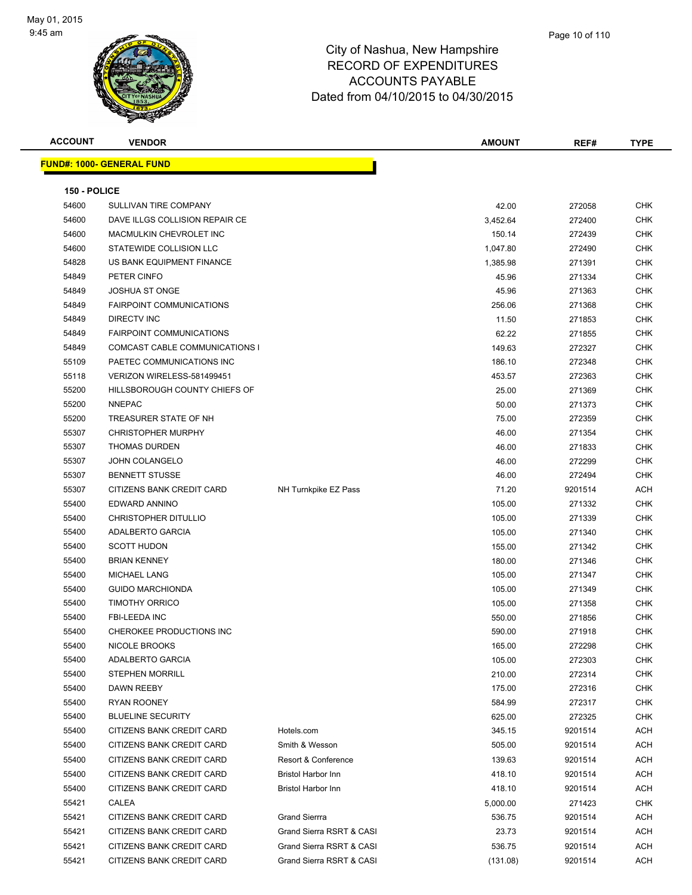City of Nashua, New Hampshire
RECORD OF EXPENDITURES
ACCOUNTS PAYABLE
Dated from 04/10/2015 to 04/30/2015

| ACCOUNT | VENDOR | | AMOUNT | REF# | TYPE |
|---|---|---|---|---|---|

**FUND#: 1000- GENERAL FUND**

**150 - POLICE**

| ACCOUNT | VENDOR | | AMOUNT | REF# | TYPE |
|---|---|---|---|---|---|
| 54600 | SULLIVAN TIRE COMPANY | | 42.00 | 272058 | CHK |
| 54600 | DAVE ILLGS COLLISION REPAIR CE | | 3,452.64 | 272400 | CHK |
| 54600 | MACMULKIN CHEVROLET INC | | 150.14 | 272439 | CHK |
| 54600 | STATEWIDE COLLISION LLC | | 1,047.80 | 272490 | CHK |
| 54828 | US BANK EQUIPMENT FINANCE | | 1,385.98 | 271391 | CHK |
| 54849 | PETER CINFO | | 45.96 | 271334 | CHK |
| 54849 | JOSHUA ST ONGE | | 45.96 | 271363 | CHK |
| 54849 | FAIRPOINT COMMUNICATIONS | | 256.06 | 271368 | CHK |
| 54849 | DIRECTV INC | | 11.50 | 271853 | CHK |
| 54849 | FAIRPOINT COMMUNICATIONS | | 62.22 | 271855 | CHK |
| 54849 | COMCAST CABLE COMMUNICATIONS I | | 149.63 | 272327 | CHK |
| 55109 | PAETEC COMMUNICATIONS INC | | 186.10 | 272348 | CHK |
| 55118 | VERIZON WIRELESS-581499451 | | 453.57 | 272363 | CHK |
| 55200 | HILLSBOROUGH COUNTY CHIEFS OF | | 25.00 | 271369 | CHK |
| 55200 | NNEPAC | | 50.00 | 271373 | CHK |
| 55200 | TREASURER STATE OF NH | | 75.00 | 272359 | CHK |
| 55307 | CHRISTOPHER MURPHY | | 46.00 | 271354 | CHK |
| 55307 | THOMAS DURDEN | | 46.00 | 271833 | CHK |
| 55307 | JOHN COLANGELO | | 46.00 | 272299 | CHK |
| 55307 | BENNETT STUSSE | | 46.00 | 272494 | CHK |
| 55307 | CITIZENS BANK CREDIT CARD | NH Turnkpike EZ Pass | 71.20 | 9201514 | ACH |
| 55400 | EDWARD ANNINO | | 105.00 | 271332 | CHK |
| 55400 | CHRISTOPHER DITULLIO | | 105.00 | 271339 | CHK |
| 55400 | ADALBERTO GARCIA | | 105.00 | 271340 | CHK |
| 55400 | SCOTT HUDON | | 155.00 | 271342 | CHK |
| 55400 | BRIAN KENNEY | | 180.00 | 271346 | CHK |
| 55400 | MICHAEL LANG | | 105.00 | 271347 | CHK |
| 55400 | GUIDO MARCHIONDA | | 105.00 | 271349 | CHK |
| 55400 | TIMOTHY ORRICO | | 105.00 | 271358 | CHK |
| 55400 | FBI-LEEDA INC | | 550.00 | 271856 | CHK |
| 55400 | CHEROKEE PRODUCTIONS INC | | 590.00 | 271918 | CHK |
| 55400 | NICOLE BROOKS | | 165.00 | 272298 | CHK |
| 55400 | ADALBERTO GARCIA | | 105.00 | 272303 | CHK |
| 55400 | STEPHEN MORRILL | | 210.00 | 272314 | CHK |
| 55400 | DAWN REEBY | | 175.00 | 272316 | CHK |
| 55400 | RYAN ROONEY | | 584.99 | 272317 | CHK |
| 55400 | BLUELINE SECURITY | | 625.00 | 272325 | CHK |
| 55400 | CITIZENS BANK CREDIT CARD | Hotels.com | 345.15 | 9201514 | ACH |
| 55400 | CITIZENS BANK CREDIT CARD | Smith & Wesson | 505.00 | 9201514 | ACH |
| 55400 | CITIZENS BANK CREDIT CARD | Resort & Conference | 139.63 | 9201514 | ACH |
| 55400 | CITIZENS BANK CREDIT CARD | Bristol Harbor Inn | 418.10 | 9201514 | ACH |
| 55400 | CITIZENS BANK CREDIT CARD | Bristol Harbor Inn | 418.10 | 9201514 | ACH |
| 55421 | CALEA | | 5,000.00 | 271423 | CHK |
| 55421 | CITIZENS BANK CREDIT CARD | Grand Sierrra | 536.75 | 9201514 | ACH |
| 55421 | CITIZENS BANK CREDIT CARD | Grand Sierra RSRT & CASI | 23.73 | 9201514 | ACH |
| 55421 | CITIZENS BANK CREDIT CARD | Grand Sierra RSRT & CASI | 536.75 | 9201514 | ACH |
| 55421 | CITIZENS BANK CREDIT CARD | Grand Sierra RSRT & CASI | (131.08) | 9201514 | ACH |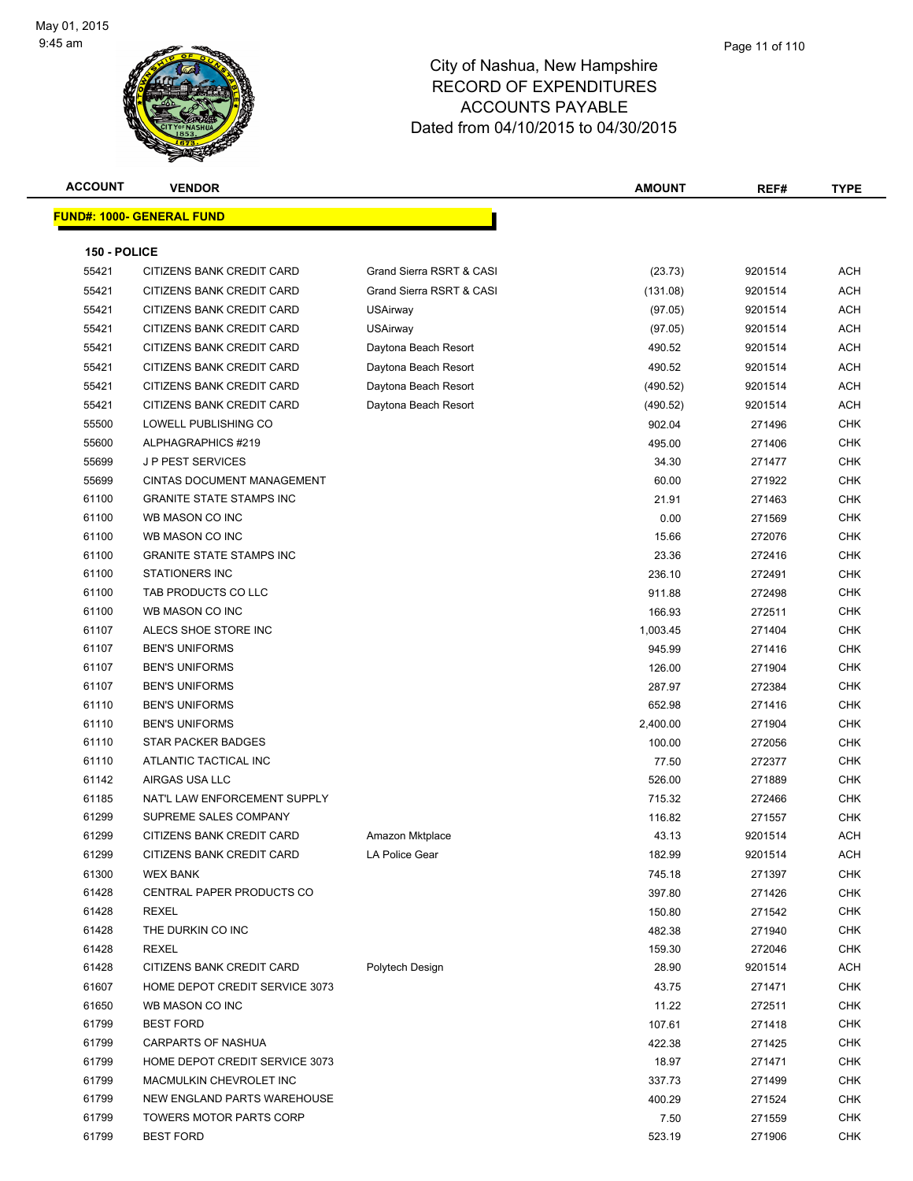# City of Nashua, New Hampshire
# RECORD OF EXPENDITURES
# ACCOUNTS PAYABLE
# Dated from 04/10/2015 to 04/30/2015

| ACCOUNT | VENDOR | | AMOUNT | REF# | TYPE |
|---|---|---|---|---|---|
| **FUND#: 1000- GENERAL FUND** | | | | | |
| **150 - POLICE** | | | | | |
| 55421 | CITIZENS BANK CREDIT CARD | Grand Sierra RSRT & CASI | (23.73) | 9201514 | ACH |
| 55421 | CITIZENS BANK CREDIT CARD | Grand Sierra RSRT & CASI | (131.08) | 9201514 | ACH |
| 55421 | CITIZENS BANK CREDIT CARD | USAirway | (97.05) | 9201514 | ACH |
| 55421 | CITIZENS BANK CREDIT CARD | USAirway | (97.05) | 9201514 | ACH |
| 55421 | CITIZENS BANK CREDIT CARD | Daytona Beach Resort | 490.52 | 9201514 | ACH |
| 55421 | CITIZENS BANK CREDIT CARD | Daytona Beach Resort | 490.52 | 9201514 | ACH |
| 55421 | CITIZENS BANK CREDIT CARD | Daytona Beach Resort | (490.52) | 9201514 | ACH |
| 55421 | CITIZENS BANK CREDIT CARD | Daytona Beach Resort | (490.52) | 9201514 | ACH |
| 55500 | LOWELL PUBLISHING CO | | 902.04 | 271496 | CHK |
| 55600 | ALPHAGRAPHICS #219 | | 495.00 | 271406 | CHK |
| 55699 | J P PEST SERVICES | | 34.30 | 271477 | CHK |
| 55699 | CINTAS DOCUMENT MANAGEMENT | | 60.00 | 271922 | CHK |
| 61100 | GRANITE STATE STAMPS INC | | 21.91 | 271463 | CHK |
| 61100 | WB MASON CO INC | | 0.00 | 271569 | CHK |
| 61100 | WB MASON CO INC | | 15.66 | 272076 | CHK |
| 61100 | GRANITE STATE STAMPS INC | | 23.36 | 272416 | CHK |
| 61100 | STATIONERS INC | | 236.10 | 272491 | CHK |
| 61100 | TAB PRODUCTS CO LLC | | 911.88 | 272498 | CHK |
| 61100 | WB MASON CO INC | | 166.93 | 272511 | CHK |
| 61107 | ALECS SHOE STORE INC | | 1,003.45 | 271404 | CHK |
| 61107 | BEN'S UNIFORMS | | 945.99 | 271416 | CHK |
| 61107 | BEN'S UNIFORMS | | 126.00 | 271904 | CHK |
| 61107 | BEN'S UNIFORMS | | 287.97 | 272384 | CHK |
| 61110 | BEN'S UNIFORMS | | 652.98 | 271416 | CHK |
| 61110 | BEN'S UNIFORMS | | 2,400.00 | 271904 | CHK |
| 61110 | STAR PACKER BADGES | | 100.00 | 272056 | CHK |
| 61110 | ATLANTIC TACTICAL INC | | 77.50 | 272377 | CHK |
| 61142 | AIRGAS USA LLC | | 526.00 | 271889 | CHK |
| 61185 | NAT'L LAW ENFORCEMENT SUPPLY | | 715.32 | 272466 | CHK |
| 61299 | SUPREME SALES COMPANY | | 116.82 | 271557 | CHK |
| 61299 | CITIZENS BANK CREDIT CARD | Amazon Mktplace | 43.13 | 9201514 | ACH |
| 61299 | CITIZENS BANK CREDIT CARD | LA Police Gear | 182.99 | 9201514 | ACH |
| 61300 | WEX BANK | | 745.18 | 271397 | CHK |
| 61428 | CENTRAL PAPER PRODUCTS CO | | 397.80 | 271426 | CHK |
| 61428 | REXEL | | 150.80 | 271542 | CHK |
| 61428 | THE DURKIN CO INC | | 482.38 | 271940 | CHK |
| 61428 | REXEL | | 159.30 | 272046 | CHK |
| 61428 | CITIZENS BANK CREDIT CARD | Polytech Design | 28.90 | 9201514 | ACH |
| 61607 | HOME DEPOT CREDIT SERVICE 3073 | | 43.75 | 271471 | CHK |
| 61650 | WB MASON CO INC | | 11.22 | 272511 | CHK |
| 61799 | BEST FORD | | 107.61 | 271418 | CHK |
| 61799 | CARPARTS OF NASHUA | | 422.38 | 271425 | CHK |
| 61799 | HOME DEPOT CREDIT SERVICE 3073 | | 18.97 | 271471 | CHK |
| 61799 | MACMULKIN CHEVROLET INC | | 337.73 | 271499 | CHK |
| 61799 | NEW ENGLAND PARTS WAREHOUSE | | 400.29 | 271524 | CHK |
| 61799 | TOWERS MOTOR PARTS CORP | | 7.50 | 271559 | CHK |
| 61799 | BEST FORD | | 523.19 | 271906 | CHK |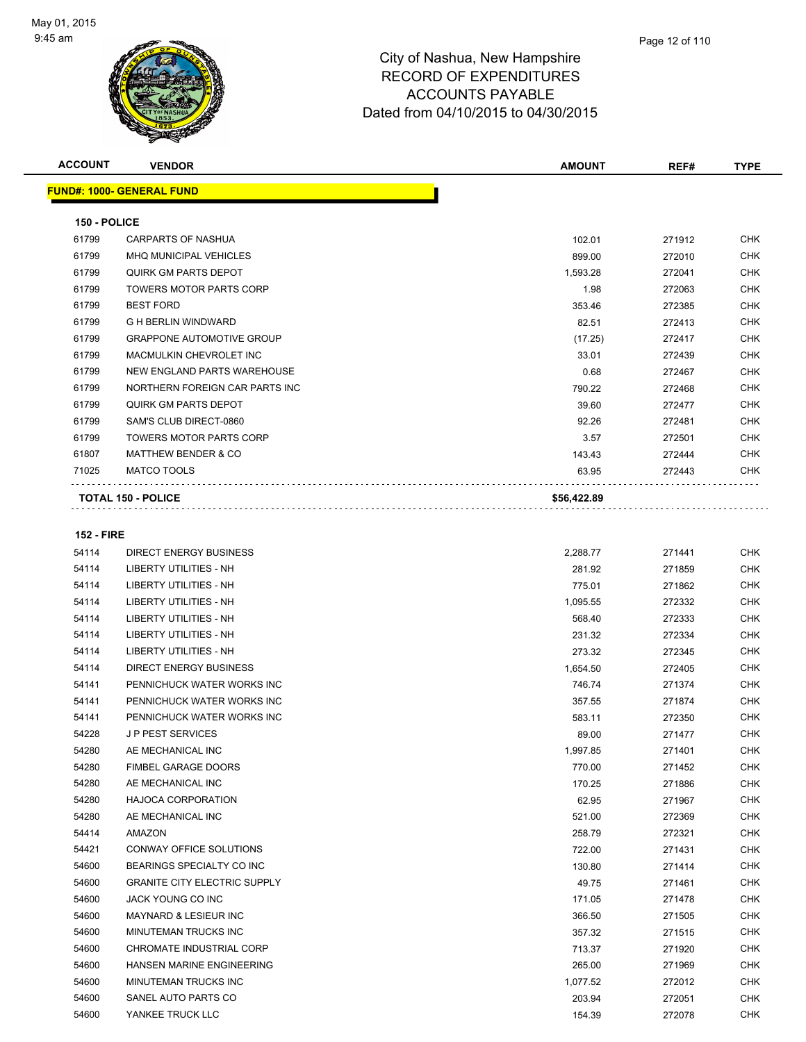City of Nashua, New Hampshire
RECORD OF EXPENDITURES
ACCOUNTS PAYABLE
Dated from 04/10/2015 to 04/30/2015

May 01, 2015
9:45 am

| ACCOUNT | VENDOR | AMOUNT | REF# | TYPE |
|---|---|---|---|---|
| **FUND#: 1000- GENERAL FUND** | | | | |
| **150 - POLICE** | | | | |
| 61799 | CARPARTS OF NASHUA | 102.01 | 271912 | CHK |
| 61799 | MHQ MUNICIPAL VEHICLES | 899.00 | 272010 | CHK |
| 61799 | QUIRK GM PARTS DEPOT | 1,593.28 | 272041 | CHK |
| 61799 | TOWERS MOTOR PARTS CORP | 1.98 | 272063 | CHK |
| 61799 | BEST FORD | 353.46 | 272385 | CHK |
| 61799 | G H BERLIN WINDWARD | 82.51 | 272413 | CHK |
| 61799 | GRAPPONE AUTOMOTIVE GROUP | (17.25) | 272417 | CHK |
| 61799 | MACMULKIN CHEVROLET INC | 33.01 | 272439 | CHK |
| 61799 | NEW ENGLAND PARTS WAREHOUSE | 0.68 | 272467 | CHK |
| 61799 | NORTHERN FOREIGN CAR PARTS INC | 790.22 | 272468 | CHK |
| 61799 | QUIRK GM PARTS DEPOT | 39.60 | 272477 | CHK |
| 61799 | SAM'S CLUB DIRECT-0860 | 92.26 | 272481 | CHK |
| 61799 | TOWERS MOTOR PARTS CORP | 3.57 | 272501 | CHK |
| 61807 | MATTHEW BENDER & CO | 143.43 | 272444 | CHK |
| 71025 | MATCO TOOLS | 63.95 | 272443 | CHK |
| **TOTAL 150 - POLICE** | | **$56,422.89** | | |
| **152 - FIRE** | | | | |
| 54114 | DIRECT ENERGY BUSINESS | 2,288.77 | 271441 | CHK |
| 54114 | LIBERTY UTILITIES - NH | 281.92 | 271859 | CHK |
| 54114 | LIBERTY UTILITIES - NH | 775.01 | 271862 | CHK |
| 54114 | LIBERTY UTILITIES - NH | 1,095.55 | 272332 | CHK |
| 54114 | LIBERTY UTILITIES - NH | 568.40 | 272333 | CHK |
| 54114 | LIBERTY UTILITIES - NH | 231.32 | 272334 | CHK |
| 54114 | LIBERTY UTILITIES - NH | 273.32 | 272345 | CHK |
| 54114 | DIRECT ENERGY BUSINESS | 1,654.50 | 272405 | CHK |
| 54141 | PENNICHUCK WATER WORKS INC | 746.74 | 271374 | CHK |
| 54141 | PENNICHUCK WATER WORKS INC | 357.55 | 271874 | CHK |
| 54141 | PENNICHUCK WATER WORKS INC | 583.11 | 272350 | CHK |
| 54228 | J P PEST SERVICES | 89.00 | 271477 | CHK |
| 54280 | AE MECHANICAL INC | 1,997.85 | 271401 | CHK |
| 54280 | FIMBEL GARAGE DOORS | 770.00 | 271452 | CHK |
| 54280 | AE MECHANICAL INC | 170.25 | 271886 | CHK |
| 54280 | HAJOCA CORPORATION | 62.95 | 271967 | CHK |
| 54280 | AE MECHANICAL INC | 521.00 | 272369 | CHK |
| 54414 | AMAZON | 258.79 | 272321 | CHK |
| 54421 | CONWAY OFFICE SOLUTIONS | 722.00 | 271431 | CHK |
| 54600 | BEARINGS SPECIALTY CO INC | 130.80 | 271414 | CHK |
| 54600 | GRANITE CITY ELECTRIC SUPPLY | 49.75 | 271461 | CHK |
| 54600 | JACK YOUNG CO INC | 171.05 | 271478 | CHK |
| 54600 | MAYNARD & LESIEUR INC | 366.50 | 271505 | CHK |
| 54600 | MINUTEMAN TRUCKS INC | 357.32 | 271515 | CHK |
| 54600 | CHROMATE INDUSTRIAL CORP | 713.37 | 271920 | CHK |
| 54600 | HANSEN MARINE ENGINEERING | 265.00 | 271969 | CHK |
| 54600 | MINUTEMAN TRUCKS INC | 1,077.52 | 272012 | CHK |
| 54600 | SANEL AUTO PARTS CO | 203.94 | 272051 | CHK |
| 54600 | YANKEE TRUCK LLC | 154.39 | 272078 | CHK |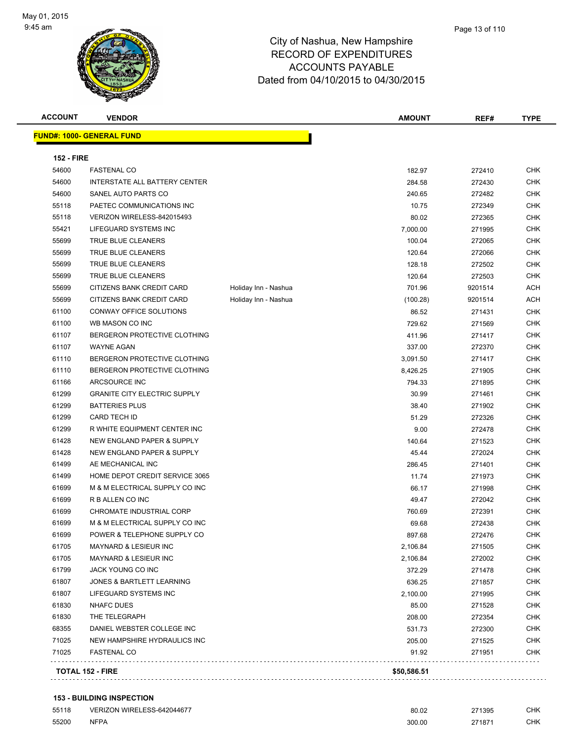# City of Nashua, New Hampshire
## RECORD OF EXPENDITURES
## ACCOUNTS PAYABLE
### Dated from 04/10/2015 to 04/30/2015

May 01, 2015
9:45 am

**FUND#: 1000- GENERAL FUND**

**152 - FIRE**

| ACCOUNT | VENDOR | | AMOUNT | REF# | TYPE |
|---|---|---|---|---|---|
| 54600 | FASTENAL CO | | 182.97 | 272410 | CHK |
| 54600 | INTERSTATE ALL BATTERY CENTER | | 284.58 | 272430 | CHK |
| 54600 | SANEL AUTO PARTS CO | | 240.65 | 272482 | CHK |
| 55118 | PAETEC COMMUNICATIONS INC | | 10.75 | 272349 | CHK |
| 55118 | VERIZON WIRELESS-842015493 | | 80.02 | 272365 | CHK |
| 55421 | LIFEGUARD SYSTEMS INC | | 7,000.00 | 271995 | CHK |
| 55699 | TRUE BLUE CLEANERS | | 100.04 | 272065 | CHK |
| 55699 | TRUE BLUE CLEANERS | | 120.64 | 272066 | CHK |
| 55699 | TRUE BLUE CLEANERS | | 128.18 | 272502 | CHK |
| 55699 | TRUE BLUE CLEANERS | | 120.64 | 272503 | CHK |
| 55699 | CITIZENS BANK CREDIT CARD | Holiday Inn - Nashua | 701.96 | 9201514 | ACH |
| 55699 | CITIZENS BANK CREDIT CARD | Holiday Inn - Nashua | (100.28) | 9201514 | ACH |
| 61100 | CONWAY OFFICE SOLUTIONS | | 86.52 | 271431 | CHK |
| 61100 | WB MASON CO INC | | 729.62 | 271569 | CHK |
| 61107 | BERGERON PROTECTIVE CLOTHING | | 411.96 | 271417 | CHK |
| 61107 | WAYNE AGAN | | 337.00 | 272370 | CHK |
| 61110 | BERGERON PROTECTIVE CLOTHING | | 3,091.50 | 271417 | CHK |
| 61110 | BERGERON PROTECTIVE CLOTHING | | 8,426.25 | 271905 | CHK |
| 61166 | ARCSOURCE INC | | 794.33 | 271895 | CHK |
| 61299 | GRANITE CITY ELECTRIC SUPPLY | | 30.99 | 271461 | CHK |
| 61299 | BATTERIES PLUS | | 38.40 | 271902 | CHK |
| 61299 | CARD TECH ID | | 51.29 | 272326 | CHK |
| 61299 | R WHITE EQUIPMENT CENTER INC | | 9.00 | 272478 | CHK |
| 61428 | NEW ENGLAND PAPER & SUPPLY | | 140.64 | 271523 | CHK |
| 61428 | NEW ENGLAND PAPER & SUPPLY | | 45.44 | 272024 | CHK |
| 61499 | AE MECHANICAL INC | | 286.45 | 271401 | CHK |
| 61499 | HOME DEPOT CREDIT SERVICE 3065 | | 11.74 | 271973 | CHK |
| 61699 | M & M ELECTRICAL SUPPLY CO INC | | 66.17 | 271998 | CHK |
| 61699 | R B ALLEN CO INC | | 49.47 | 272042 | CHK |
| 61699 | CHROMATE INDUSTRIAL CORP | | 760.69 | 272391 | CHK |
| 61699 | M & M ELECTRICAL SUPPLY CO INC | | 69.68 | 272438 | CHK |
| 61699 | POWER & TELEPHONE SUPPLY CO | | 897.68 | 272476 | CHK |
| 61705 | MAYNARD & LESIEUR INC | | 2,106.84 | 271505 | CHK |
| 61705 | MAYNARD & LESIEUR INC | | 2,106.84 | 272002 | CHK |
| 61799 | JACK YOUNG CO INC | | 372.29 | 271478 | CHK |
| 61807 | JONES & BARTLETT LEARNING | | 636.25 | 271857 | CHK |
| 61807 | LIFEGUARD SYSTEMS INC | | 2,100.00 | 271995 | CHK |
| 61830 | NHAFC DUES | | 85.00 | 271528 | CHK |
| 61830 | THE TELEGRAPH | | 208.00 | 272354 | CHK |
| 68355 | DANIEL WEBSTER COLLEGE INC | | 531.73 | 272300 | CHK |
| 71025 | NEW HAMPSHIRE HYDRAULICS INC | | 205.00 | 271525 | CHK |
| 71025 | FASTENAL CO | | 91.92 | 271951 | CHK |
| **TOTAL 152 - FIRE** | | | **$50,586.51** | | |

**153 - BUILDING INSPECTION**

| ACCOUNT | VENDOR | | AMOUNT | REF# | TYPE |
|---|---|---|---|---|---|
| 55118 | VERIZON WIRELESS-642044677 | | 80.02 | 271395 | CHK |
| 55200 | NFPA | | 300.00 | 271871 | CHK |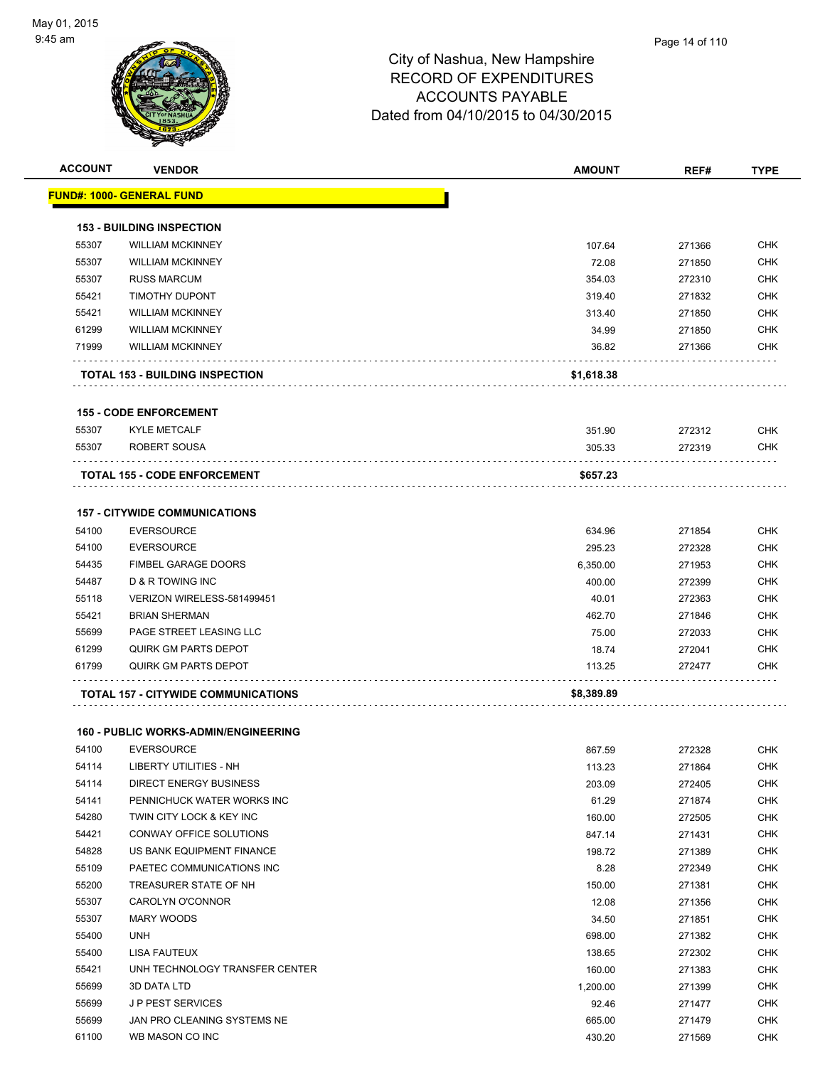# City of Nashua, New Hampshire
## RECORD OF EXPENDITURES
## ACCOUNTS PAYABLE
## Dated from 04/10/2015 to 04/30/2015

| ACCOUNT | VENDOR | AMOUNT | REF# | TYPE |
|---|---|---|---|---|
| **FUND#: 1000- GENERAL FUND** | | | | |
| **153 - BUILDING INSPECTION** | | | | |
| 55307 | WILLIAM MCKINNEY | 107.64 | 271366 | CHK |
| 55307 | WILLIAM MCKINNEY | 72.08 | 271850 | CHK |
| 55307 | RUSS MARCUM | 354.03 | 272310 | CHK |
| 55421 | TIMOTHY DUPONT | 319.40 | 271832 | CHK |
| 55421 | WILLIAM MCKINNEY | 313.40 | 271850 | CHK |
| 61299 | WILLIAM MCKINNEY | 34.99 | 271850 | CHK |
| 71999 | WILLIAM MCKINNEY | 36.82 | 271366 | CHK |
| **TOTAL 153 - BUILDING INSPECTION** | | **$1,618.38** | | |
| **155 - CODE ENFORCEMENT** | | | | |
| 55307 | KYLE METCALF | 351.90 | 272312 | CHK |
| 55307 | ROBERT SOUSA | 305.33 | 272319 | CHK |
| **TOTAL 155 - CODE ENFORCEMENT** | | **$657.23** | | |
| **157 - CITYWIDE COMMUNICATIONS** | | | | |
| 54100 | EVERSOURCE | 634.96 | 271854 | CHK |
| 54100 | EVERSOURCE | 295.23 | 272328 | CHK |
| 54435 | FIMBEL GARAGE DOORS | 6,350.00 | 271953 | CHK |
| 54487 | D & R TOWING INC | 400.00 | 272399 | CHK |
| 55118 | VERIZON WIRELESS-581499451 | 40.01 | 272363 | CHK |
| 55421 | BRIAN SHERMAN | 462.70 | 271846 | CHK |
| 55699 | PAGE STREET LEASING LLC | 75.00 | 272033 | CHK |
| 61299 | QUIRK GM PARTS DEPOT | 18.74 | 272041 | CHK |
| 61799 | QUIRK GM PARTS DEPOT | 113.25 | 272477 | CHK |
| **TOTAL 157 - CITYWIDE COMMUNICATIONS** | | **$8,389.89** | | |
| **160 - PUBLIC WORKS-ADMIN/ENGINEERING** | | | | |
| 54100 | EVERSOURCE | 867.59 | 272328 | CHK |
| 54114 | LIBERTY UTILITIES - NH | 113.23 | 271864 | CHK |
| 54114 | DIRECT ENERGY BUSINESS | 203.09 | 272405 | CHK |
| 54141 | PENNICHUCK WATER WORKS INC | 61.29 | 271874 | CHK |
| 54280 | TWIN CITY LOCK & KEY INC | 160.00 | 272505 | CHK |
| 54421 | CONWAY OFFICE SOLUTIONS | 847.14 | 271431 | CHK |
| 54828 | US BANK EQUIPMENT FINANCE | 198.72 | 271389 | CHK |
| 55109 | PAETEC COMMUNICATIONS INC | 8.28 | 272349 | CHK |
| 55200 | TREASURER STATE OF NH | 150.00 | 271381 | CHK |
| 55307 | CAROLYN O'CONNOR | 12.08 | 271356 | CHK |
| 55307 | MARY WOODS | 34.50 | 271851 | CHK |
| 55400 | UNH | 698.00 | 271382 | CHK |
| 55400 | LISA FAUTEUX | 138.65 | 272302 | CHK |
| 55421 | UNH TECHNOLOGY TRANSFER CENTER | 160.00 | 271383 | CHK |
| 55699 | 3D DATA LTD | 1,200.00 | 271399 | CHK |
| 55699 | J P PEST SERVICES | 92.46 | 271477 | CHK |
| 55699 | JAN PRO CLEANING SYSTEMS NE | 665.00 | 271479 | CHK |
| 61100 | WB MASON CO INC | 430.20 | 271569 | CHK |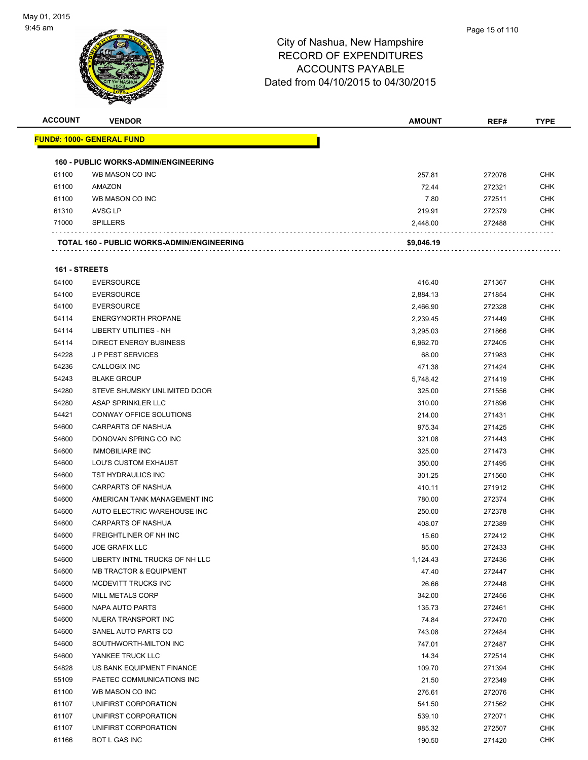City of Nashua, New Hampshire
RECORD OF EXPENDITURES
ACCOUNTS PAYABLE
Dated from 04/10/2015 to 04/30/2015

| ACCOUNT | VENDOR | AMOUNT | REF# | TYPE |
|---|---|---|---|---|
| **FUND#: 1000- GENERAL FUND** | | | | |
| **160 - PUBLIC WORKS-ADMIN/ENGINEERING** | | | | |
| 61100 | WB MASON CO INC | 257.81 | 272076 | CHK |
| 61100 | AMAZON | 72.44 | 272321 | CHK |
| 61100 | WB MASON CO INC | 7.80 | 272511 | CHK |
| 61310 | AVSG LP | 219.91 | 272379 | CHK |
| 71000 | SPILLERS | 2,448.00 | 272488 | CHK |
| **TOTAL 160 - PUBLIC WORKS-ADMIN/ENGINEERING** | | **$9,046.19** | | |
| **161 - STREETS** | | | | |
| 54100 | EVERSOURCE | 416.40 | 271367 | CHK |
| 54100 | EVERSOURCE | 2,884.13 | 271854 | CHK |
| 54100 | EVERSOURCE | 2,466.90 | 272328 | CHK |
| 54114 | ENERGYNORTH PROPANE | 2,239.45 | 271449 | CHK |
| 54114 | LIBERTY UTILITIES - NH | 3,295.03 | 271866 | CHK |
| 54114 | DIRECT ENERGY BUSINESS | 6,962.70 | 272405 | CHK |
| 54228 | J P PEST SERVICES | 68.00 | 271983 | CHK |
| 54236 | CALLOGIX INC | 471.38 | 271424 | CHK |
| 54243 | BLAKE GROUP | 5,748.42 | 271419 | CHK |
| 54280 | STEVE SHUMSKY UNLIMITED DOOR | 325.00 | 271556 | CHK |
| 54280 | ASAP SPRINKLER LLC | 310.00 | 271896 | CHK |
| 54421 | CONWAY OFFICE SOLUTIONS | 214.00 | 271431 | CHK |
| 54600 | CARPARTS OF NASHUA | 975.34 | 271425 | CHK |
| 54600 | DONOVAN SPRING CO INC | 321.08 | 271443 | CHK |
| 54600 | IMMOBILIARE INC | 325.00 | 271473 | CHK |
| 54600 | LOU'S CUSTOM EXHAUST | 350.00 | 271495 | CHK |
| 54600 | TST HYDRAULICS INC | 301.25 | 271560 | CHK |
| 54600 | CARPARTS OF NASHUA | 410.11 | 271912 | CHK |
| 54600 | AMERICAN TANK MANAGEMENT INC | 780.00 | 272374 | CHK |
| 54600 | AUTO ELECTRIC WAREHOUSE INC | 250.00 | 272378 | CHK |
| 54600 | CARPARTS OF NASHUA | 408.07 | 272389 | CHK |
| 54600 | FREIGHTLINER OF NH INC | 15.60 | 272412 | CHK |
| 54600 | JOE GRAFIX LLC | 85.00 | 272433 | CHK |
| 54600 | LIBERTY INTNL TRUCKS OF NH LLC | 1,124.43 | 272436 | CHK |
| 54600 | MB TRACTOR & EQUIPMENT | 47.40 | 272447 | CHK |
| 54600 | MCDEVITT TRUCKS INC | 26.66 | 272448 | CHK |
| 54600 | MILL METALS CORP | 342.00 | 272456 | CHK |
| 54600 | NAPA AUTO PARTS | 135.73 | 272461 | CHK |
| 54600 | NUERA TRANSPORT INC | 74.84 | 272470 | CHK |
| 54600 | SANEL AUTO PARTS CO | 743.08 | 272484 | CHK |
| 54600 | SOUTHWORTH-MILTON INC | 747.01 | 272487 | CHK |
| 54600 | YANKEE TRUCK LLC | 14.34 | 272514 | CHK |
| 54828 | US BANK EQUIPMENT FINANCE | 109.70 | 271394 | CHK |
| 55109 | PAETEC COMMUNICATIONS INC | 21.50 | 272349 | CHK |
| 61100 | WB MASON CO INC | 276.61 | 272076 | CHK |
| 61107 | UNIFIRST CORPORATION | 541.50 | 271562 | CHK |
| 61107 | UNIFIRST CORPORATION | 539.10 | 272071 | CHK |
| 61107 | UNIFIRST CORPORATION | 985.32 | 272507 | CHK |
| 61166 | BOT L GAS INC | 190.50 | 271420 | CHK |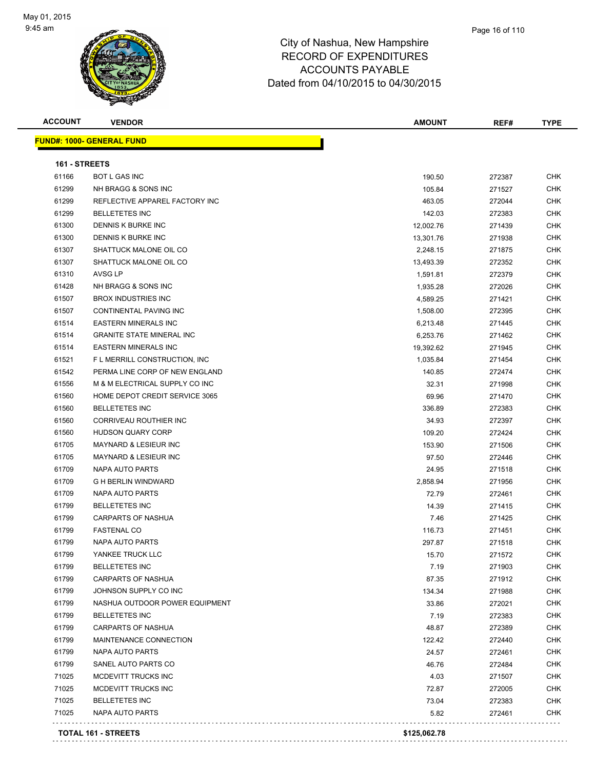# City of Nashua, New Hampshire
## RECORD OF EXPENDITURES
## ACCOUNTS PAYABLE
## Dated from 04/10/2015 to 04/30/2015

**FUND#: 1000- GENERAL FUND**

**161 - STREETS**

| ACCOUNT | VENDOR | AMOUNT | REF# | TYPE |
|---|---|---|---|---|
| 61166 | BOT L GAS INC | 190.50 | 272387 | CHK |
| 61299 | NH BRAGG & SONS INC | 105.84 | 271527 | CHK |
| 61299 | REFLECTIVE APPAREL FACTORY INC | 463.05 | 272044 | CHK |
| 61299 | BELLETETES INC | 142.03 | 272383 | CHK |
| 61300 | DENNIS K BURKE INC | 12,002.76 | 271439 | CHK |
| 61300 | DENNIS K BURKE INC | 13,301.76 | 271938 | CHK |
| 61307 | SHATTUCK MALONE OIL CO | 2,248.15 | 271875 | CHK |
| 61307 | SHATTUCK MALONE OIL CO | 13,493.39 | 272352 | CHK |
| 61310 | AVSG LP | 1,591.81 | 272379 | CHK |
| 61428 | NH BRAGG & SONS INC | 1,935.28 | 272026 | CHK |
| 61507 | BROX INDUSTRIES INC | 4,589.25 | 271421 | CHK |
| 61507 | CONTINENTAL PAVING INC | 1,508.00 | 272395 | CHK |
| 61514 | EASTERN MINERALS INC | 6,213.48 | 271445 | CHK |
| 61514 | GRANITE STATE MINERAL INC | 6,253.76 | 271462 | CHK |
| 61514 | EASTERN MINERALS INC | 19,392.62 | 271945 | CHK |
| 61521 | F L MERRILL CONSTRUCTION, INC | 1,035.84 | 271454 | CHK |
| 61542 | PERMA LINE CORP OF NEW ENGLAND | 140.85 | 272474 | CHK |
| 61556 | M & M ELECTRICAL SUPPLY CO INC | 32.31 | 271998 | CHK |
| 61560 | HOME DEPOT CREDIT SERVICE 3065 | 69.96 | 271470 | CHK |
| 61560 | BELLETETES INC | 336.89 | 272383 | CHK |
| 61560 | CORRIVEAU ROUTHIER INC | 34.93 | 272397 | CHK |
| 61560 | HUDSON QUARY CORP | 109.20 | 272424 | CHK |
| 61705 | MAYNARD & LESIEUR INC | 153.90 | 271506 | CHK |
| 61705 | MAYNARD & LESIEUR INC | 97.50 | 272446 | CHK |
| 61709 | NAPA AUTO PARTS | 24.95 | 271518 | CHK |
| 61709 | G H BERLIN WINDWARD | 2,858.94 | 271956 | CHK |
| 61709 | NAPA AUTO PARTS | 72.79 | 272461 | CHK |
| 61799 | BELLETETES INC | 14.39 | 271415 | CHK |
| 61799 | CARPARTS OF NASHUA | 7.46 | 271425 | CHK |
| 61799 | FASTENAL CO | 116.73 | 271451 | CHK |
| 61799 | NAPA AUTO PARTS | 297.87 | 271518 | CHK |
| 61799 | YANKEE TRUCK LLC | 15.70 | 271572 | CHK |
| 61799 | BELLETETES INC | 7.19 | 271903 | CHK |
| 61799 | CARPARTS OF NASHUA | 87.35 | 271912 | CHK |
| 61799 | JOHNSON SUPPLY CO INC | 134.34 | 271988 | CHK |
| 61799 | NASHUA OUTDOOR POWER EQUIPMENT | 33.86 | 272021 | CHK |
| 61799 | BELLETETES INC | 7.19 | 272383 | CHK |
| 61799 | CARPARTS OF NASHUA | 48.87 | 272389 | CHK |
| 61799 | MAINTENANCE CONNECTION | 122.42 | 272440 | CHK |
| 61799 | NAPA AUTO PARTS | 24.57 | 272461 | CHK |
| 61799 | SANEL AUTO PARTS CO | 46.76 | 272484 | CHK |
| 71025 | MCDEVITT TRUCKS INC | 4.03 | 271507 | CHK |
| 71025 | MCDEVITT TRUCKS INC | 72.87 | 272005 | CHK |
| 71025 | BELLETETES INC | 73.04 | 272383 | CHK |
| 71025 | NAPA AUTO PARTS | 5.82 | 272461 | CHK |
| **TOTAL 161 - STREETS** | | **$125,062.78** | | |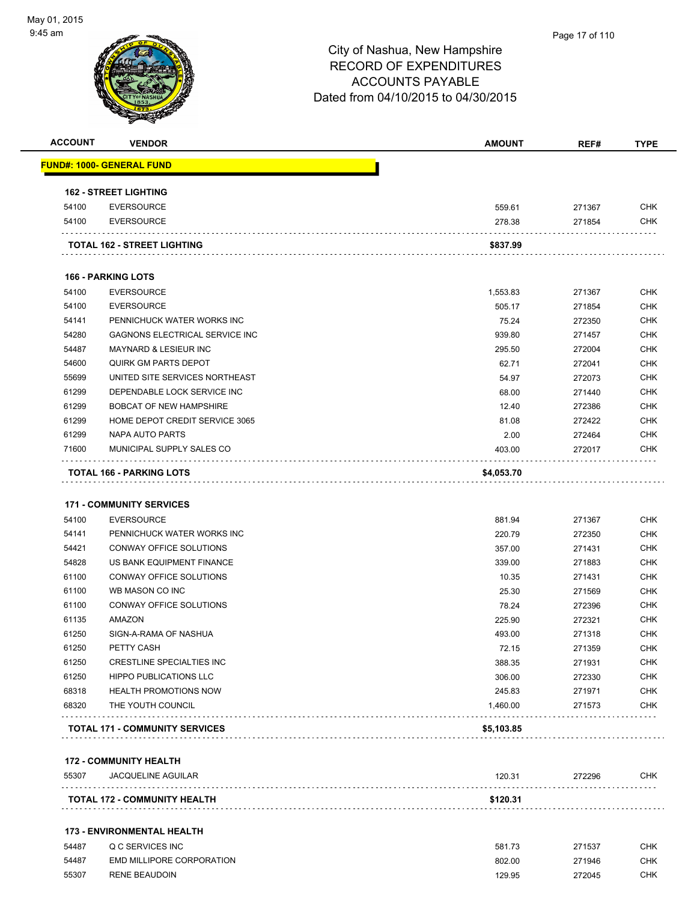City of Nashua, New Hampshire
RECORD OF EXPENDITURES
ACCOUNTS PAYABLE
Dated from 04/10/2015 to 04/30/2015

| ACCOUNT | VENDOR | AMOUNT | REF# | TYPE |
|---|---|---|---|---|
| **FUND#: 1000- GENERAL FUND** | | | | |
| **162 - STREET LIGHTING** | | | | |
| 54100 | EVERSOURCE | 559.61 | 271367 | CHK |
| 54100 | EVERSOURCE | 278.38 | 271854 | CHK |
| **TOTAL 162 - STREET LIGHTING** | | **$837.99** | | |
| **166 - PARKING LOTS** | | | | |
| 54100 | EVERSOURCE | 1,553.83 | 271367 | CHK |
| 54100 | EVERSOURCE | 505.17 | 271854 | CHK |
| 54141 | PENNICHUCK WATER WORKS INC | 75.24 | 272350 | CHK |
| 54280 | GAGNONS ELECTRICAL SERVICE INC | 939.80 | 271457 | CHK |
| 54487 | MAYNARD & LESIEUR INC | 295.50 | 272004 | CHK |
| 54600 | QUIRK GM PARTS DEPOT | 62.71 | 272041 | CHK |
| 55699 | UNITED SITE SERVICES NORTHEAST | 54.97 | 272073 | CHK |
| 61299 | DEPENDABLE LOCK SERVICE INC | 68.00 | 271440 | CHK |
| 61299 | BOBCAT OF NEW HAMPSHIRE | 12.40 | 272386 | CHK |
| 61299 | HOME DEPOT CREDIT SERVICE 3065 | 81.08 | 272422 | CHK |
| 61299 | NAPA AUTO PARTS | 2.00 | 272464 | CHK |
| 71600 | MUNICIPAL SUPPLY SALES CO | 403.00 | 272017 | CHK |
| **TOTAL 166 - PARKING LOTS** | | **$4,053.70** | | |
| **171 - COMMUNITY SERVICES** | | | | |
| 54100 | EVERSOURCE | 881.94 | 271367 | CHK |
| 54141 | PENNICHUCK WATER WORKS INC | 220.79 | 272350 | CHK |
| 54421 | CONWAY OFFICE SOLUTIONS | 357.00 | 271431 | CHK |
| 54828 | US BANK EQUIPMENT FINANCE | 339.00 | 271883 | CHK |
| 61100 | CONWAY OFFICE SOLUTIONS | 10.35 | 271431 | CHK |
| 61100 | WB MASON CO INC | 25.30 | 271569 | CHK |
| 61100 | CONWAY OFFICE SOLUTIONS | 78.24 | 272396 | CHK |
| 61135 | AMAZON | 225.90 | 272321 | CHK |
| 61250 | SIGN-A-RAMA OF NASHUA | 493.00 | 271318 | CHK |
| 61250 | PETTY CASH | 72.15 | 271359 | CHK |
| 61250 | CRESTLINE SPECIALTIES INC | 388.35 | 271931 | CHK |
| 61250 | HIPPO PUBLICATIONS LLC | 306.00 | 272330 | CHK |
| 68318 | HEALTH PROMOTIONS NOW | 245.83 | 271971 | CHK |
| 68320 | THE YOUTH COUNCIL | 1,460.00 | 271573 | CHK |
| **TOTAL 171 - COMMUNITY SERVICES** | | **$5,103.85** | | |
| **172 - COMMUNITY HEALTH** | | | | |
| 55307 | JACQUELINE AGUILAR | 120.31 | 272296 | CHK |
| **TOTAL 172 - COMMUNITY HEALTH** | | **$120.31** | | |
| **173 - ENVIRONMENTAL HEALTH** | | | | |
| 54487 | Q C SERVICES INC | 581.73 | 271537 | CHK |
| 54487 | EMD MILLIPORE CORPORATION | 802.00 | 271946 | CHK |
| 55307 | RENE BEAUDOIN | 129.95 | 272045 | CHK |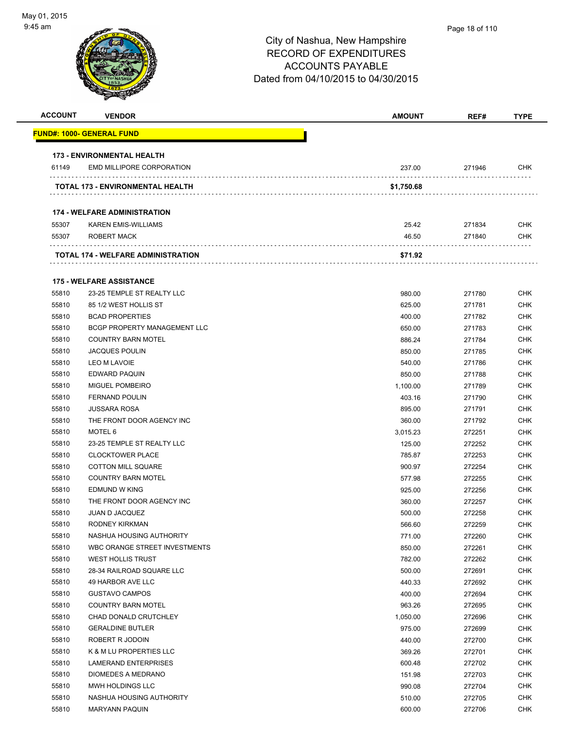# City of Nashua, New Hampshire
# RECORD OF EXPENDITURES
# ACCOUNTS PAYABLE
## Dated from 04/10/2015 to 04/30/2015

| ACCOUNT | VENDOR | AMOUNT | REF# | TYPE |
|---|---|---|---|---|
| **FUND#: 1000- GENERAL FUND** | | | | |
| **173 - ENVIRONMENTAL HEALTH** | | | | |
| 61149 | EMD MILLIPORE CORPORATION | 237.00 | 271946 | CHK |
| | **TOTAL 173 - ENVIRONMENTAL HEALTH** | **$1,750.68** | | |
| **174 - WELFARE ADMINISTRATION** | | | | |
| 55307 | KAREN EMIS-WILLIAMS | 25.42 | 271834 | CHK |
| 55307 | ROBERT MACK | 46.50 | 271840 | CHK |
| | **TOTAL 174 - WELFARE ADMINISTRATION** | **$71.92** | | |
| **175 - WELFARE ASSISTANCE** | | | | |
| 55810 | 23-25 TEMPLE ST REALTY LLC | 980.00 | 271780 | CHK |
| 55810 | 85 1/2 WEST HOLLIS ST | 625.00 | 271781 | CHK |
| 55810 | BCAD PROPERTIES | 400.00 | 271782 | CHK |
| 55810 | BCGP PROPERTY MANAGEMENT LLC | 650.00 | 271783 | CHK |
| 55810 | COUNTRY BARN MOTEL | 886.24 | 271784 | CHK |
| 55810 | JACQUES POULIN | 850.00 | 271785 | CHK |
| 55810 | LEO M LAVOIE | 540.00 | 271786 | CHK |
| 55810 | EDWARD PAQUIN | 850.00 | 271788 | CHK |
| 55810 | MIGUEL POMBEIRO | 1,100.00 | 271789 | CHK |
| 55810 | FERNAND POULIN | 403.16 | 271790 | CHK |
| 55810 | JUSSARA ROSA | 895.00 | 271791 | CHK |
| 55810 | THE FRONT DOOR AGENCY INC | 360.00 | 271792 | CHK |
| 55810 | MOTEL 6 | 3,015.23 | 272251 | CHK |
| 55810 | 23-25 TEMPLE ST REALTY LLC | 125.00 | 272252 | CHK |
| 55810 | CLOCKTOWER PLACE | 785.87 | 272253 | CHK |
| 55810 | COTTON MILL SQUARE | 900.97 | 272254 | CHK |
| 55810 | COUNTRY BARN MOTEL | 577.98 | 272255 | CHK |
| 55810 | EDMUND W KING | 925.00 | 272256 | CHK |
| 55810 | THE FRONT DOOR AGENCY INC | 360.00 | 272257 | CHK |
| 55810 | JUAN D JACQUEZ | 500.00 | 272258 | CHK |
| 55810 | RODNEY KIRKMAN | 566.60 | 272259 | CHK |
| 55810 | NASHUA HOUSING AUTHORITY | 771.00 | 272260 | CHK |
| 55810 | WBC ORANGE STREET INVESTMENTS | 850.00 | 272261 | CHK |
| 55810 | WEST HOLLIS TRUST | 782.00 | 272262 | CHK |
| 55810 | 28-34 RAILROAD SQUARE LLC | 500.00 | 272691 | CHK |
| 55810 | 49 HARBOR AVE LLC | 440.33 | 272692 | CHK |
| 55810 | GUSTAVO CAMPOS | 400.00 | 272694 | CHK |
| 55810 | COUNTRY BARN MOTEL | 963.26 | 272695 | CHK |
| 55810 | CHAD DONALD CRUTCHLEY | 1,050.00 | 272696 | CHK |
| 55810 | GERALDINE BUTLER | 975.00 | 272699 | CHK |
| 55810 | ROBERT R JODOIN | 440.00 | 272700 | CHK |
| 55810 | K & M LU PROPERTIES LLC | 369.26 | 272701 | CHK |
| 55810 | LAMERAND ENTERPRISES | 600.48 | 272702 | CHK |
| 55810 | DIOMEDES A MEDRANO | 151.98 | 272703 | CHK |
| 55810 | MWH HOLDINGS LLC | 990.08 | 272704 | CHK |
| 55810 | NASHUA HOUSING AUTHORITY | 510.00 | 272705 | CHK |
| 55810 | MARYANN PAQUIN | 600.00 | 272706 | CHK |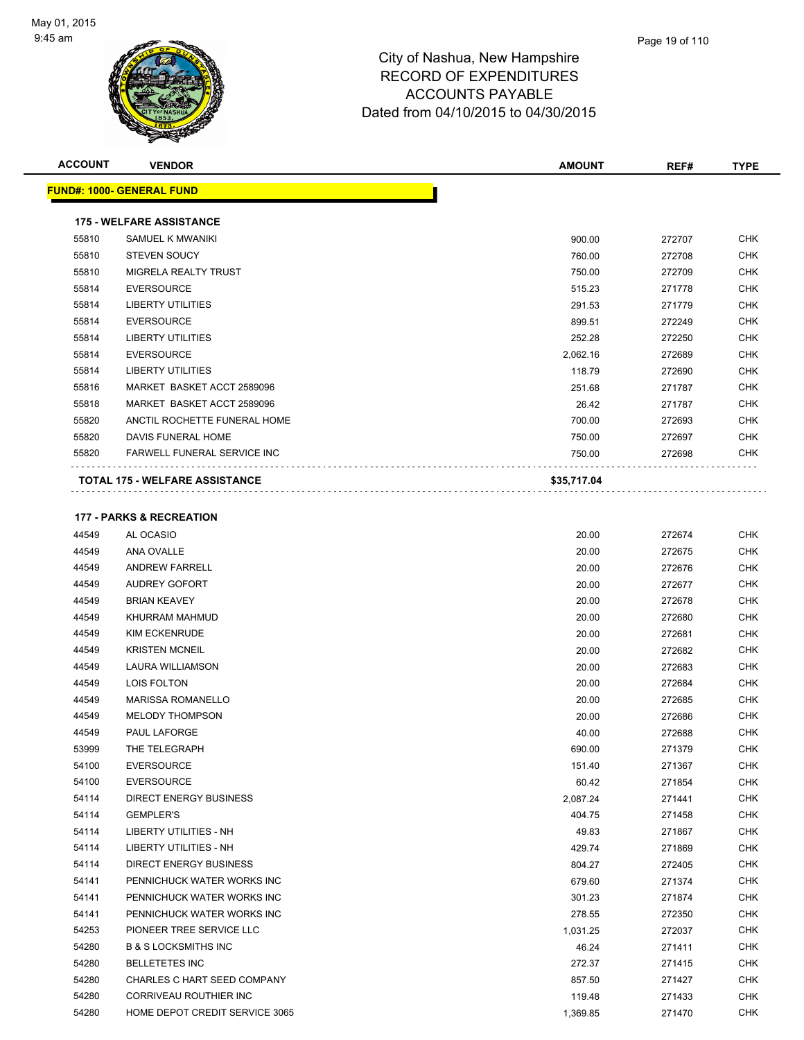City of Nashua, New Hampshire
RECORD OF EXPENDITURES
ACCOUNTS PAYABLE
Dated from 04/10/2015 to 04/30/2015

| ACCOUNT | VENDOR | AMOUNT | REF# | TYPE |
|---|---|---|---|---|

**FUND#: 1000- GENERAL FUND**

**175 - WELFARE ASSISTANCE**

| ACCOUNT | VENDOR | AMOUNT | REF# | TYPE |
|---|---|---|---|---|
| 55810 | SAMUEL K MWANIKI | 900.00 | 272707 | CHK |
| 55810 | STEVEN SOUCY | 760.00 | 272708 | CHK |
| 55810 | MIGRELA REALTY TRUST | 750.00 | 272709 | CHK |
| 55814 | EVERSOURCE | 515.23 | 271778 | CHK |
| 55814 | LIBERTY UTILITIES | 291.53 | 271779 | CHK |
| 55814 | EVERSOURCE | 899.51 | 272249 | CHK |
| 55814 | LIBERTY UTILITIES | 252.28 | 272250 | CHK |
| 55814 | EVERSOURCE | 2,062.16 | 272689 | CHK |
| 55814 | LIBERTY UTILITIES | 118.79 | 272690 | CHK |
| 55816 | MARKET BASKET ACCT 2589096 | 251.68 | 271787 | CHK |
| 55818 | MARKET BASKET ACCT 2589096 | 26.42 | 271787 | CHK |
| 55820 | ANCTIL ROCHETTE FUNERAL HOME | 700.00 | 272693 | CHK |
| 55820 | DAVIS FUNERAL HOME | 750.00 | 272697 | CHK |
| 55820 | FARWELL FUNERAL SERVICE INC | 750.00 | 272698 | CHK |

**TOTAL 175 - WELFARE ASSISTANCE** **$35,717.04**

**177 - PARKS & RECREATION**

| ACCOUNT | VENDOR | AMOUNT | REF# | TYPE |
|---|---|---|---|---|
| 44549 | AL OCASIO | 20.00 | 272674 | CHK |
| 44549 | ANA OVALLE | 20.00 | 272675 | CHK |
| 44549 | ANDREW FARRELL | 20.00 | 272676 | CHK |
| 44549 | AUDREY GOFORT | 20.00 | 272677 | CHK |
| 44549 | BRIAN KEAVEY | 20.00 | 272678 | CHK |
| 44549 | KHURRAM MAHMUD | 20.00 | 272680 | CHK |
| 44549 | KIM ECKENRUDE | 20.00 | 272681 | CHK |
| 44549 | KRISTEN MCNEIL | 20.00 | 272682 | CHK |
| 44549 | LAURA WILLIAMSON | 20.00 | 272683 | CHK |
| 44549 | LOIS FOLTON | 20.00 | 272684 | CHK |
| 44549 | MARISSA ROMANELLO | 20.00 | 272685 | CHK |
| 44549 | MELODY THOMPSON | 20.00 | 272686 | CHK |
| 44549 | PAUL LAFORGE | 40.00 | 272688 | CHK |
| 53999 | THE TELEGRAPH | 690.00 | 271379 | CHK |
| 54100 | EVERSOURCE | 151.40 | 271367 | CHK |
| 54100 | EVERSOURCE | 60.42 | 271854 | CHK |
| 54114 | DIRECT ENERGY BUSINESS | 2,087.24 | 271441 | CHK |
| 54114 | GEMPLER'S | 404.75 | 271458 | CHK |
| 54114 | LIBERTY UTILITIES - NH | 49.83 | 271867 | CHK |
| 54114 | LIBERTY UTILITIES - NH | 429.74 | 271869 | CHK |
| 54114 | DIRECT ENERGY BUSINESS | 804.27 | 272405 | CHK |
| 54141 | PENNICHUCK WATER WORKS INC | 679.60 | 271374 | CHK |
| 54141 | PENNICHUCK WATER WORKS INC | 301.23 | 271874 | CHK |
| 54141 | PENNICHUCK WATER WORKS INC | 278.55 | 272350 | CHK |
| 54253 | PIONEER TREE SERVICE LLC | 1,031.25 | 272037 | CHK |
| 54280 | B & S LOCKSMITHS INC | 46.24 | 271411 | CHK |
| 54280 | BELLETETES INC | 272.37 | 271415 | CHK |
| 54280 | CHARLES C HART SEED COMPANY | 857.50 | 271427 | CHK |
| 54280 | CORRIVEAU ROUTHIER INC | 119.48 | 271433 | CHK |
| 54280 | HOME DEPOT CREDIT SERVICE 3065 | 1,369.85 | 271470 | CHK |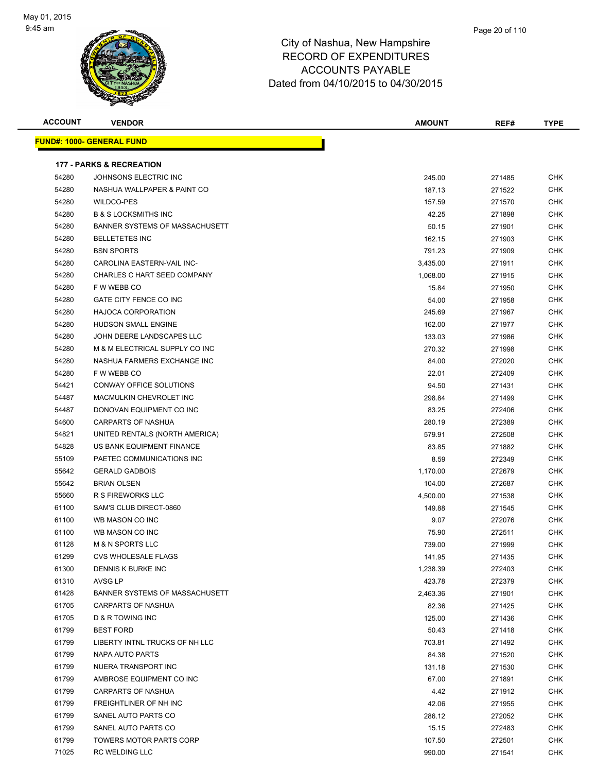# City of Nashua, New Hampshire
## RECORD OF EXPENDITURES
## ACCOUNTS PAYABLE
## Dated from 04/10/2015 to 04/30/2015

May 01, 2015
9:45 am

| ACCOUNT | VENDOR | AMOUNT | REF# | TYPE |
|---|---|---|---|---|

**FUND#: 1000- GENERAL FUND**

**177 - PARKS & RECREATION**

| ACCOUNT | VENDOR | AMOUNT | REF# | TYPE |
|---|---|---|---|---|
| 54280 | JOHNSONS ELECTRIC INC | 245.00 | 271485 | CHK |
| 54280 | NASHUA WALLPAPER & PAINT CO | 187.13 | 271522 | CHK |
| 54280 | WILDCO-PES | 157.59 | 271570 | CHK |
| 54280 | B & S LOCKSMITHS INC | 42.25 | 271898 | CHK |
| 54280 | BANNER SYSTEMS OF MASSACHUSETT | 50.15 | 271901 | CHK |
| 54280 | BELLETETES INC | 162.15 | 271903 | CHK |
| 54280 | BSN SPORTS | 791.23 | 271909 | CHK |
| 54280 | CAROLINA EASTERN-VAIL INC- | 3,435.00 | 271911 | CHK |
| 54280 | CHARLES C HART SEED COMPANY | 1,068.00 | 271915 | CHK |
| 54280 | F W WEBB CO | 15.84 | 271950 | CHK |
| 54280 | GATE CITY FENCE CO INC | 54.00 | 271958 | CHK |
| 54280 | HAJOCA CORPORATION | 245.69 | 271967 | CHK |
| 54280 | HUDSON SMALL ENGINE | 162.00 | 271977 | CHK |
| 54280 | JOHN DEERE LANDSCAPES LLC | 133.03 | 271986 | CHK |
| 54280 | M & M ELECTRICAL SUPPLY CO INC | 270.32 | 271998 | CHK |
| 54280 | NASHUA FARMERS EXCHANGE INC | 84.00 | 272020 | CHK |
| 54280 | F W WEBB CO | 22.01 | 272409 | CHK |
| 54421 | CONWAY OFFICE SOLUTIONS | 94.50 | 271431 | CHK |
| 54487 | MACMULKIN CHEVROLET INC | 298.84 | 271499 | CHK |
| 54487 | DONOVAN EQUIPMENT CO INC | 83.25 | 272406 | CHK |
| 54600 | CARPARTS OF NASHUA | 280.19 | 272389 | CHK |
| 54821 | UNITED RENTALS (NORTH AMERICA) | 579.91 | 272508 | CHK |
| 54828 | US BANK EQUIPMENT FINANCE | 83.85 | 271882 | CHK |
| 55109 | PAETEC COMMUNICATIONS INC | 8.59 | 272349 | CHK |
| 55642 | GERALD GADBOIS | 1,170.00 | 272679 | CHK |
| 55642 | BRIAN OLSEN | 104.00 | 272687 | CHK |
| 55660 | R S FIREWORKS LLC | 4,500.00 | 271538 | CHK |
| 61100 | SAM'S CLUB DIRECT-0860 | 149.88 | 271545 | CHK |
| 61100 | WB MASON CO INC | 9.07 | 272076 | CHK |
| 61100 | WB MASON CO INC | 75.90 | 272511 | CHK |
| 61128 | M & N SPORTS LLC | 739.00 | 271999 | CHK |
| 61299 | CVS WHOLESALE FLAGS | 141.95 | 271435 | CHK |
| 61300 | DENNIS K BURKE INC | 1,238.39 | 272403 | CHK |
| 61310 | AVSG LP | 423.78 | 272379 | CHK |
| 61428 | BANNER SYSTEMS OF MASSACHUSETT | 2,463.36 | 271901 | CHK |
| 61705 | CARPARTS OF NASHUA | 82.36 | 271425 | CHK |
| 61705 | D & R TOWING INC | 125.00 | 271436 | CHK |
| 61799 | BEST FORD | 50.43 | 271418 | CHK |
| 61799 | LIBERTY INTNL TRUCKS OF NH LLC | 703.81 | 271492 | CHK |
| 61799 | NAPA AUTO PARTS | 84.38 | 271520 | CHK |
| 61799 | NUERA TRANSPORT INC | 131.18 | 271530 | CHK |
| 61799 | AMBROSE EQUIPMENT CO INC | 67.00 | 271891 | CHK |
| 61799 | CARPARTS OF NASHUA | 4.42 | 271912 | CHK |
| 61799 | FREIGHTLINER OF NH INC | 42.06 | 271955 | CHK |
| 61799 | SANEL AUTO PARTS CO | 286.12 | 272052 | CHK |
| 61799 | SANEL AUTO PARTS CO | 15.15 | 272483 | CHK |
| 61799 | TOWERS MOTOR PARTS CORP | 107.50 | 272501 | CHK |
| 71025 | RC WELDING LLC | 990.00 | 271541 | CHK |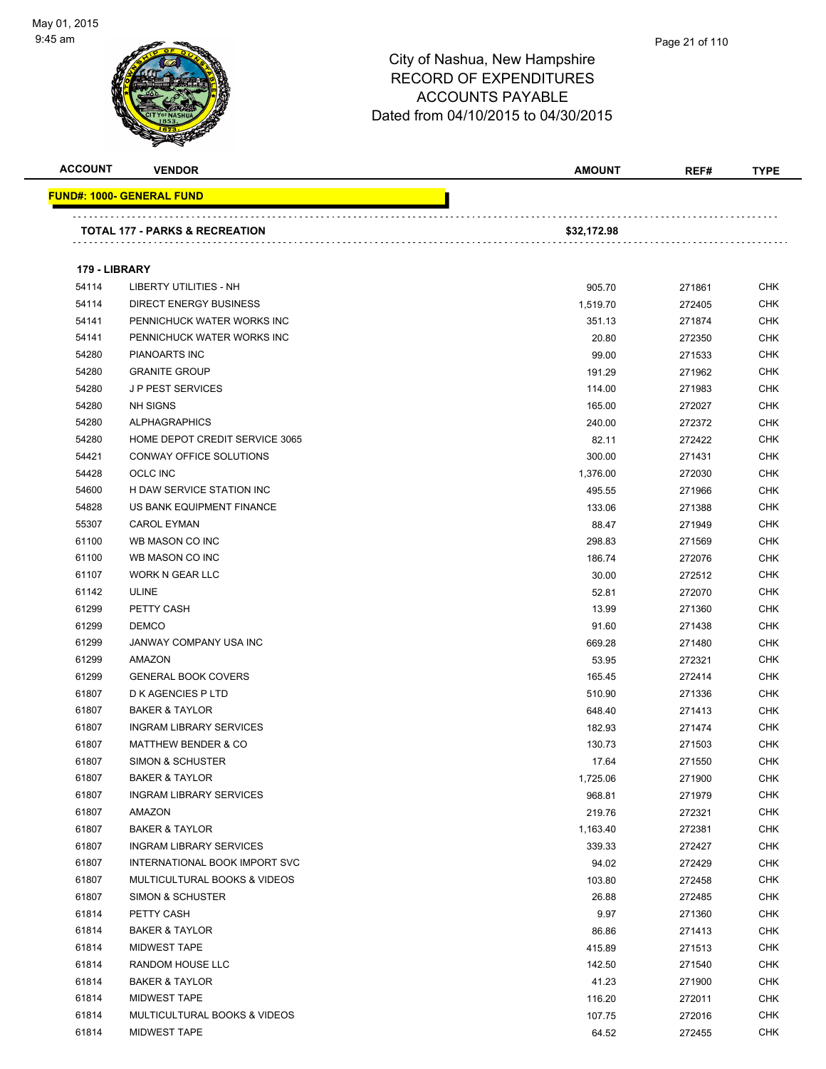# City of Nashua, New Hampshire
## RECORD OF EXPENDITURES
## ACCOUNTS PAYABLE
## Dated from 04/10/2015 to 04/30/2015

| ACCOUNT | VENDOR | AMOUNT | REF# | TYPE |
|---|---|---|---|---|
| **FUND#: 1000- GENERAL FUND** | | | | |
| | **TOTAL 177 - PARKS & RECREATION** | **$32,172.98** | | |
| **179 - LIBRARY** | | | | |
| 54114 | LIBERTY UTILITIES - NH | 905.70 | 271861 | CHK |
| 54114 | DIRECT ENERGY BUSINESS | 1,519.70 | 272405 | CHK |
| 54141 | PENNICHUCK WATER WORKS INC | 351.13 | 271874 | CHK |
| 54141 | PENNICHUCK WATER WORKS INC | 20.80 | 272350 | CHK |
| 54280 | PIANOARTS INC | 99.00 | 271533 | CHK |
| 54280 | GRANITE GROUP | 191.29 | 271962 | CHK |
| 54280 | J P PEST SERVICES | 114.00 | 271983 | CHK |
| 54280 | NH SIGNS | 165.00 | 272027 | CHK |
| 54280 | ALPHAGRAPHICS | 240.00 | 272372 | CHK |
| 54280 | HOME DEPOT CREDIT SERVICE 3065 | 82.11 | 272422 | CHK |
| 54421 | CONWAY OFFICE SOLUTIONS | 300.00 | 271431 | CHK |
| 54428 | OCLC INC | 1,376.00 | 272030 | CHK |
| 54600 | H DAW SERVICE STATION INC | 495.55 | 271966 | CHK |
| 54828 | US BANK EQUIPMENT FINANCE | 133.06 | 271388 | CHK |
| 55307 | CAROL EYMAN | 88.47 | 271949 | CHK |
| 61100 | WB MASON CO INC | 298.83 | 271569 | CHK |
| 61100 | WB MASON CO INC | 186.74 | 272076 | CHK |
| 61107 | WORK N GEAR LLC | 30.00 | 272512 | CHK |
| 61142 | ULINE | 52.81 | 272070 | CHK |
| 61299 | PETTY CASH | 13.99 | 271360 | CHK |
| 61299 | DEMCO | 91.60 | 271438 | CHK |
| 61299 | JANWAY COMPANY USA INC | 669.28 | 271480 | CHK |
| 61299 | AMAZON | 53.95 | 272321 | CHK |
| 61299 | GENERAL BOOK COVERS | 165.45 | 272414 | CHK |
| 61807 | D K AGENCIES P LTD | 510.90 | 271336 | CHK |
| 61807 | BAKER & TAYLOR | 648.40 | 271413 | CHK |
| 61807 | INGRAM LIBRARY SERVICES | 182.93 | 271474 | CHK |
| 61807 | MATTHEW BENDER & CO | 130.73 | 271503 | CHK |
| 61807 | SIMON & SCHUSTER | 17.64 | 271550 | CHK |
| 61807 | BAKER & TAYLOR | 1,725.06 | 271900 | CHK |
| 61807 | INGRAM LIBRARY SERVICES | 968.81 | 271979 | CHK |
| 61807 | AMAZON | 219.76 | 272321 | CHK |
| 61807 | BAKER & TAYLOR | 1,163.40 | 272381 | CHK |
| 61807 | INGRAM LIBRARY SERVICES | 339.33 | 272427 | CHK |
| 61807 | INTERNATIONAL BOOK IMPORT SVC | 94.02 | 272429 | CHK |
| 61807 | MULTICULTURAL BOOKS & VIDEOS | 103.80 | 272458 | CHK |
| 61807 | SIMON & SCHUSTER | 26.88 | 272485 | CHK |
| 61814 | PETTY CASH | 9.97 | 271360 | CHK |
| 61814 | BAKER & TAYLOR | 86.86 | 271413 | CHK |
| 61814 | MIDWEST TAPE | 415.89 | 271513 | CHK |
| 61814 | RANDOM HOUSE LLC | 142.50 | 271540 | CHK |
| 61814 | BAKER & TAYLOR | 41.23 | 271900 | CHK |
| 61814 | MIDWEST TAPE | 116.20 | 272011 | CHK |
| 61814 | MULTICULTURAL BOOKS & VIDEOS | 107.75 | 272016 | CHK |
| 61814 | MIDWEST TAPE | 64.52 | 272455 | CHK |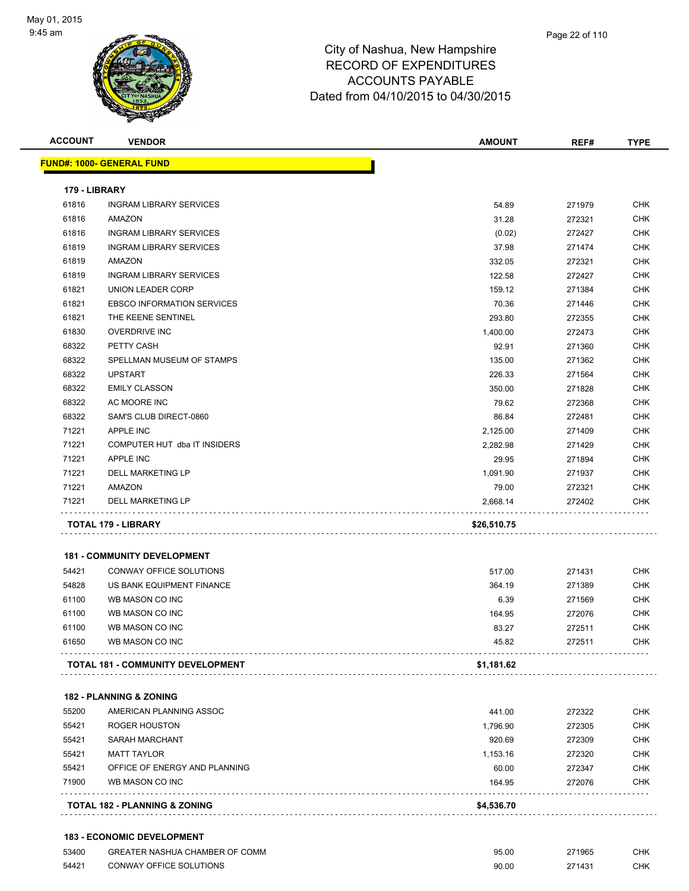# City of Nashua, New Hampshire
## RECORD OF EXPENDITURES
## ACCOUNTS PAYABLE
### Dated from 04/10/2015 to 04/30/2015

| ACCOUNT | VENDOR | AMOUNT | REF# | TYPE |
|---|---|---|---|---|
| **FUND#: 1000- GENERAL FUND** | | | | |
| **179 - LIBRARY** | | | | |
| 61816 | INGRAM LIBRARY SERVICES | 54.89 | 271979 | CHK |
| 61816 | AMAZON | 31.28 | 272321 | CHK |
| 61816 | INGRAM LIBRARY SERVICES | (0.02) | 272427 | CHK |
| 61819 | INGRAM LIBRARY SERVICES | 37.98 | 271474 | CHK |
| 61819 | AMAZON | 332.05 | 272321 | CHK |
| 61819 | INGRAM LIBRARY SERVICES | 122.58 | 272427 | CHK |
| 61821 | UNION LEADER CORP | 159.12 | 271384 | CHK |
| 61821 | EBSCO INFORMATION SERVICES | 70.36 | 271446 | CHK |
| 61821 | THE KEENE SENTINEL | 293.80 | 272355 | CHK |
| 61830 | OVERDRIVE INC | 1,400.00 | 272473 | CHK |
| 68322 | PETTY CASH | 92.91 | 271360 | CHK |
| 68322 | SPELLMAN MUSEUM OF STAMPS | 135.00 | 271362 | CHK |
| 68322 | UPSTART | 226.33 | 271564 | CHK |
| 68322 | EMILY CLASSON | 350.00 | 271828 | CHK |
| 68322 | AC MOORE INC | 79.62 | 272368 | CHK |
| 68322 | SAM'S CLUB DIRECT-0860 | 86.84 | 272481 | CHK |
| 71221 | APPLE INC | 2,125.00 | 271409 | CHK |
| 71221 | COMPUTER HUT dba IT INSIDERS | 2,282.98 | 271429 | CHK |
| 71221 | APPLE INC | 29.95 | 271894 | CHK |
| 71221 | DELL MARKETING LP | 1,091.90 | 271937 | CHK |
| 71221 | AMAZON | 79.00 | 272321 | CHK |
| 71221 | DELL MARKETING LP | 2,668.14 | 272402 | CHK |
| | **TOTAL 179 - LIBRARY** | **$26,510.75** | | |
| **181 - COMMUNITY DEVELOPMENT** | | | | |
| 54421 | CONWAY OFFICE SOLUTIONS | 517.00 | 271431 | CHK |
| 54828 | US BANK EQUIPMENT FINANCE | 364.19 | 271389 | CHK |
| 61100 | WB MASON CO INC | 6.39 | 271569 | CHK |
| 61100 | WB MASON CO INC | 164.95 | 272076 | CHK |
| 61100 | WB MASON CO INC | 83.27 | 272511 | CHK |
| 61650 | WB MASON CO INC | 45.82 | 272511 | CHK |
| | **TOTAL 181 - COMMUNITY DEVELOPMENT** | **$1,181.62** | | |
| **182 - PLANNING & ZONING** | | | | |
| 55200 | AMERICAN PLANNING ASSOC | 441.00 | 272322 | CHK |
| 55421 | ROGER HOUSTON | 1,796.90 | 272305 | CHK |
| 55421 | SARAH MARCHANT | 920.69 | 272309 | CHK |
| 55421 | MATT TAYLOR | 1,153.16 | 272320 | CHK |
| 55421 | OFFICE OF ENERGY AND PLANNING | 60.00 | 272347 | CHK |
| 71900 | WB MASON CO INC | 164.95 | 272076 | CHK |
| | **TOTAL 182 - PLANNING & ZONING** | **$4,536.70** | | |
| **183 - ECONOMIC DEVELOPMENT** | | | | |
| 53400 | GREATER NASHUA CHAMBER OF COMM | 95.00 | 271965 | CHK |
| 54421 | CONWAY OFFICE SOLUTIONS | 90.00 | 271431 | CHK |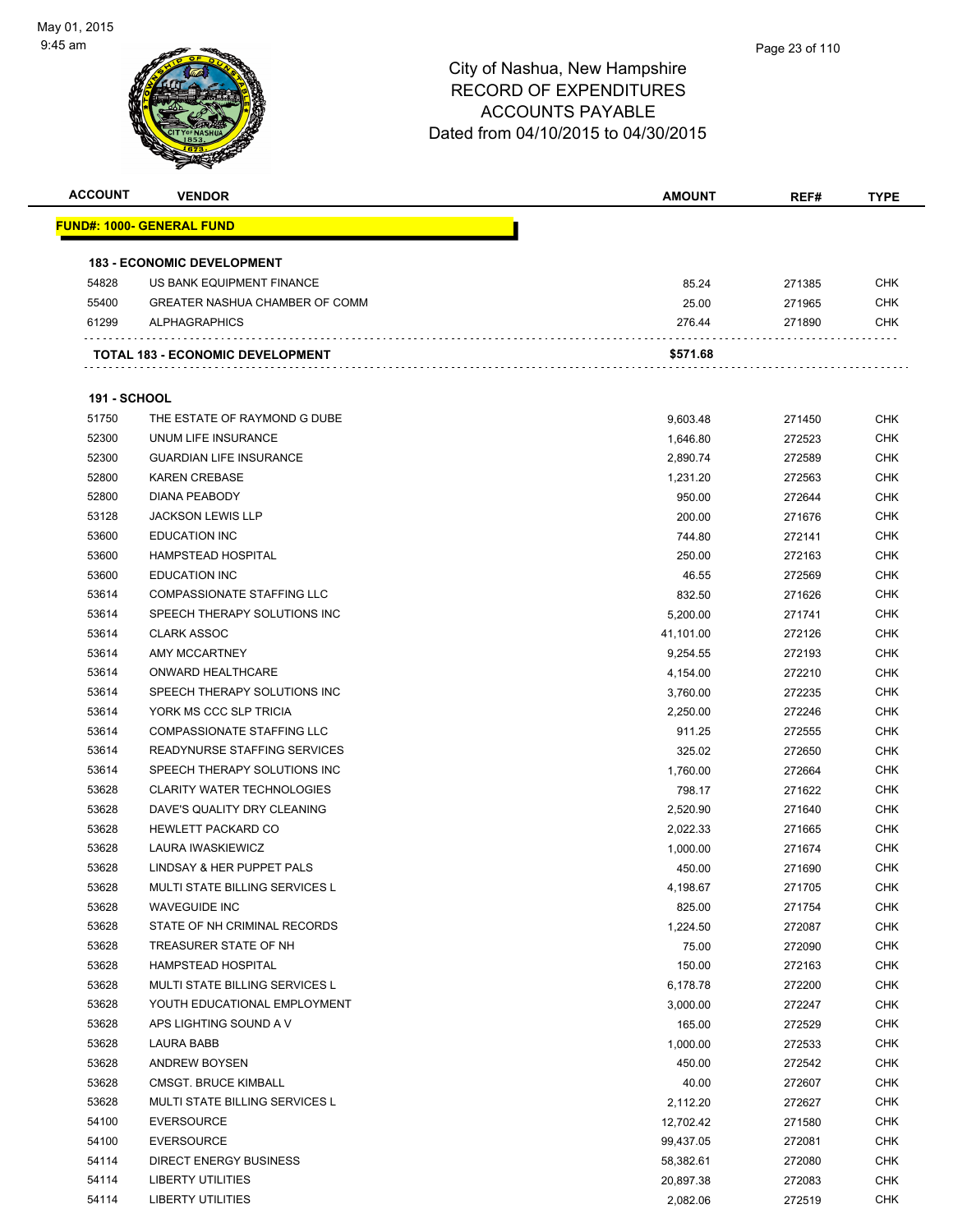# City of Nashua, New Hampshire
# RECORD OF EXPENDITURES
# ACCOUNTS PAYABLE
# Dated from 04/10/2015 to 04/30/2015

**FUND#: 1000- GENERAL FUND**

**183 - ECONOMIC DEVELOPMENT**

| ACCOUNT | VENDOR | AMOUNT | REF# | TYPE |
|---|---|---|---|---|
| 54828 | US BANK EQUIPMENT FINANCE | 85.24 | 271385 | CHK |
| 55400 | GREATER NASHUA CHAMBER OF COMM | 25.00 | 271965 | CHK |
| 61299 | ALPHAGRAPHICS | 276.44 | 271890 | CHK |
| | **TOTAL 183 - ECONOMIC DEVELOPMENT** | **$571.68** | | |

**191 - SCHOOL**

| ACCOUNT | VENDOR | AMOUNT | REF# | TYPE |
|---|---|---|---|---|
| 51750 | THE ESTATE OF RAYMOND G DUBE | 9,603.48 | 271450 | CHK |
| 52300 | UNUM LIFE INSURANCE | 1,646.80 | 272523 | CHK |
| 52300 | GUARDIAN LIFE INSURANCE | 2,890.74 | 272589 | CHK |
| 52800 | KAREN CREBASE | 1,231.20 | 272563 | CHK |
| 52800 | DIANA PEABODY | 950.00 | 272644 | CHK |
| 53128 | JACKSON LEWIS LLP | 200.00 | 271676 | CHK |
| 53600 | EDUCATION INC | 744.80 | 272141 | CHK |
| 53600 | HAMPSTEAD HOSPITAL | 250.00 | 272163 | CHK |
| 53600 | EDUCATION INC | 46.55 | 272569 | CHK |
| 53614 | COMPASSIONATE STAFFING LLC | 832.50 | 271626 | CHK |
| 53614 | SPEECH THERAPY SOLUTIONS INC | 5,200.00 | 271741 | CHK |
| 53614 | CLARK ASSOC | 41,101.00 | 272126 | CHK |
| 53614 | AMY MCCARTNEY | 9,254.55 | 272193 | CHK |
| 53614 | ONWARD HEALTHCARE | 4,154.00 | 272210 | CHK |
| 53614 | SPEECH THERAPY SOLUTIONS INC | 3,760.00 | 272235 | CHK |
| 53614 | YORK MS CCC SLP TRICIA | 2,250.00 | 272246 | CHK |
| 53614 | COMPASSIONATE STAFFING LLC | 911.25 | 272555 | CHK |
| 53614 | READYNURSE STAFFING SERVICES | 325.02 | 272650 | CHK |
| 53614 | SPEECH THERAPY SOLUTIONS INC | 1,760.00 | 272664 | CHK |
| 53628 | CLARITY WATER TECHNOLOGIES | 798.17 | 271622 | CHK |
| 53628 | DAVE'S QUALITY DRY CLEANING | 2,520.90 | 271640 | CHK |
| 53628 | HEWLETT PACKARD CO | 2,022.33 | 271665 | CHK |
| 53628 | LAURA IWASKIEWICZ | 1,000.00 | 271674 | CHK |
| 53628 | LINDSAY & HER PUPPET PALS | 450.00 | 271690 | CHK |
| 53628 | MULTI STATE BILLING SERVICES L | 4,198.67 | 271705 | CHK |
| 53628 | WAVEGUIDE INC | 825.00 | 271754 | CHK |
| 53628 | STATE OF NH CRIMINAL RECORDS | 1,224.50 | 272087 | CHK |
| 53628 | TREASURER STATE OF NH | 75.00 | 272090 | CHK |
| 53628 | HAMPSTEAD HOSPITAL | 150.00 | 272163 | CHK |
| 53628 | MULTI STATE BILLING SERVICES L | 6,178.78 | 272200 | CHK |
| 53628 | YOUTH EDUCATIONAL EMPLOYMENT | 3,000.00 | 272247 | CHK |
| 53628 | APS LIGHTING SOUND A V | 165.00 | 272529 | CHK |
| 53628 | LAURA BABB | 1,000.00 | 272533 | CHK |
| 53628 | ANDREW BOYSEN | 450.00 | 272542 | CHK |
| 53628 | CMSGT. BRUCE KIMBALL | 40.00 | 272607 | CHK |
| 53628 | MULTI STATE BILLING SERVICES L | 2,112.20 | 272627 | CHK |
| 54100 | EVERSOURCE | 12,702.42 | 271580 | CHK |
| 54100 | EVERSOURCE | 99,437.05 | 272081 | CHK |
| 54114 | DIRECT ENERGY BUSINESS | 58,382.61 | 272080 | CHK |
| 54114 | LIBERTY UTILITIES | 20,897.38 | 272083 | CHK |
| 54114 | LIBERTY UTILITIES | 2,082.06 | 272519 | CHK |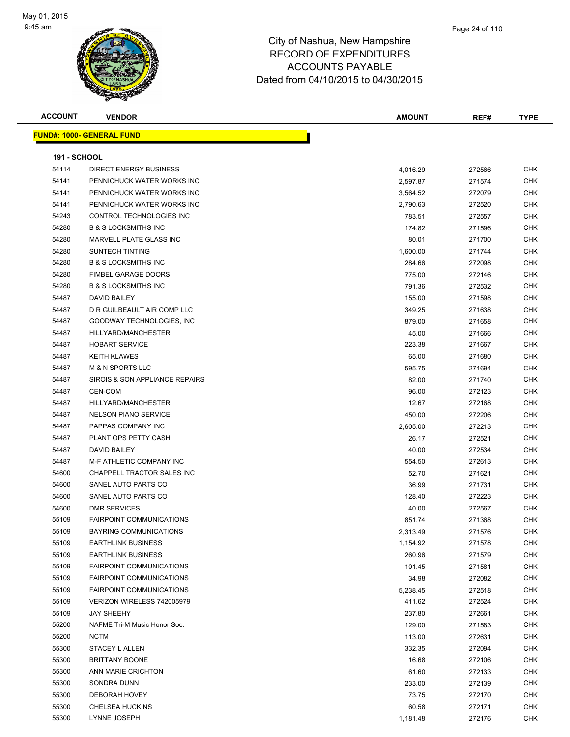May 01, 2015
9:45 am

# City of Nashua, New Hampshire
## RECORD OF EXPENDITURES
## ACCOUNTS PAYABLE
## Dated from 04/10/2015 to 04/30/2015

**FUND#: 1000- GENERAL FUND**

**191 - SCHOOL**

| ACCOUNT | VENDOR | AMOUNT | REF# | TYPE |
|---|---|---|---|---|
| 54114 | DIRECT ENERGY BUSINESS | 4,016.29 | 272566 | CHK |
| 54141 | PENNICHUCK WATER WORKS INC | 2,597.87 | 271574 | CHK |
| 54141 | PENNICHUCK WATER WORKS INC | 3,564.52 | 272079 | CHK |
| 54141 | PENNICHUCK WATER WORKS INC | 2,790.63 | 272520 | CHK |
| 54243 | CONTROL TECHNOLOGIES INC | 783.51 | 272557 | CHK |
| 54280 | B & S LOCKSMITHS INC | 174.82 | 271596 | CHK |
| 54280 | MARVELL PLATE GLASS INC | 80.01 | 271700 | CHK |
| 54280 | SUNTECH TINTING | 1,600.00 | 271744 | CHK |
| 54280 | B & S LOCKSMITHS INC | 284.66 | 272098 | CHK |
| 54280 | FIMBEL GARAGE DOORS | 775.00 | 272146 | CHK |
| 54280 | B & S LOCKSMITHS INC | 791.36 | 272532 | CHK |
| 54487 | DAVID BAILEY | 155.00 | 271598 | CHK |
| 54487 | D R GUILBEAULT AIR COMP LLC | 349.25 | 271638 | CHK |
| 54487 | GOODWAY TECHNOLOGIES, INC | 879.00 | 271658 | CHK |
| 54487 | HILLYARD/MANCHESTER | 45.00 | 271666 | CHK |
| 54487 | HOBART SERVICE | 223.38 | 271667 | CHK |
| 54487 | KEITH KLAWES | 65.00 | 271680 | CHK |
| 54487 | M & N SPORTS LLC | 595.75 | 271694 | CHK |
| 54487 | SIROIS & SON APPLIANCE REPAIRS | 82.00 | 271740 | CHK |
| 54487 | CEN-COM | 96.00 | 272123 | CHK |
| 54487 | HILLYARD/MANCHESTER | 12.67 | 272168 | CHK |
| 54487 | NELSON PIANO SERVICE | 450.00 | 272206 | CHK |
| 54487 | PAPPAS COMPANY INC | 2,605.00 | 272213 | CHK |
| 54487 | PLANT OPS PETTY CASH | 26.17 | 272521 | CHK |
| 54487 | DAVID BAILEY | 40.00 | 272534 | CHK |
| 54487 | M-F ATHLETIC COMPANY INC | 554.50 | 272613 | CHK |
| 54600 | CHAPPELL TRACTOR SALES INC | 52.70 | 271621 | CHK |
| 54600 | SANEL AUTO PARTS CO | 36.99 | 271731 | CHK |
| 54600 | SANEL AUTO PARTS CO | 128.40 | 272223 | CHK |
| 54600 | DMR SERVICES | 40.00 | 272567 | CHK |
| 55109 | FAIRPOINT COMMUNICATIONS | 851.74 | 271368 | CHK |
| 55109 | BAYRING COMMUNICATIONS | 2,313.49 | 271576 | CHK |
| 55109 | EARTHLINK BUSINESS | 1,154.92 | 271578 | CHK |
| 55109 | EARTHLINK BUSINESS | 260.96 | 271579 | CHK |
| 55109 | FAIRPOINT COMMUNICATIONS | 101.45 | 271581 | CHK |
| 55109 | FAIRPOINT COMMUNICATIONS | 34.98 | 272082 | CHK |
| 55109 | FAIRPOINT COMMUNICATIONS | 5,238.45 | 272518 | CHK |
| 55109 | VERIZON WIRELESS 742005979 | 411.62 | 272524 | CHK |
| 55109 | JAY SHEEHY | 237.80 | 272661 | CHK |
| 55200 | NAFME Tri-M Music Honor Soc. | 129.00 | 271583 | CHK |
| 55200 | NCTM | 113.00 | 272631 | CHK |
| 55300 | STACEY L ALLEN | 332.35 | 272094 | CHK |
| 55300 | BRITTANY BOONE | 16.68 | 272106 | CHK |
| 55300 | ANN MARIE CRICHTON | 61.60 | 272133 | CHK |
| 55300 | SONDRA DUNN | 233.00 | 272139 | CHK |
| 55300 | DEBORAH HOVEY | 73.75 | 272170 | CHK |
| 55300 | CHELSEA HUCKINS | 60.58 | 272171 | CHK |
| 55300 | LYNNE JOSEPH | 1,181.48 | 272176 | CHK |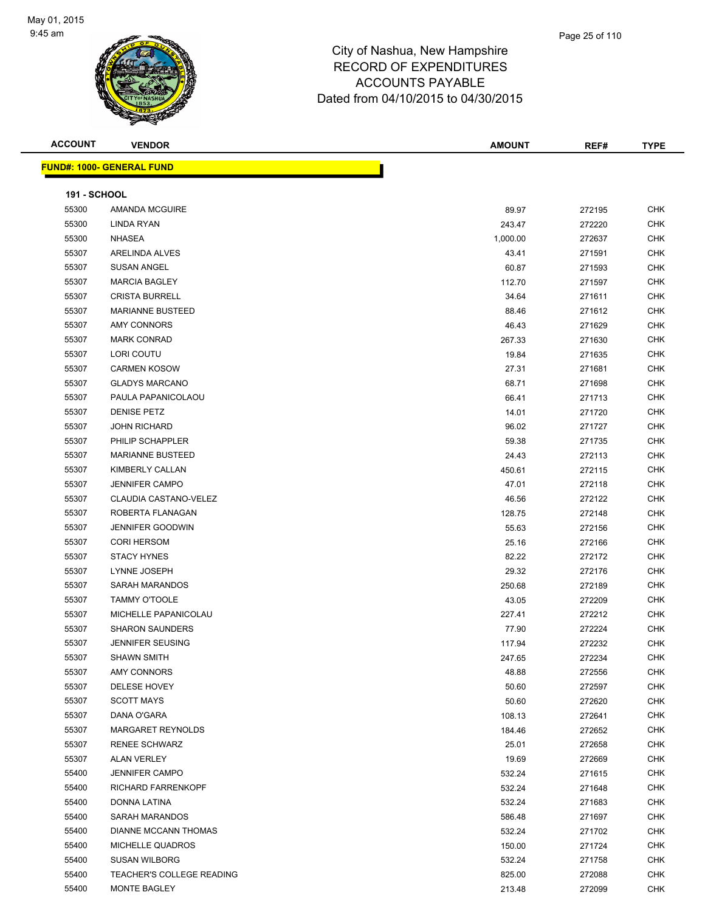# City of Nashua, New Hampshire
## RECORD OF EXPENDITURES
## ACCOUNTS PAYABLE
## Dated from 04/10/2015 to 04/30/2015

| ACCOUNT | VENDOR | AMOUNT | REF# | TYPE |
|---|---|---|---|---|
| **FUND#: 1000- GENERAL FUND** | | | | |
| **191 - SCHOOL** | | | | |
| 55300 | AMANDA MCGUIRE | 89.97 | 272195 | CHK |
| 55300 | LINDA RYAN | 243.47 | 272220 | CHK |
| 55300 | NHASEA | 1,000.00 | 272637 | CHK |
| 55307 | ARELINDA ALVES | 43.41 | 271591 | CHK |
| 55307 | SUSAN ANGEL | 60.87 | 271593 | CHK |
| 55307 | MARCIA BAGLEY | 112.70 | 271597 | CHK |
| 55307 | CRISTA BURRELL | 34.64 | 271611 | CHK |
| 55307 | MARIANNE BUSTEED | 88.46 | 271612 | CHK |
| 55307 | AMY CONNORS | 46.43 | 271629 | CHK |
| 55307 | MARK CONRAD | 267.33 | 271630 | CHK |
| 55307 | LORI COUTU | 19.84 | 271635 | CHK |
| 55307 | CARMEN KOSOW | 27.31 | 271681 | CHK |
| 55307 | GLADYS MARCANO | 68.71 | 271698 | CHK |
| 55307 | PAULA PAPANICOLAOU | 66.41 | 271713 | CHK |
| 55307 | DENISE PETZ | 14.01 | 271720 | CHK |
| 55307 | JOHN RICHARD | 96.02 | 271727 | CHK |
| 55307 | PHILIP SCHAPPLER | 59.38 | 271735 | CHK |
| 55307 | MARIANNE BUSTEED | 24.43 | 272113 | CHK |
| 55307 | KIMBERLY CALLAN | 450.61 | 272115 | CHK |
| 55307 | JENNIFER CAMPO | 47.01 | 272118 | CHK |
| 55307 | CLAUDIA CASTANO-VELEZ | 46.56 | 272122 | CHK |
| 55307 | ROBERTA FLANAGAN | 128.75 | 272148 | CHK |
| 55307 | JENNIFER GOODWIN | 55.63 | 272156 | CHK |
| 55307 | CORI HERSOM | 25.16 | 272166 | CHK |
| 55307 | STACY HYNES | 82.22 | 272172 | CHK |
| 55307 | LYNNE JOSEPH | 29.32 | 272176 | CHK |
| 55307 | SARAH MARANDOS | 250.68 | 272189 | CHK |
| 55307 | TAMMY O'TOOLE | 43.05 | 272209 | CHK |
| 55307 | MICHELLE PAPANICOLAU | 227.41 | 272212 | CHK |
| 55307 | SHARON SAUNDERS | 77.90 | 272224 | CHK |
| 55307 | JENNIFER SEUSING | 117.94 | 272232 | CHK |
| 55307 | SHAWN SMITH | 247.65 | 272234 | CHK |
| 55307 | AMY CONNORS | 48.88 | 272556 | CHK |
| 55307 | DELESE HOVEY | 50.60 | 272597 | CHK |
| 55307 | SCOTT MAYS | 50.60 | 272620 | CHK |
| 55307 | DANA O'GARA | 108.13 | 272641 | CHK |
| 55307 | MARGARET REYNOLDS | 184.46 | 272652 | CHK |
| 55307 | RENEE SCHWARZ | 25.01 | 272658 | CHK |
| 55307 | ALAN VERLEY | 19.69 | 272669 | CHK |
| 55400 | JENNIFER CAMPO | 532.24 | 271615 | CHK |
| 55400 | RICHARD FARRENKOPF | 532.24 | 271648 | CHK |
| 55400 | DONNA LATINA | 532.24 | 271683 | CHK |
| 55400 | SARAH MARANDOS | 586.48 | 271697 | CHK |
| 55400 | DIANNE MCCANN THOMAS | 532.24 | 271702 | CHK |
| 55400 | MICHELLE QUADROS | 150.00 | 271724 | CHK |
| 55400 | SUSAN WILBORG | 532.24 | 271758 | CHK |
| 55400 | TEACHER'S COLLEGE READING | 825.00 | 272088 | CHK |
| 55400 | MONTE BAGLEY | 213.48 | 272099 | CHK |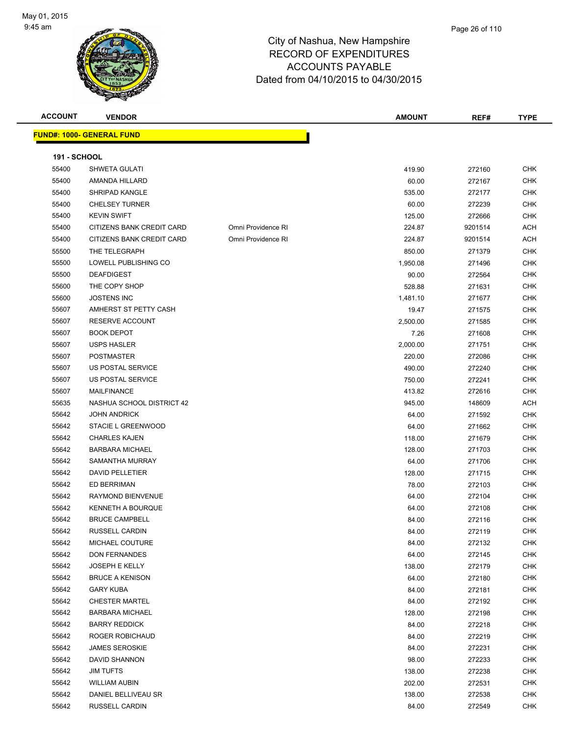City of Nashua, New Hampshire
RECORD OF EXPENDITURES
ACCOUNTS PAYABLE
Dated from 04/10/2015 to 04/30/2015

| ACCOUNT | VENDOR | | AMOUNT | REF# | TYPE |
|---|---|---|---|---|---|

**FUND#: 1000- GENERAL FUND**

**191 - SCHOOL**

| ACCOUNT | VENDOR | | AMOUNT | REF# | TYPE |
|---|---|---|---|---|---|
| 55400 | SHWETA GULATI | | 419.90 | 272160 | CHK |
| 55400 | AMANDA HILLARD | | 60.00 | 272167 | CHK |
| 55400 | SHRIPAD KANGLE | | 535.00 | 272177 | CHK |
| 55400 | CHELSEY TURNER | | 60.00 | 272239 | CHK |
| 55400 | KEVIN SWIFT | | 125.00 | 272666 | CHK |
| 55400 | CITIZENS BANK CREDIT CARD | Omni Providence RI | 224.87 | 9201514 | ACH |
| 55400 | CITIZENS BANK CREDIT CARD | Omni Providence RI | 224.87 | 9201514 | ACH |
| 55500 | THE TELEGRAPH | | 850.00 | 271379 | CHK |
| 55500 | LOWELL PUBLISHING CO | | 1,950.08 | 271496 | CHK |
| 55500 | DEAFDIGEST | | 90.00 | 272564 | CHK |
| 55600 | THE COPY SHOP | | 528.88 | 271631 | CHK |
| 55600 | JOSTENS INC | | 1,481.10 | 271677 | CHK |
| 55607 | AMHERST ST PETTY CASH | | 19.47 | 271575 | CHK |
| 55607 | RESERVE ACCOUNT | | 2,500.00 | 271585 | CHK |
| 55607 | BOOK DEPOT | | 7.26 | 271608 | CHK |
| 55607 | USPS HASLER | | 2,000.00 | 271751 | CHK |
| 55607 | POSTMASTER | | 220.00 | 272086 | CHK |
| 55607 | US POSTAL SERVICE | | 490.00 | 272240 | CHK |
| 55607 | US POSTAL SERVICE | | 750.00 | 272241 | CHK |
| 55607 | MAILFINANCE | | 413.82 | 272616 | CHK |
| 55635 | NASHUA SCHOOL DISTRICT 42 | | 945.00 | 148609 | ACH |
| 55642 | JOHN ANDRICK | | 64.00 | 271592 | CHK |
| 55642 | STACIE L GREENWOOD | | 64.00 | 271662 | CHK |
| 55642 | CHARLES KAJEN | | 118.00 | 271679 | CHK |
| 55642 | BARBARA MICHAEL | | 128.00 | 271703 | CHK |
| 55642 | SAMANTHA MURRAY | | 64.00 | 271706 | CHK |
| 55642 | DAVID PELLETIER | | 128.00 | 271715 | CHK |
| 55642 | ED BERRIMAN | | 78.00 | 272103 | CHK |
| 55642 | RAYMOND BIENVENUE | | 64.00 | 272104 | CHK |
| 55642 | KENNETH A BOURQUE | | 64.00 | 272108 | CHK |
| 55642 | BRUCE CAMPBELL | | 84.00 | 272116 | CHK |
| 55642 | RUSSELL CARDIN | | 84.00 | 272119 | CHK |
| 55642 | MICHAEL COUTURE | | 84.00 | 272132 | CHK |
| 55642 | DON FERNANDES | | 64.00 | 272145 | CHK |
| 55642 | JOSEPH E KELLY | | 138.00 | 272179 | CHK |
| 55642 | BRUCE A KENISON | | 64.00 | 272180 | CHK |
| 55642 | GARY KUBA | | 84.00 | 272181 | CHK |
| 55642 | CHESTER MARTEL | | 84.00 | 272192 | CHK |
| 55642 | BARBARA MICHAEL | | 128.00 | 272198 | CHK |
| 55642 | BARRY REDDICK | | 84.00 | 272218 | CHK |
| 55642 | ROGER ROBICHAUD | | 84.00 | 272219 | CHK |
| 55642 | JAMES SEROSKIE | | 84.00 | 272231 | CHK |
| 55642 | DAVID SHANNON | | 98.00 | 272233 | CHK |
| 55642 | JIM TUFTS | | 138.00 | 272238 | CHK |
| 55642 | WILLIAM AUBIN | | 202.00 | 272531 | CHK |
| 55642 | DANIEL BELLIVEAU SR | | 138.00 | 272538 | CHK |
| 55642 | RUSSELL CARDIN | | 84.00 | 272549 | CHK |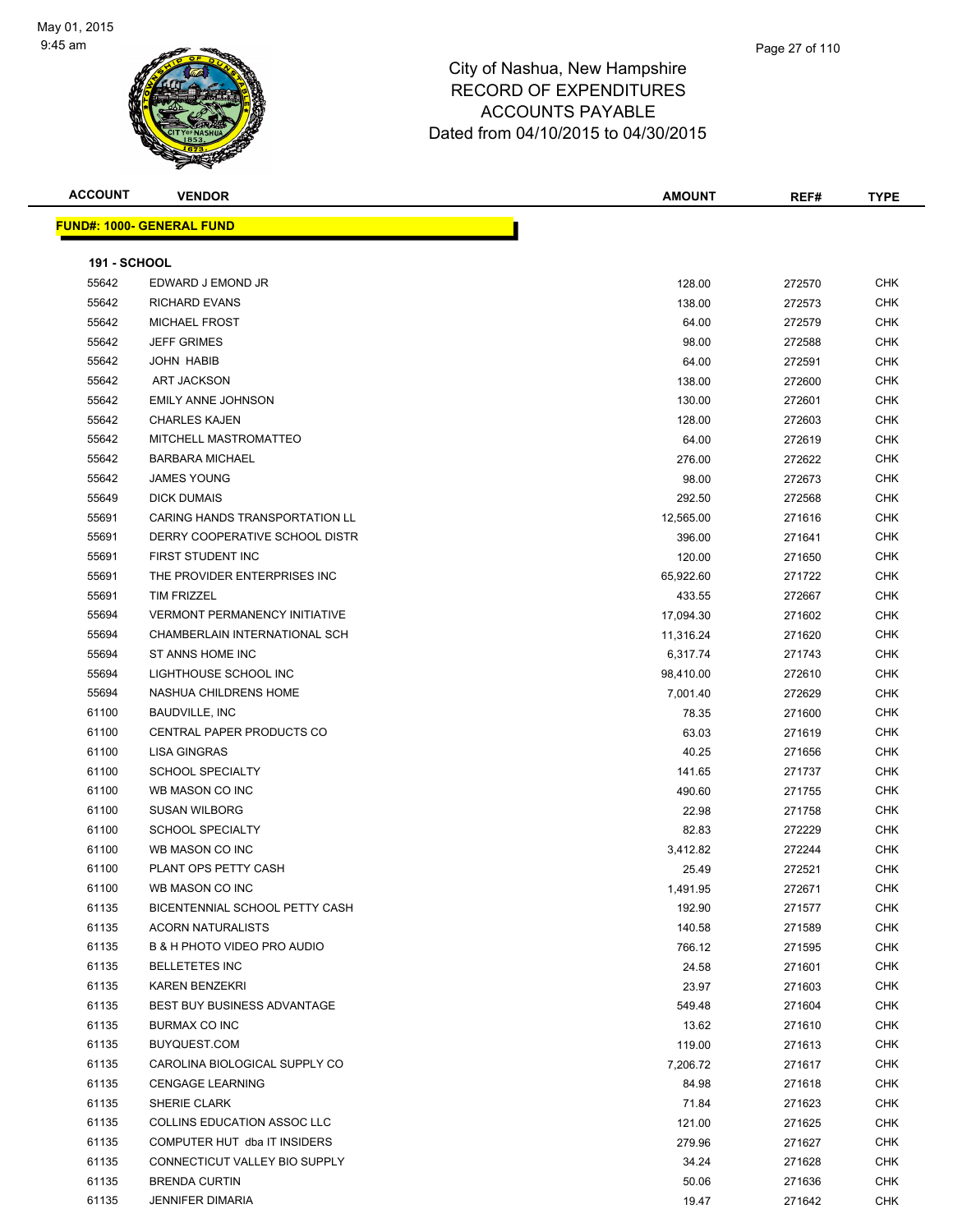City of Nashua, New Hampshire
RECORD OF EXPENDITURES
ACCOUNTS PAYABLE
Dated from 04/10/2015 to 04/30/2015

| ACCOUNT | VENDOR | AMOUNT | REF# | TYPE |
|---|---|---|---|---|

**FUND#: 1000- GENERAL FUND**

**191 - SCHOOL**

| ACCOUNT | VENDOR | AMOUNT | REF# | TYPE |
|---|---|---|---|---|
| 55642 | EDWARD J EMOND JR | 128.00 | 272570 | CHK |
| 55642 | RICHARD EVANS | 138.00 | 272573 | CHK |
| 55642 | MICHAEL FROST | 64.00 | 272579 | CHK |
| 55642 | JEFF GRIMES | 98.00 | 272588 | CHK |
| 55642 | JOHN HABIB | 64.00 | 272591 | CHK |
| 55642 | ART JACKSON | 138.00 | 272600 | CHK |
| 55642 | EMILY ANNE JOHNSON | 130.00 | 272601 | CHK |
| 55642 | CHARLES KAJEN | 128.00 | 272603 | CHK |
| 55642 | MITCHELL MASTROMATTEO | 64.00 | 272619 | CHK |
| 55642 | BARBARA MICHAEL | 276.00 | 272622 | CHK |
| 55642 | JAMES YOUNG | 98.00 | 272673 | CHK |
| 55649 | DICK DUMAIS | 292.50 | 272568 | CHK |
| 55691 | CARING HANDS TRANSPORTATION LL | 12,565.00 | 271616 | CHK |
| 55691 | DERRY COOPERATIVE SCHOOL DISTR | 396.00 | 271641 | CHK |
| 55691 | FIRST STUDENT INC | 120.00 | 271650 | CHK |
| 55691 | THE PROVIDER ENTERPRISES INC | 65,922.60 | 271722 | CHK |
| 55691 | TIM FRIZZEL | 433.55 | 272667 | CHK |
| 55694 | VERMONT PERMANENCY INITIATIVE | 17,094.30 | 271602 | CHK |
| 55694 | CHAMBERLAIN INTERNATIONAL SCH | 11,316.24 | 271620 | CHK |
| 55694 | ST ANNS HOME INC | 6,317.74 | 271743 | CHK |
| 55694 | LIGHTHOUSE SCHOOL INC | 98,410.00 | 272610 | CHK |
| 55694 | NASHUA CHILDRENS HOME | 7,001.40 | 272629 | CHK |
| 61100 | BAUDVILLE, INC | 78.35 | 271600 | CHK |
| 61100 | CENTRAL PAPER PRODUCTS CO | 63.03 | 271619 | CHK |
| 61100 | LISA GINGRAS | 40.25 | 271656 | CHK |
| 61100 | SCHOOL SPECIALTY | 141.65 | 271737 | CHK |
| 61100 | WB MASON CO INC | 490.60 | 271755 | CHK |
| 61100 | SUSAN WILBORG | 22.98 | 271758 | CHK |
| 61100 | SCHOOL SPECIALTY | 82.83 | 272229 | CHK |
| 61100 | WB MASON CO INC | 3,412.82 | 272244 | CHK |
| 61100 | PLANT OPS PETTY CASH | 25.49 | 272521 | CHK |
| 61100 | WB MASON CO INC | 1,491.95 | 272671 | CHK |
| 61135 | BICENTENNIAL SCHOOL PETTY CASH | 192.90 | 271577 | CHK |
| 61135 | ACORN NATURALISTS | 140.58 | 271589 | CHK |
| 61135 | B & H PHOTO VIDEO PRO AUDIO | 766.12 | 271595 | CHK |
| 61135 | BELLETETES INC | 24.58 | 271601 | CHK |
| 61135 | KAREN BENZEKRI | 23.97 | 271603 | CHK |
| 61135 | BEST BUY BUSINESS ADVANTAGE | 549.48 | 271604 | CHK |
| 61135 | BURMAX CO INC | 13.62 | 271610 | CHK |
| 61135 | BUYQUEST.COM | 119.00 | 271613 | CHK |
| 61135 | CAROLINA BIOLOGICAL SUPPLY CO | 7,206.72 | 271617 | CHK |
| 61135 | CENGAGE LEARNING | 84.98 | 271618 | CHK |
| 61135 | SHERIE CLARK | 71.84 | 271623 | CHK |
| 61135 | COLLINS EDUCATION ASSOC LLC | 121.00 | 271625 | CHK |
| 61135 | COMPUTER HUT dba IT INSIDERS | 279.96 | 271627 | CHK |
| 61135 | CONNECTICUT VALLEY BIO SUPPLY | 34.24 | 271628 | CHK |
| 61135 | BRENDA CURTIN | 50.06 | 271636 | CHK |
| 61135 | JENNIFER DIMARIA | 19.47 | 271642 | CHK |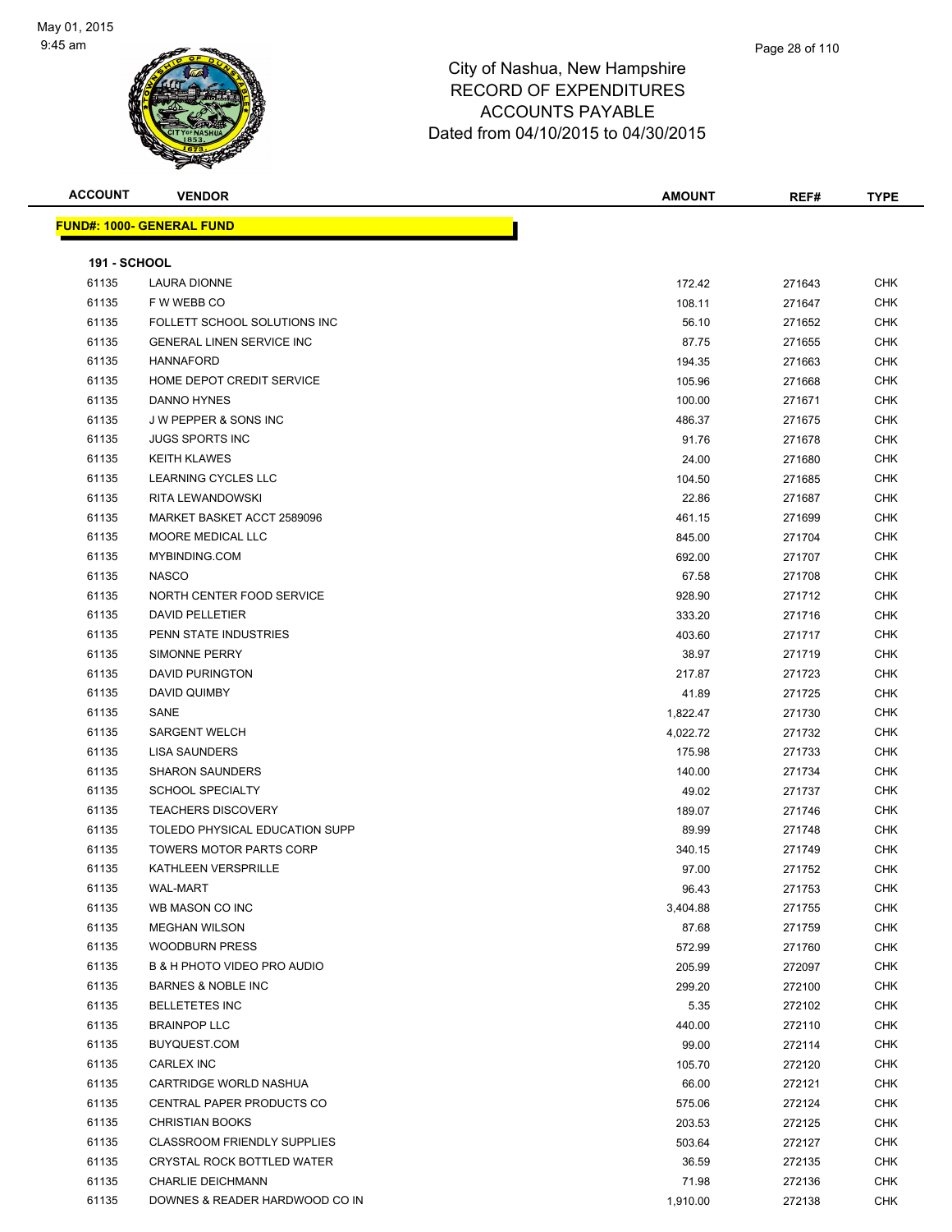City of Nashua, New Hampshire
RECORD OF EXPENDITURES
ACCOUNTS PAYABLE
Dated from 04/10/2015 to 04/30/2015

| ACCOUNT | VENDOR | AMOUNT | REF# | TYPE |
|---|---|---|---|---|

**FUND#: 1000- GENERAL FUND**

**191 - SCHOOL**

| ACCOUNT | VENDOR | AMOUNT | REF# | TYPE |
|---|---|---|---|---|
| 61135 | LAURA DIONNE | 172.42 | 271643 | CHK |
| 61135 | F W WEBB CO | 108.11 | 271647 | CHK |
| 61135 | FOLLETT SCHOOL SOLUTIONS INC | 56.10 | 271652 | CHK |
| 61135 | GENERAL LINEN SERVICE INC | 87.75 | 271655 | CHK |
| 61135 | HANNAFORD | 194.35 | 271663 | CHK |
| 61135 | HOME DEPOT CREDIT SERVICE | 105.96 | 271668 | CHK |
| 61135 | DANNO HYNES | 100.00 | 271671 | CHK |
| 61135 | J W PEPPER & SONS INC | 486.37 | 271675 | CHK |
| 61135 | JUGS SPORTS INC | 91.76 | 271678 | CHK |
| 61135 | KEITH KLAWES | 24.00 | 271680 | CHK |
| 61135 | LEARNING CYCLES LLC | 104.50 | 271685 | CHK |
| 61135 | RITA LEWANDOWSKI | 22.86 | 271687 | CHK |
| 61135 | MARKET BASKET ACCT 2589096 | 461.15 | 271699 | CHK |
| 61135 | MOORE MEDICAL LLC | 845.00 | 271704 | CHK |
| 61135 | MYBINDING.COM | 692.00 | 271707 | CHK |
| 61135 | NASCO | 67.58 | 271708 | CHK |
| 61135 | NORTH CENTER FOOD SERVICE | 928.90 | 271712 | CHK |
| 61135 | DAVID PELLETIER | 333.20 | 271716 | CHK |
| 61135 | PENN STATE INDUSTRIES | 403.60 | 271717 | CHK |
| 61135 | SIMONNE PERRY | 38.97 | 271719 | CHK |
| 61135 | DAVID PURINGTON | 217.87 | 271723 | CHK |
| 61135 | DAVID QUIMBY | 41.89 | 271725 | CHK |
| 61135 | SANE | 1,822.47 | 271730 | CHK |
| 61135 | SARGENT WELCH | 4,022.72 | 271732 | CHK |
| 61135 | LISA SAUNDERS | 175.98 | 271733 | CHK |
| 61135 | SHARON SAUNDERS | 140.00 | 271734 | CHK |
| 61135 | SCHOOL SPECIALTY | 49.02 | 271737 | CHK |
| 61135 | TEACHERS DISCOVERY | 189.07 | 271746 | CHK |
| 61135 | TOLEDO PHYSICAL EDUCATION SUPP | 89.99 | 271748 | CHK |
| 61135 | TOWERS MOTOR PARTS CORP | 340.15 | 271749 | CHK |
| 61135 | KATHLEEN VERSPRILLE | 97.00 | 271752 | CHK |
| 61135 | WAL-MART | 96.43 | 271753 | CHK |
| 61135 | WB MASON CO INC | 3,404.88 | 271755 | CHK |
| 61135 | MEGHAN WILSON | 87.68 | 271759 | CHK |
| 61135 | WOODBURN PRESS | 572.99 | 271760 | CHK |
| 61135 | B & H PHOTO VIDEO PRO AUDIO | 205.99 | 272097 | CHK |
| 61135 | BARNES & NOBLE INC | 299.20 | 272100 | CHK |
| 61135 | BELLETETES INC | 5.35 | 272102 | CHK |
| 61135 | BRAINPOP LLC | 440.00 | 272110 | CHK |
| 61135 | BUYQUEST.COM | 99.00 | 272114 | CHK |
| 61135 | CARLEX INC | 105.70 | 272120 | CHK |
| 61135 | CARTRIDGE WORLD NASHUA | 66.00 | 272121 | CHK |
| 61135 | CENTRAL PAPER PRODUCTS CO | 575.06 | 272124 | CHK |
| 61135 | CHRISTIAN BOOKS | 203.53 | 272125 | CHK |
| 61135 | CLASSROOM FRIENDLY SUPPLIES | 503.64 | 272127 | CHK |
| 61135 | CRYSTAL ROCK BOTTLED WATER | 36.59 | 272135 | CHK |
| 61135 | CHARLIE DEICHMANN | 71.98 | 272136 | CHK |
| 61135 | DOWNES & READER HARDWOOD CO IN | 1,910.00 | 272138 | CHK |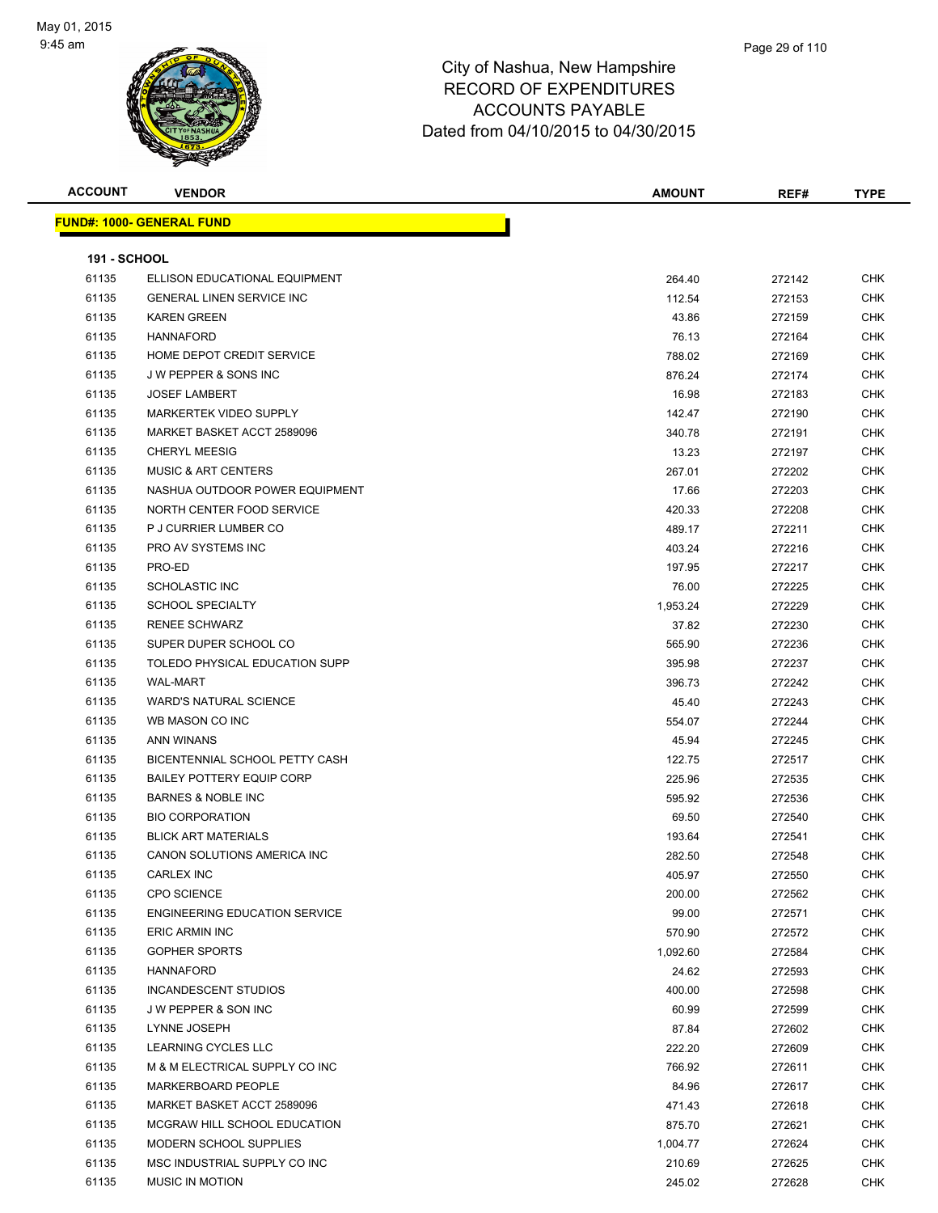# City of Nashua, New Hampshire
## RECORD OF EXPENDITURES
## ACCOUNTS PAYABLE
### Dated from 04/10/2015 to 04/30/2015

| ACCOUNT | VENDOR | AMOUNT | REF# | TYPE |
|---|---|---|---|---|

**FUND#: 1000- GENERAL FUND**

**191 - SCHOOL**

| ACCOUNT | VENDOR | AMOUNT | REF# | TYPE |
|---|---|---|---|---|
| 61135 | ELLISON EDUCATIONAL EQUIPMENT | 264.40 | 272142 | CHK |
| 61135 | GENERAL LINEN SERVICE INC | 112.54 | 272153 | CHK |
| 61135 | KAREN GREEN | 43.86 | 272159 | CHK |
| 61135 | HANNAFORD | 76.13 | 272164 | CHK |
| 61135 | HOME DEPOT CREDIT SERVICE | 788.02 | 272169 | CHK |
| 61135 | J W PEPPER & SONS INC | 876.24 | 272174 | CHK |
| 61135 | JOSEF LAMBERT | 16.98 | 272183 | CHK |
| 61135 | MARKERTEK VIDEO SUPPLY | 142.47 | 272190 | CHK |
| 61135 | MARKET BASKET ACCT 2589096 | 340.78 | 272191 | CHK |
| 61135 | CHERYL MEESIG | 13.23 | 272197 | CHK |
| 61135 | MUSIC & ART CENTERS | 267.01 | 272202 | CHK |
| 61135 | NASHUA OUTDOOR POWER EQUIPMENT | 17.66 | 272203 | CHK |
| 61135 | NORTH CENTER FOOD SERVICE | 420.33 | 272208 | CHK |
| 61135 | P J CURRIER LUMBER CO | 489.17 | 272211 | CHK |
| 61135 | PRO AV SYSTEMS INC | 403.24 | 272216 | CHK |
| 61135 | PRO-ED | 197.95 | 272217 | CHK |
| 61135 | SCHOLASTIC INC | 76.00 | 272225 | CHK |
| 61135 | SCHOOL SPECIALTY | 1,953.24 | 272229 | CHK |
| 61135 | RENEE SCHWARZ | 37.82 | 272230 | CHK |
| 61135 | SUPER DUPER SCHOOL CO | 565.90 | 272236 | CHK |
| 61135 | TOLEDO PHYSICAL EDUCATION SUPP | 395.98 | 272237 | CHK |
| 61135 | WAL-MART | 396.73 | 272242 | CHK |
| 61135 | WARD'S NATURAL SCIENCE | 45.40 | 272243 | CHK |
| 61135 | WB MASON CO INC | 554.07 | 272244 | CHK |
| 61135 | ANN WINANS | 45.94 | 272245 | CHK |
| 61135 | BICENTENNIAL SCHOOL PETTY CASH | 122.75 | 272517 | CHK |
| 61135 | BAILEY POTTERY EQUIP CORP | 225.96 | 272535 | CHK |
| 61135 | BARNES & NOBLE INC | 595.92 | 272536 | CHK |
| 61135 | BIO CORPORATION | 69.50 | 272540 | CHK |
| 61135 | BLICK ART MATERIALS | 193.64 | 272541 | CHK |
| 61135 | CANON SOLUTIONS AMERICA INC | 282.50 | 272548 | CHK |
| 61135 | CARLEX INC | 405.97 | 272550 | CHK |
| 61135 | CPO SCIENCE | 200.00 | 272562 | CHK |
| 61135 | ENGINEERING EDUCATION SERVICE | 99.00 | 272571 | CHK |
| 61135 | ERIC ARMIN INC | 570.90 | 272572 | CHK |
| 61135 | GOPHER SPORTS | 1,092.60 | 272584 | CHK |
| 61135 | HANNAFORD | 24.62 | 272593 | CHK |
| 61135 | INCANDESCENT STUDIOS | 400.00 | 272598 | CHK |
| 61135 | J W PEPPER & SON INC | 60.99 | 272599 | CHK |
| 61135 | LYNNE JOSEPH | 87.84 | 272602 | CHK |
| 61135 | LEARNING CYCLES LLC | 222.20 | 272609 | CHK |
| 61135 | M & M ELECTRICAL SUPPLY CO INC | 766.92 | 272611 | CHK |
| 61135 | MARKERBOARD PEOPLE | 84.96 | 272617 | CHK |
| 61135 | MARKET BASKET ACCT 2589096 | 471.43 | 272618 | CHK |
| 61135 | MCGRAW HILL SCHOOL EDUCATION | 875.70 | 272621 | CHK |
| 61135 | MODERN SCHOOL SUPPLIES | 1,004.77 | 272624 | CHK |
| 61135 | MSC INDUSTRIAL SUPPLY CO INC | 210.69 | 272625 | CHK |
| 61135 | MUSIC IN MOTION | 245.02 | 272628 | CHK |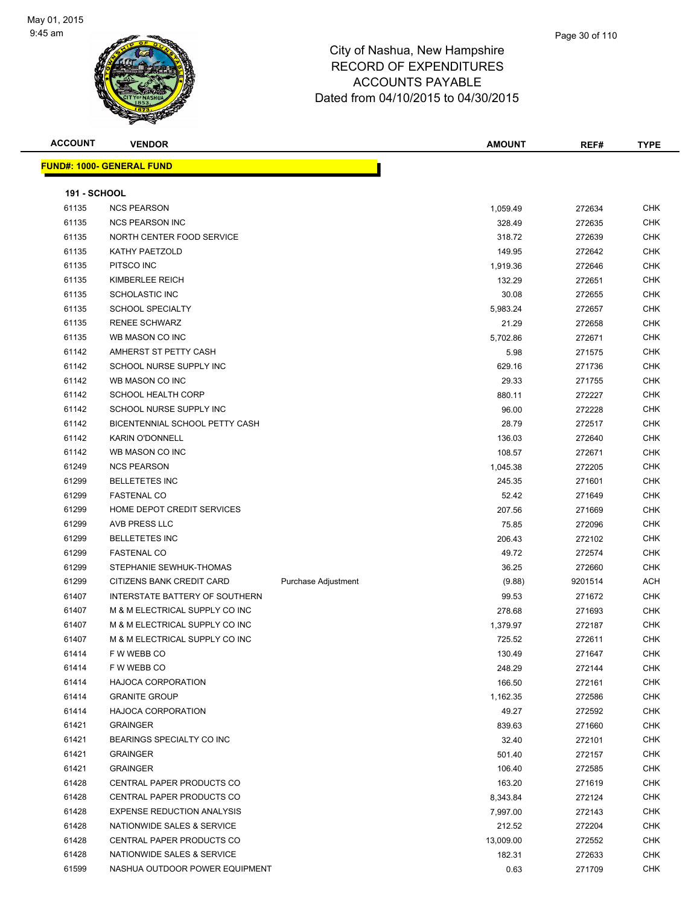# City of Nashua, New Hampshire
# RECORD OF EXPENDITURES
# ACCOUNTS PAYABLE
# Dated from 04/10/2015 to 04/30/2015

| ACCOUNT | VENDOR | | AMOUNT | REF# | TYPE |
|---|---|---|---|---|---|
| **FUND#: 1000- GENERAL FUND** | | | | | |
| **191 - SCHOOL** | | | | | |
| 61135 | NCS PEARSON | | 1,059.49 | 272634 | CHK |
| 61135 | NCS PEARSON INC | | 328.49 | 272635 | CHK |
| 61135 | NORTH CENTER FOOD SERVICE | | 318.72 | 272639 | CHK |
| 61135 | KATHY PAETZOLD | | 149.95 | 272642 | CHK |
| 61135 | PITSCO INC | | 1,919.36 | 272646 | CHK |
| 61135 | KIMBERLEE REICH | | 132.29 | 272651 | CHK |
| 61135 | SCHOLASTIC INC | | 30.08 | 272655 | CHK |
| 61135 | SCHOOL SPECIALTY | | 5,983.24 | 272657 | CHK |
| 61135 | RENEE SCHWARZ | | 21.29 | 272658 | CHK |
| 61135 | WB MASON CO INC | | 5,702.86 | 272671 | CHK |
| 61142 | AMHERST ST PETTY CASH | | 5.98 | 271575 | CHK |
| 61142 | SCHOOL NURSE SUPPLY INC | | 629.16 | 271736 | CHK |
| 61142 | WB MASON CO INC | | 29.33 | 271755 | CHK |
| 61142 | SCHOOL HEALTH CORP | | 880.11 | 272227 | CHK |
| 61142 | SCHOOL NURSE SUPPLY INC | | 96.00 | 272228 | CHK |
| 61142 | BICENTENNIAL SCHOOL PETTY CASH | | 28.79 | 272517 | CHK |
| 61142 | KARIN O'DONNELL | | 136.03 | 272640 | CHK |
| 61142 | WB MASON CO INC | | 108.57 | 272671 | CHK |
| 61249 | NCS PEARSON | | 1,045.38 | 272205 | CHK |
| 61299 | BELLETETES INC | | 245.35 | 271601 | CHK |
| 61299 | FASTENAL CO | | 52.42 | 271649 | CHK |
| 61299 | HOME DEPOT CREDIT SERVICES | | 207.56 | 271669 | CHK |
| 61299 | AVB PRESS LLC | | 75.85 | 272096 | CHK |
| 61299 | BELLETETES INC | | 206.43 | 272102 | CHK |
| 61299 | FASTENAL CO | | 49.72 | 272574 | CHK |
| 61299 | STEPHANIE SEWHUK-THOMAS | | 36.25 | 272660 | CHK |
| 61299 | CITIZENS BANK CREDIT CARD | Purchase Adjustment | (9.88) | 9201514 | ACH |
| 61407 | INTERSTATE BATTERY OF SOUTHERN | | 99.53 | 271672 | CHK |
| 61407 | M & M ELECTRICAL SUPPLY CO INC | | 278.68 | 271693 | CHK |
| 61407 | M & M ELECTRICAL SUPPLY CO INC | | 1,379.97 | 272187 | CHK |
| 61407 | M & M ELECTRICAL SUPPLY CO INC | | 725.52 | 272611 | CHK |
| 61414 | F W WEBB CO | | 130.49 | 271647 | CHK |
| 61414 | F W WEBB CO | | 248.29 | 272144 | CHK |
| 61414 | HAJOCA CORPORATION | | 166.50 | 272161 | CHK |
| 61414 | GRANITE GROUP | | 1,162.35 | 272586 | CHK |
| 61414 | HAJOCA CORPORATION | | 49.27 | 272592 | CHK |
| 61421 | GRAINGER | | 839.63 | 271660 | CHK |
| 61421 | BEARINGS SPECIALTY CO INC | | 32.40 | 272101 | CHK |
| 61421 | GRAINGER | | 501.40 | 272157 | CHK |
| 61421 | GRAINGER | | 106.40 | 272585 | CHK |
| 61428 | CENTRAL PAPER PRODUCTS CO | | 163.20 | 271619 | CHK |
| 61428 | CENTRAL PAPER PRODUCTS CO | | 8,343.84 | 272124 | CHK |
| 61428 | EXPENSE REDUCTION ANALYSIS | | 7,997.00 | 272143 | CHK |
| 61428 | NATIONWIDE SALES & SERVICE | | 212.52 | 272204 | CHK |
| 61428 | CENTRAL PAPER PRODUCTS CO | | 13,009.00 | 272552 | CHK |
| 61428 | NATIONWIDE SALES & SERVICE | | 182.31 | 272633 | CHK |
| 61599 | NASHUA OUTDOOR POWER EQUIPMENT | | 0.63 | 271709 | CHK |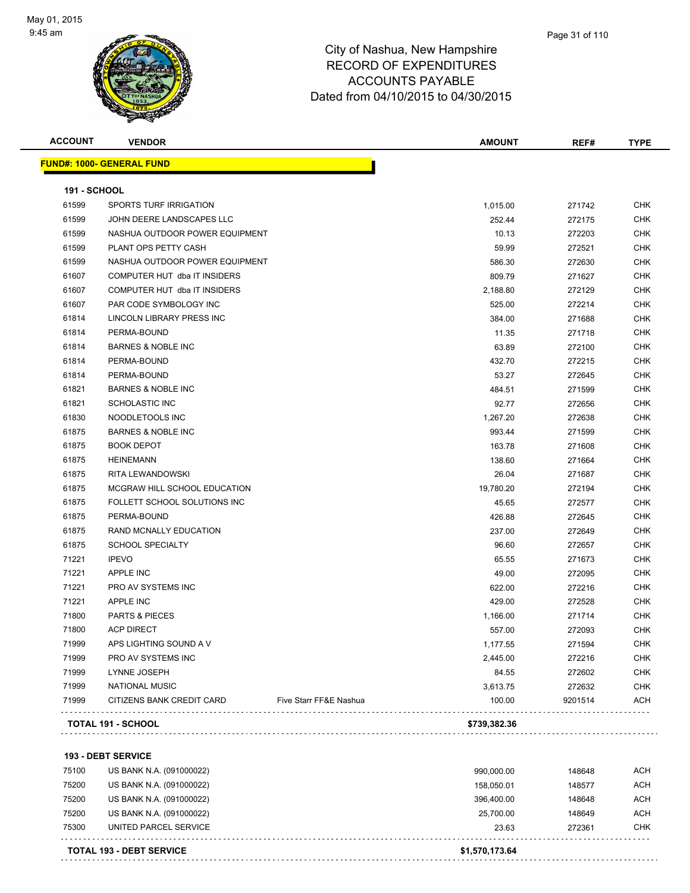# City of Nashua, New Hampshire
## RECORD OF EXPENDITURES
## ACCOUNTS PAYABLE
## Dated from 04/10/2015 to 04/30/2015

**FUND#: 1000- GENERAL FUND**

**191 - SCHOOL**

| ACCOUNT | VENDOR | | AMOUNT | REF# | TYPE |
|---|---|---|---|---|---|
| 61599 | SPORTS TURF IRRIGATION | | 1,015.00 | 271742 | CHK |
| 61599 | JOHN DEERE LANDSCAPES LLC | | 252.44 | 272175 | CHK |
| 61599 | NASHUA OUTDOOR POWER EQUIPMENT | | 10.13 | 272203 | CHK |
| 61599 | PLANT OPS PETTY CASH | | 59.99 | 272521 | CHK |
| 61599 | NASHUA OUTDOOR POWER EQUIPMENT | | 586.30 | 272630 | CHK |
| 61607 | COMPUTER HUT dba IT INSIDERS | | 809.79 | 271627 | CHK |
| 61607 | COMPUTER HUT dba IT INSIDERS | | 2,188.80 | 272129 | CHK |
| 61607 | PAR CODE SYMBOLOGY INC | | 525.00 | 272214 | CHK |
| 61814 | LINCOLN LIBRARY PRESS INC | | 384.00 | 271688 | CHK |
| 61814 | PERMA-BOUND | | 11.35 | 271718 | CHK |
| 61814 | BARNES & NOBLE INC | | 63.89 | 272100 | CHK |
| 61814 | PERMA-BOUND | | 432.70 | 272215 | CHK |
| 61814 | PERMA-BOUND | | 53.27 | 272645 | CHK |
| 61821 | BARNES & NOBLE INC | | 484.51 | 271599 | CHK |
| 61821 | SCHOLASTIC INC | | 92.77 | 272656 | CHK |
| 61830 | NOODLETOOLS INC | | 1,267.20 | 272638 | CHK |
| 61875 | BARNES & NOBLE INC | | 993.44 | 271599 | CHK |
| 61875 | BOOK DEPOT | | 163.78 | 271608 | CHK |
| 61875 | HEINEMANN | | 138.60 | 271664 | CHK |
| 61875 | RITA LEWANDOWSKI | | 26.04 | 271687 | CHK |
| 61875 | MCGRAW HILL SCHOOL EDUCATION | | 19,780.20 | 272194 | CHK |
| 61875 | FOLLETT SCHOOL SOLUTIONS INC | | 45.65 | 272577 | CHK |
| 61875 | PERMA-BOUND | | 426.88 | 272645 | CHK |
| 61875 | RAND MCNALLY EDUCATION | | 237.00 | 272649 | CHK |
| 61875 | SCHOOL SPECIALTY | | 96.60 | 272657 | CHK |
| 71221 | IPEVO | | 65.55 | 271673 | CHK |
| 71221 | APPLE INC | | 49.00 | 272095 | CHK |
| 71221 | PRO AV SYSTEMS INC | | 622.00 | 272216 | CHK |
| 71221 | APPLE INC | | 429.00 | 272528 | CHK |
| 71800 | PARTS & PIECES | | 1,166.00 | 271714 | CHK |
| 71800 | ACP DIRECT | | 557.00 | 272093 | CHK |
| 71999 | APS LIGHTING SOUND A V | | 1,177.55 | 271594 | CHK |
| 71999 | PRO AV SYSTEMS INC | | 2,445.00 | 272216 | CHK |
| 71999 | LYNNE JOSEPH | | 84.55 | 272602 | CHK |
| 71999 | NATIONAL MUSIC | | 3,613.75 | 272632 | CHK |
| 71999 | CITIZENS BANK CREDIT CARD | Five Starr FF&E Nashua | 100.00 | 9201514 | ACH |
| | **TOTAL 191 - SCHOOL** | | **$739,382.36** | | |

**193 - DEBT SERVICE**

| ACCOUNT | VENDOR | AMOUNT | REF# | TYPE |
|---|---|---|---|---|
| 75100 | US BANK N.A. (091000022) | 990,000.00 | 148648 | ACH |
| 75200 | US BANK N.A. (091000022) | 158,050.01 | 148577 | ACH |
| 75200 | US BANK N.A. (091000022) | 396,400.00 | 148648 | ACH |
| 75200 | US BANK N.A. (091000022) | 25,700.00 | 148649 | ACH |
| 75300 | UNITED PARCEL SERVICE | 23.63 | 272361 | CHK |
| | **TOTAL 193 - DEBT SERVICE** | **$1,570,173.64** | | |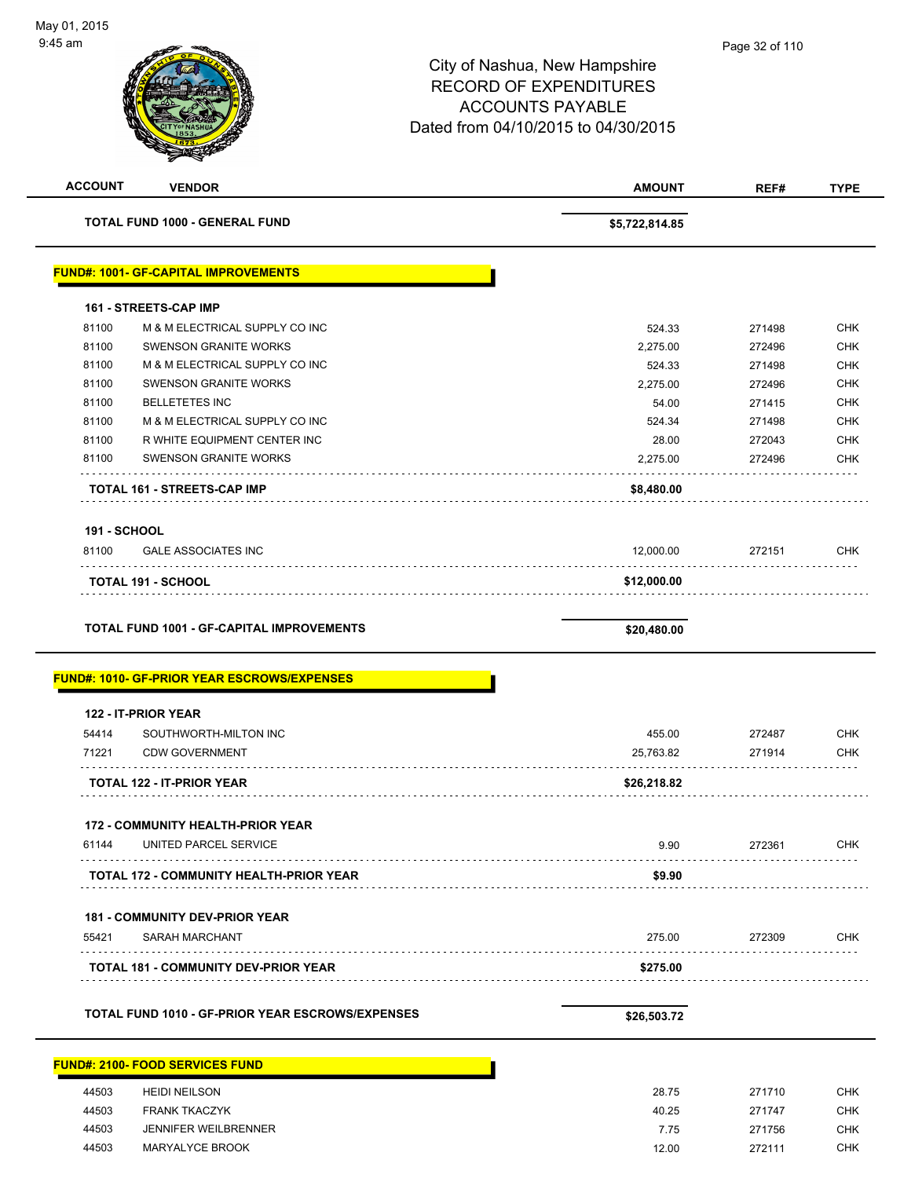City of Nashua, New Hampshire
RECORD OF EXPENDITURES
ACCOUNTS PAYABLE
Dated from 04/10/2015 to 04/30/2015

| ACCOUNT | VENDOR | AMOUNT | REF# | TYPE |
|---|---|---|---|---|
| | **TOTAL FUND 1000 - GENERAL FUND** | **$5,722,814.85** | | |

**FUND#: 1001- GF-CAPITAL IMPROVEMENTS**

| ACCOUNT | VENDOR | AMOUNT | REF# | TYPE |
|---|---|---|---|---|
| **161 - STREETS-CAP IMP** | | | | |
| 81100 | M & M ELECTRICAL SUPPLY CO INC | 524.33 | 271498 | CHK |
| 81100 | SWENSON GRANITE WORKS | 2,275.00 | 272496 | CHK |
| 81100 | M & M ELECTRICAL SUPPLY CO INC | 524.33 | 271498 | CHK |
| 81100 | SWENSON GRANITE WORKS | 2,275.00 | 272496 | CHK |
| 81100 | BELLETETES INC | 54.00 | 271415 | CHK |
| 81100 | M & M ELECTRICAL SUPPLY CO INC | 524.34 | 271498 | CHK |
| 81100 | R WHITE EQUIPMENT CENTER INC | 28.00 | 272043 | CHK |
| 81100 | SWENSON GRANITE WORKS | 2,275.00 | 272496 | CHK |
| | **TOTAL 161 - STREETS-CAP IMP** | **$8,480.00** | | |
| **191 - SCHOOL** | | | | |
| 81100 | GALE ASSOCIATES INC | 12,000.00 | 272151 | CHK |
| | **TOTAL 191 - SCHOOL** | **$12,000.00** | | |
| | **TOTAL FUND 1001 - GF-CAPITAL IMPROVEMENTS** | **$20,480.00** | | |

**FUND#: 1010- GF-PRIOR YEAR ESCROWS/EXPENSES**

| ACCOUNT | VENDOR | AMOUNT | REF# | TYPE |
|---|---|---|---|---|
| **122 - IT-PRIOR YEAR** | | | | |
| 54414 | SOUTHWORTH-MILTON INC | 455.00 | 272487 | CHK |
| 71221 | CDW GOVERNMENT | 25,763.82 | 271914 | CHK |
| | **TOTAL 122 - IT-PRIOR YEAR** | **$26,218.82** | | |
| **172 - COMMUNITY HEALTH-PRIOR YEAR** | | | | |
| 61144 | UNITED PARCEL SERVICE | 9.90 | 272361 | CHK |
| | **TOTAL 172 - COMMUNITY HEALTH-PRIOR YEAR** | **$9.90** | | |
| **181 - COMMUNITY DEV-PRIOR YEAR** | | | | |
| 55421 | SARAH MARCHANT | 275.00 | 272309 | CHK |
| | **TOTAL 181 - COMMUNITY DEV-PRIOR YEAR** | **$275.00** | | |
| | **TOTAL FUND 1010 - GF-PRIOR YEAR ESCROWS/EXPENSES** | **$26,503.72** | | |

**FUND#: 2100- FOOD SERVICES FUND**

| ACCOUNT | VENDOR | AMOUNT | REF# | TYPE |
|---|---|---|---|---|
| 44503 | HEIDI NEILSON | 28.75 | 271710 | CHK |
| 44503 | FRANK TKACZYK | 40.25 | 271747 | CHK |
| 44503 | JENNIFER WEILBRENNER | 7.75 | 271756 | CHK |
| 44503 | MARYALYCE BROOK | 12.00 | 272111 | CHK |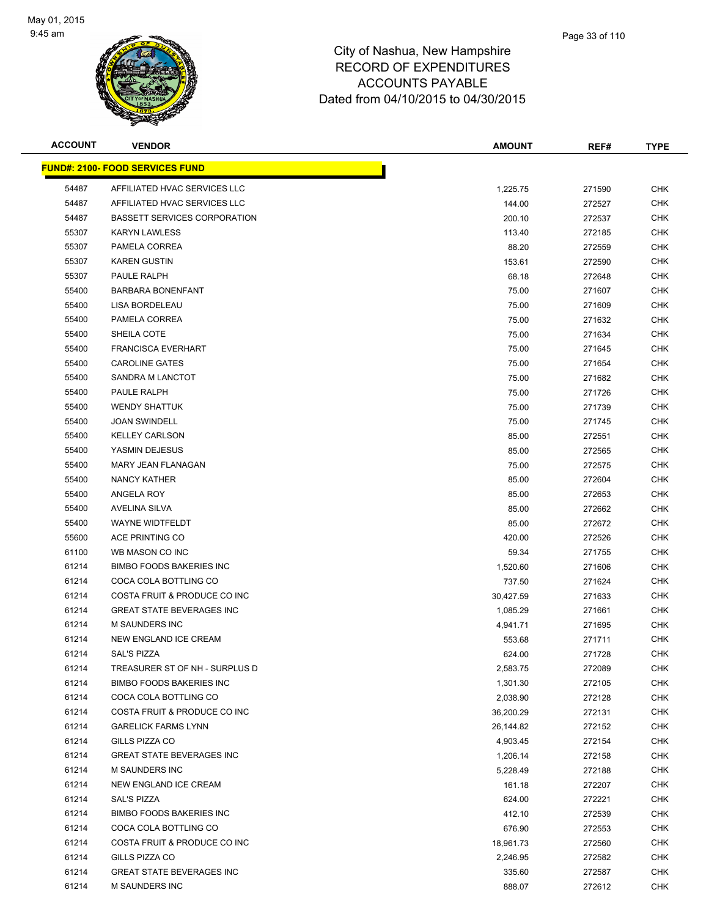City of Nashua, New Hampshire
RECORD OF EXPENDITURES
ACCOUNTS PAYABLE
Dated from 04/10/2015 to 04/30/2015

| ACCOUNT | VENDOR | AMOUNT | REF# | TYPE |
|---|---|---|---|---|
| **FUND#: 2100- FOOD SERVICES FUND** | | | | |
| 54487 | AFFILIATED HVAC SERVICES LLC | 1,225.75 | 271590 | CHK |
| 54487 | AFFILIATED HVAC SERVICES LLC | 144.00 | 272527 | CHK |
| 54487 | BASSETT SERVICES CORPORATION | 200.10 | 272537 | CHK |
| 55307 | KARYN LAWLESS | 113.40 | 272185 | CHK |
| 55307 | PAMELA CORREA | 88.20 | 272559 | CHK |
| 55307 | KAREN GUSTIN | 153.61 | 272590 | CHK |
| 55307 | PAULE RALPH | 68.18 | 272648 | CHK |
| 55400 | BARBARA BONENFANT | 75.00 | 271607 | CHK |
| 55400 | LISA BORDELEAU | 75.00 | 271609 | CHK |
| 55400 | PAMELA CORREA | 75.00 | 271632 | CHK |
| 55400 | SHEILA COTE | 75.00 | 271634 | CHK |
| 55400 | FRANCISCA EVERHART | 75.00 | 271645 | CHK |
| 55400 | CAROLINE GATES | 75.00 | 271654 | CHK |
| 55400 | SANDRA M LANCTOT | 75.00 | 271682 | CHK |
| 55400 | PAULE RALPH | 75.00 | 271726 | CHK |
| 55400 | WENDY SHATTUK | 75.00 | 271739 | CHK |
| 55400 | JOAN SWINDELL | 75.00 | 271745 | CHK |
| 55400 | KELLEY CARLSON | 85.00 | 272551 | CHK |
| 55400 | YASMIN DEJESUS | 85.00 | 272565 | CHK |
| 55400 | MARY JEAN FLANAGAN | 75.00 | 272575 | CHK |
| 55400 | NANCY KATHER | 85.00 | 272604 | CHK |
| 55400 | ANGELA ROY | 85.00 | 272653 | CHK |
| 55400 | AVELINA SILVA | 85.00 | 272662 | CHK |
| 55400 | WAYNE WIDTFELDT | 85.00 | 272672 | CHK |
| 55600 | ACE PRINTING CO | 420.00 | 272526 | CHK |
| 61100 | WB MASON CO INC | 59.34 | 271755 | CHK |
| 61214 | BIMBO FOODS BAKERIES INC | 1,520.60 | 271606 | CHK |
| 61214 | COCA COLA BOTTLING CO | 737.50 | 271624 | CHK |
| 61214 | COSTA FRUIT & PRODUCE CO INC | 30,427.59 | 271633 | CHK |
| 61214 | GREAT STATE BEVERAGES INC | 1,085.29 | 271661 | CHK |
| 61214 | M SAUNDERS INC | 4,941.71 | 271695 | CHK |
| 61214 | NEW ENGLAND ICE CREAM | 553.68 | 271711 | CHK |
| 61214 | SAL'S PIZZA | 624.00 | 271728 | CHK |
| 61214 | TREASURER ST OF NH - SURPLUS D | 2,583.75 | 272089 | CHK |
| 61214 | BIMBO FOODS BAKERIES INC | 1,301.30 | 272105 | CHK |
| 61214 | COCA COLA BOTTLING CO | 2,038.90 | 272128 | CHK |
| 61214 | COSTA FRUIT & PRODUCE CO INC | 36,200.29 | 272131 | CHK |
| 61214 | GARELICK FARMS LYNN | 26,144.82 | 272152 | CHK |
| 61214 | GILLS PIZZA CO | 4,903.45 | 272154 | CHK |
| 61214 | GREAT STATE BEVERAGES INC | 1,206.14 | 272158 | CHK |
| 61214 | M SAUNDERS INC | 5,228.49 | 272188 | CHK |
| 61214 | NEW ENGLAND ICE CREAM | 161.18 | 272207 | CHK |
| 61214 | SAL'S PIZZA | 624.00 | 272221 | CHK |
| 61214 | BIMBO FOODS BAKERIES INC | 412.10 | 272539 | CHK |
| 61214 | COCA COLA BOTTLING CO | 676.90 | 272553 | CHK |
| 61214 | COSTA FRUIT & PRODUCE CO INC | 18,961.73 | 272560 | CHK |
| 61214 | GILLS PIZZA CO | 2,246.95 | 272582 | CHK |
| 61214 | GREAT STATE BEVERAGES INC | 335.60 | 272587 | CHK |
| 61214 | M SAUNDERS INC | 888.07 | 272612 | CHK |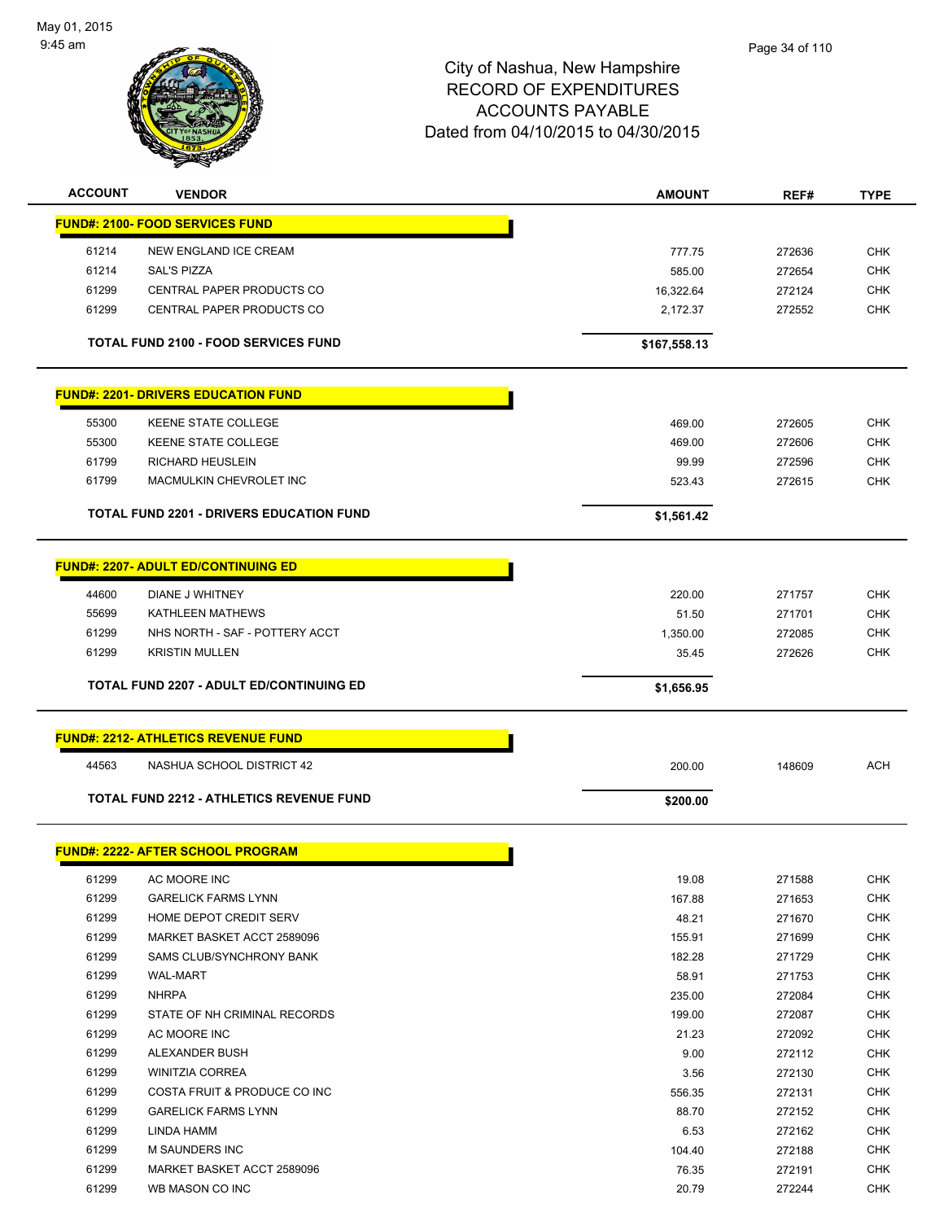City of Nashua, New Hampshire
RECORD OF EXPENDITURES
ACCOUNTS PAYABLE
Dated from 04/10/2015 to 04/30/2015

| ACCOUNT | VENDOR | AMOUNT | REF# | TYPE |
|---|---|---|---|---|
| **FUND#: 2100- FOOD SERVICES FUND** | | | | |
| 61214 | NEW ENGLAND ICE CREAM | 777.75 | 272636 | CHK |
| 61214 | SAL'S PIZZA | 585.00 | 272654 | CHK |
| 61299 | CENTRAL PAPER PRODUCTS CO | 16,322.64 | 272124 | CHK |
| 61299 | CENTRAL PAPER PRODUCTS CO | 2,172.37 | 272552 | CHK |
| | **TOTAL FUND 2100 - FOOD SERVICES FUND** | **$167,558.13** | | |
| **FUND#: 2201- DRIVERS EDUCATION FUND** | | | | |
| 55300 | KEENE STATE COLLEGE | 469.00 | 272605 | CHK |
| 55300 | KEENE STATE COLLEGE | 469.00 | 272606 | CHK |
| 61799 | RICHARD HEUSLEIN | 99.99 | 272596 | CHK |
| 61799 | MACMULKIN CHEVROLET INC | 523.43 | 272615 | CHK |
| | **TOTAL FUND 2201 - DRIVERS EDUCATION FUND** | **$1,561.42** | | |
| **FUND#: 2207- ADULT ED/CONTINUING ED** | | | | |
| 44600 | DIANE J WHITNEY | 220.00 | 271757 | CHK |
| 55699 | KATHLEEN MATHEWS | 51.50 | 271701 | CHK |
| 61299 | NHS NORTH - SAF - POTTERY ACCT | 1,350.00 | 272085 | CHK |
| 61299 | KRISTIN MULLEN | 35.45 | 272626 | CHK |
| | **TOTAL FUND 2207 - ADULT ED/CONTINUING ED** | **$1,656.95** | | |
| **FUND#: 2212- ATHLETICS REVENUE FUND** | | | | |
| 44563 | NASHUA SCHOOL DISTRICT 42 | 200.00 | 148609 | ACH |
| | **TOTAL FUND 2212 - ATHLETICS REVENUE FUND** | **$200.00** | | |
| **FUND#: 2222- AFTER SCHOOL PROGRAM** | | | | |
| 61299 | AC MOORE INC | 19.08 | 271588 | CHK |
| 61299 | GARELICK FARMS LYNN | 167.88 | 271653 | CHK |
| 61299 | HOME DEPOT CREDIT SERV | 48.21 | 271670 | CHK |
| 61299 | MARKET BASKET ACCT 2589096 | 155.91 | 271699 | CHK |
| 61299 | SAMS CLUB/SYNCHRONY BANK | 182.28 | 271729 | CHK |
| 61299 | WAL-MART | 58.91 | 271753 | CHK |
| 61299 | NHRPA | 235.00 | 272084 | CHK |
| 61299 | STATE OF NH CRIMINAL RECORDS | 199.00 | 272087 | CHK |
| 61299 | AC MOORE INC | 21.23 | 272092 | CHK |
| 61299 | ALEXANDER BUSH | 9.00 | 272112 | CHK |
| 61299 | WINITZIA CORREA | 3.56 | 272130 | CHK |
| 61299 | COSTA FRUIT & PRODUCE CO INC | 556.35 | 272131 | CHK |
| 61299 | GARELICK FARMS LYNN | 88.70 | 272152 | CHK |
| 61299 | LINDA HAMM | 6.53 | 272162 | CHK |
| 61299 | M SAUNDERS INC | 104.40 | 272188 | CHK |
| 61299 | MARKET BASKET ACCT 2589096 | 76.35 | 272191 | CHK |
| 61299 | WB MASON CO INC | 20.79 | 272244 | CHK |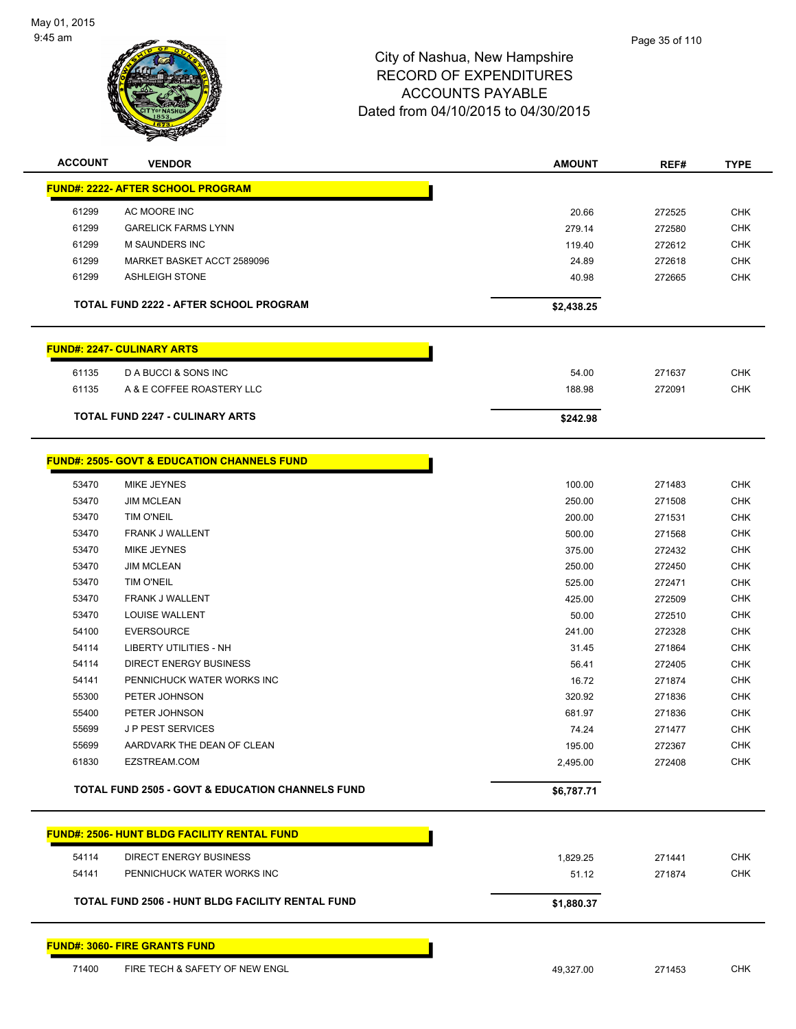City of Nashua, New Hampshire
RECORD OF EXPENDITURES
ACCOUNTS PAYABLE
Dated from 04/10/2015 to 04/30/2015

| ACCOUNT | VENDOR | AMOUNT | REF# | TYPE |
|---|---|---|---|---|
| **FUND#: 2222- AFTER SCHOOL PROGRAM** | | | | |
| 61299 | AC MOORE INC | 20.66 | 272525 | CHK |
| 61299 | GARELICK FARMS LYNN | 279.14 | 272580 | CHK |
| 61299 | M SAUNDERS INC | 119.40 | 272612 | CHK |
| 61299 | MARKET BASKET ACCT 2589096 | 24.89 | 272618 | CHK |
| 61299 | ASHLEIGH STONE | 40.98 | 272665 | CHK |
| **TOTAL FUND 2222 - AFTER SCHOOL PROGRAM** | | **$2,438.25** | | |
| **FUND#: 2247- CULINARY ARTS** | | | | |
| 61135 | D A BUCCI & SONS INC | 54.00 | 271637 | CHK |
| 61135 | A & E COFFEE ROASTERY LLC | 188.98 | 272091 | CHK |
| **TOTAL FUND 2247 - CULINARY ARTS** | | **$242.98** | | |
| **FUND#: 2505- GOVT & EDUCATION CHANNELS FUND** | | | | |
| 53470 | MIKE JEYNES | 100.00 | 271483 | CHK |
| 53470 | JIM MCLEAN | 250.00 | 271508 | CHK |
| 53470 | TIM O'NEIL | 200.00 | 271531 | CHK |
| 53470 | FRANK J WALLENT | 500.00 | 271568 | CHK |
| 53470 | MIKE JEYNES | 375.00 | 272432 | CHK |
| 53470 | JIM MCLEAN | 250.00 | 272450 | CHK |
| 53470 | TIM O'NEIL | 525.00 | 272471 | CHK |
| 53470 | FRANK J WALLENT | 425.00 | 272509 | CHK |
| 53470 | LOUISE WALLENT | 50.00 | 272510 | CHK |
| 54100 | EVERSOURCE | 241.00 | 272328 | CHK |
| 54114 | LIBERTY UTILITIES - NH | 31.45 | 271864 | CHK |
| 54114 | DIRECT ENERGY BUSINESS | 56.41 | 272405 | CHK |
| 54141 | PENNICHUCK WATER WORKS INC | 16.72 | 271874 | CHK |
| 55300 | PETER JOHNSON | 320.92 | 271836 | CHK |
| 55400 | PETER JOHNSON | 681.97 | 271836 | CHK |
| 55699 | J P PEST SERVICES | 74.24 | 271477 | CHK |
| 55699 | AARDVARK THE DEAN OF CLEAN | 195.00 | 272367 | CHK |
| 61830 | EZSTREAM.COM | 2,495.00 | 272408 | CHK |
| **TOTAL FUND 2505 - GOVT & EDUCATION CHANNELS FUND** | | **$6,787.71** | | |
| **FUND#: 2506- HUNT BLDG FACILITY RENTAL FUND** | | | | |
| 54114 | DIRECT ENERGY BUSINESS | 1,829.25 | 271441 | CHK |
| 54141 | PENNICHUCK WATER WORKS INC | 51.12 | 271874 | CHK |
| **TOTAL FUND 2506 - HUNT BLDG FACILITY RENTAL FUND** | | **$1,880.37** | | |
| **FUND#: 3060- FIRE GRANTS FUND** | | | | |
| 71400 | FIRE TECH & SAFETY OF NEW ENGL | 49,327.00 | 271453 | CHK |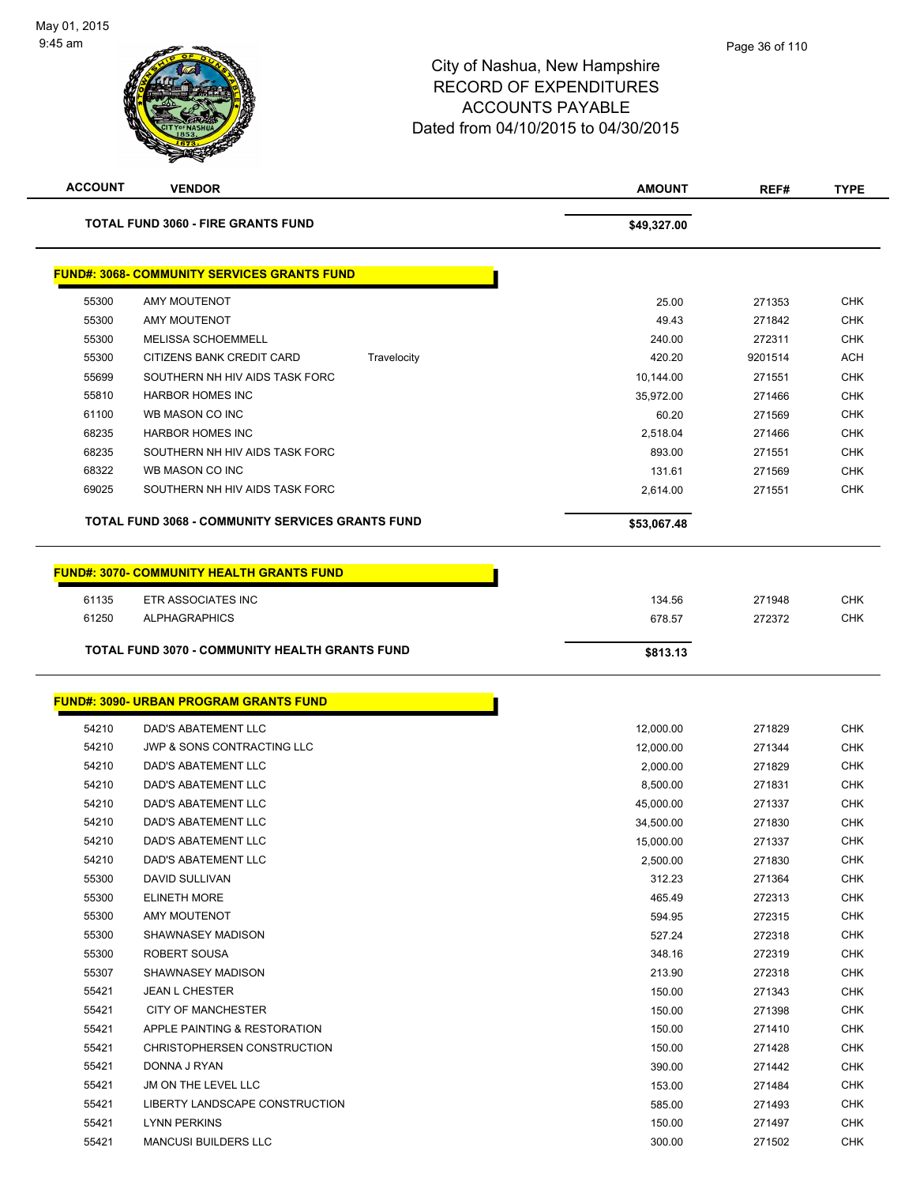City of Nashua, New Hampshire
RECORD OF EXPENDITURES
ACCOUNTS PAYABLE
Dated from 04/10/2015 to 04/30/2015

| ACCOUNT | VENDOR | | AMOUNT | REF# | TYPE |
|---|---|---|---|---|---|
| | **TOTAL FUND 3060 - FIRE GRANTS FUND** | | **$49,327.00** | | |

**FUND#: 3068- COMMUNITY SERVICES GRANTS FUND**

| ACCOUNT | VENDOR | | AMOUNT | REF# | TYPE |
|---|---|---|---|---|---|
| 55300 | AMY MOUTENOT | | 25.00 | 271353 | CHK |
| 55300 | AMY MOUTENOT | | 49.43 | 271842 | CHK |
| 55300 | MELISSA SCHOEMMELL | | 240.00 | 272311 | CHK |
| 55300 | CITIZENS BANK CREDIT CARD | Travelocity | 420.20 | 9201514 | ACH |
| 55699 | SOUTHERN NH HIV AIDS TASK FORC | | 10,144.00 | 271551 | CHK |
| 55810 | HARBOR HOMES INC | | 35,972.00 | 271466 | CHK |
| 61100 | WB MASON CO INC | | 60.20 | 271569 | CHK |
| 68235 | HARBOR HOMES INC | | 2,518.04 | 271466 | CHK |
| 68235 | SOUTHERN NH HIV AIDS TASK FORC | | 893.00 | 271551 | CHK |
| 68322 | WB MASON CO INC | | 131.61 | 271569 | CHK |
| 69025 | SOUTHERN NH HIV AIDS TASK FORC | | 2,614.00 | 271551 | CHK |
| | **TOTAL FUND 3068 - COMMUNITY SERVICES GRANTS FUND** | | **$53,067.48** | | |

**FUND#: 3070- COMMUNITY HEALTH GRANTS FUND**

| ACCOUNT | VENDOR | | AMOUNT | REF# | TYPE |
|---|---|---|---|---|---|
| 61135 | ETR ASSOCIATES INC | | 134.56 | 271948 | CHK |
| 61250 | ALPHAGRAPHICS | | 678.57 | 272372 | CHK |
| | **TOTAL FUND 3070 - COMMUNITY HEALTH GRANTS FUND** | | **$813.13** | | |

**FUND#: 3090- URBAN PROGRAM GRANTS FUND**

| ACCOUNT | VENDOR | | AMOUNT | REF# | TYPE |
|---|---|---|---|---|---|
| 54210 | DAD'S ABATEMENT LLC | | 12,000.00 | 271829 | CHK |
| 54210 | JWP & SONS CONTRACTING LLC | | 12,000.00 | 271344 | CHK |
| 54210 | DAD'S ABATEMENT LLC | | 2,000.00 | 271829 | CHK |
| 54210 | DAD'S ABATEMENT LLC | | 8,500.00 | 271831 | CHK |
| 54210 | DAD'S ABATEMENT LLC | | 45,000.00 | 271337 | CHK |
| 54210 | DAD'S ABATEMENT LLC | | 34,500.00 | 271830 | CHK |
| 54210 | DAD'S ABATEMENT LLC | | 15,000.00 | 271337 | CHK |
| 54210 | DAD'S ABATEMENT LLC | | 2,500.00 | 271830 | CHK |
| 55300 | DAVID SULLIVAN | | 312.23 | 271364 | CHK |
| 55300 | ELINETH MORE | | 465.49 | 272313 | CHK |
| 55300 | AMY MOUTENOT | | 594.95 | 272315 | CHK |
| 55300 | SHAWNASEY MADISON | | 527.24 | 272318 | CHK |
| 55300 | ROBERT SOUSA | | 348.16 | 272319 | CHK |
| 55307 | SHAWNASEY MADISON | | 213.90 | 272318 | CHK |
| 55421 | JEAN L CHESTER | | 150.00 | 271343 | CHK |
| 55421 | CITY OF MANCHESTER | | 150.00 | 271398 | CHK |
| 55421 | APPLE PAINTING & RESTORATION | | 150.00 | 271410 | CHK |
| 55421 | CHRISTOPHERSEN CONSTRUCTION | | 150.00 | 271428 | CHK |
| 55421 | DONNA J RYAN | | 390.00 | 271442 | CHK |
| 55421 | JM ON THE LEVEL LLC | | 153.00 | 271484 | CHK |
| 55421 | LIBERTY LANDSCAPE CONSTRUCTION | | 585.00 | 271493 | CHK |
| 55421 | LYNN PERKINS | | 150.00 | 271497 | CHK |
| 55421 | MANCUSI BUILDERS LLC | | 300.00 | 271502 | CHK |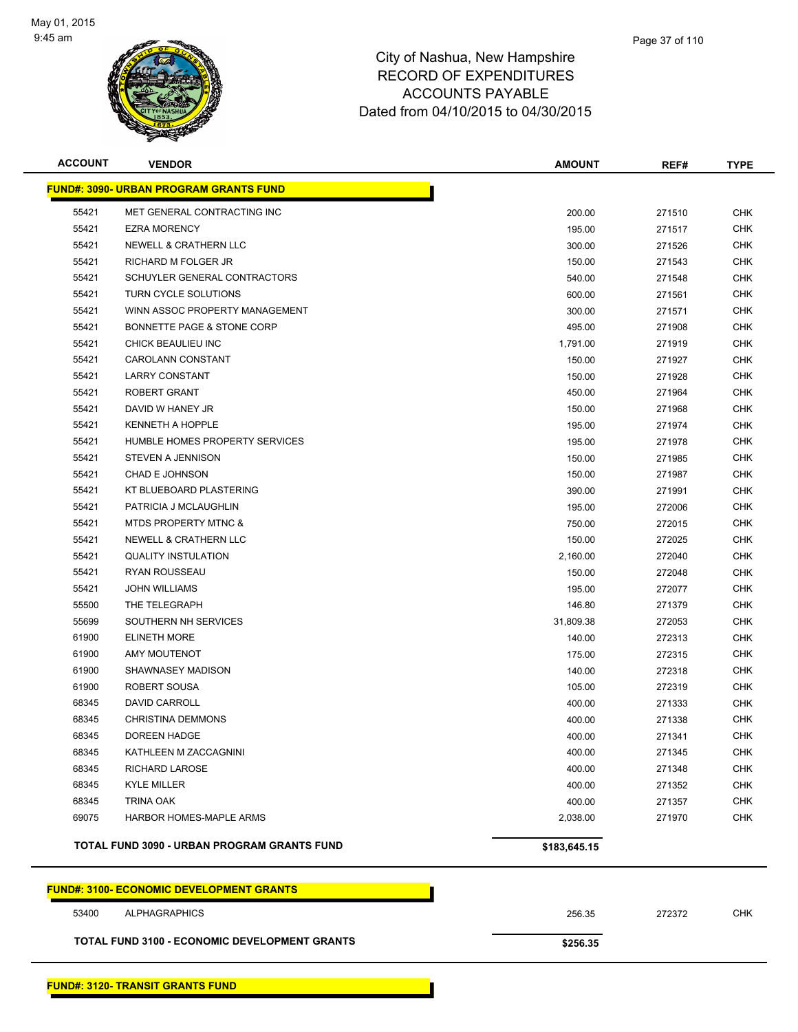City of Nashua, New Hampshire
RECORD OF EXPENDITURES
ACCOUNTS PAYABLE
Dated from 04/10/2015 to 04/30/2015

| ACCOUNT | VENDOR | AMOUNT | REF# | TYPE |
|---|---|---|---|---|
| **FUND#: 3090- URBAN PROGRAM GRANTS FUND** | | | | |
| 55421 | MET GENERAL CONTRACTING INC | 200.00 | 271510 | CHK |
| 55421 | EZRA MORENCY | 195.00 | 271517 | CHK |
| 55421 | NEWELL & CRATHERN LLC | 300.00 | 271526 | CHK |
| 55421 | RICHARD M FOLGER JR | 150.00 | 271543 | CHK |
| 55421 | SCHUYLER GENERAL CONTRACTORS | 540.00 | 271548 | CHK |
| 55421 | TURN CYCLE SOLUTIONS | 600.00 | 271561 | CHK |
| 55421 | WINN ASSOC PROPERTY MANAGEMENT | 300.00 | 271571 | CHK |
| 55421 | BONNETTE PAGE & STONE CORP | 495.00 | 271908 | CHK |
| 55421 | CHICK BEAULIEU INC | 1,791.00 | 271919 | CHK |
| 55421 | CAROLANN CONSTANT | 150.00 | 271927 | CHK |
| 55421 | LARRY CONSTANT | 150.00 | 271928 | CHK |
| 55421 | ROBERT GRANT | 450.00 | 271964 | CHK |
| 55421 | DAVID W HANEY JR | 150.00 | 271968 | CHK |
| 55421 | KENNETH A HOPPLE | 195.00 | 271974 | CHK |
| 55421 | HUMBLE HOMES PROPERTY SERVICES | 195.00 | 271978 | CHK |
| 55421 | STEVEN A JENNISON | 150.00 | 271985 | CHK |
| 55421 | CHAD E JOHNSON | 150.00 | 271987 | CHK |
| 55421 | KT BLUEBOARD PLASTERING | 390.00 | 271991 | CHK |
| 55421 | PATRICIA J MCLAUGHLIN | 195.00 | 272006 | CHK |
| 55421 | MTDS PROPERTY MTNC & | 750.00 | 272015 | CHK |
| 55421 | NEWELL & CRATHERN LLC | 150.00 | 272025 | CHK |
| 55421 | QUALITY INSTULATION | 2,160.00 | 272040 | CHK |
| 55421 | RYAN ROUSSEAU | 150.00 | 272048 | CHK |
| 55421 | JOHN WILLIAMS | 195.00 | 272077 | CHK |
| 55500 | THE TELEGRAPH | 146.80 | 271379 | CHK |
| 55699 | SOUTHERN NH SERVICES | 31,809.38 | 272053 | CHK |
| 61900 | ELINETH MORE | 140.00 | 272313 | CHK |
| 61900 | AMY MOUTENOT | 175.00 | 272315 | CHK |
| 61900 | SHAWNASEY MADISON | 140.00 | 272318 | CHK |
| 61900 | ROBERT SOUSA | 105.00 | 272319 | CHK |
| 68345 | DAVID CARROLL | 400.00 | 271333 | CHK |
| 68345 | CHRISTINA DEMMONS | 400.00 | 271338 | CHK |
| 68345 | DOREEN HADGE | 400.00 | 271341 | CHK |
| 68345 | KATHLEEN M ZACCAGNINI | 400.00 | 271345 | CHK |
| 68345 | RICHARD LAROSE | 400.00 | 271348 | CHK |
| 68345 | KYLE MILLER | 400.00 | 271352 | CHK |
| 68345 | TRINA OAK | 400.00 | 271357 | CHK |
| 69075 | HARBOR HOMES-MAPLE ARMS | 2,038.00 | 271970 | CHK |
| **TOTAL FUND 3090 - URBAN PROGRAM GRANTS FUND** | | **$183,645.15** | | |
| **FUND#: 3100- ECONOMIC DEVELOPMENT GRANTS** | | | | |
| 53400 | ALPHAGRAPHICS | 256.35 | 272372 | CHK |
| **TOTAL FUND 3100 - ECONOMIC DEVELOPMENT GRANTS** | | **$256.35** | | |
| **FUND#: 3120- TRANSIT GRANTS FUND** | | | | |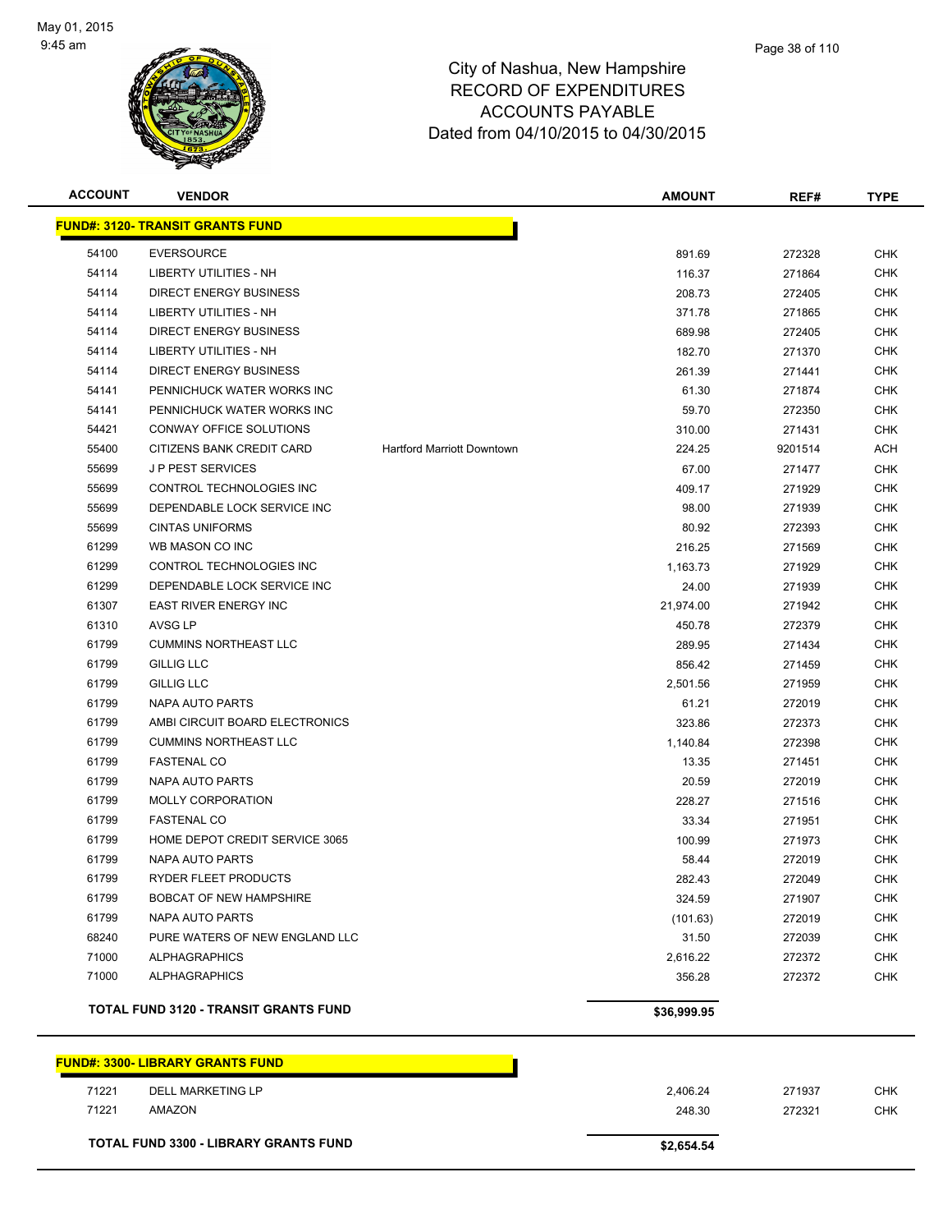# City of Nashua, New Hampshire
## RECORD OF EXPENDITURES
## ACCOUNTS PAYABLE
## Dated from 04/10/2015 to 04/30/2015

May 01, 2015
9:45 am

| ACCOUNT | VENDOR | | AMOUNT | REF# | TYPE |
|---|---|---|---|---|---|
| **FUND#: 3120- TRANSIT GRANTS FUND** | | | | | |
| 54100 | EVERSOURCE | | 891.69 | 272328 | CHK |
| 54114 | LIBERTY UTILITIES - NH | | 116.37 | 271864 | CHK |
| 54114 | DIRECT ENERGY BUSINESS | | 208.73 | 272405 | CHK |
| 54114 | LIBERTY UTILITIES - NH | | 371.78 | 271865 | CHK |
| 54114 | DIRECT ENERGY BUSINESS | | 689.98 | 272405 | CHK |
| 54114 | LIBERTY UTILITIES - NH | | 182.70 | 271370 | CHK |
| 54114 | DIRECT ENERGY BUSINESS | | 261.39 | 271441 | CHK |
| 54141 | PENNICHUCK WATER WORKS INC | | 61.30 | 271874 | CHK |
| 54141 | PENNICHUCK WATER WORKS INC | | 59.70 | 272350 | CHK |
| 54421 | CONWAY OFFICE SOLUTIONS | | 310.00 | 271431 | CHK |
| 55400 | CITIZENS BANK CREDIT CARD | Hartford Marriott Downtown | 224.25 | 9201514 | ACH |
| 55699 | J P PEST SERVICES | | 67.00 | 271477 | CHK |
| 55699 | CONTROL TECHNOLOGIES INC | | 409.17 | 271929 | CHK |
| 55699 | DEPENDABLE LOCK SERVICE INC | | 98.00 | 271939 | CHK |
| 55699 | CINTAS UNIFORMS | | 80.92 | 272393 | CHK |
| 61299 | WB MASON CO INC | | 216.25 | 271569 | CHK |
| 61299 | CONTROL TECHNOLOGIES INC | | 1,163.73 | 271929 | CHK |
| 61299 | DEPENDABLE LOCK SERVICE INC | | 24.00 | 271939 | CHK |
| 61307 | EAST RIVER ENERGY INC | | 21,974.00 | 271942 | CHK |
| 61310 | AVSG LP | | 450.78 | 272379 | CHK |
| 61799 | CUMMINS NORTHEAST LLC | | 289.95 | 271434 | CHK |
| 61799 | GILLIG LLC | | 856.42 | 271459 | CHK |
| 61799 | GILLIG LLC | | 2,501.56 | 271959 | CHK |
| 61799 | NAPA AUTO PARTS | | 61.21 | 272019 | CHK |
| 61799 | AMBI CIRCUIT BOARD ELECTRONICS | | 323.86 | 272373 | CHK |
| 61799 | CUMMINS NORTHEAST LLC | | 1,140.84 | 272398 | CHK |
| 61799 | FASTENAL CO | | 13.35 | 271451 | CHK |
| 61799 | NAPA AUTO PARTS | | 20.59 | 272019 | CHK |
| 61799 | MOLLY CORPORATION | | 228.27 | 271516 | CHK |
| 61799 | FASTENAL CO | | 33.34 | 271951 | CHK |
| 61799 | HOME DEPOT CREDIT SERVICE 3065 | | 100.99 | 271973 | CHK |
| 61799 | NAPA AUTO PARTS | | 58.44 | 272019 | CHK |
| 61799 | RYDER FLEET PRODUCTS | | 282.43 | 272049 | CHK |
| 61799 | BOBCAT OF NEW HAMPSHIRE | | 324.59 | 271907 | CHK |
| 61799 | NAPA AUTO PARTS | | (101.63) | 272019 | CHK |
| 68240 | PURE WATERS OF NEW ENGLAND LLC | | 31.50 | 272039 | CHK |
| 71000 | ALPHAGRAPHICS | | 2,616.22 | 272372 | CHK |
| 71000 | ALPHAGRAPHICS | | 356.28 | 272372 | CHK |
| **TOTAL FUND 3120 - TRANSIT GRANTS FUND** | | | **$36,999.95** | | |

| ACCOUNT | VENDOR | | AMOUNT | REF# | TYPE |
|---|---|---|---|---|---|
| **FUND#: 3300- LIBRARY GRANTS FUND** | | | | | |
| 71221 | DELL MARKETING LP | | 2,406.24 | 271937 | CHK |
| 71221 | AMAZON | | 248.30 | 272321 | CHK |
| **TOTAL FUND 3300 - LIBRARY GRANTS FUND** | | | **$2,654.54** | | |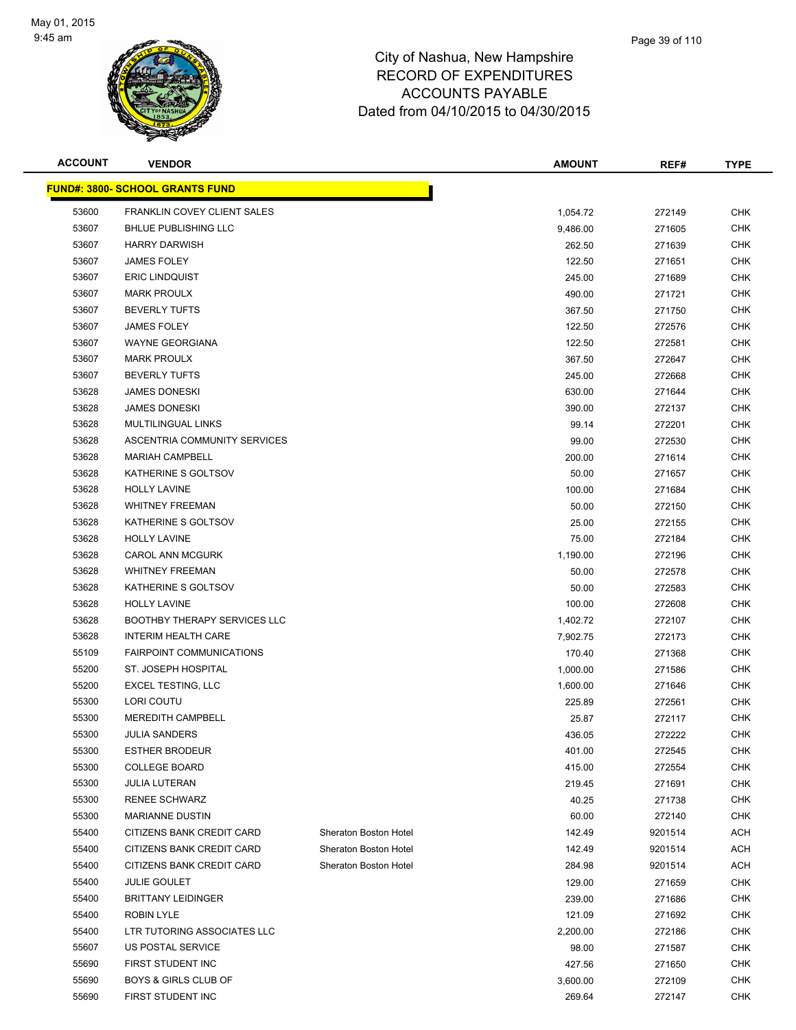# City of Nashua, New Hampshire
## RECORD OF EXPENDITURES
## ACCOUNTS PAYABLE
## Dated from 04/10/2015 to 04/30/2015

| ACCOUNT | VENDOR | | AMOUNT | REF# | TYPE |
|---|---|---|---|---|---|
| **FUND#: 3800- SCHOOL GRANTS FUND** | | | | | |
| 53600 | FRANKLIN COVEY CLIENT SALES | | 1,054.72 | 272149 | CHK |
| 53607 | BHLUE PUBLISHING LLC | | 9,486.00 | 271605 | CHK |
| 53607 | HARRY DARWISH | | 262.50 | 271639 | CHK |
| 53607 | JAMES FOLEY | | 122.50 | 271651 | CHK |
| 53607 | ERIC LINDQUIST | | 245.00 | 271689 | CHK |
| 53607 | MARK PROULX | | 490.00 | 271721 | CHK |
| 53607 | BEVERLY TUFTS | | 367.50 | 271750 | CHK |
| 53607 | JAMES FOLEY | | 122.50 | 272576 | CHK |
| 53607 | WAYNE GEORGIANA | | 122.50 | 272581 | CHK |
| 53607 | MARK PROULX | | 367.50 | 272647 | CHK |
| 53607 | BEVERLY TUFTS | | 245.00 | 272668 | CHK |
| 53628 | JAMES DONESKI | | 630.00 | 271644 | CHK |
| 53628 | JAMES DONESKI | | 390.00 | 272137 | CHK |
| 53628 | MULTILINGUAL LINKS | | 99.14 | 272201 | CHK |
| 53628 | ASCENTRIA COMMUNITY SERVICES | | 99.00 | 272530 | CHK |
| 53628 | MARIAH CAMPBELL | | 200.00 | 271614 | CHK |
| 53628 | KATHERINE S GOLTSOV | | 50.00 | 271657 | CHK |
| 53628 | HOLLY LAVINE | | 100.00 | 271684 | CHK |
| 53628 | WHITNEY FREEMAN | | 50.00 | 272150 | CHK |
| 53628 | KATHERINE S GOLTSOV | | 25.00 | 272155 | CHK |
| 53628 | HOLLY LAVINE | | 75.00 | 272184 | CHK |
| 53628 | CAROL ANN MCGURK | | 1,190.00 | 272196 | CHK |
| 53628 | WHITNEY FREEMAN | | 50.00 | 272578 | CHK |
| 53628 | KATHERINE S GOLTSOV | | 50.00 | 272583 | CHK |
| 53628 | HOLLY LAVINE | | 100.00 | 272608 | CHK |
| 53628 | BOOTHBY THERAPY SERVICES LLC | | 1,402.72 | 272107 | CHK |
| 53628 | INTERIM HEALTH CARE | | 7,902.75 | 272173 | CHK |
| 55109 | FAIRPOINT COMMUNICATIONS | | 170.40 | 271368 | CHK |
| 55200 | ST. JOSEPH HOSPITAL | | 1,000.00 | 271586 | CHK |
| 55200 | EXCEL TESTING, LLC | | 1,600.00 | 271646 | CHK |
| 55300 | LORI COUTU | | 225.89 | 272561 | CHK |
| 55300 | MEREDITH CAMPBELL | | 25.87 | 272117 | CHK |
| 55300 | JULIA SANDERS | | 436.05 | 272222 | CHK |
| 55300 | ESTHER BRODEUR | | 401.00 | 272545 | CHK |
| 55300 | COLLEGE BOARD | | 415.00 | 272554 | CHK |
| 55300 | JULIA LUTERAN | | 219.45 | 271691 | CHK |
| 55300 | RENEE SCHWARZ | | 40.25 | 271738 | CHK |
| 55300 | MARIANNE DUSTIN | | 60.00 | 272140 | CHK |
| 55400 | CITIZENS BANK CREDIT CARD | Sheraton Boston Hotel | 142.49 | 9201514 | ACH |
| 55400 | CITIZENS BANK CREDIT CARD | Sheraton Boston Hotel | 142.49 | 9201514 | ACH |
| 55400 | CITIZENS BANK CREDIT CARD | Sheraton Boston Hotel | 284.98 | 9201514 | ACH |
| 55400 | JULIE GOULET | | 129.00 | 271659 | CHK |
| 55400 | BRITTANY LEIDINGER | | 239.00 | 271686 | CHK |
| 55400 | ROBIN LYLE | | 121.09 | 271692 | CHK |
| 55400 | LTR TUTORING ASSOCIATES LLC | | 2,200.00 | 272186 | CHK |
| 55607 | US POSTAL SERVICE | | 98.00 | 271587 | CHK |
| 55690 | FIRST STUDENT INC | | 427.56 | 271650 | CHK |
| 55690 | BOYS & GIRLS CLUB OF | | 3,600.00 | 272109 | CHK |
| 55690 | FIRST STUDENT INC | | 269.64 | 272147 | CHK |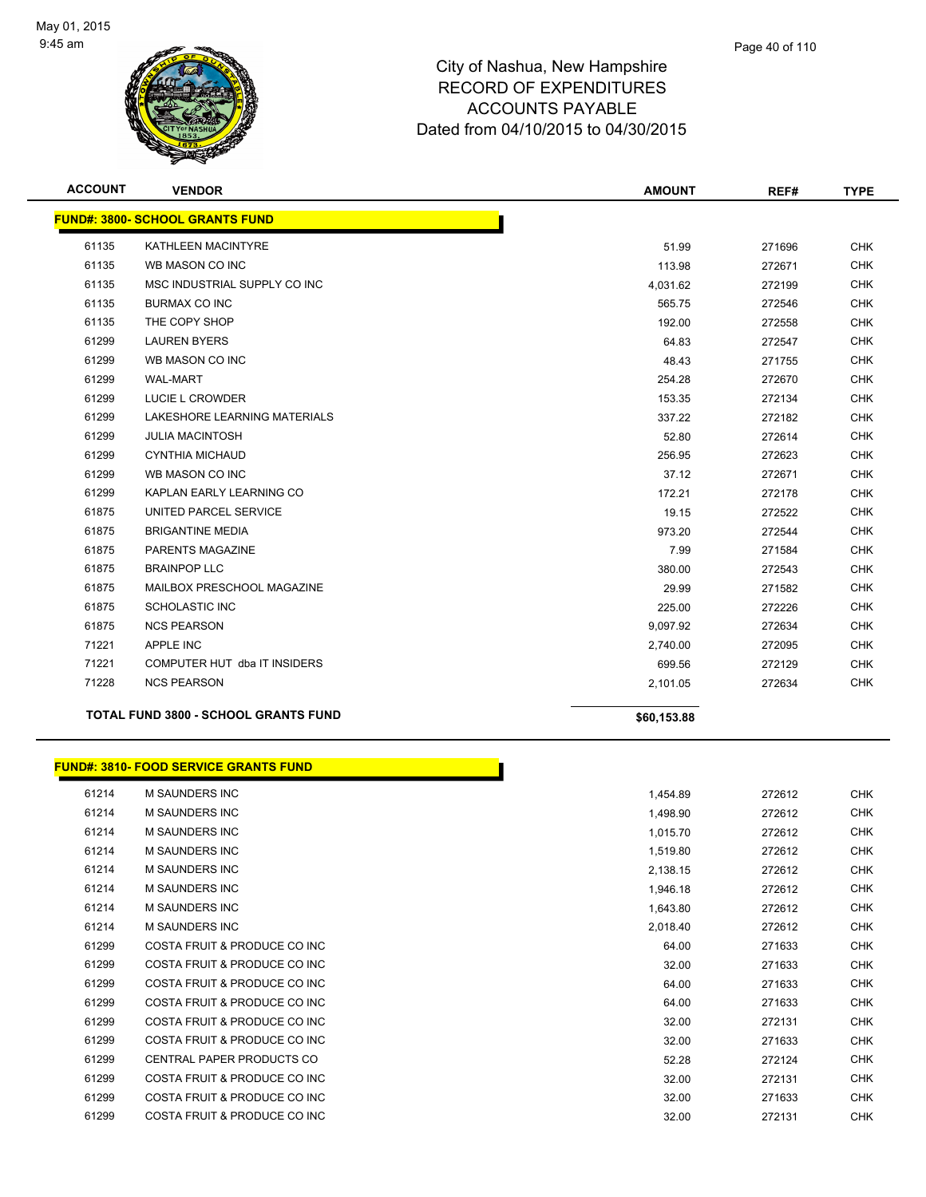# City of Nashua, New Hampshire
## RECORD OF EXPENDITURES
## ACCOUNTS PAYABLE
## Dated from 04/10/2015 to 04/30/2015

May 01, 2015
9:45 am

| ACCOUNT | VENDOR | AMOUNT | REF# | TYPE |
|---|---|---|---|---|
| **FUND#: 3800- SCHOOL GRANTS FUND** | | | | |
| 61135 | KATHLEEN MACINTYRE | 51.99 | 271696 | CHK |
| 61135 | WB MASON CO INC | 113.98 | 272671 | CHK |
| 61135 | MSC INDUSTRIAL SUPPLY CO INC | 4,031.62 | 272199 | CHK |
| 61135 | BURMAX CO INC | 565.75 | 272546 | CHK |
| 61135 | THE COPY SHOP | 192.00 | 272558 | CHK |
| 61299 | LAUREN BYERS | 64.83 | 272547 | CHK |
| 61299 | WB MASON CO INC | 48.43 | 271755 | CHK |
| 61299 | WAL-MART | 254.28 | 272670 | CHK |
| 61299 | LUCIE L CROWDER | 153.35 | 272134 | CHK |
| 61299 | LAKESHORE LEARNING MATERIALS | 337.22 | 272182 | CHK |
| 61299 | JULIA MACINTOSH | 52.80 | 272614 | CHK |
| 61299 | CYNTHIA MICHAUD | 256.95 | 272623 | CHK |
| 61299 | WB MASON CO INC | 37.12 | 272671 | CHK |
| 61299 | KAPLAN EARLY LEARNING CO | 172.21 | 272178 | CHK |
| 61875 | UNITED PARCEL SERVICE | 19.15 | 272522 | CHK |
| 61875 | BRIGANTINE MEDIA | 973.20 | 272544 | CHK |
| 61875 | PARENTS MAGAZINE | 7.99 | 271584 | CHK |
| 61875 | BRAINPOP LLC | 380.00 | 272543 | CHK |
| 61875 | MAILBOX PRESCHOOL MAGAZINE | 29.99 | 271582 | CHK |
| 61875 | SCHOLASTIC INC | 225.00 | 272226 | CHK |
| 61875 | NCS PEARSON | 9,097.92 | 272634 | CHK |
| 71221 | APPLE INC | 2,740.00 | 272095 | CHK |
| 71221 | COMPUTER HUT dba IT INSIDERS | 699.56 | 272129 | CHK |
| 71228 | NCS PEARSON | 2,101.05 | 272634 | CHK |
| **TOTAL FUND 3800 - SCHOOL GRANTS FUND** | | **$60,153.88** | | |

| ACCOUNT | VENDOR | AMOUNT | REF# | TYPE |
|---|---|---|---|---|
| **FUND#: 3810- FOOD SERVICE GRANTS FUND** | | | | |
| 61214 | M SAUNDERS INC | 1,454.89 | 272612 | CHK |
| 61214 | M SAUNDERS INC | 1,498.90 | 272612 | CHK |
| 61214 | M SAUNDERS INC | 1,015.70 | 272612 | CHK |
| 61214 | M SAUNDERS INC | 1,519.80 | 272612 | CHK |
| 61214 | M SAUNDERS INC | 2,138.15 | 272612 | CHK |
| 61214 | M SAUNDERS INC | 1,946.18 | 272612 | CHK |
| 61214 | M SAUNDERS INC | 1,643.80 | 272612 | CHK |
| 61214 | M SAUNDERS INC | 2,018.40 | 272612 | CHK |
| 61299 | COSTA FRUIT & PRODUCE CO INC | 64.00 | 271633 | CHK |
| 61299 | COSTA FRUIT & PRODUCE CO INC | 32.00 | 271633 | CHK |
| 61299 | COSTA FRUIT & PRODUCE CO INC | 64.00 | 271633 | CHK |
| 61299 | COSTA FRUIT & PRODUCE CO INC | 64.00 | 271633 | CHK |
| 61299 | COSTA FRUIT & PRODUCE CO INC | 32.00 | 272131 | CHK |
| 61299 | COSTA FRUIT & PRODUCE CO INC | 32.00 | 271633 | CHK |
| 61299 | CENTRAL PAPER PRODUCTS CO | 52.28 | 272124 | CHK |
| 61299 | COSTA FRUIT & PRODUCE CO INC | 32.00 | 272131 | CHK |
| 61299 | COSTA FRUIT & PRODUCE CO INC | 32.00 | 271633 | CHK |
| 61299 | COSTA FRUIT & PRODUCE CO INC | 32.00 | 272131 | CHK |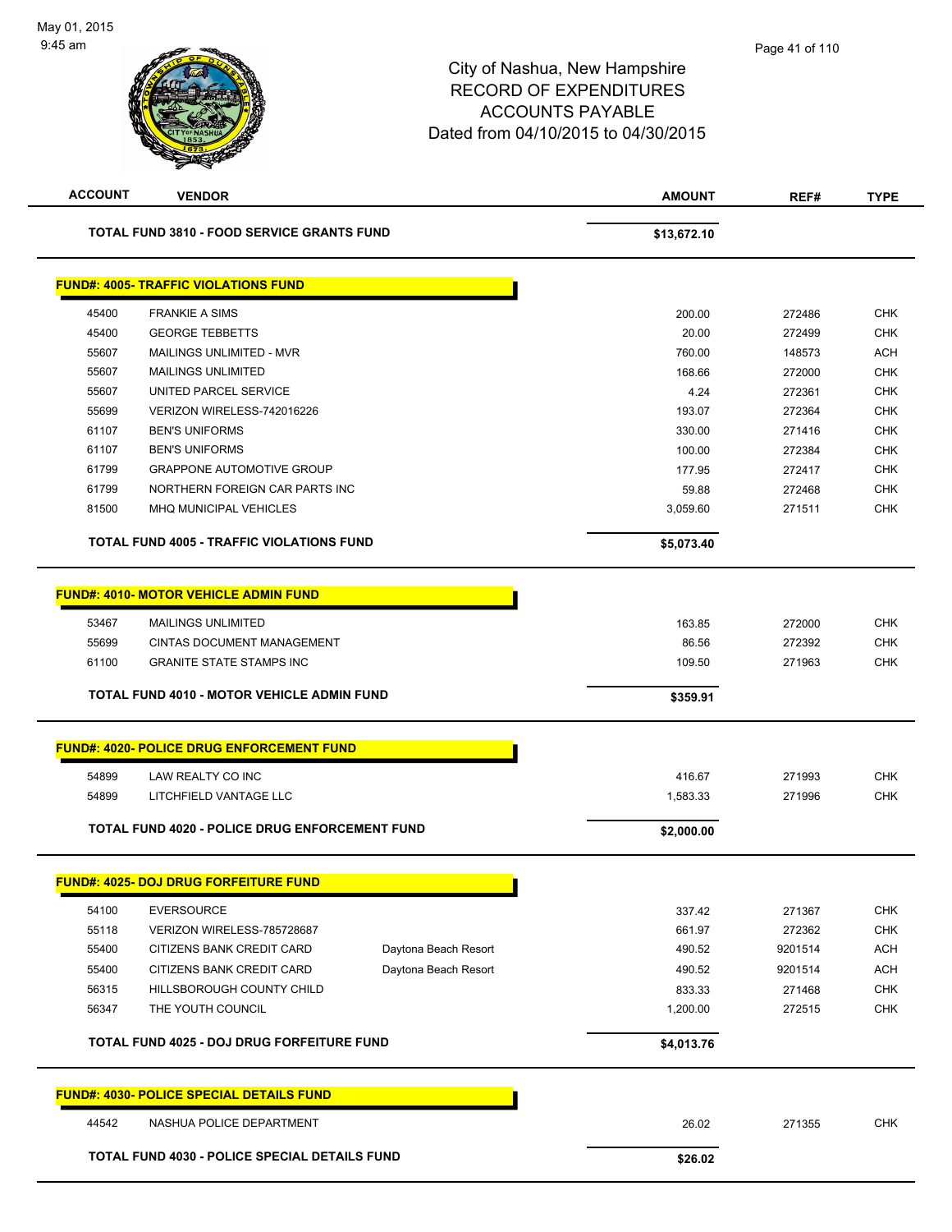# City of Nashua, New Hampshire
# RECORD OF EXPENDITURES
# ACCOUNTS PAYABLE
# Dated from 04/10/2015 to 04/30/2015

| ACCOUNT | VENDOR | | AMOUNT | REF# | TYPE |
|---|---|---|---|---|---|
| | **TOTAL FUND 3810 - FOOD SERVICE GRANTS FUND** | | **$13,672.10** | | |

**FUND#: 4005- TRAFFIC VIOLATIONS FUND**

| ACCOUNT | VENDOR | | AMOUNT | REF# | TYPE |
|---|---|---|---|---|---|
| 45400 | FRANKIE A SIMS | | 200.00 | 272486 | CHK |
| 45400 | GEORGE TEBBETTS | | 20.00 | 272499 | CHK |
| 55607 | MAILINGS UNLIMITED - MVR | | 760.00 | 148573 | ACH |
| 55607 | MAILINGS UNLIMITED | | 168.66 | 272000 | CHK |
| 55607 | UNITED PARCEL SERVICE | | 4.24 | 272361 | CHK |
| 55699 | VERIZON WIRELESS-742016226 | | 193.07 | 272364 | CHK |
| 61107 | BEN'S UNIFORMS | | 330.00 | 271416 | CHK |
| 61107 | BEN'S UNIFORMS | | 100.00 | 272384 | CHK |
| 61799 | GRAPPONE AUTOMOTIVE GROUP | | 177.95 | 272417 | CHK |
| 61799 | NORTHERN FOREIGN CAR PARTS INC | | 59.88 | 272468 | CHK |
| 81500 | MHQ MUNICIPAL VEHICLES | | 3,059.60 | 271511 | CHK |
| | **TOTAL FUND 4005 - TRAFFIC VIOLATIONS FUND** | | **$5,073.40** | | |

**FUND#: 4010- MOTOR VEHICLE ADMIN FUND**

| ACCOUNT | VENDOR | | AMOUNT | REF# | TYPE |
|---|---|---|---|---|---|
| 53467 | MAILINGS UNLIMITED | | 163.85 | 272000 | CHK |
| 55699 | CINTAS DOCUMENT MANAGEMENT | | 86.56 | 272392 | CHK |
| 61100 | GRANITE STATE STAMPS INC | | 109.50 | 271963 | CHK |
| | **TOTAL FUND 4010 - MOTOR VEHICLE ADMIN FUND** | | **$359.91** | | |

**FUND#: 4020- POLICE DRUG ENFORCEMENT FUND**

| ACCOUNT | VENDOR | | AMOUNT | REF# | TYPE |
|---|---|---|---|---|---|
| 54899 | LAW REALTY CO INC | | 416.67 | 271993 | CHK |
| 54899 | LITCHFIELD VANTAGE LLC | | 1,583.33 | 271996 | CHK |
| | **TOTAL FUND 4020 - POLICE DRUG ENFORCEMENT FUND** | | **$2,000.00** | | |

**FUND#: 4025- DOJ DRUG FORFEITURE FUND**

| ACCOUNT | VENDOR | | AMOUNT | REF# | TYPE |
|---|---|---|---|---|---|
| 54100 | EVERSOURCE | | 337.42 | 271367 | CHK |
| 55118 | VERIZON WIRELESS-785728687 | | 661.97 | 272362 | CHK |
| 55400 | CITIZENS BANK CREDIT CARD | Daytona Beach Resort | 490.52 | 9201514 | ACH |
| 55400 | CITIZENS BANK CREDIT CARD | Daytona Beach Resort | 490.52 | 9201514 | ACH |
| 56315 | HILLSBOROUGH COUNTY CHILD | | 833.33 | 271468 | CHK |
| 56347 | THE YOUTH COUNCIL | | 1,200.00 | 272515 | CHK |
| | **TOTAL FUND 4025 - DOJ DRUG FORFEITURE FUND** | | **$4,013.76** | | |

**FUND#: 4030- POLICE SPECIAL DETAILS FUND**

| ACCOUNT | VENDOR | | AMOUNT | REF# | TYPE |
|---|---|---|---|---|---|
| 44542 | NASHUA POLICE DEPARTMENT | | 26.02 | 271355 | CHK |
| | **TOTAL FUND 4030 - POLICE SPECIAL DETAILS FUND** | | **$26.02** | | |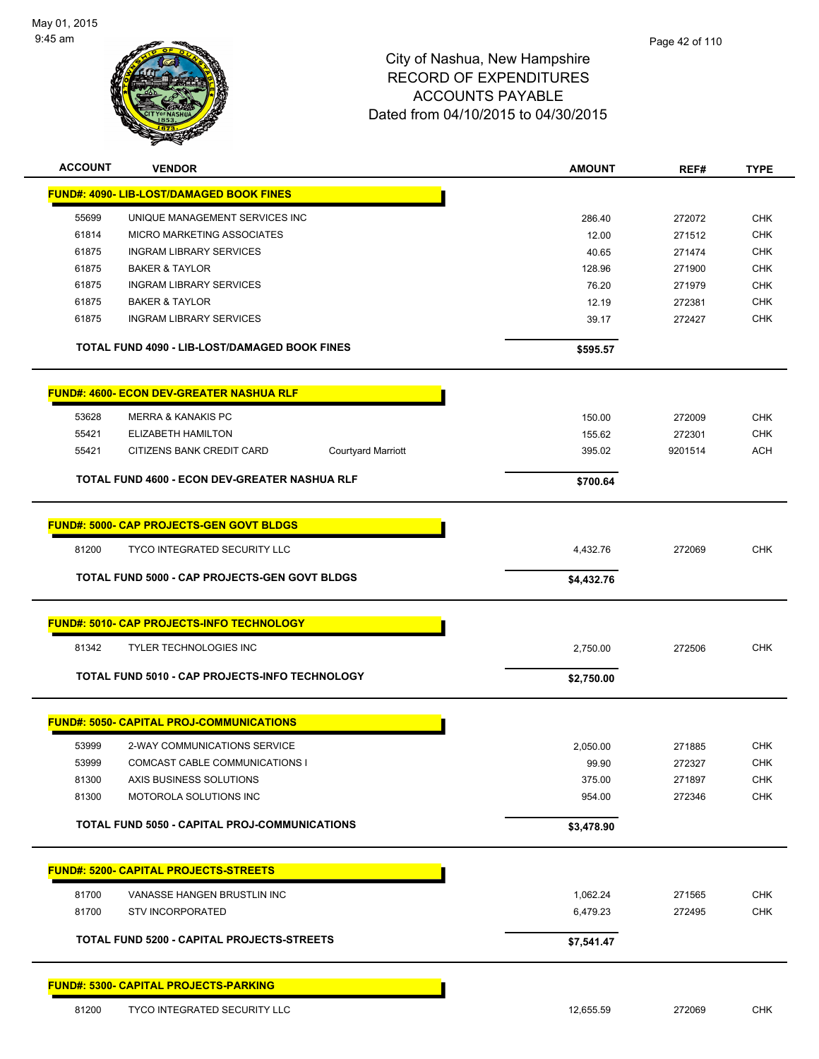# City of Nashua, New Hampshire
## RECORD OF EXPENDITURES
## ACCOUNTS PAYABLE
## Dated from 04/10/2015 to 04/30/2015

May 01, 2015
9:45 am

| ACCOUNT | VENDOR | | AMOUNT | REF# | TYPE |
|---|---|---|---|---|---|
| **FUND#: 4090- LIB-LOST/DAMAGED BOOK FINES** | | | | | |
| 55699 | UNIQUE MANAGEMENT SERVICES INC | | 286.40 | 272072 | CHK |
| 61814 | MICRO MARKETING ASSOCIATES | | 12.00 | 271512 | CHK |
| 61875 | INGRAM LIBRARY SERVICES | | 40.65 | 271474 | CHK |
| 61875 | BAKER & TAYLOR | | 128.96 | 271900 | CHK |
| 61875 | INGRAM LIBRARY SERVICES | | 76.20 | 271979 | CHK |
| 61875 | BAKER & TAYLOR | | 12.19 | 272381 | CHK |
| 61875 | INGRAM LIBRARY SERVICES | | 39.17 | 272427 | CHK |
| **TOTAL FUND 4090 - LIB-LOST/DAMAGED BOOK FINES** | | | **$595.57** | | |
| **FUND#: 4600- ECON DEV-GREATER NASHUA RLF** | | | | | |
| 53628 | MERRA & KANAKIS PC | | 150.00 | 272009 | CHK |
| 55421 | ELIZABETH HAMILTON | | 155.62 | 272301 | CHK |
| 55421 | CITIZENS BANK CREDIT CARD | Courtyard Marriott | 395.02 | 9201514 | ACH |
| **TOTAL FUND 4600 - ECON DEV-GREATER NASHUA RLF** | | | **$700.64** | | |
| **FUND#: 5000- CAP PROJECTS-GEN GOVT BLDGS** | | | | | |
| 81200 | TYCO INTEGRATED SECURITY LLC | | 4,432.76 | 272069 | CHK |
| **TOTAL FUND 5000 - CAP PROJECTS-GEN GOVT BLDGS** | | | **$4,432.76** | | |
| **FUND#: 5010- CAP PROJECTS-INFO TECHNOLOGY** | | | | | |
| 81342 | TYLER TECHNOLOGIES INC | | 2,750.00 | 272506 | CHK |
| **TOTAL FUND 5010 - CAP PROJECTS-INFO TECHNOLOGY** | | | **$2,750.00** | | |
| **FUND#: 5050- CAPITAL PROJ-COMMUNICATIONS** | | | | | |
| 53999 | 2-WAY COMMUNICATIONS SERVICE | | 2,050.00 | 271885 | CHK |
| 53999 | COMCAST CABLE COMMUNICATIONS I | | 99.90 | 272327 | CHK |
| 81300 | AXIS BUSINESS SOLUTIONS | | 375.00 | 271897 | CHK |
| 81300 | MOTOROLA SOLUTIONS INC | | 954.00 | 272346 | CHK |
| **TOTAL FUND 5050 - CAPITAL PROJ-COMMUNICATIONS** | | | **$3,478.90** | | |
| **FUND#: 5200- CAPITAL PROJECTS-STREETS** | | | | | |
| 81700 | VANASSE HANGEN BRUSTLIN INC | | 1,062.24 | 271565 | CHK |
| 81700 | STV INCORPORATED | | 6,479.23 | 272495 | CHK |
| **TOTAL FUND 5200 - CAPITAL PROJECTS-STREETS** | | | **$7,541.47** | | |
| **FUND#: 5300- CAPITAL PROJECTS-PARKING** | | | | | |
| 81200 | TYCO INTEGRATED SECURITY LLC | | 12,655.59 | 272069 | CHK |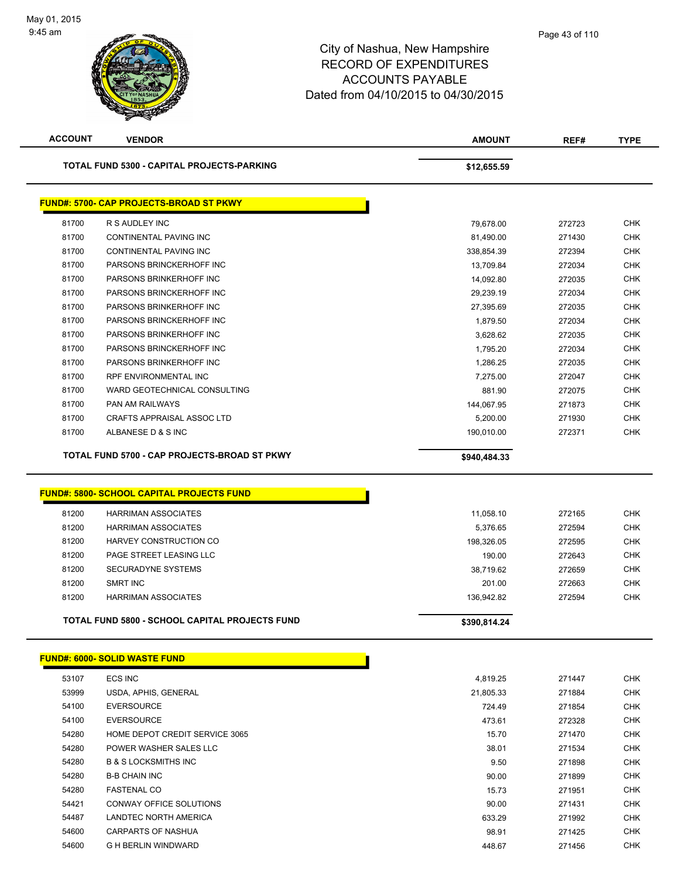# City of Nashua, New Hampshire
## RECORD OF EXPENDITURES
## ACCOUNTS PAYABLE
## Dated from 04/10/2015 to 04/30/2015

| ACCOUNT | VENDOR | AMOUNT | REF# | TYPE |
|---|---|---|---|---|
| | **TOTAL FUND 5300 - CAPITAL PROJECTS-PARKING** | **$12,655.59** | | |

**FUND#: 5700- CAP PROJECTS-BROAD ST PKWY**

| ACCOUNT | VENDOR | AMOUNT | REF# | TYPE |
|---|---|---|---|---|
| 81700 | R S AUDLEY INC | 79,678.00 | 272723 | CHK |
| 81700 | CONTINENTAL PAVING INC | 81,490.00 | 271430 | CHK |
| 81700 | CONTINENTAL PAVING INC | 338,854.39 | 272394 | CHK |
| 81700 | PARSONS BRINCKERHOFF INC | 13,709.84 | 272034 | CHK |
| 81700 | PARSONS BRINKERHOFF INC | 14,092.80 | 272035 | CHK |
| 81700 | PARSONS BRINCKERHOFF INC | 29,239.19 | 272034 | CHK |
| 81700 | PARSONS BRINKERHOFF INC | 27,395.69 | 272035 | CHK |
| 81700 | PARSONS BRINCKERHOFF INC | 1,879.50 | 272034 | CHK |
| 81700 | PARSONS BRINKERHOFF INC | 3,628.62 | 272035 | CHK |
| 81700 | PARSONS BRINCKERHOFF INC | 1,795.20 | 272034 | CHK |
| 81700 | PARSONS BRINKERHOFF INC | 1,286.25 | 272035 | CHK |
| 81700 | RPF ENVIRONMENTAL INC | 7,275.00 | 272047 | CHK |
| 81700 | WARD GEOTECHNICAL CONSULTING | 881.90 | 272075 | CHK |
| 81700 | PAN AM RAILWAYS | 144,067.95 | 271873 | CHK |
| 81700 | CRAFTS APPRAISAL ASSOC LTD | 5,200.00 | 271930 | CHK |
| 81700 | ALBANESE D & S INC | 190,010.00 | 272371 | CHK |
| | **TOTAL FUND 5700 - CAP PROJECTS-BROAD ST PKWY** | **$940,484.33** | | |

**FUND#: 5800- SCHOOL CAPITAL PROJECTS FUND**

| ACCOUNT | VENDOR | AMOUNT | REF# | TYPE |
|---|---|---|---|---|
| 81200 | HARRIMAN ASSOCIATES | 11,058.10 | 272165 | CHK |
| 81200 | HARRIMAN ASSOCIATES | 5,376.65 | 272594 | CHK |
| 81200 | HARVEY CONSTRUCTION CO | 198,326.05 | 272595 | CHK |
| 81200 | PAGE STREET LEASING LLC | 190.00 | 272643 | CHK |
| 81200 | SECURADYNE SYSTEMS | 38,719.62 | 272659 | CHK |
| 81200 | SMRT INC | 201.00 | 272663 | CHK |
| 81200 | HARRIMAN ASSOCIATES | 136,942.82 | 272594 | CHK |
| | **TOTAL FUND 5800 - SCHOOL CAPITAL PROJECTS FUND** | **$390,814.24** | | |

**FUND#: 6000- SOLID WASTE FUND**

| ACCOUNT | VENDOR | AMOUNT | REF# | TYPE |
|---|---|---|---|---|
| 53107 | ECS INC | 4,819.25 | 271447 | CHK |
| 53999 | USDA, APHIS, GENERAL | 21,805.33 | 271884 | CHK |
| 54100 | EVERSOURCE | 724.49 | 271854 | CHK |
| 54100 | EVERSOURCE | 473.61 | 272328 | CHK |
| 54280 | HOME DEPOT CREDIT SERVICE 3065 | 15.70 | 271470 | CHK |
| 54280 | POWER WASHER SALES LLC | 38.01 | 271534 | CHK |
| 54280 | B & S LOCKSMITHS INC | 9.50 | 271898 | CHK |
| 54280 | B-B CHAIN INC | 90.00 | 271899 | CHK |
| 54280 | FASTENAL CO | 15.73 | 271951 | CHK |
| 54421 | CONWAY OFFICE SOLUTIONS | 90.00 | 271431 | CHK |
| 54487 | LANDTEC NORTH AMERICA | 633.29 | 271992 | CHK |
| 54600 | CARPARTS OF NASHUA | 98.91 | 271425 | CHK |
| 54600 | G H BERLIN WINDWARD | 448.67 | 271456 | CHK |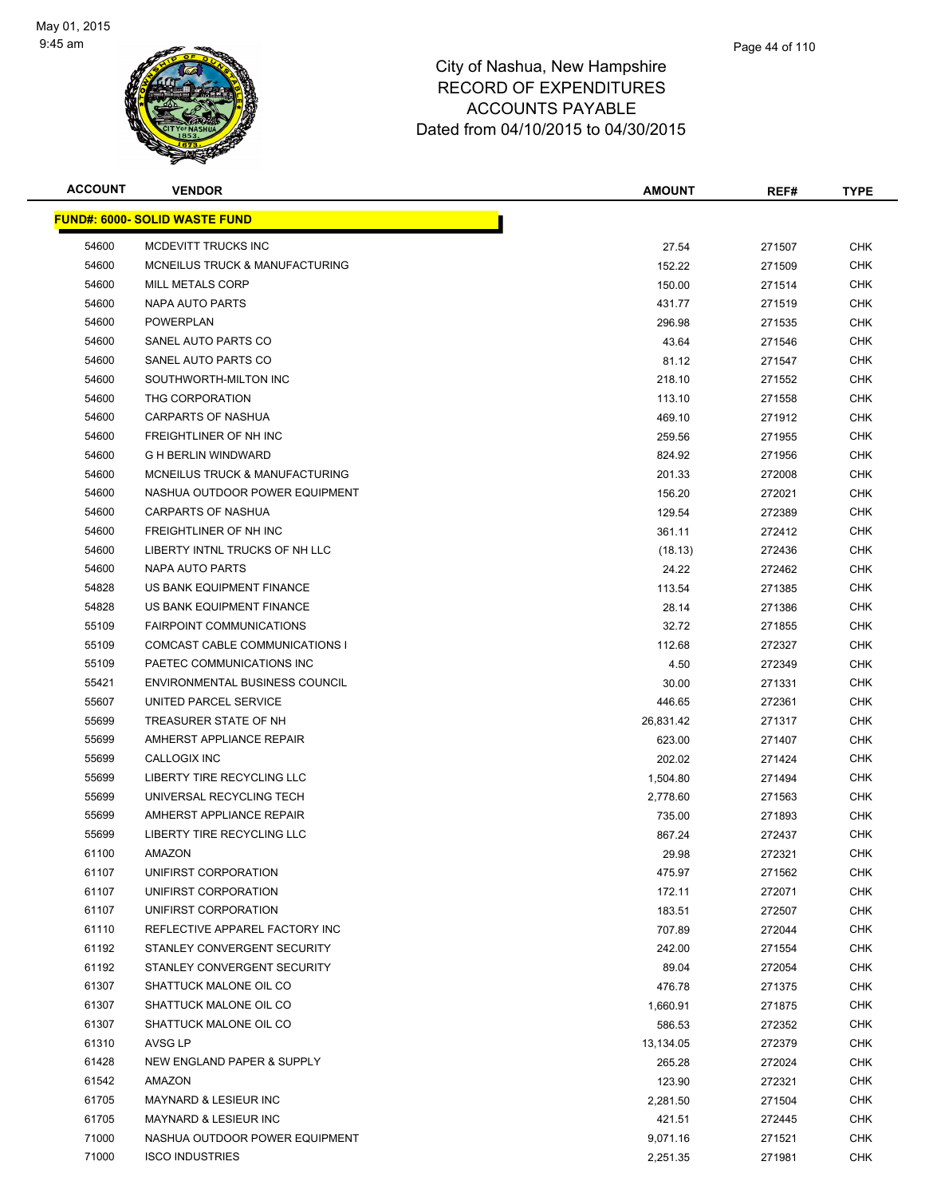May 01, 2015
9:45 am

# City of Nashua, New Hampshire
## RECORD OF EXPENDITURES
## ACCOUNTS PAYABLE
## Dated from 04/10/2015 to 04/30/2015

| ACCOUNT | VENDOR | AMOUNT | REF# | TYPE |
|---|---|---|---|---|
| **FUND#: 6000- SOLID WASTE FUND** | | | | |
| 54600 | MCDEVITT TRUCKS INC | 27.54 | 271507 | CHK |
| 54600 | MCNEILUS TRUCK & MANUFACTURING | 152.22 | 271509 | CHK |
| 54600 | MILL METALS CORP | 150.00 | 271514 | CHK |
| 54600 | NAPA AUTO PARTS | 431.77 | 271519 | CHK |
| 54600 | POWERPLAN | 296.98 | 271535 | CHK |
| 54600 | SANEL AUTO PARTS CO | 43.64 | 271546 | CHK |
| 54600 | SANEL AUTO PARTS CO | 81.12 | 271547 | CHK |
| 54600 | SOUTHWORTH-MILTON INC | 218.10 | 271552 | CHK |
| 54600 | THG CORPORATION | 113.10 | 271558 | CHK |
| 54600 | CARPARTS OF NASHUA | 469.10 | 271912 | CHK |
| 54600 | FREIGHTLINER OF NH INC | 259.56 | 271955 | CHK |
| 54600 | G H BERLIN WINDWARD | 824.92 | 271956 | CHK |
| 54600 | MCNEILUS TRUCK & MANUFACTURING | 201.33 | 272008 | CHK |
| 54600 | NASHUA OUTDOOR POWER EQUIPMENT | 156.20 | 272021 | CHK |
| 54600 | CARPARTS OF NASHUA | 129.54 | 272389 | CHK |
| 54600 | FREIGHTLINER OF NH INC | 361.11 | 272412 | CHK |
| 54600 | LIBERTY INTNL TRUCKS OF NH LLC | (18.13) | 272436 | CHK |
| 54600 | NAPA AUTO PARTS | 24.22 | 272462 | CHK |
| 54828 | US BANK EQUIPMENT FINANCE | 113.54 | 271385 | CHK |
| 54828 | US BANK EQUIPMENT FINANCE | 28.14 | 271386 | CHK |
| 55109 | FAIRPOINT COMMUNICATIONS | 32.72 | 271855 | CHK |
| 55109 | COMCAST CABLE COMMUNICATIONS I | 112.68 | 272327 | CHK |
| 55109 | PAETEC COMMUNICATIONS INC | 4.50 | 272349 | CHK |
| 55421 | ENVIRONMENTAL BUSINESS COUNCIL | 30.00 | 271331 | CHK |
| 55607 | UNITED PARCEL SERVICE | 446.65 | 272361 | CHK |
| 55699 | TREASURER STATE OF NH | 26,831.42 | 271317 | CHK |
| 55699 | AMHERST APPLIANCE REPAIR | 623.00 | 271407 | CHK |
| 55699 | CALLOGIX INC | 202.02 | 271424 | CHK |
| 55699 | LIBERTY TIRE RECYCLING LLC | 1,504.80 | 271494 | CHK |
| 55699 | UNIVERSAL RECYCLING TECH | 2,778.60 | 271563 | CHK |
| 55699 | AMHERST APPLIANCE REPAIR | 735.00 | 271893 | CHK |
| 55699 | LIBERTY TIRE RECYCLING LLC | 867.24 | 272437 | CHK |
| 61100 | AMAZON | 29.98 | 272321 | CHK |
| 61107 | UNIFIRST CORPORATION | 475.97 | 271562 | CHK |
| 61107 | UNIFIRST CORPORATION | 172.11 | 272071 | CHK |
| 61107 | UNIFIRST CORPORATION | 183.51 | 272507 | CHK |
| 61110 | REFLECTIVE APPAREL FACTORY INC | 707.89 | 272044 | CHK |
| 61192 | STANLEY CONVERGENT SECURITY | 242.00 | 271554 | CHK |
| 61192 | STANLEY CONVERGENT SECURITY | 89.04 | 272054 | CHK |
| 61307 | SHATTUCK MALONE OIL CO | 476.78 | 271375 | CHK |
| 61307 | SHATTUCK MALONE OIL CO | 1,660.91 | 271875 | CHK |
| 61307 | SHATTUCK MALONE OIL CO | 586.53 | 272352 | CHK |
| 61310 | AVSG LP | 13,134.05 | 272379 | CHK |
| 61428 | NEW ENGLAND PAPER & SUPPLY | 265.28 | 272024 | CHK |
| 61542 | AMAZON | 123.90 | 272321 | CHK |
| 61705 | MAYNARD & LESIEUR INC | 2,281.50 | 271504 | CHK |
| 61705 | MAYNARD & LESIEUR INC | 421.51 | 272445 | CHK |
| 71000 | NASHUA OUTDOOR POWER EQUIPMENT | 9,071.16 | 271521 | CHK |
| 71000 | ISCO INDUSTRIES | 2,251.35 | 271981 | CHK |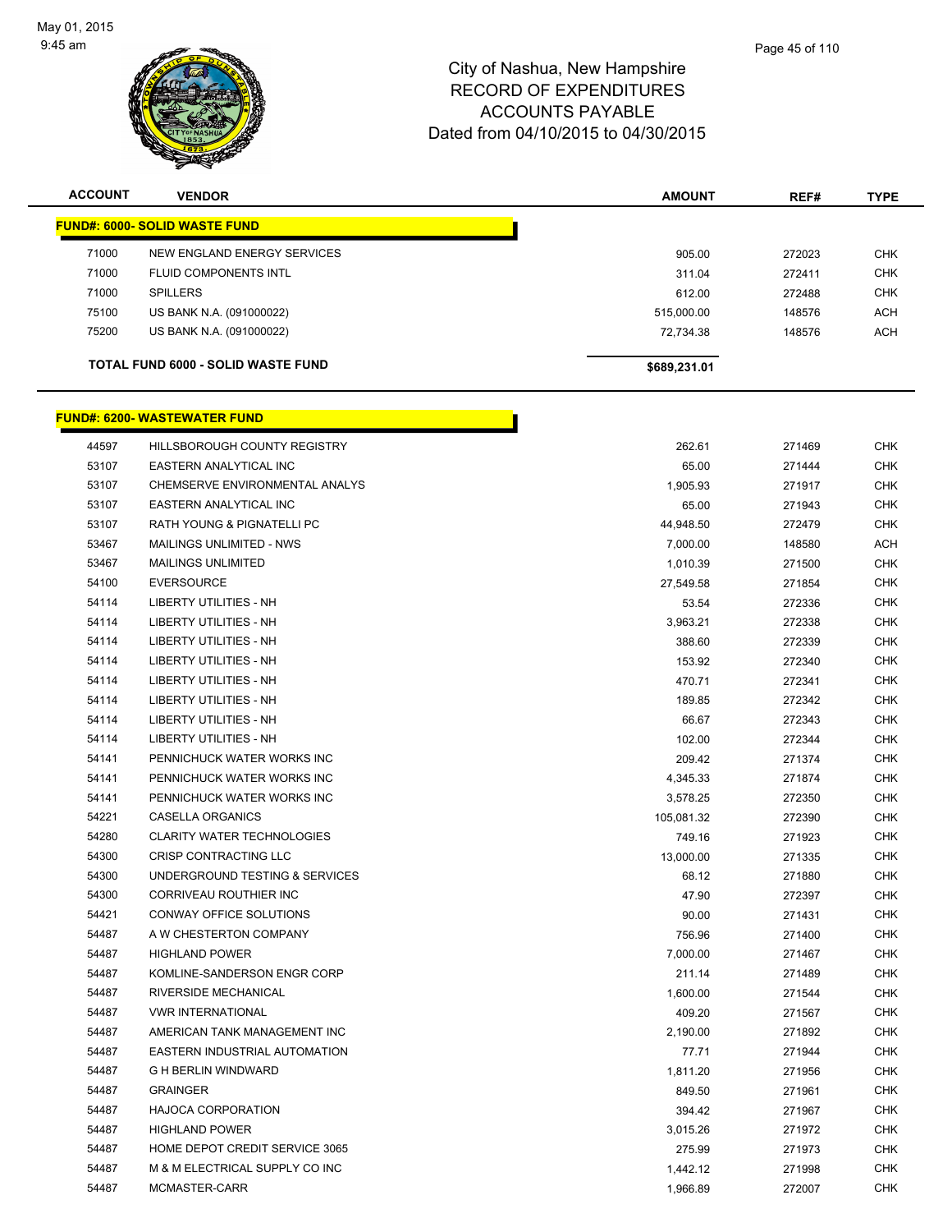# City of Nashua, New Hampshire
## RECORD OF EXPENDITURES
## ACCOUNTS PAYABLE
## Dated from 04/10/2015 to 04/30/2015

May 01, 2015
9:45 am

| ACCOUNT | VENDOR | AMOUNT | REF# | TYPE |
|---|---|---|---|---|
| **FUND#: 6000- SOLID WASTE FUND** | | | | |
| 71000 | NEW ENGLAND ENERGY SERVICES | 905.00 | 272023 | CHK |
| 71000 | FLUID COMPONENTS INTL | 311.04 | 272411 | CHK |
| 71000 | SPILLERS | 612.00 | 272488 | CHK |
| 75100 | US BANK N.A. (091000022) | 515,000.00 | 148576 | ACH |
| 75200 | US BANK N.A. (091000022) | 72,734.38 | 148576 | ACH |
| | **TOTAL FUND 6000 - SOLID WASTE FUND** | **$689,231.01** | | |

| ACCOUNT | VENDOR | AMOUNT | REF# | TYPE |
|---|---|---|---|---|
| **FUND#: 6200- WASTEWATER FUND** | | | | |
| 44597 | HILLSBOROUGH COUNTY REGISTRY | 262.61 | 271469 | CHK |
| 53107 | EASTERN ANALYTICAL INC | 65.00 | 271444 | CHK |
| 53107 | CHEMSERVE ENVIRONMENTAL ANALYS | 1,905.93 | 271917 | CHK |
| 53107 | EASTERN ANALYTICAL INC | 65.00 | 271943 | CHK |
| 53107 | RATH YOUNG & PIGNATELLI PC | 44,948.50 | 272479 | CHK |
| 53467 | MAILINGS UNLIMITED - NWS | 7,000.00 | 148580 | ACH |
| 53467 | MAILINGS UNLIMITED | 1,010.39 | 271500 | CHK |
| 54100 | EVERSOURCE | 27,549.58 | 271854 | CHK |
| 54114 | LIBERTY UTILITIES - NH | 53.54 | 272336 | CHK |
| 54114 | LIBERTY UTILITIES - NH | 3,963.21 | 272338 | CHK |
| 54114 | LIBERTY UTILITIES - NH | 388.60 | 272339 | CHK |
| 54114 | LIBERTY UTILITIES - NH | 153.92 | 272340 | CHK |
| 54114 | LIBERTY UTILITIES - NH | 470.71 | 272341 | CHK |
| 54114 | LIBERTY UTILITIES - NH | 189.85 | 272342 | CHK |
| 54114 | LIBERTY UTILITIES - NH | 66.67 | 272343 | CHK |
| 54114 | LIBERTY UTILITIES - NH | 102.00 | 272344 | CHK |
| 54141 | PENNICHUCK WATER WORKS INC | 209.42 | 271374 | CHK |
| 54141 | PENNICHUCK WATER WORKS INC | 4,345.33 | 271874 | CHK |
| 54141 | PENNICHUCK WATER WORKS INC | 3,578.25 | 272350 | CHK |
| 54221 | CASELLA ORGANICS | 105,081.32 | 272390 | CHK |
| 54280 | CLARITY WATER TECHNOLOGIES | 749.16 | 271923 | CHK |
| 54300 | CRISP CONTRACTING LLC | 13,000.00 | 271335 | CHK |
| 54300 | UNDERGROUND TESTING & SERVICES | 68.12 | 271880 | CHK |
| 54300 | CORRIVEAU ROUTHIER INC | 47.90 | 272397 | CHK |
| 54421 | CONWAY OFFICE SOLUTIONS | 90.00 | 271431 | CHK |
| 54487 | A W CHESTERTON COMPANY | 756.96 | 271400 | CHK |
| 54487 | HIGHLAND POWER | 7,000.00 | 271467 | CHK |
| 54487 | KOMLINE-SANDERSON ENGR CORP | 211.14 | 271489 | CHK |
| 54487 | RIVERSIDE MECHANICAL | 1,600.00 | 271544 | CHK |
| 54487 | VWR INTERNATIONAL | 409.20 | 271567 | CHK |
| 54487 | AMERICAN TANK MANAGEMENT INC | 2,190.00 | 271892 | CHK |
| 54487 | EASTERN INDUSTRIAL AUTOMATION | 77.71 | 271944 | CHK |
| 54487 | G H BERLIN WINDWARD | 1,811.20 | 271956 | CHK |
| 54487 | GRAINGER | 849.50 | 271961 | CHK |
| 54487 | HAJOCA CORPORATION | 394.42 | 271967 | CHK |
| 54487 | HIGHLAND POWER | 3,015.26 | 271972 | CHK |
| 54487 | HOME DEPOT CREDIT SERVICE 3065 | 275.99 | 271973 | CHK |
| 54487 | M & M ELECTRICAL SUPPLY CO INC | 1,442.12 | 271998 | CHK |
| 54487 | MCMASTER-CARR | 1,966.89 | 272007 | CHK |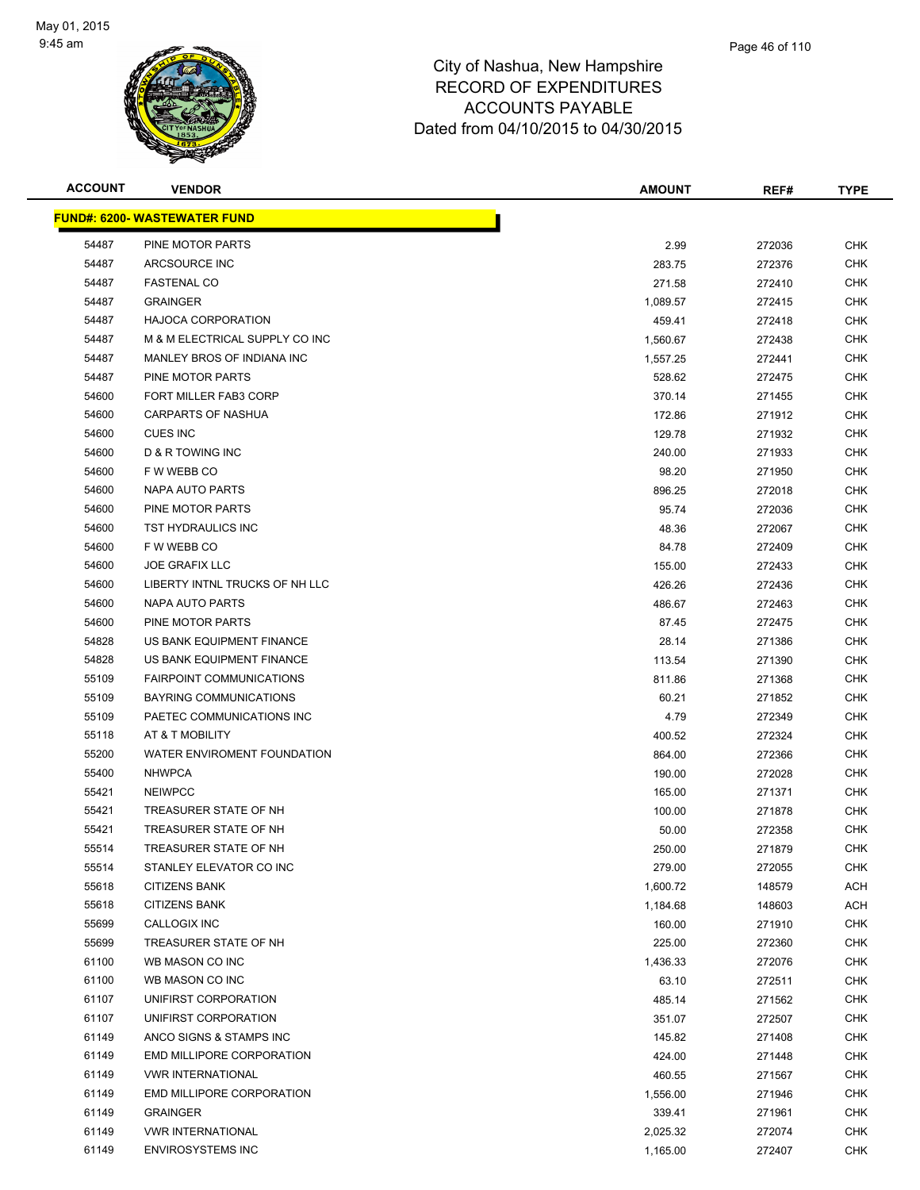# City of Nashua, New Hampshire
## RECORD OF EXPENDITURES
## ACCOUNTS PAYABLE
## Dated from 04/10/2015 to 04/30/2015

| ACCOUNT | VENDOR | AMOUNT | REF# | TYPE |
|---|---|---|---|---|
| **FUND#: 6200- WASTEWATER FUND** | | | | |
| 54487 | PINE MOTOR PARTS | 2.99 | 272036 | CHK |
| 54487 | ARCSOURCE INC | 283.75 | 272376 | CHK |
| 54487 | FASTENAL CO | 271.58 | 272410 | CHK |
| 54487 | GRAINGER | 1,089.57 | 272415 | CHK |
| 54487 | HAJOCA CORPORATION | 459.41 | 272418 | CHK |
| 54487 | M & M ELECTRICAL SUPPLY CO INC | 1,560.67 | 272438 | CHK |
| 54487 | MANLEY BROS OF INDIANA INC | 1,557.25 | 272441 | CHK |
| 54487 | PINE MOTOR PARTS | 528.62 | 272475 | CHK |
| 54600 | FORT MILLER FAB3 CORP | 370.14 | 271455 | CHK |
| 54600 | CARPARTS OF NASHUA | 172.86 | 271912 | CHK |
| 54600 | CUES INC | 129.78 | 271932 | CHK |
| 54600 | D & R TOWING INC | 240.00 | 271933 | CHK |
| 54600 | F W WEBB CO | 98.20 | 271950 | CHK |
| 54600 | NAPA AUTO PARTS | 896.25 | 272018 | CHK |
| 54600 | PINE MOTOR PARTS | 95.74 | 272036 | CHK |
| 54600 | TST HYDRAULICS INC | 48.36 | 272067 | CHK |
| 54600 | F W WEBB CO | 84.78 | 272409 | CHK |
| 54600 | JOE GRAFIX LLC | 155.00 | 272433 | CHK |
| 54600 | LIBERTY INTNL TRUCKS OF NH LLC | 426.26 | 272436 | CHK |
| 54600 | NAPA AUTO PARTS | 486.67 | 272463 | CHK |
| 54600 | PINE MOTOR PARTS | 87.45 | 272475 | CHK |
| 54828 | US BANK EQUIPMENT FINANCE | 28.14 | 271386 | CHK |
| 54828 | US BANK EQUIPMENT FINANCE | 113.54 | 271390 | CHK |
| 55109 | FAIRPOINT COMMUNICATIONS | 811.86 | 271368 | CHK |
| 55109 | BAYRING COMMUNICATIONS | 60.21 | 271852 | CHK |
| 55109 | PAETEC COMMUNICATIONS INC | 4.79 | 272349 | CHK |
| 55118 | AT & T MOBILITY | 400.52 | 272324 | CHK |
| 55200 | WATER ENVIROMENT FOUNDATION | 864.00 | 272366 | CHK |
| 55400 | NHWPCA | 190.00 | 272028 | CHK |
| 55421 | NEIWPCC | 165.00 | 271371 | CHK |
| 55421 | TREASURER STATE OF NH | 100.00 | 271878 | CHK |
| 55421 | TREASURER STATE OF NH | 50.00 | 272358 | CHK |
| 55514 | TREASURER STATE OF NH | 250.00 | 271879 | CHK |
| 55514 | STANLEY ELEVATOR CO INC | 279.00 | 272055 | CHK |
| 55618 | CITIZENS BANK | 1,600.72 | 148579 | ACH |
| 55618 | CITIZENS BANK | 1,184.68 | 148603 | ACH |
| 55699 | CALLOGIX INC | 160.00 | 271910 | CHK |
| 55699 | TREASURER STATE OF NH | 225.00 | 272360 | CHK |
| 61100 | WB MASON CO INC | 1,436.33 | 272076 | CHK |
| 61100 | WB MASON CO INC | 63.10 | 272511 | CHK |
| 61107 | UNIFIRST CORPORATION | 485.14 | 271562 | CHK |
| 61107 | UNIFIRST CORPORATION | 351.07 | 272507 | CHK |
| 61149 | ANCO SIGNS & STAMPS INC | 145.82 | 271408 | CHK |
| 61149 | EMD MILLIPORE CORPORATION | 424.00 | 271448 | CHK |
| 61149 | VWR INTERNATIONAL | 460.55 | 271567 | CHK |
| 61149 | EMD MILLIPORE CORPORATION | 1,556.00 | 271946 | CHK |
| 61149 | GRAINGER | 339.41 | 271961 | CHK |
| 61149 | VWR INTERNATIONAL | 2,025.32 | 272074 | CHK |
| 61149 | ENVIROSYSTEMS INC | 1,165.00 | 272407 | CHK |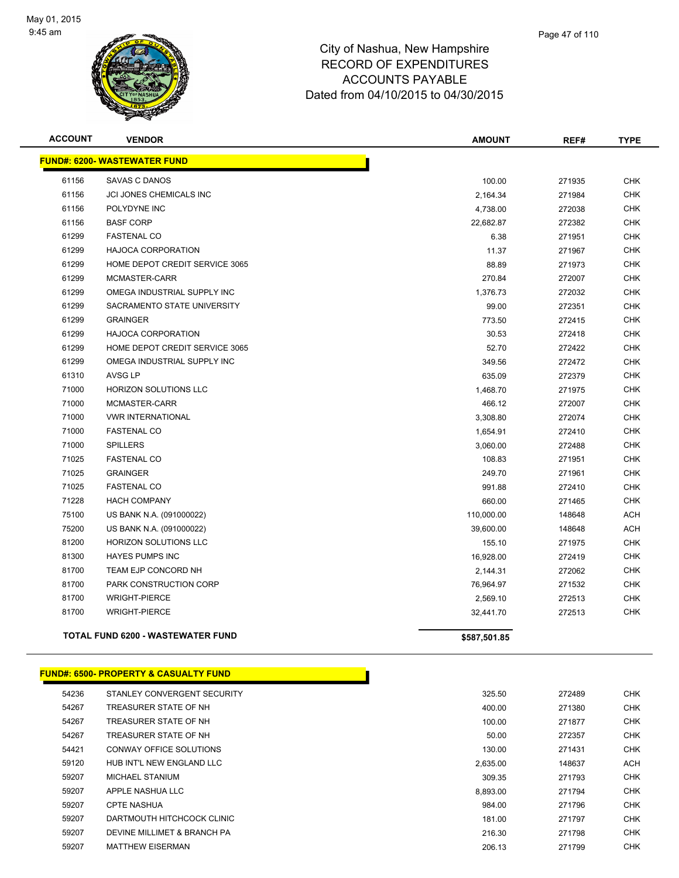City of Nashua, New Hampshire
RECORD OF EXPENDITURES
ACCOUNTS PAYABLE
Dated from 04/10/2015 to 04/30/2015

May 01, 2015
9:45 am

| ACCOUNT | VENDOR | AMOUNT | REF# | TYPE |
|---|---|---|---|---|
| **FUND#: 6200- WASTEWATER FUND** | | | | |
| 61156 | SAVAS C DANOS | 100.00 | 271935 | CHK |
| 61156 | JCI JONES CHEMICALS INC | 2,164.34 | 271984 | CHK |
| 61156 | POLYDYNE INC | 4,738.00 | 272038 | CHK |
| 61156 | BASF CORP | 22,682.87 | 272382 | CHK |
| 61299 | FASTENAL CO | 6.38 | 271951 | CHK |
| 61299 | HAJOCA CORPORATION | 11.37 | 271967 | CHK |
| 61299 | HOME DEPOT CREDIT SERVICE 3065 | 88.89 | 271973 | CHK |
| 61299 | MCMASTER-CARR | 270.84 | 272007 | CHK |
| 61299 | OMEGA INDUSTRIAL SUPPLY INC | 1,376.73 | 272032 | CHK |
| 61299 | SACRAMENTO STATE UNIVERSITY | 99.00 | 272351 | CHK |
| 61299 | GRAINGER | 773.50 | 272415 | CHK |
| 61299 | HAJOCA CORPORATION | 30.53 | 272418 | CHK |
| 61299 | HOME DEPOT CREDIT SERVICE 3065 | 52.70 | 272422 | CHK |
| 61299 | OMEGA INDUSTRIAL SUPPLY INC | 349.56 | 272472 | CHK |
| 61310 | AVSG LP | 635.09 | 272379 | CHK |
| 71000 | HORIZON SOLUTIONS LLC | 1,468.70 | 271975 | CHK |
| 71000 | MCMASTER-CARR | 466.12 | 272007 | CHK |
| 71000 | VWR INTERNATIONAL | 3,308.80 | 272074 | CHK |
| 71000 | FASTENAL CO | 1,654.91 | 272410 | CHK |
| 71000 | SPILLERS | 3,060.00 | 272488 | CHK |
| 71025 | FASTENAL CO | 108.83 | 271951 | CHK |
| 71025 | GRAINGER | 249.70 | 271961 | CHK |
| 71025 | FASTENAL CO | 991.88 | 272410 | CHK |
| 71228 | HACH COMPANY | 660.00 | 271465 | CHK |
| 75100 | US BANK N.A. (091000022) | 110,000.00 | 148648 | ACH |
| 75200 | US BANK N.A. (091000022) | 39,600.00 | 148648 | ACH |
| 81200 | HORIZON SOLUTIONS LLC | 155.10 | 271975 | CHK |
| 81300 | HAYES PUMPS INC | 16,928.00 | 272419 | CHK |
| 81700 | TEAM EJP CONCORD NH | 2,144.31 | 272062 | CHK |
| 81700 | PARK CONSTRUCTION CORP | 76,964.97 | 271532 | CHK |
| 81700 | WRIGHT-PIERCE | 2,569.10 | 272513 | CHK |
| 81700 | WRIGHT-PIERCE | 32,441.70 | 272513 | CHK |
| **TOTAL FUND 6200 - WASTEWATER FUND** | | **$587,501.85** | | |

| ACCOUNT | VENDOR | AMOUNT | REF# | TYPE |
|---|---|---|---|---|
| **FUND#: 6500- PROPERTY & CASUALTY FUND** | | | | |
| 54236 | STANLEY CONVERGENT SECURITY | 325.50 | 272489 | CHK |
| 54267 | TREASURER STATE OF NH | 400.00 | 271380 | CHK |
| 54267 | TREASURER STATE OF NH | 100.00 | 271877 | CHK |
| 54267 | TREASURER STATE OF NH | 50.00 | 272357 | CHK |
| 54421 | CONWAY OFFICE SOLUTIONS | 130.00 | 271431 | CHK |
| 59120 | HUB INT'L NEW ENGLAND LLC | 2,635.00 | 148637 | ACH |
| 59207 | MICHAEL STANIUM | 309.35 | 271793 | CHK |
| 59207 | APPLE NASHUA LLC | 8,893.00 | 271794 | CHK |
| 59207 | CPTE NASHUA | 984.00 | 271796 | CHK |
| 59207 | DARTMOUTH HITCHCOCK CLINIC | 181.00 | 271797 | CHK |
| 59207 | DEVINE MILLIMET & BRANCH PA | 216.30 | 271798 | CHK |
| 59207 | MATTHEW EISERMAN | 206.13 | 271799 | CHK |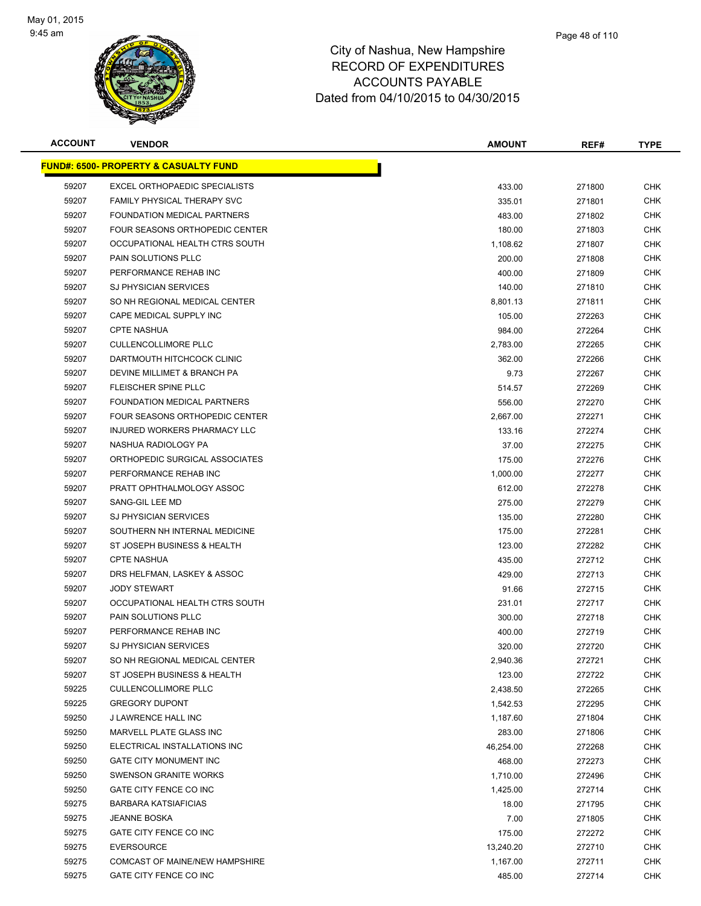City of Nashua, New Hampshire
RECORD OF EXPENDITURES
ACCOUNTS PAYABLE
Dated from 04/10/2015 to 04/30/2015

| ACCOUNT | VENDOR | AMOUNT | REF# | TYPE |
|---|---|---|---|---|
| **FUND#: 6500- PROPERTY & CASUALTY FUND** | | | | |
| 59207 | EXCEL ORTHOPAEDIC SPECIALISTS | 433.00 | 271800 | CHK |
| 59207 | FAMILY PHYSICAL THERAPY SVC | 335.01 | 271801 | CHK |
| 59207 | FOUNDATION MEDICAL PARTNERS | 483.00 | 271802 | CHK |
| 59207 | FOUR SEASONS ORTHOPEDIC CENTER | 180.00 | 271803 | CHK |
| 59207 | OCCUPATIONAL HEALTH CTRS SOUTH | 1,108.62 | 271807 | CHK |
| 59207 | PAIN SOLUTIONS PLLC | 200.00 | 271808 | CHK |
| 59207 | PERFORMANCE REHAB INC | 400.00 | 271809 | CHK |
| 59207 | SJ PHYSICIAN SERVICES | 140.00 | 271810 | CHK |
| 59207 | SO NH REGIONAL MEDICAL CENTER | 8,801.13 | 271811 | CHK |
| 59207 | CAPE MEDICAL SUPPLY INC | 105.00 | 272263 | CHK |
| 59207 | CPTE NASHUA | 984.00 | 272264 | CHK |
| 59207 | CULLENCOLLIMORE PLLC | 2,783.00 | 272265 | CHK |
| 59207 | DARTMOUTH HITCHCOCK CLINIC | 362.00 | 272266 | CHK |
| 59207 | DEVINE MILLIMET & BRANCH PA | 9.73 | 272267 | CHK |
| 59207 | FLEISCHER SPINE PLLC | 514.57 | 272269 | CHK |
| 59207 | FOUNDATION MEDICAL PARTNERS | 556.00 | 272270 | CHK |
| 59207 | FOUR SEASONS ORTHOPEDIC CENTER | 2,667.00 | 272271 | CHK |
| 59207 | INJURED WORKERS PHARMACY LLC | 133.16 | 272274 | CHK |
| 59207 | NASHUA RADIOLOGY PA | 37.00 | 272275 | CHK |
| 59207 | ORTHOPEDIC SURGICAL ASSOCIATES | 175.00 | 272276 | CHK |
| 59207 | PERFORMANCE REHAB INC | 1,000.00 | 272277 | CHK |
| 59207 | PRATT OPHTHALMOLOGY ASSOC | 612.00 | 272278 | CHK |
| 59207 | SANG-GIL LEE MD | 275.00 | 272279 | CHK |
| 59207 | SJ PHYSICIAN SERVICES | 135.00 | 272280 | CHK |
| 59207 | SOUTHERN NH INTERNAL MEDICINE | 175.00 | 272281 | CHK |
| 59207 | ST JOSEPH BUSINESS & HEALTH | 123.00 | 272282 | CHK |
| 59207 | CPTE NASHUA | 435.00 | 272712 | CHK |
| 59207 | DRS HELFMAN, LASKEY & ASSOC | 429.00 | 272713 | CHK |
| 59207 | JODY STEWART | 91.66 | 272715 | CHK |
| 59207 | OCCUPATIONAL HEALTH CTRS SOUTH | 231.01 | 272717 | CHK |
| 59207 | PAIN SOLUTIONS PLLC | 300.00 | 272718 | CHK |
| 59207 | PERFORMANCE REHAB INC | 400.00 | 272719 | CHK |
| 59207 | SJ PHYSICIAN SERVICES | 320.00 | 272720 | CHK |
| 59207 | SO NH REGIONAL MEDICAL CENTER | 2,940.36 | 272721 | CHK |
| 59207 | ST JOSEPH BUSINESS & HEALTH | 123.00 | 272722 | CHK |
| 59225 | CULLENCOLLIMORE PLLC | 2,438.50 | 272265 | CHK |
| 59225 | GREGORY DUPONT | 1,542.53 | 272295 | CHK |
| 59250 | J LAWRENCE HALL INC | 1,187.60 | 271804 | CHK |
| 59250 | MARVELL PLATE GLASS INC | 283.00 | 271806 | CHK |
| 59250 | ELECTRICAL INSTALLATIONS INC | 46,254.00 | 272268 | CHK |
| 59250 | GATE CITY MONUMENT INC | 468.00 | 272273 | CHK |
| 59250 | SWENSON GRANITE WORKS | 1,710.00 | 272496 | CHK |
| 59250 | GATE CITY FENCE CO INC | 1,425.00 | 272714 | CHK |
| 59275 | BARBARA KATSIAFICIAS | 18.00 | 271795 | CHK |
| 59275 | JEANNE BOSKA | 7.00 | 271805 | CHK |
| 59275 | GATE CITY FENCE CO INC | 175.00 | 272272 | CHK |
| 59275 | EVERSOURCE | 13,240.20 | 272710 | CHK |
| 59275 | COMCAST OF MAINE/NEW HAMPSHIRE | 1,167.00 | 272711 | CHK |
| 59275 | GATE CITY FENCE CO INC | 485.00 | 272714 | CHK |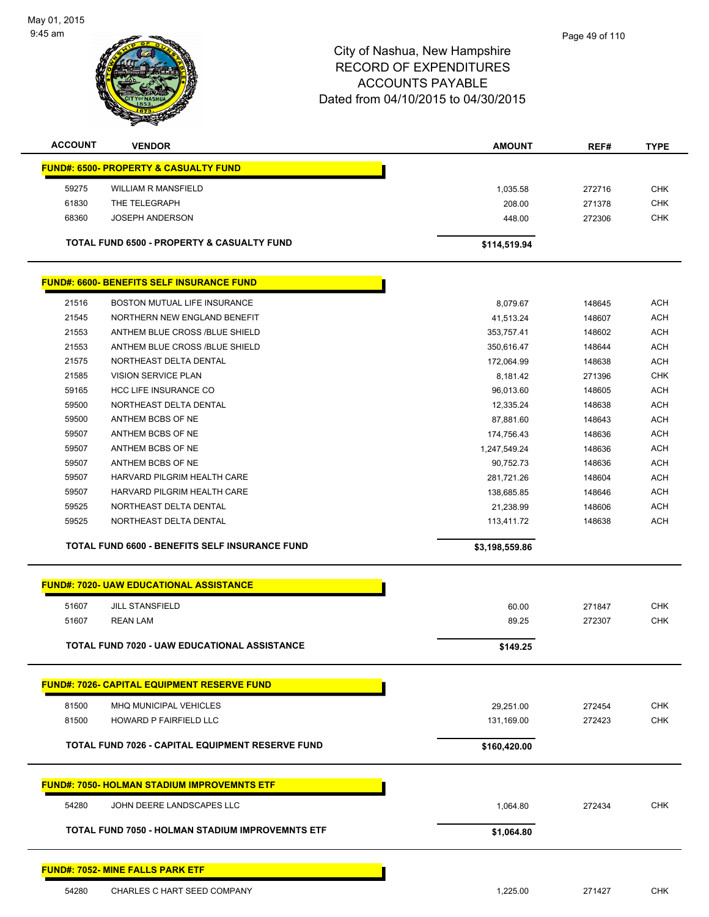City of Nashua, New Hampshire
RECORD OF EXPENDITURES
ACCOUNTS PAYABLE
Dated from 04/10/2015 to 04/30/2015

| ACCOUNT | VENDOR | AMOUNT | REF# | TYPE |
|---|---|---|---|---|
| **FUND#: 6500- PROPERTY & CASUALTY FUND** | | | | |
| 59275 | WILLIAM R MANSFIELD | 1,035.58 | 272716 | CHK |
| 61830 | THE TELEGRAPH | 208.00 | 271378 | CHK |
| 68360 | JOSEPH ANDERSON | 448.00 | 272306 | CHK |
| | **TOTAL FUND 6500 - PROPERTY & CASUALTY FUND** | **$114,519.94** | | |
| **FUND#: 6600- BENEFITS SELF INSURANCE FUND** | | | | |
| 21516 | BOSTON MUTUAL LIFE INSURANCE | 8,079.67 | 148645 | ACH |
| 21545 | NORTHERN NEW ENGLAND BENEFIT | 41,513.24 | 148607 | ACH |
| 21553 | ANTHEM BLUE CROSS /BLUE SHIELD | 353,757.41 | 148602 | ACH |
| 21553 | ANTHEM BLUE CROSS /BLUE SHIELD | 350,616.47 | 148644 | ACH |
| 21575 | NORTHEAST DELTA DENTAL | 172,064.99 | 148638 | ACH |
| 21585 | VISION SERVICE PLAN | 8,181.42 | 271396 | CHK |
| 59165 | HCC LIFE INSURANCE CO | 96,013.60 | 148605 | ACH |
| 59500 | NORTHEAST DELTA DENTAL | 12,335.24 | 148638 | ACH |
| 59500 | ANTHEM BCBS OF NE | 87,881.60 | 148643 | ACH |
| 59507 | ANTHEM BCBS OF NE | 174,756.43 | 148636 | ACH |
| 59507 | ANTHEM BCBS OF NE | 1,247,549.24 | 148636 | ACH |
| 59507 | ANTHEM BCBS OF NE | 90,752.73 | 148636 | ACH |
| 59507 | HARVARD PILGRIM HEALTH CARE | 281,721.26 | 148604 | ACH |
| 59507 | HARVARD PILGRIM HEALTH CARE | 138,685.85 | 148646 | ACH |
| 59525 | NORTHEAST DELTA DENTAL | 21,238.99 | 148606 | ACH |
| 59525 | NORTHEAST DELTA DENTAL | 113,411.72 | 148638 | ACH |
| | **TOTAL FUND 6600 - BENEFITS SELF INSURANCE FUND** | **$3,198,559.86** | | |
| **FUND#: 7020- UAW EDUCATIONAL ASSISTANCE** | | | | |
| 51607 | JILL STANSFIELD | 60.00 | 271847 | CHK |
| 51607 | REAN LAM | 89.25 | 272307 | CHK |
| | **TOTAL FUND 7020 - UAW EDUCATIONAL ASSISTANCE** | **$149.25** | | |
| **FUND#: 7026- CAPITAL EQUIPMENT RESERVE FUND** | | | | |
| 81500 | MHQ MUNICIPAL VEHICLES | 29,251.00 | 272454 | CHK |
| 81500 | HOWARD P FAIRFIELD LLC | 131,169.00 | 272423 | CHK |
| | **TOTAL FUND 7026 - CAPITAL EQUIPMENT RESERVE FUND** | **$160,420.00** | | |
| **FUND#: 7050- HOLMAN STADIUM IMPROVEMNTS ETF** | | | | |
| 54280 | JOHN DEERE LANDSCAPES LLC | 1,064.80 | 272434 | CHK |
| | **TOTAL FUND 7050 - HOLMAN STADIUM IMPROVEMNTS ETF** | **$1,064.80** | | |
| **FUND#: 7052- MINE FALLS PARK ETF** | | | | |
| 54280 | CHARLES C HART SEED COMPANY | 1,225.00 | 271427 | CHK |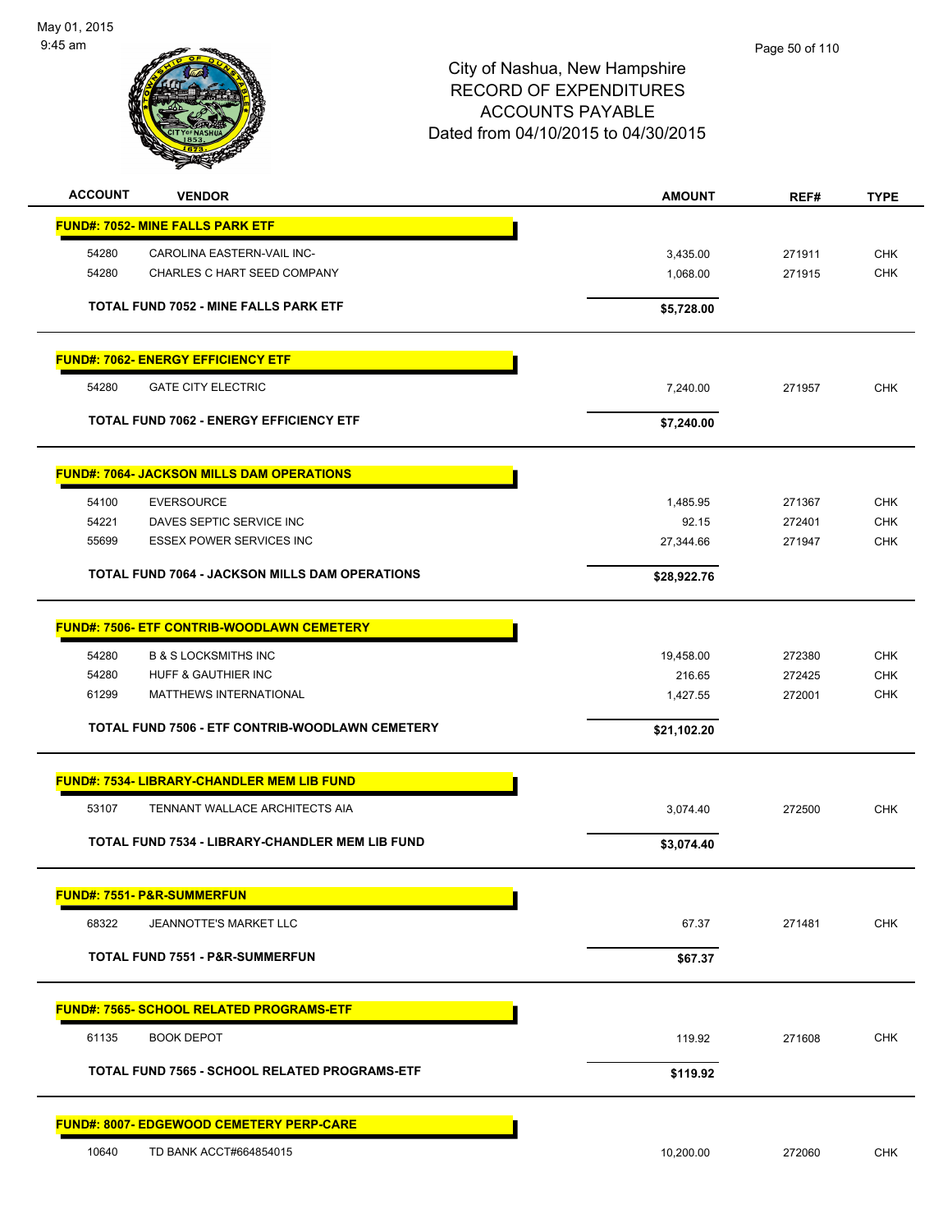# City of Nashua, New Hampshire
## RECORD OF EXPENDITURES
## ACCOUNTS PAYABLE
## Dated from 04/10/2015 to 04/30/2015

| ACCOUNT | VENDOR | AMOUNT | REF# | TYPE |
|---|---|---|---|---|
| **FUND#: 7052- MINE FALLS PARK ETF** | | | | |
| 54280 | CAROLINA EASTERN-VAIL INC- | 3,435.00 | 271911 | CHK |
| 54280 | CHARLES C HART SEED COMPANY | 1,068.00 | 271915 | CHK |
| | **TOTAL FUND 7052 - MINE FALLS PARK ETF** | **$5,728.00** | | |
| **FUND#: 7062- ENERGY EFFICIENCY ETF** | | | | |
| 54280 | GATE CITY ELECTRIC | 7,240.00 | 271957 | CHK |
| | **TOTAL FUND 7062 - ENERGY EFFICIENCY ETF** | **$7,240.00** | | |
| **FUND#: 7064- JACKSON MILLS DAM OPERATIONS** | | | | |
| 54100 | EVERSOURCE | 1,485.95 | 271367 | CHK |
| 54221 | DAVES SEPTIC SERVICE INC | 92.15 | 272401 | CHK |
| 55699 | ESSEX POWER SERVICES INC | 27,344.66 | 271947 | CHK |
| | **TOTAL FUND 7064 - JACKSON MILLS DAM OPERATIONS** | **$28,922.76** | | |
| **FUND#: 7506- ETF CONTRIB-WOODLAWN CEMETERY** | | | | |
| 54280 | B & S LOCKSMITHS INC | 19,458.00 | 272380 | CHK |
| 54280 | HUFF & GAUTHIER INC | 216.65 | 272425 | CHK |
| 61299 | MATTHEWS INTERNATIONAL | 1,427.55 | 272001 | CHK |
| | **TOTAL FUND 7506 - ETF CONTRIB-WOODLAWN CEMETERY** | **$21,102.20** | | |
| **FUND#: 7534- LIBRARY-CHANDLER MEM LIB FUND** | | | | |
| 53107 | TENNANT WALLACE ARCHITECTS AIA | 3,074.40 | 272500 | CHK |
| | **TOTAL FUND 7534 - LIBRARY-CHANDLER MEM LIB FUND** | **$3,074.40** | | |
| **FUND#: 7551- P&R-SUMMERFUN** | | | | |
| 68322 | JEANNOTTE'S MARKET LLC | 67.37 | 271481 | CHK |
| | **TOTAL FUND 7551 - P&R-SUMMERFUN** | **$67.37** | | |
| **FUND#: 7565- SCHOOL RELATED PROGRAMS-ETF** | | | | |
| 61135 | BOOK DEPOT | 119.92 | 271608 | CHK |
| | **TOTAL FUND 7565 - SCHOOL RELATED PROGRAMS-ETF** | **$119.92** | | |
| **FUND#: 8007- EDGEWOOD CEMETERY PERP-CARE** | | | | |
| 10640 | TD BANK ACCT#664854015 | 10,200.00 | 272060 | CHK |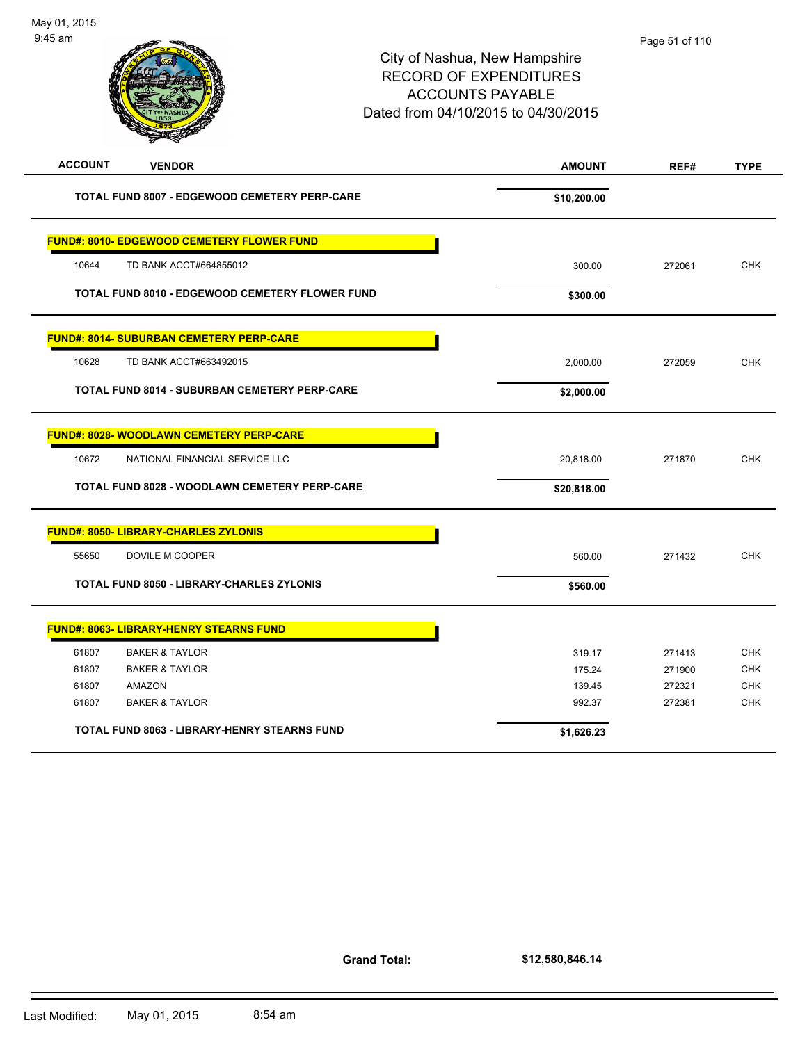# City of Nashua, New Hampshire
# RECORD OF EXPENDITURES
# ACCOUNTS PAYABLE
# Dated from 04/10/2015 to 04/30/2015

| ACCOUNT | VENDOR | AMOUNT | REF# | TYPE |
|---|---|---|---|---|
| | **TOTAL FUND 8007 - EDGEWOOD CEMETERY PERP-CARE** | **$10,200.00** | | |
| **FUND#: 8010- EDGEWOOD CEMETERY FLOWER FUND** | | | | |
| 10644 | TD BANK ACCT#664855012 | 300.00 | 272061 | CHK |
| | **TOTAL FUND 8010 - EDGEWOOD CEMETERY FLOWER FUND** | **$300.00** | | |
| **FUND#: 8014- SUBURBAN CEMETERY PERP-CARE** | | | | |
| 10628 | TD BANK ACCT#663492015 | 2,000.00 | 272059 | CHK |
| | **TOTAL FUND 8014 - SUBURBAN CEMETERY PERP-CARE** | **$2,000.00** | | |
| **FUND#: 8028- WOODLAWN CEMETERY PERP-CARE** | | | | |
| 10672 | NATIONAL FINANCIAL SERVICE LLC | 20,818.00 | 271870 | CHK |
| | **TOTAL FUND 8028 - WOODLAWN CEMETERY PERP-CARE** | **$20,818.00** | | |
| **FUND#: 8050- LIBRARY-CHARLES ZYLONIS** | | | | |
| 55650 | DOVILE M COOPER | 560.00 | 271432 | CHK |
| | **TOTAL FUND 8050 - LIBRARY-CHARLES ZYLONIS** | **$560.00** | | |
| **FUND#: 8063- LIBRARY-HENRY STEARNS FUND** | | | | |
| 61807 | BAKER & TAYLOR | 319.17 | 271413 | CHK |
| 61807 | BAKER & TAYLOR | 175.24 | 271900 | CHK |
| 61807 | AMAZON | 139.45 | 272321 | CHK |
| 61807 | BAKER & TAYLOR | 992.37 | 272381 | CHK |
| | **TOTAL FUND 8063 - LIBRARY-HENRY STEARNS FUND** | **$1,626.23** | | |

**Grand Total:** **$12,580,846.14**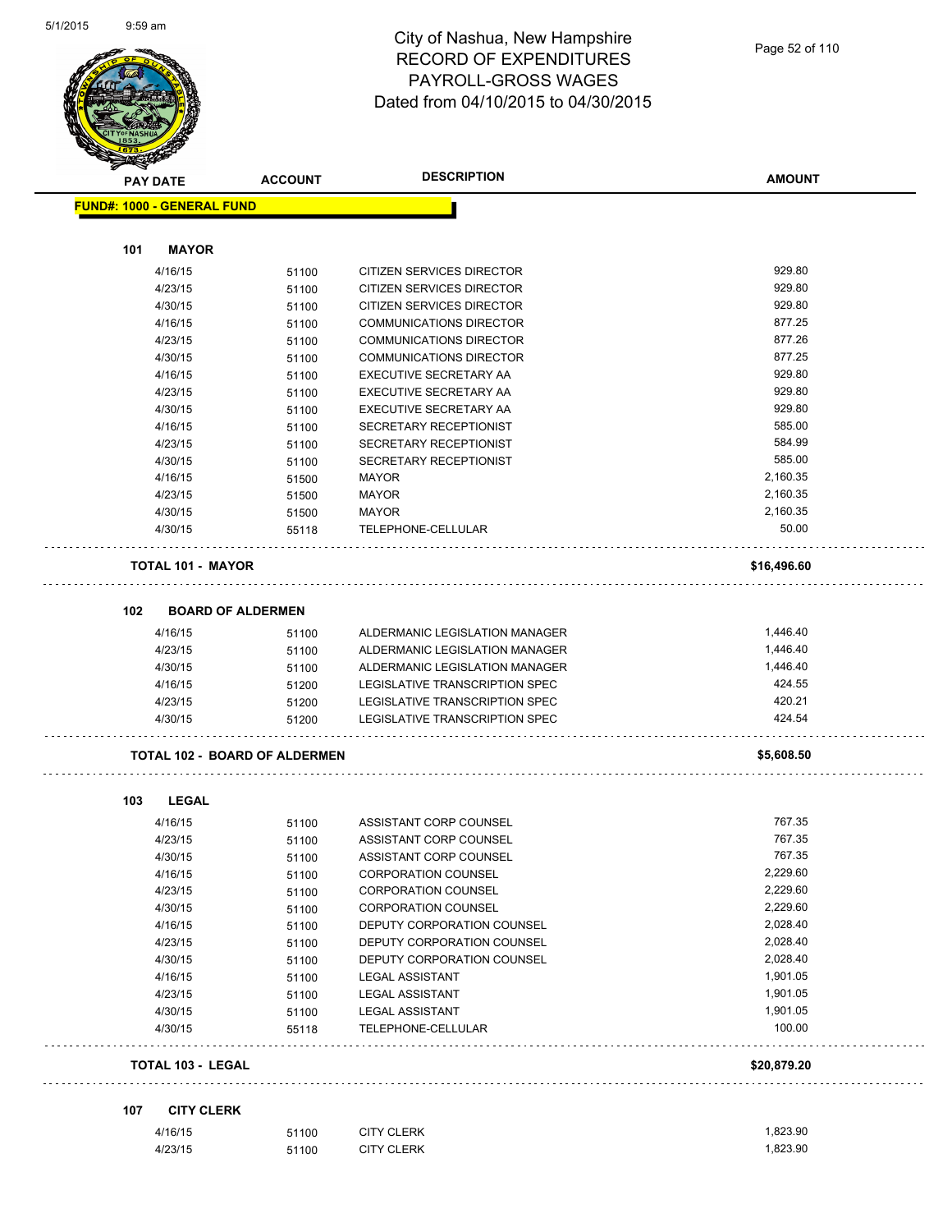# City of Nashua, New Hampshire
## RECORD OF EXPENDITURES
## PAYROLL-GROSS WAGES
## Dated from 04/10/2015 to 04/30/2015

| PAY DATE | ACCOUNT | DESCRIPTION | AMOUNT |
|---|---|---|---|
| **FUND#: 1000 - GENERAL FUND** | | | |
| **101 MAYOR** | | | |
| 4/16/15 | 51100 | CITIZEN SERVICES DIRECTOR | 929.80 |
| 4/23/15 | 51100 | CITIZEN SERVICES DIRECTOR | 929.80 |
| 4/30/15 | 51100 | CITIZEN SERVICES DIRECTOR | 929.80 |
| 4/16/15 | 51100 | COMMUNICATIONS DIRECTOR | 877.25 |
| 4/23/15 | 51100 | COMMUNICATIONS DIRECTOR | 877.26 |
| 4/30/15 | 51100 | COMMUNICATIONS DIRECTOR | 877.25 |
| 4/16/15 | 51100 | EXECUTIVE SECRETARY AA | 929.80 |
| 4/23/15 | 51100 | EXECUTIVE SECRETARY AA | 929.80 |
| 4/30/15 | 51100 | EXECUTIVE SECRETARY AA | 929.80 |
| 4/16/15 | 51100 | SECRETARY RECEPTIONIST | 585.00 |
| 4/23/15 | 51100 | SECRETARY RECEPTIONIST | 584.99 |
| 4/30/15 | 51100 | SECRETARY RECEPTIONIST | 585.00 |
| 4/16/15 | 51500 | MAYOR | 2,160.35 |
| 4/23/15 | 51500 | MAYOR | 2,160.35 |
| 4/30/15 | 51500 | MAYOR | 2,160.35 |
| 4/30/15 | 55118 | TELEPHONE-CELLULAR | 50.00 |
| **TOTAL 101 - MAYOR** | | | **$16,496.60** |
| **102 BOARD OF ALDERMEN** | | | |
| 4/16/15 | 51100 | ALDERMANIC LEGISLATION MANAGER | 1,446.40 |
| 4/23/15 | 51100 | ALDERMANIC LEGISLATION MANAGER | 1,446.40 |
| 4/30/15 | 51100 | ALDERMANIC LEGISLATION MANAGER | 1,446.40 |
| 4/16/15 | 51200 | LEGISLATIVE TRANSCRIPTION SPEC | 424.55 |
| 4/23/15 | 51200 | LEGISLATIVE TRANSCRIPTION SPEC | 420.21 |
| 4/30/15 | 51200 | LEGISLATIVE TRANSCRIPTION SPEC | 424.54 |
| **TOTAL 102 - BOARD OF ALDERMEN** | | | **$5,608.50** |
| **103 LEGAL** | | | |
| 4/16/15 | 51100 | ASSISTANT CORP COUNSEL | 767.35 |
| 4/23/15 | 51100 | ASSISTANT CORP COUNSEL | 767.35 |
| 4/30/15 | 51100 | ASSISTANT CORP COUNSEL | 767.35 |
| 4/16/15 | 51100 | CORPORATION COUNSEL | 2,229.60 |
| 4/23/15 | 51100 | CORPORATION COUNSEL | 2,229.60 |
| 4/30/15 | 51100 | CORPORATION COUNSEL | 2,229.60 |
| 4/16/15 | 51100 | DEPUTY CORPORATION COUNSEL | 2,028.40 |
| 4/23/15 | 51100 | DEPUTY CORPORATION COUNSEL | 2,028.40 |
| 4/30/15 | 51100 | DEPUTY CORPORATION COUNSEL | 2,028.40 |
| 4/16/15 | 51100 | LEGAL ASSISTANT | 1,901.05 |
| 4/23/15 | 51100 | LEGAL ASSISTANT | 1,901.05 |
| 4/30/15 | 51100 | LEGAL ASSISTANT | 1,901.05 |
| 4/30/15 | 55118 | TELEPHONE-CELLULAR | 100.00 |
| **TOTAL 103 - LEGAL** | | | **$20,879.20** |
| **107 CITY CLERK** | | | |
| 4/16/15 | 51100 | CITY CLERK | 1,823.90 |
| 4/23/15 | 51100 | CITY CLERK | 1,823.90 |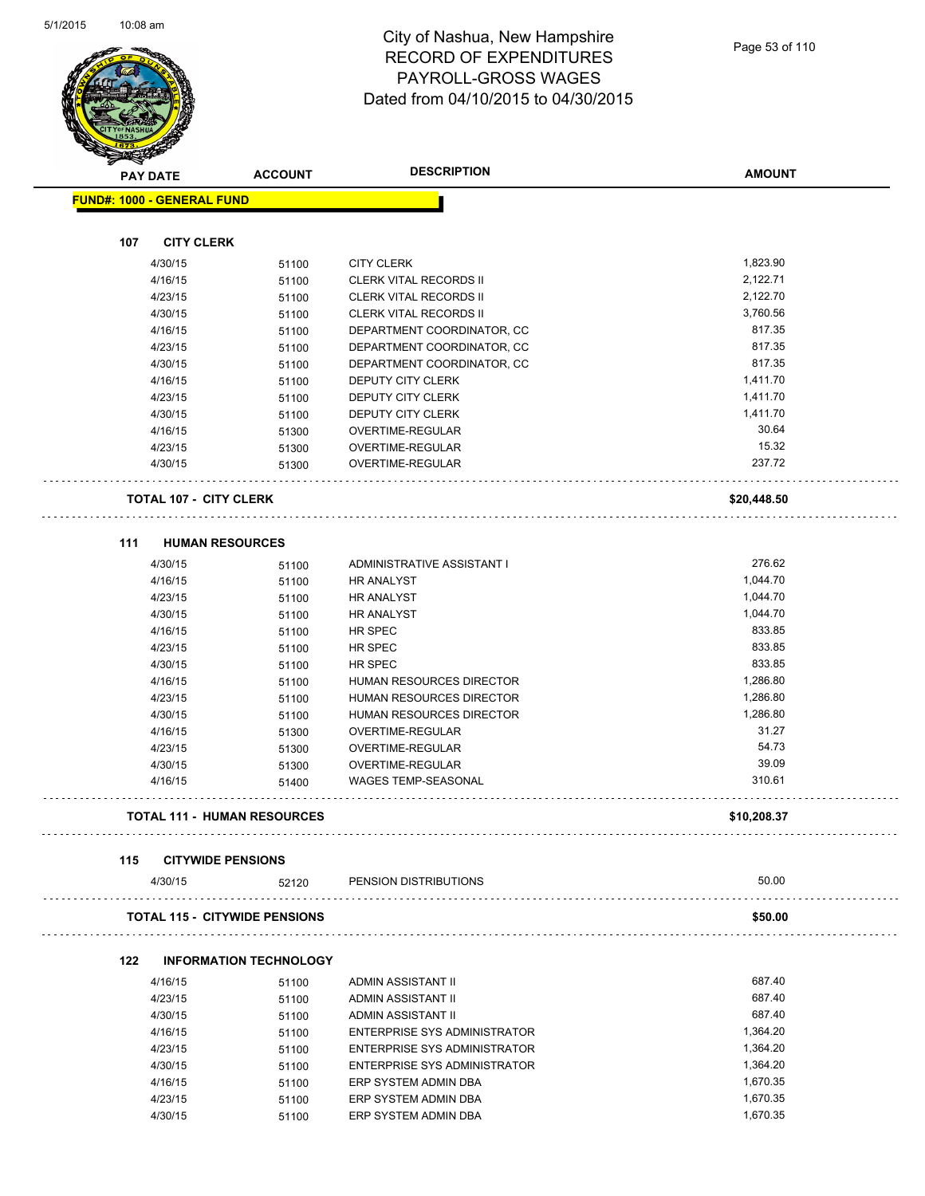# City of Nashua, New Hampshire
## RECORD OF EXPENDITURES
## PAYROLL-GROSS WAGES
## Dated from 04/10/2015 to 04/30/2015

| PAY DATE | ACCOUNT | DESCRIPTION | AMOUNT |
|---|---|---|---|

**FUND#: 1000 - GENERAL FUND**

### 107 CITY CLERK

| PAY DATE | ACCOUNT | DESCRIPTION | AMOUNT |
|---|---|---|---|
| 4/30/15 | 51100 | CITY CLERK | 1,823.90 |
| 4/16/15 | 51100 | CLERK VITAL RECORDS II | 2,122.71 |
| 4/23/15 | 51100 | CLERK VITAL RECORDS II | 2,122.70 |
| 4/30/15 | 51100 | CLERK VITAL RECORDS II | 3,760.56 |
| 4/16/15 | 51100 | DEPARTMENT COORDINATOR, CC | 817.35 |
| 4/23/15 | 51100 | DEPARTMENT COORDINATOR, CC | 817.35 |
| 4/30/15 | 51100 | DEPARTMENT COORDINATOR, CC | 817.35 |
| 4/16/15 | 51100 | DEPUTY CITY CLERK | 1,411.70 |
| 4/23/15 | 51100 | DEPUTY CITY CLERK | 1,411.70 |
| 4/30/15 | 51100 | DEPUTY CITY CLERK | 1,411.70 |
| 4/16/15 | 51300 | OVERTIME-REGULAR | 30.64 |
| 4/23/15 | 51300 | OVERTIME-REGULAR | 15.32 |
| 4/30/15 | 51300 | OVERTIME-REGULAR | 237.72 |

**TOTAL 107 - CITY CLERK** **$20,448.50**

### 111 HUMAN RESOURCES

| PAY DATE | ACCOUNT | DESCRIPTION | AMOUNT |
|---|---|---|---|
| 4/30/15 | 51100 | ADMINISTRATIVE ASSISTANT I | 276.62 |
| 4/16/15 | 51100 | HR ANALYST | 1,044.70 |
| 4/23/15 | 51100 | HR ANALYST | 1,044.70 |
| 4/30/15 | 51100 | HR ANALYST | 1,044.70 |
| 4/16/15 | 51100 | HR SPEC | 833.85 |
| 4/23/15 | 51100 | HR SPEC | 833.85 |
| 4/30/15 | 51100 | HR SPEC | 833.85 |
| 4/16/15 | 51100 | HUMAN RESOURCES DIRECTOR | 1,286.80 |
| 4/23/15 | 51100 | HUMAN RESOURCES DIRECTOR | 1,286.80 |
| 4/30/15 | 51100 | HUMAN RESOURCES DIRECTOR | 1,286.80 |
| 4/16/15 | 51300 | OVERTIME-REGULAR | 31.27 |
| 4/23/15 | 51300 | OVERTIME-REGULAR | 54.73 |
| 4/30/15 | 51300 | OVERTIME-REGULAR | 39.09 |
| 4/16/15 | 51400 | WAGES TEMP-SEASONAL | 310.61 |

**TOTAL 111 - HUMAN RESOURCES** **$10,208.37**

### 115 CITYWIDE PENSIONS

| PAY DATE | ACCOUNT | DESCRIPTION | AMOUNT |
|---|---|---|---|
| 4/30/15 | 52120 | PENSION DISTRIBUTIONS | 50.00 |

**TOTAL 115 - CITYWIDE PENSIONS** **$50.00**

### 122 INFORMATION TECHNOLOGY

| PAY DATE | ACCOUNT | DESCRIPTION | AMOUNT |
|---|---|---|---|
| 4/16/15 | 51100 | ADMIN ASSISTANT II | 687.40 |
| 4/23/15 | 51100 | ADMIN ASSISTANT II | 687.40 |
| 4/30/15 | 51100 | ADMIN ASSISTANT II | 687.40 |
| 4/16/15 | 51100 | ENTERPRISE SYS ADMINISTRATOR | 1,364.20 |
| 4/23/15 | 51100 | ENTERPRISE SYS ADMINISTRATOR | 1,364.20 |
| 4/30/15 | 51100 | ENTERPRISE SYS ADMINISTRATOR | 1,364.20 |
| 4/16/15 | 51100 | ERP SYSTEM ADMIN DBA | 1,670.35 |
| 4/23/15 | 51100 | ERP SYSTEM ADMIN DBA | 1,670.35 |
| 4/30/15 | 51100 | ERP SYSTEM ADMIN DBA | 1,670.35 |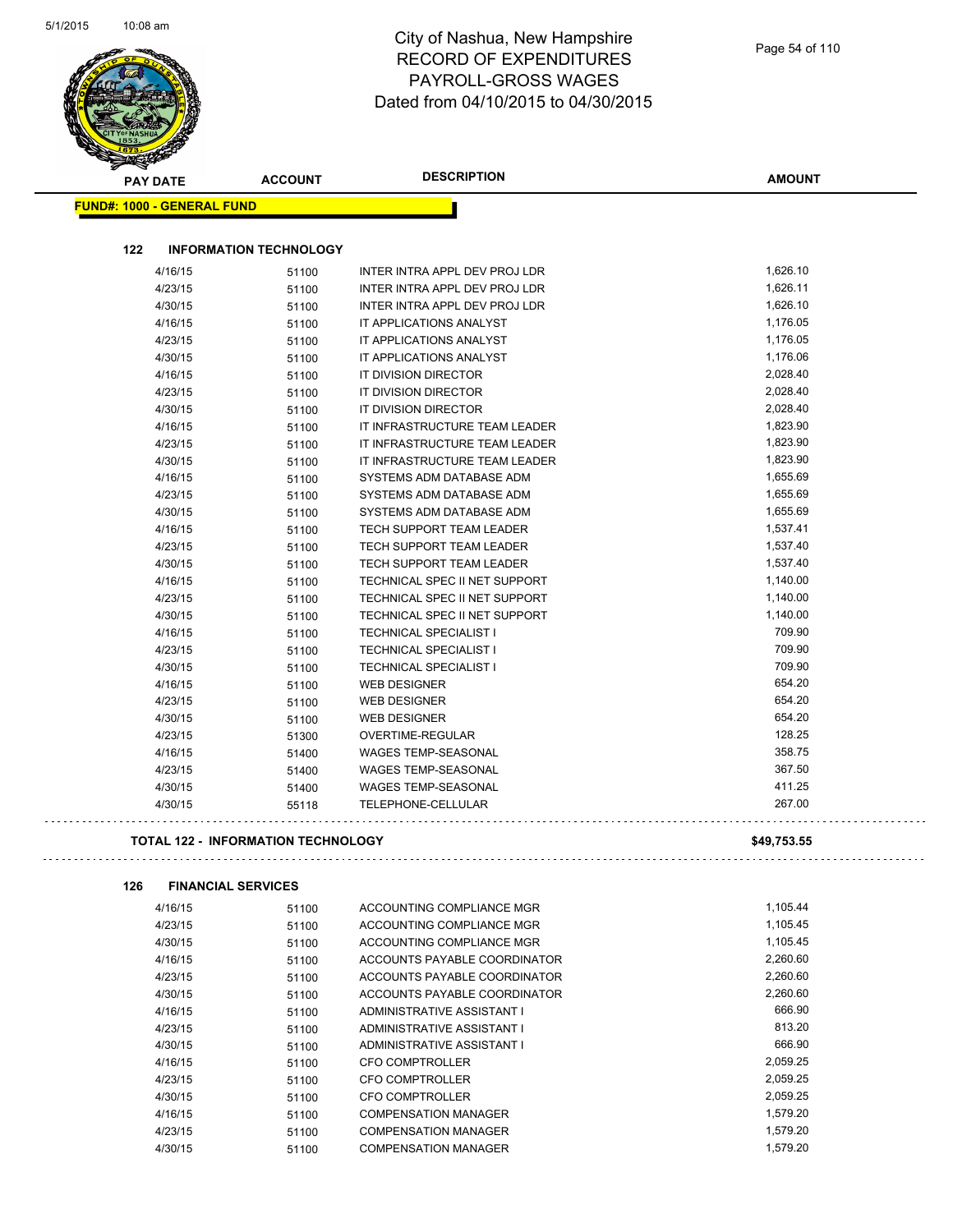# City of Nashua, New Hampshire
# RECORD OF EXPENDITURES
# PAYROLL-GROSS WAGES
# Dated from 04/10/2015 to 04/30/2015

| PAY DATE | ACCOUNT | DESCRIPTION | AMOUNT |
|---|---|---|---|

**FUND#: 1000 - GENERAL FUND**

### 122 INFORMATION TECHNOLOGY

| PAY DATE | ACCOUNT | DESCRIPTION | AMOUNT |
|---|---|---|---|
| 4/16/15 | 51100 | INTER INTRA APPL DEV PROJ LDR | 1,626.10 |
| 4/23/15 | 51100 | INTER INTRA APPL DEV PROJ LDR | 1,626.11 |
| 4/30/15 | 51100 | INTER INTRA APPL DEV PROJ LDR | 1,626.10 |
| 4/16/15 | 51100 | IT APPLICATIONS ANALYST | 1,176.05 |
| 4/23/15 | 51100 | IT APPLICATIONS ANALYST | 1,176.05 |
| 4/30/15 | 51100 | IT APPLICATIONS ANALYST | 1,176.06 |
| 4/16/15 | 51100 | IT DIVISION DIRECTOR | 2,028.40 |
| 4/23/15 | 51100 | IT DIVISION DIRECTOR | 2,028.40 |
| 4/30/15 | 51100 | IT DIVISION DIRECTOR | 2,028.40 |
| 4/16/15 | 51100 | IT INFRASTRUCTURE TEAM LEADER | 1,823.90 |
| 4/23/15 | 51100 | IT INFRASTRUCTURE TEAM LEADER | 1,823.90 |
| 4/30/15 | 51100 | IT INFRASTRUCTURE TEAM LEADER | 1,823.90 |
| 4/16/15 | 51100 | SYSTEMS ADM DATABASE ADM | 1,655.69 |
| 4/23/15 | 51100 | SYSTEMS ADM DATABASE ADM | 1,655.69 |
| 4/30/15 | 51100 | SYSTEMS ADM DATABASE ADM | 1,655.69 |
| 4/16/15 | 51100 | TECH SUPPORT TEAM LEADER | 1,537.41 |
| 4/23/15 | 51100 | TECH SUPPORT TEAM LEADER | 1,537.40 |
| 4/30/15 | 51100 | TECH SUPPORT TEAM LEADER | 1,537.40 |
| 4/16/15 | 51100 | TECHNICAL SPEC II NET SUPPORT | 1,140.00 |
| 4/23/15 | 51100 | TECHNICAL SPEC II NET SUPPORT | 1,140.00 |
| 4/30/15 | 51100 | TECHNICAL SPEC II NET SUPPORT | 1,140.00 |
| 4/16/15 | 51100 | TECHNICAL SPECIALIST I | 709.90 |
| 4/23/15 | 51100 | TECHNICAL SPECIALIST I | 709.90 |
| 4/30/15 | 51100 | TECHNICAL SPECIALIST I | 709.90 |
| 4/16/15 | 51100 | WEB DESIGNER | 654.20 |
| 4/23/15 | 51100 | WEB DESIGNER | 654.20 |
| 4/30/15 | 51100 | WEB DESIGNER | 654.20 |
| 4/23/15 | 51300 | OVERTIME-REGULAR | 128.25 |
| 4/16/15 | 51400 | WAGES TEMP-SEASONAL | 358.75 |
| 4/23/15 | 51400 | WAGES TEMP-SEASONAL | 367.50 |
| 4/30/15 | 51400 | WAGES TEMP-SEASONAL | 411.25 |
| 4/30/15 | 55118 | TELEPHONE-CELLULAR | 267.00 |

**TOTAL 122 - INFORMATION TECHNOLOGY** **$49,753.55**

### 126 FINANCIAL SERVICES

| PAY DATE | ACCOUNT | DESCRIPTION | AMOUNT |
|---|---|---|---|
| 4/16/15 | 51100 | ACCOUNTING COMPLIANCE MGR | 1,105.44 |
| 4/23/15 | 51100 | ACCOUNTING COMPLIANCE MGR | 1,105.45 |
| 4/30/15 | 51100 | ACCOUNTING COMPLIANCE MGR | 1,105.45 |
| 4/16/15 | 51100 | ACCOUNTS PAYABLE COORDINATOR | 2,260.60 |
| 4/23/15 | 51100 | ACCOUNTS PAYABLE COORDINATOR | 2,260.60 |
| 4/30/15 | 51100 | ACCOUNTS PAYABLE COORDINATOR | 2,260.60 |
| 4/16/15 | 51100 | ADMINISTRATIVE ASSISTANT I | 666.90 |
| 4/23/15 | 51100 | ADMINISTRATIVE ASSISTANT I | 813.20 |
| 4/30/15 | 51100 | ADMINISTRATIVE ASSISTANT I | 666.90 |
| 4/16/15 | 51100 | CFO COMPTROLLER | 2,059.25 |
| 4/23/15 | 51100 | CFO COMPTROLLER | 2,059.25 |
| 4/30/15 | 51100 | CFO COMPTROLLER | 2,059.25 |
| 4/16/15 | 51100 | COMPENSATION MANAGER | 1,579.20 |
| 4/23/15 | 51100 | COMPENSATION MANAGER | 1,579.20 |
| 4/30/15 | 51100 | COMPENSATION MANAGER | 1,579.20 |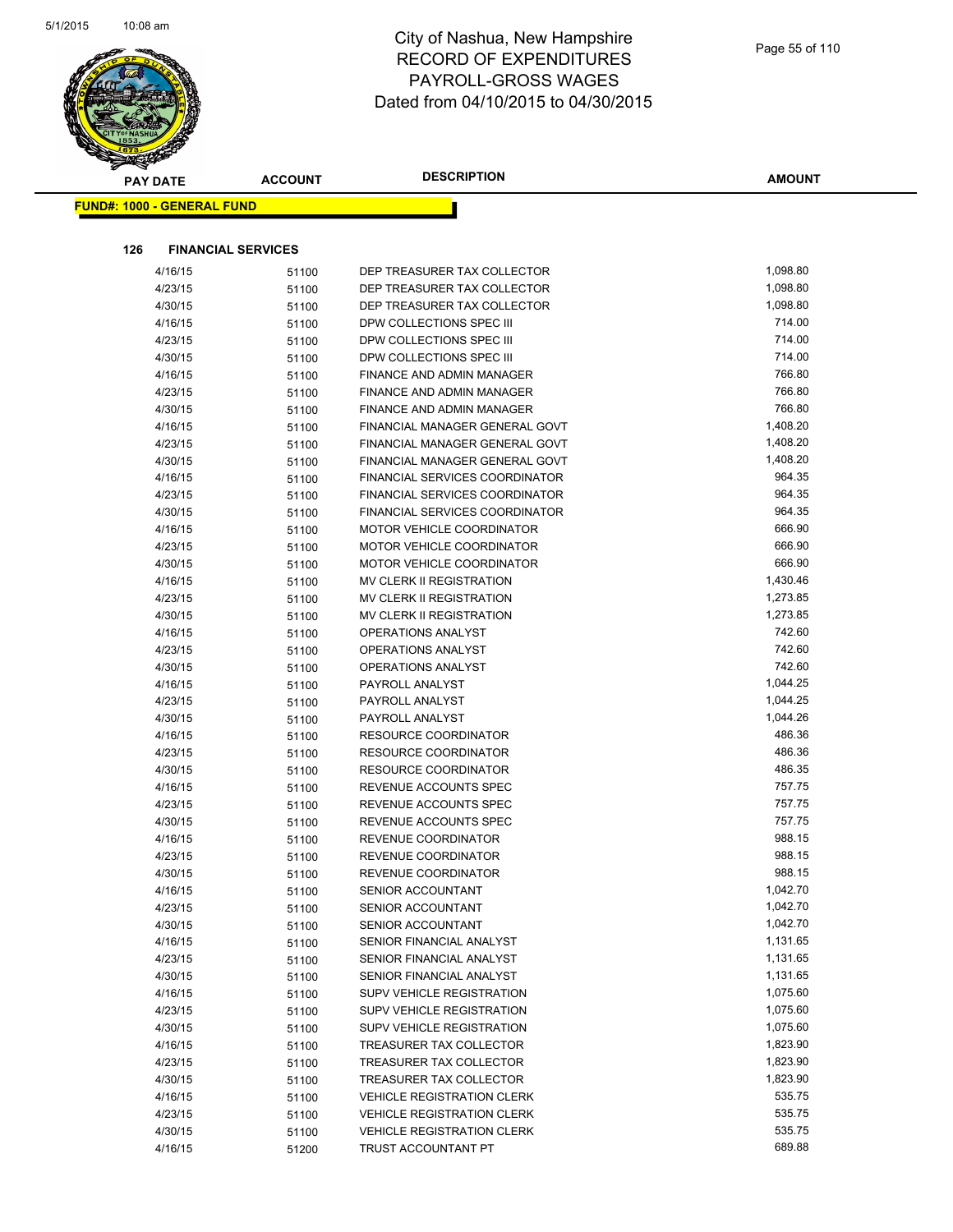# City of Nashua, New Hampshire
## RECORD OF EXPENDITURES
## PAYROLL-GROSS WAGES
## Dated from 04/10/2015 to 04/30/2015

**FUND#: 1000 - GENERAL FUND**

**126 FINANCIAL SERVICES**

| PAY DATE | ACCOUNT | DESCRIPTION | AMOUNT |
|---|---|---|---|
| 4/16/15 | 51100 | DEP TREASURER TAX COLLECTOR | 1,098.80 |
| 4/23/15 | 51100 | DEP TREASURER TAX COLLECTOR | 1,098.80 |
| 4/30/15 | 51100 | DEP TREASURER TAX COLLECTOR | 1,098.80 |
| 4/16/15 | 51100 | DPW COLLECTIONS SPEC III | 714.00 |
| 4/23/15 | 51100 | DPW COLLECTIONS SPEC III | 714.00 |
| 4/30/15 | 51100 | DPW COLLECTIONS SPEC III | 714.00 |
| 4/16/15 | 51100 | FINANCE AND ADMIN MANAGER | 766.80 |
| 4/23/15 | 51100 | FINANCE AND ADMIN MANAGER | 766.80 |
| 4/30/15 | 51100 | FINANCE AND ADMIN MANAGER | 766.80 |
| 4/16/15 | 51100 | FINANCIAL MANAGER GENERAL GOVT | 1,408.20 |
| 4/23/15 | 51100 | FINANCIAL MANAGER GENERAL GOVT | 1,408.20 |
| 4/30/15 | 51100 | FINANCIAL MANAGER GENERAL GOVT | 1,408.20 |
| 4/16/15 | 51100 | FINANCIAL SERVICES COORDINATOR | 964.35 |
| 4/23/15 | 51100 | FINANCIAL SERVICES COORDINATOR | 964.35 |
| 4/30/15 | 51100 | FINANCIAL SERVICES COORDINATOR | 964.35 |
| 4/16/15 | 51100 | MOTOR VEHICLE COORDINATOR | 666.90 |
| 4/23/15 | 51100 | MOTOR VEHICLE COORDINATOR | 666.90 |
| 4/30/15 | 51100 | MOTOR VEHICLE COORDINATOR | 666.90 |
| 4/16/15 | 51100 | MV CLERK II REGISTRATION | 1,430.46 |
| 4/23/15 | 51100 | MV CLERK II REGISTRATION | 1,273.85 |
| 4/30/15 | 51100 | MV CLERK II REGISTRATION | 1,273.85 |
| 4/16/15 | 51100 | OPERATIONS ANALYST | 742.60 |
| 4/23/15 | 51100 | OPERATIONS ANALYST | 742.60 |
| 4/30/15 | 51100 | OPERATIONS ANALYST | 742.60 |
| 4/16/15 | 51100 | PAYROLL ANALYST | 1,044.25 |
| 4/23/15 | 51100 | PAYROLL ANALYST | 1,044.25 |
| 4/30/15 | 51100 | PAYROLL ANALYST | 1,044.26 |
| 4/16/15 | 51100 | RESOURCE COORDINATOR | 486.36 |
| 4/23/15 | 51100 | RESOURCE COORDINATOR | 486.36 |
| 4/30/15 | 51100 | RESOURCE COORDINATOR | 486.35 |
| 4/16/15 | 51100 | REVENUE ACCOUNTS SPEC | 757.75 |
| 4/23/15 | 51100 | REVENUE ACCOUNTS SPEC | 757.75 |
| 4/30/15 | 51100 | REVENUE ACCOUNTS SPEC | 757.75 |
| 4/16/15 | 51100 | REVENUE COORDINATOR | 988.15 |
| 4/23/15 | 51100 | REVENUE COORDINATOR | 988.15 |
| 4/30/15 | 51100 | REVENUE COORDINATOR | 988.15 |
| 4/16/15 | 51100 | SENIOR ACCOUNTANT | 1,042.70 |
| 4/23/15 | 51100 | SENIOR ACCOUNTANT | 1,042.70 |
| 4/30/15 | 51100 | SENIOR ACCOUNTANT | 1,042.70 |
| 4/16/15 | 51100 | SENIOR FINANCIAL ANALYST | 1,131.65 |
| 4/23/15 | 51100 | SENIOR FINANCIAL ANALYST | 1,131.65 |
| 4/30/15 | 51100 | SENIOR FINANCIAL ANALYST | 1,131.65 |
| 4/16/15 | 51100 | SUPV VEHICLE REGISTRATION | 1,075.60 |
| 4/23/15 | 51100 | SUPV VEHICLE REGISTRATION | 1,075.60 |
| 4/30/15 | 51100 | SUPV VEHICLE REGISTRATION | 1,075.60 |
| 4/16/15 | 51100 | TREASURER TAX COLLECTOR | 1,823.90 |
| 4/23/15 | 51100 | TREASURER TAX COLLECTOR | 1,823.90 |
| 4/30/15 | 51100 | TREASURER TAX COLLECTOR | 1,823.90 |
| 4/16/15 | 51100 | VEHICLE REGISTRATION CLERK | 535.75 |
| 4/23/15 | 51100 | VEHICLE REGISTRATION CLERK | 535.75 |
| 4/30/15 | 51100 | VEHICLE REGISTRATION CLERK | 535.75 |
| 4/16/15 | 51200 | TRUST ACCOUNTANT PT | 689.88 |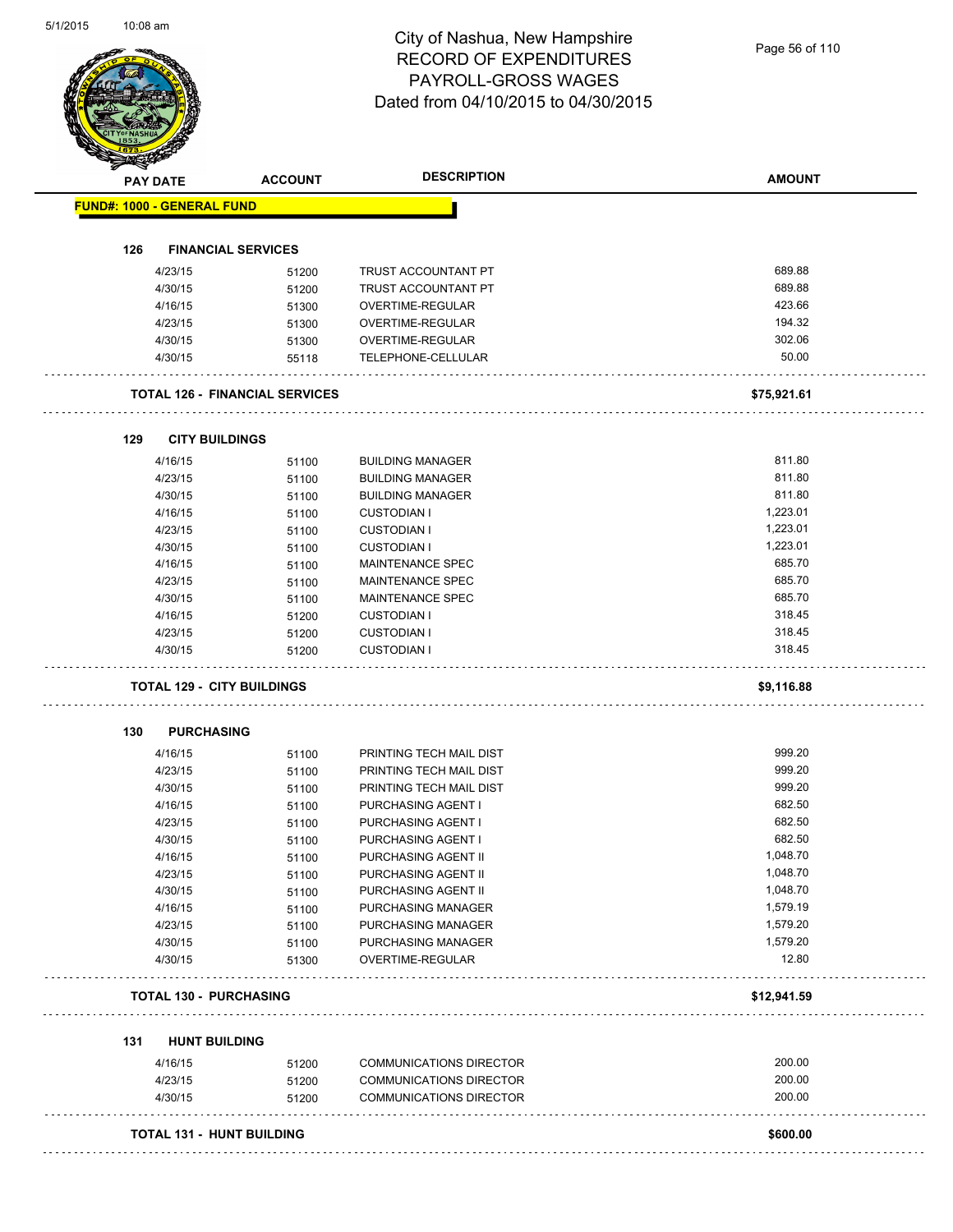# City of Nashua, New Hampshire
## RECORD OF EXPENDITURES
## PAYROLL-GROSS WAGES
## Dated from 04/10/2015 to 04/30/2015

| PAY DATE | ACCOUNT | DESCRIPTION | AMOUNT |
|---|---|---|---|
| **FUND#: 1000 - GENERAL FUND** | | | |
| **126 FINANCIAL SERVICES** | | | |
| 4/23/15 | 51200 | TRUST ACCOUNTANT PT | 689.88 |
| 4/30/15 | 51200 | TRUST ACCOUNTANT PT | 689.88 |
| 4/16/15 | 51300 | OVERTIME-REGULAR | 423.66 |
| 4/23/15 | 51300 | OVERTIME-REGULAR | 194.32 |
| 4/30/15 | 51300 | OVERTIME-REGULAR | 302.06 |
| 4/30/15 | 55118 | TELEPHONE-CELLULAR | 50.00 |
| **TOTAL 126 - FINANCIAL SERVICES** | | | **$75,921.61** |
| **129 CITY BUILDINGS** | | | |
| 4/16/15 | 51100 | BUILDING MANAGER | 811.80 |
| 4/23/15 | 51100 | BUILDING MANAGER | 811.80 |
| 4/30/15 | 51100 | BUILDING MANAGER | 811.80 |
| 4/16/15 | 51100 | CUSTODIAN I | 1,223.01 |
| 4/23/15 | 51100 | CUSTODIAN I | 1,223.01 |
| 4/30/15 | 51100 | CUSTODIAN I | 1,223.01 |
| 4/16/15 | 51100 | MAINTENANCE SPEC | 685.70 |
| 4/23/15 | 51100 | MAINTENANCE SPEC | 685.70 |
| 4/30/15 | 51100 | MAINTENANCE SPEC | 685.70 |
| 4/16/15 | 51200 | CUSTODIAN I | 318.45 |
| 4/23/15 | 51200 | CUSTODIAN I | 318.45 |
| 4/30/15 | 51200 | CUSTODIAN I | 318.45 |
| **TOTAL 129 - CITY BUILDINGS** | | | **$9,116.88** |
| **130 PURCHASING** | | | |
| 4/16/15 | 51100 | PRINTING TECH MAIL DIST | 999.20 |
| 4/23/15 | 51100 | PRINTING TECH MAIL DIST | 999.20 |
| 4/30/15 | 51100 | PRINTING TECH MAIL DIST | 999.20 |
| 4/16/15 | 51100 | PURCHASING AGENT I | 682.50 |
| 4/23/15 | 51100 | PURCHASING AGENT I | 682.50 |
| 4/30/15 | 51100 | PURCHASING AGENT I | 682.50 |
| 4/16/15 | 51100 | PURCHASING AGENT II | 1,048.70 |
| 4/23/15 | 51100 | PURCHASING AGENT II | 1,048.70 |
| 4/30/15 | 51100 | PURCHASING AGENT II | 1,048.70 |
| 4/16/15 | 51100 | PURCHASING MANAGER | 1,579.19 |
| 4/23/15 | 51100 | PURCHASING MANAGER | 1,579.20 |
| 4/30/15 | 51100 | PURCHASING MANAGER | 1,579.20 |
| 4/30/15 | 51300 | OVERTIME-REGULAR | 12.80 |
| **TOTAL 130 - PURCHASING** | | | **$12,941.59** |
| **131 HUNT BUILDING** | | | |
| 4/16/15 | 51200 | COMMUNICATIONS DIRECTOR | 200.00 |
| 4/23/15 | 51200 | COMMUNICATIONS DIRECTOR | 200.00 |
| 4/30/15 | 51200 | COMMUNICATIONS DIRECTOR | 200.00 |
| **TOTAL 131 - HUNT BUILDING** | | | **$600.00** |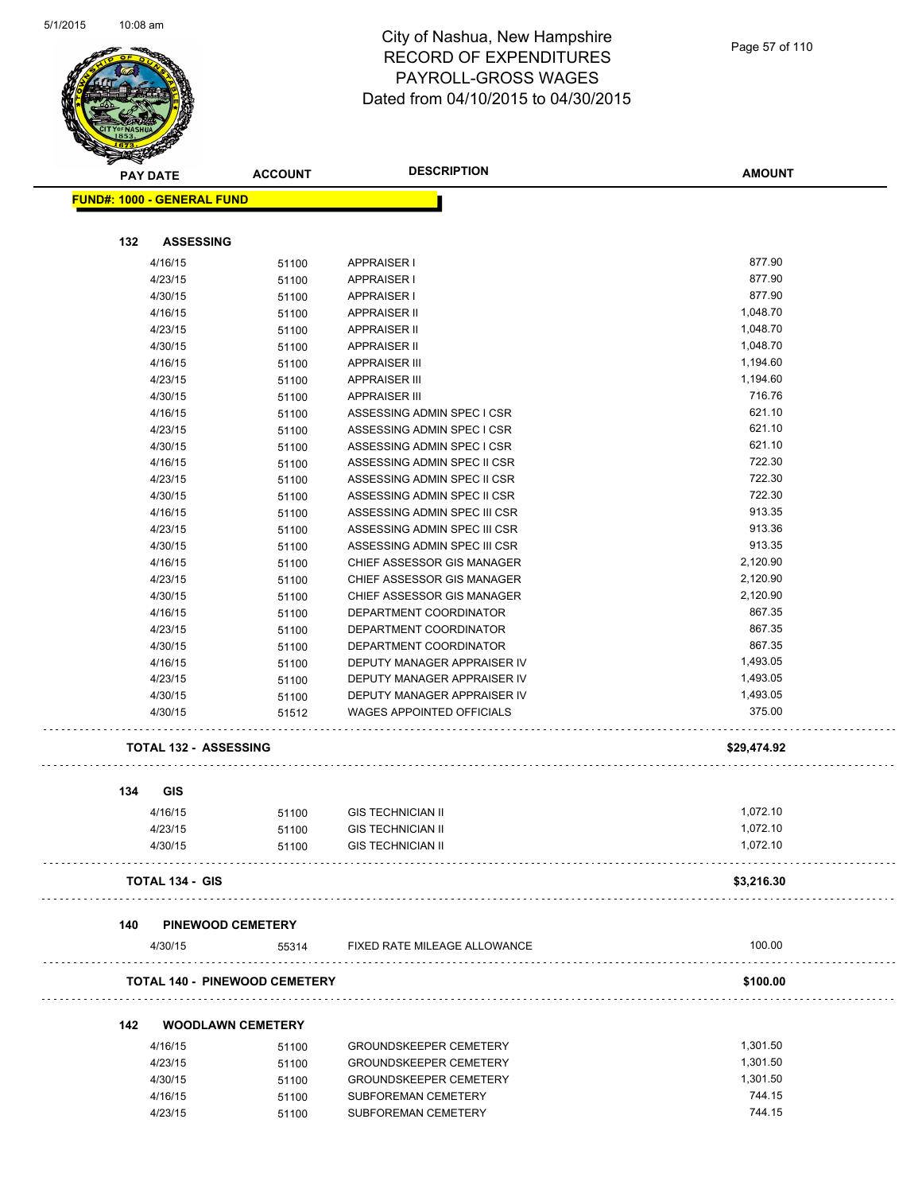# City of Nashua, New Hampshire
## RECORD OF EXPENDITURES
## PAYROLL-GROSS WAGES
## Dated from 04/10/2015 to 04/30/2015

| PAY DATE | ACCOUNT | DESCRIPTION | AMOUNT |
|---|---|---|---|
| **FUND#: 1000 - GENERAL FUND** | | | |
| **132 ASSESSING** | | | |
| 4/16/15 | 51100 | APPRAISER I | 877.90 |
| 4/23/15 | 51100 | APPRAISER I | 877.90 |
| 4/30/15 | 51100 | APPRAISER I | 877.90 |
| 4/16/15 | 51100 | APPRAISER II | 1,048.70 |
| 4/23/15 | 51100 | APPRAISER II | 1,048.70 |
| 4/30/15 | 51100 | APPRAISER II | 1,048.70 |
| 4/16/15 | 51100 | APPRAISER III | 1,194.60 |
| 4/23/15 | 51100 | APPRAISER III | 1,194.60 |
| 4/30/15 | 51100 | APPRAISER III | 716.76 |
| 4/16/15 | 51100 | ASSESSING ADMIN SPEC I CSR | 621.10 |
| 4/23/15 | 51100 | ASSESSING ADMIN SPEC I CSR | 621.10 |
| 4/30/15 | 51100 | ASSESSING ADMIN SPEC I CSR | 621.10 |
| 4/16/15 | 51100 | ASSESSING ADMIN SPEC II CSR | 722.30 |
| 4/23/15 | 51100 | ASSESSING ADMIN SPEC II CSR | 722.30 |
| 4/30/15 | 51100 | ASSESSING ADMIN SPEC II CSR | 722.30 |
| 4/16/15 | 51100 | ASSESSING ADMIN SPEC III CSR | 913.35 |
| 4/23/15 | 51100 | ASSESSING ADMIN SPEC III CSR | 913.36 |
| 4/30/15 | 51100 | ASSESSING ADMIN SPEC III CSR | 913.35 |
| 4/16/15 | 51100 | CHIEF ASSESSOR GIS MANAGER | 2,120.90 |
| 4/23/15 | 51100 | CHIEF ASSESSOR GIS MANAGER | 2,120.90 |
| 4/30/15 | 51100 | CHIEF ASSESSOR GIS MANAGER | 2,120.90 |
| 4/16/15 | 51100 | DEPARTMENT COORDINATOR | 867.35 |
| 4/23/15 | 51100 | DEPARTMENT COORDINATOR | 867.35 |
| 4/30/15 | 51100 | DEPARTMENT COORDINATOR | 867.35 |
| 4/16/15 | 51100 | DEPUTY MANAGER APPRAISER IV | 1,493.05 |
| 4/23/15 | 51100 | DEPUTY MANAGER APPRAISER IV | 1,493.05 |
| 4/30/15 | 51100 | DEPUTY MANAGER APPRAISER IV | 1,493.05 |
| 4/30/15 | 51512 | WAGES APPOINTED OFFICIALS | 375.00 |
| **TOTAL 132 - ASSESSING** | | | **$29,474.92** |
| **134 GIS** | | | |
| 4/16/15 | 51100 | GIS TECHNICIAN II | 1,072.10 |
| 4/23/15 | 51100 | GIS TECHNICIAN II | 1,072.10 |
| 4/30/15 | 51100 | GIS TECHNICIAN II | 1,072.10 |
| **TOTAL 134 - GIS** | | | **$3,216.30** |
| **140 PINEWOOD CEMETERY** | | | |
| 4/30/15 | 55314 | FIXED RATE MILEAGE ALLOWANCE | 100.00 |
| **TOTAL 140 - PINEWOOD CEMETERY** | | | **$100.00** |
| **142 WOODLAWN CEMETERY** | | | |
| 4/16/15 | 51100 | GROUNDSKEEPER CEMETERY | 1,301.50 |
| 4/23/15 | 51100 | GROUNDSKEEPER CEMETERY | 1,301.50 |
| 4/30/15 | 51100 | GROUNDSKEEPER CEMETERY | 1,301.50 |
| 4/16/15 | 51100 | SUBFOREMAN CEMETERY | 744.15 |
| 4/23/15 | 51100 | SUBFOREMAN CEMETERY | 744.15 |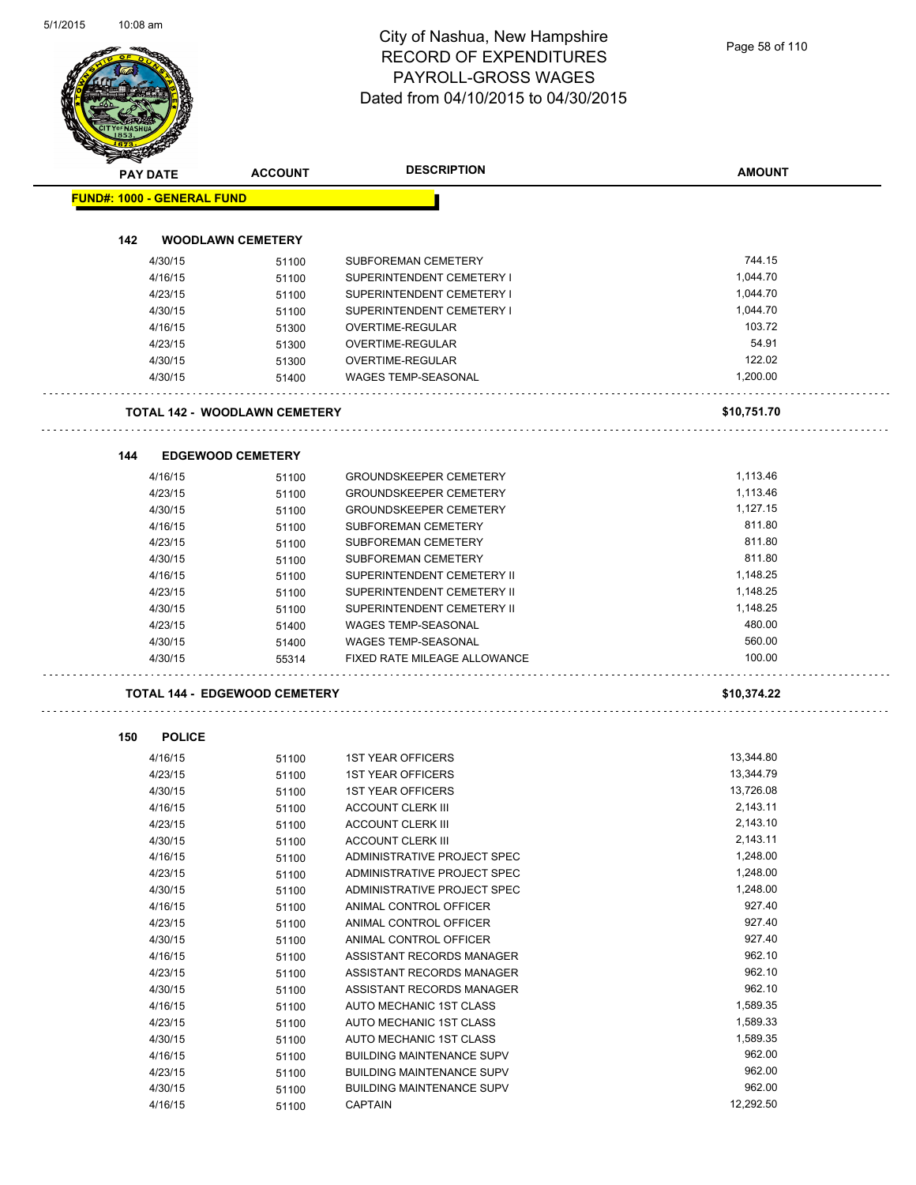# City of Nashua, New Hampshire
# RECORD OF EXPENDITURES
# PAYROLL-GROSS WAGES
# Dated from 04/10/2015 to 04/30/2015

| PAY DATE | ACCOUNT | DESCRIPTION | AMOUNT |
|---|---|---|---|
| **FUND#: 1000 - GENERAL FUND** | | | |
| **142 WOODLAWN CEMETERY** | | | |
| 4/30/15 | 51100 | SUBFOREMAN CEMETERY | 744.15 |
| 4/16/15 | 51100 | SUPERINTENDENT CEMETERY I | 1,044.70 |
| 4/23/15 | 51100 | SUPERINTENDENT CEMETERY I | 1,044.70 |
| 4/30/15 | 51100 | SUPERINTENDENT CEMETERY I | 1,044.70 |
| 4/16/15 | 51300 | OVERTIME-REGULAR | 103.72 |
| 4/23/15 | 51300 | OVERTIME-REGULAR | 54.91 |
| 4/30/15 | 51300 | OVERTIME-REGULAR | 122.02 |
| 4/30/15 | 51400 | WAGES TEMP-SEASONAL | 1,200.00 |
| **TOTAL 142 - WOODLAWN CEMETERY** | | | **$10,751.70** |
| **144 EDGEWOOD CEMETERY** | | | |
| 4/16/15 | 51100 | GROUNDSKEEPER CEMETERY | 1,113.46 |
| 4/23/15 | 51100 | GROUNDSKEEPER CEMETERY | 1,113.46 |
| 4/30/15 | 51100 | GROUNDSKEEPER CEMETERY | 1,127.15 |
| 4/16/15 | 51100 | SUBFOREMAN CEMETERY | 811.80 |
| 4/23/15 | 51100 | SUBFOREMAN CEMETERY | 811.80 |
| 4/30/15 | 51100 | SUBFOREMAN CEMETERY | 811.80 |
| 4/16/15 | 51100 | SUPERINTENDENT CEMETERY II | 1,148.25 |
| 4/23/15 | 51100 | SUPERINTENDENT CEMETERY II | 1,148.25 |
| 4/30/15 | 51100 | SUPERINTENDENT CEMETERY II | 1,148.25 |
| 4/23/15 | 51400 | WAGES TEMP-SEASONAL | 480.00 |
| 4/30/15 | 51400 | WAGES TEMP-SEASONAL | 560.00 |
| 4/30/15 | 55314 | FIXED RATE MILEAGE ALLOWANCE | 100.00 |
| **TOTAL 144 - EDGEWOOD CEMETERY** | | | **$10,374.22** |
| **150 POLICE** | | | |
| 4/16/15 | 51100 | 1ST YEAR OFFICERS | 13,344.80 |
| 4/23/15 | 51100 | 1ST YEAR OFFICERS | 13,344.79 |
| 4/30/15 | 51100 | 1ST YEAR OFFICERS | 13,726.08 |
| 4/16/15 | 51100 | ACCOUNT CLERK III | 2,143.11 |
| 4/23/15 | 51100 | ACCOUNT CLERK III | 2,143.10 |
| 4/30/15 | 51100 | ACCOUNT CLERK III | 2,143.11 |
| 4/16/15 | 51100 | ADMINISTRATIVE PROJECT SPEC | 1,248.00 |
| 4/23/15 | 51100 | ADMINISTRATIVE PROJECT SPEC | 1,248.00 |
| 4/30/15 | 51100 | ADMINISTRATIVE PROJECT SPEC | 1,248.00 |
| 4/16/15 | 51100 | ANIMAL CONTROL OFFICER | 927.40 |
| 4/23/15 | 51100 | ANIMAL CONTROL OFFICER | 927.40 |
| 4/30/15 | 51100 | ANIMAL CONTROL OFFICER | 927.40 |
| 4/16/15 | 51100 | ASSISTANT RECORDS MANAGER | 962.10 |
| 4/23/15 | 51100 | ASSISTANT RECORDS MANAGER | 962.10 |
| 4/30/15 | 51100 | ASSISTANT RECORDS MANAGER | 962.10 |
| 4/16/15 | 51100 | AUTO MECHANIC 1ST CLASS | 1,589.35 |
| 4/23/15 | 51100 | AUTO MECHANIC 1ST CLASS | 1,589.33 |
| 4/30/15 | 51100 | AUTO MECHANIC 1ST CLASS | 1,589.35 |
| 4/16/15 | 51100 | BUILDING MAINTENANCE SUPV | 962.00 |
| 4/23/15 | 51100 | BUILDING MAINTENANCE SUPV | 962.00 |
| 4/30/15 | 51100 | BUILDING MAINTENANCE SUPV | 962.00 |
| 4/16/15 | 51100 | CAPTAIN | 12,292.50 |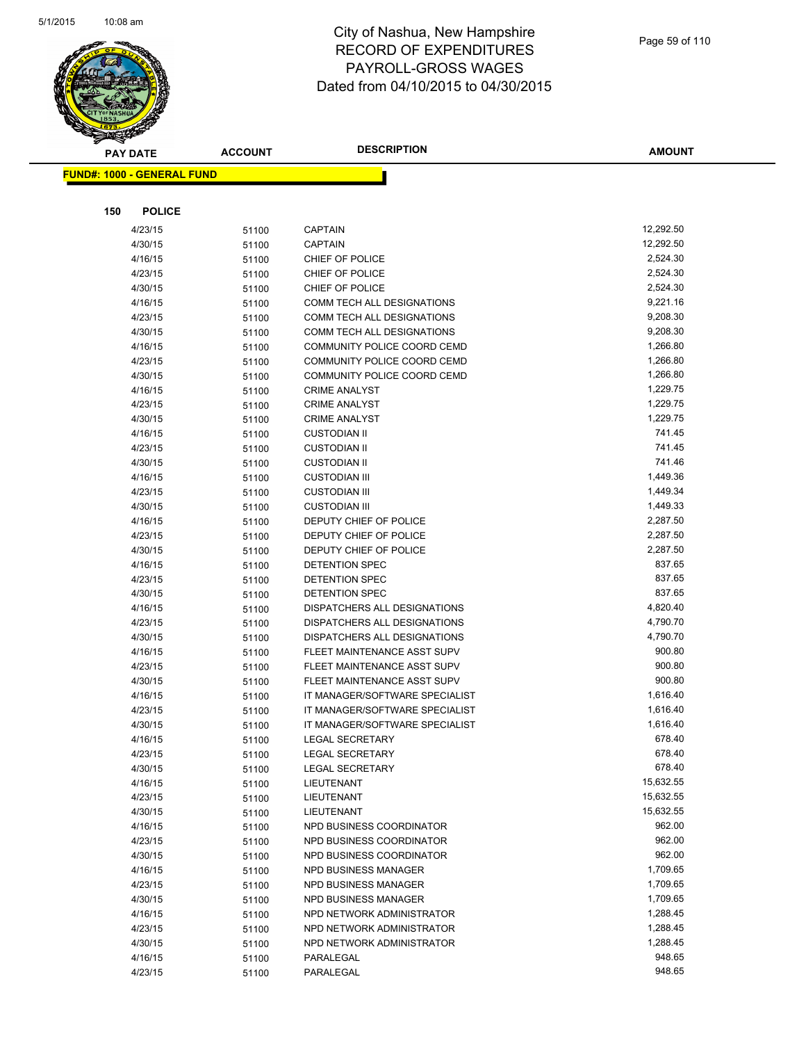# City of Nashua, New Hampshire
## RECORD OF EXPENDITURES
## PAYROLL-GROSS WAGES
## Dated from 04/10/2015 to 04/30/2015

| PAY DATE | ACCOUNT | DESCRIPTION | AMOUNT |
|---|---|---|---|

**FUND#: 1000 - GENERAL FUND**

**150 POLICE**

| PAY DATE | ACCOUNT | DESCRIPTION | AMOUNT |
|---|---|---|---|
| 4/23/15 | 51100 | CAPTAIN | 12,292.50 |
| 4/30/15 | 51100 | CAPTAIN | 12,292.50 |
| 4/16/15 | 51100 | CHIEF OF POLICE | 2,524.30 |
| 4/23/15 | 51100 | CHIEF OF POLICE | 2,524.30 |
| 4/30/15 | 51100 | CHIEF OF POLICE | 2,524.30 |
| 4/16/15 | 51100 | COMM TECH ALL DESIGNATIONS | 9,221.16 |
| 4/23/15 | 51100 | COMM TECH ALL DESIGNATIONS | 9,208.30 |
| 4/30/15 | 51100 | COMM TECH ALL DESIGNATIONS | 9,208.30 |
| 4/16/15 | 51100 | COMMUNITY POLICE COORD CEMD | 1,266.80 |
| 4/23/15 | 51100 | COMMUNITY POLICE COORD CEMD | 1,266.80 |
| 4/30/15 | 51100 | COMMUNITY POLICE COORD CEMD | 1,266.80 |
| 4/16/15 | 51100 | CRIME ANALYST | 1,229.75 |
| 4/23/15 | 51100 | CRIME ANALYST | 1,229.75 |
| 4/30/15 | 51100 | CRIME ANALYST | 1,229.75 |
| 4/16/15 | 51100 | CUSTODIAN II | 741.45 |
| 4/23/15 | 51100 | CUSTODIAN II | 741.45 |
| 4/30/15 | 51100 | CUSTODIAN II | 741.46 |
| 4/16/15 | 51100 | CUSTODIAN III | 1,449.36 |
| 4/23/15 | 51100 | CUSTODIAN III | 1,449.34 |
| 4/30/15 | 51100 | CUSTODIAN III | 1,449.33 |
| 4/16/15 | 51100 | DEPUTY CHIEF OF POLICE | 2,287.50 |
| 4/23/15 | 51100 | DEPUTY CHIEF OF POLICE | 2,287.50 |
| 4/30/15 | 51100 | DEPUTY CHIEF OF POLICE | 2,287.50 |
| 4/16/15 | 51100 | DETENTION SPEC | 837.65 |
| 4/23/15 | 51100 | DETENTION SPEC | 837.65 |
| 4/30/15 | 51100 | DETENTION SPEC | 837.65 |
| 4/16/15 | 51100 | DISPATCHERS ALL DESIGNATIONS | 4,820.40 |
| 4/23/15 | 51100 | DISPATCHERS ALL DESIGNATIONS | 4,790.70 |
| 4/30/15 | 51100 | DISPATCHERS ALL DESIGNATIONS | 4,790.70 |
| 4/16/15 | 51100 | FLEET MAINTENANCE ASST SUPV | 900.80 |
| 4/23/15 | 51100 | FLEET MAINTENANCE ASST SUPV | 900.80 |
| 4/30/15 | 51100 | FLEET MAINTENANCE ASST SUPV | 900.80 |
| 4/16/15 | 51100 | IT MANAGER/SOFTWARE SPECIALIST | 1,616.40 |
| 4/23/15 | 51100 | IT MANAGER/SOFTWARE SPECIALIST | 1,616.40 |
| 4/30/15 | 51100 | IT MANAGER/SOFTWARE SPECIALIST | 1,616.40 |
| 4/16/15 | 51100 | LEGAL SECRETARY | 678.40 |
| 4/23/15 | 51100 | LEGAL SECRETARY | 678.40 |
| 4/30/15 | 51100 | LEGAL SECRETARY | 678.40 |
| 4/16/15 | 51100 | LIEUTENANT | 15,632.55 |
| 4/23/15 | 51100 | LIEUTENANT | 15,632.55 |
| 4/30/15 | 51100 | LIEUTENANT | 15,632.55 |
| 4/16/15 | 51100 | NPD BUSINESS COORDINATOR | 962.00 |
| 4/23/15 | 51100 | NPD BUSINESS COORDINATOR | 962.00 |
| 4/30/15 | 51100 | NPD BUSINESS COORDINATOR | 962.00 |
| 4/16/15 | 51100 | NPD BUSINESS MANAGER | 1,709.65 |
| 4/23/15 | 51100 | NPD BUSINESS MANAGER | 1,709.65 |
| 4/30/15 | 51100 | NPD BUSINESS MANAGER | 1,709.65 |
| 4/16/15 | 51100 | NPD NETWORK ADMINISTRATOR | 1,288.45 |
| 4/23/15 | 51100 | NPD NETWORK ADMINISTRATOR | 1,288.45 |
| 4/30/15 | 51100 | NPD NETWORK ADMINISTRATOR | 1,288.45 |
| 4/16/15 | 51100 | PARALEGAL | 948.65 |
| 4/23/15 | 51100 | PARALEGAL | 948.65 |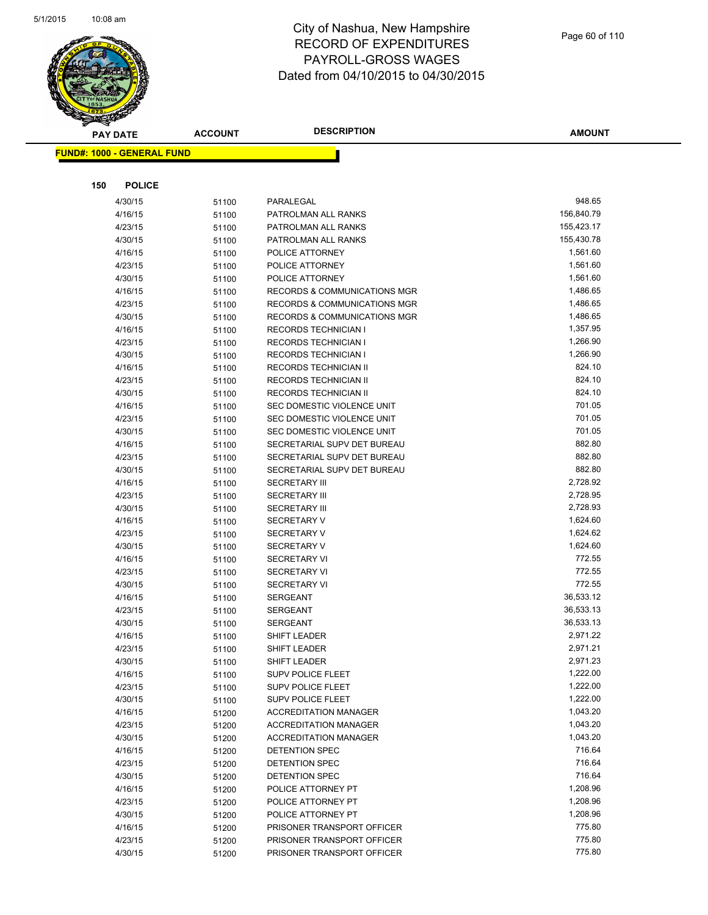# City of Nashua, New Hampshire
## RECORD OF EXPENDITURES
## PAYROLL-GROSS WAGES
## Dated from 04/10/2015 to 04/30/2015

**FUND#: 1000 - GENERAL FUND**

**150 POLICE**

| PAY DATE | ACCOUNT | DESCRIPTION | AMOUNT |
|---|---|---|---|
| 4/30/15 | 51100 | PARALEGAL | 948.65 |
| 4/16/15 | 51100 | PATROLMAN ALL RANKS | 156,840.79 |
| 4/23/15 | 51100 | PATROLMAN ALL RANKS | 155,423.17 |
| 4/30/15 | 51100 | PATROLMAN ALL RANKS | 155,430.78 |
| 4/16/15 | 51100 | POLICE ATTORNEY | 1,561.60 |
| 4/23/15 | 51100 | POLICE ATTORNEY | 1,561.60 |
| 4/30/15 | 51100 | POLICE ATTORNEY | 1,561.60 |
| 4/16/15 | 51100 | RECORDS & COMMUNICATIONS MGR | 1,486.65 |
| 4/23/15 | 51100 | RECORDS & COMMUNICATIONS MGR | 1,486.65 |
| 4/30/15 | 51100 | RECORDS & COMMUNICATIONS MGR | 1,486.65 |
| 4/16/15 | 51100 | RECORDS TECHNICIAN I | 1,357.95 |
| 4/23/15 | 51100 | RECORDS TECHNICIAN I | 1,266.90 |
| 4/30/15 | 51100 | RECORDS TECHNICIAN I | 1,266.90 |
| 4/16/15 | 51100 | RECORDS TECHNICIAN II | 824.10 |
| 4/23/15 | 51100 | RECORDS TECHNICIAN II | 824.10 |
| 4/30/15 | 51100 | RECORDS TECHNICIAN II | 824.10 |
| 4/16/15 | 51100 | SEC DOMESTIC VIOLENCE UNIT | 701.05 |
| 4/23/15 | 51100 | SEC DOMESTIC VIOLENCE UNIT | 701.05 |
| 4/30/15 | 51100 | SEC DOMESTIC VIOLENCE UNIT | 701.05 |
| 4/16/15 | 51100 | SECRETARIAL SUPV DET BUREAU | 882.80 |
| 4/23/15 | 51100 | SECRETARIAL SUPV DET BUREAU | 882.80 |
| 4/30/15 | 51100 | SECRETARIAL SUPV DET BUREAU | 882.80 |
| 4/16/15 | 51100 | SECRETARY III | 2,728.92 |
| 4/23/15 | 51100 | SECRETARY III | 2,728.95 |
| 4/30/15 | 51100 | SECRETARY III | 2,728.93 |
| 4/16/15 | 51100 | SECRETARY V | 1,624.60 |
| 4/23/15 | 51100 | SECRETARY V | 1,624.62 |
| 4/30/15 | 51100 | SECRETARY V | 1,624.60 |
| 4/16/15 | 51100 | SECRETARY VI | 772.55 |
| 4/23/15 | 51100 | SECRETARY VI | 772.55 |
| 4/30/15 | 51100 | SECRETARY VI | 772.55 |
| 4/16/15 | 51100 | SERGEANT | 36,533.12 |
| 4/23/15 | 51100 | SERGEANT | 36,533.13 |
| 4/30/15 | 51100 | SERGEANT | 36,533.13 |
| 4/16/15 | 51100 | SHIFT LEADER | 2,971.22 |
| 4/23/15 | 51100 | SHIFT LEADER | 2,971.21 |
| 4/30/15 | 51100 | SHIFT LEADER | 2,971.23 |
| 4/16/15 | 51100 | SUPV POLICE FLEET | 1,222.00 |
| 4/23/15 | 51100 | SUPV POLICE FLEET | 1,222.00 |
| 4/30/15 | 51100 | SUPV POLICE FLEET | 1,222.00 |
| 4/16/15 | 51200 | ACCREDITATION MANAGER | 1,043.20 |
| 4/23/15 | 51200 | ACCREDITATION MANAGER | 1,043.20 |
| 4/30/15 | 51200 | ACCREDITATION MANAGER | 1,043.20 |
| 4/16/15 | 51200 | DETENTION SPEC | 716.64 |
| 4/23/15 | 51200 | DETENTION SPEC | 716.64 |
| 4/30/15 | 51200 | DETENTION SPEC | 716.64 |
| 4/16/15 | 51200 | POLICE ATTORNEY PT | 1,208.96 |
| 4/23/15 | 51200 | POLICE ATTORNEY PT | 1,208.96 |
| 4/30/15 | 51200 | POLICE ATTORNEY PT | 1,208.96 |
| 4/16/15 | 51200 | PRISONER TRANSPORT OFFICER | 775.80 |
| 4/23/15 | 51200 | PRISONER TRANSPORT OFFICER | 775.80 |
| 4/30/15 | 51200 | PRISONER TRANSPORT OFFICER | 775.80 |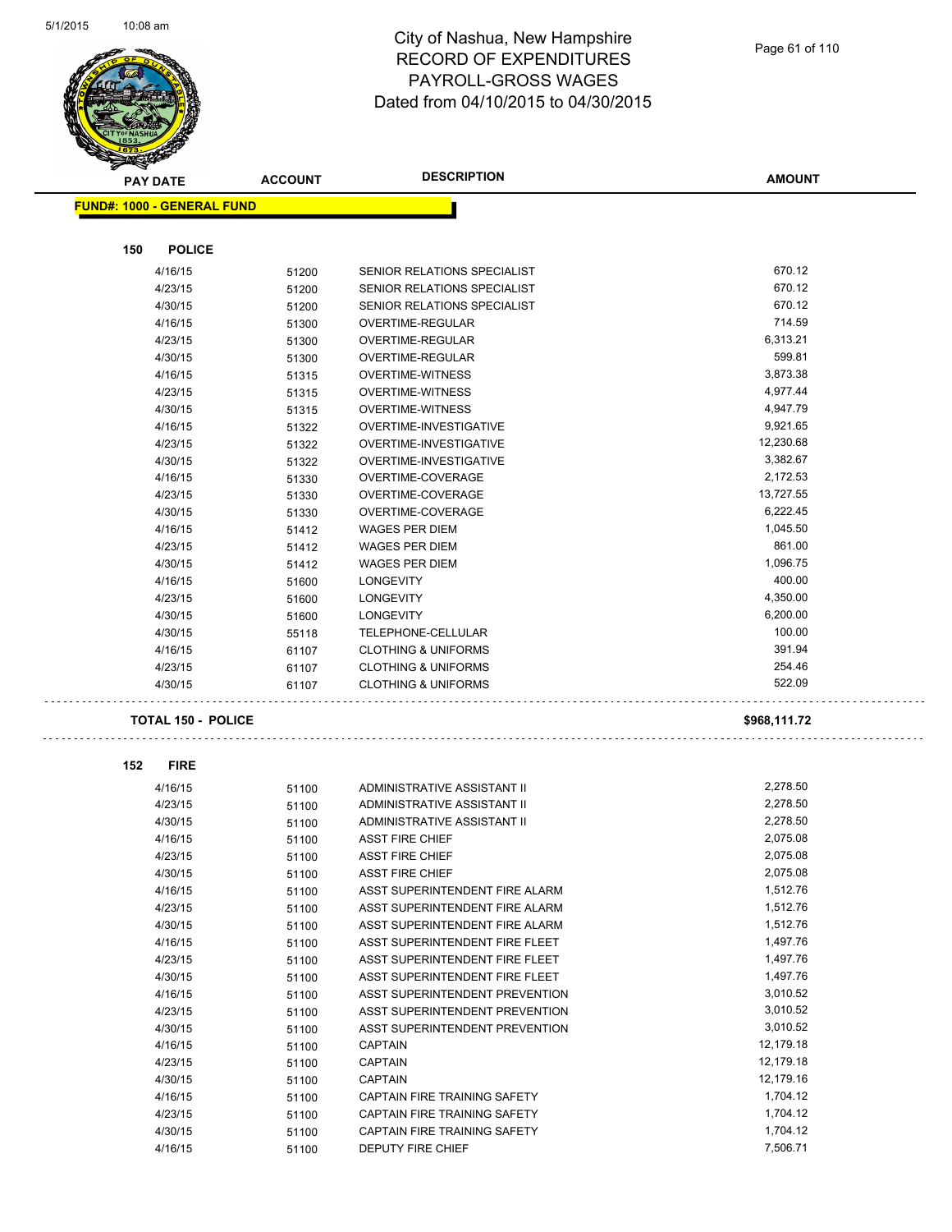# City of Nashua, New Hampshire
## RECORD OF EXPENDITURES
## PAYROLL-GROSS WAGES
## Dated from 04/10/2015 to 04/30/2015

| PAY DATE | ACCOUNT | DESCRIPTION | AMOUNT |
|---|---|---|---|
| **FUND#: 1000 - GENERAL FUND** | | | |
| **150 POLICE** | | | |
| 4/16/15 | 51200 | SENIOR RELATIONS SPECIALIST | 670.12 |
| 4/23/15 | 51200 | SENIOR RELATIONS SPECIALIST | 670.12 |
| 4/30/15 | 51200 | SENIOR RELATIONS SPECIALIST | 670.12 |
| 4/16/15 | 51300 | OVERTIME-REGULAR | 714.59 |
| 4/23/15 | 51300 | OVERTIME-REGULAR | 6,313.21 |
| 4/30/15 | 51300 | OVERTIME-REGULAR | 599.81 |
| 4/16/15 | 51315 | OVERTIME-WITNESS | 3,873.38 |
| 4/23/15 | 51315 | OVERTIME-WITNESS | 4,977.44 |
| 4/30/15 | 51315 | OVERTIME-WITNESS | 4,947.79 |
| 4/16/15 | 51322 | OVERTIME-INVESTIGATIVE | 9,921.65 |
| 4/23/15 | 51322 | OVERTIME-INVESTIGATIVE | 12,230.68 |
| 4/30/15 | 51322 | OVERTIME-INVESTIGATIVE | 3,382.67 |
| 4/16/15 | 51330 | OVERTIME-COVERAGE | 2,172.53 |
| 4/23/15 | 51330 | OVERTIME-COVERAGE | 13,727.55 |
| 4/30/15 | 51330 | OVERTIME-COVERAGE | 6,222.45 |
| 4/16/15 | 51412 | WAGES PER DIEM | 1,045.50 |
| 4/23/15 | 51412 | WAGES PER DIEM | 861.00 |
| 4/30/15 | 51412 | WAGES PER DIEM | 1,096.75 |
| 4/16/15 | 51600 | LONGEVITY | 400.00 |
| 4/23/15 | 51600 | LONGEVITY | 4,350.00 |
| 4/30/15 | 51600 | LONGEVITY | 6,200.00 |
| 4/30/15 | 55118 | TELEPHONE-CELLULAR | 100.00 |
| 4/16/15 | 61107 | CLOTHING & UNIFORMS | 391.94 |
| 4/23/15 | 61107 | CLOTHING & UNIFORMS | 254.46 |
| 4/30/15 | 61107 | CLOTHING & UNIFORMS | 522.09 |
| **TOTAL 150 - POLICE** | | | **$968,111.72** |
| **152 FIRE** | | | |
| 4/16/15 | 51100 | ADMINISTRATIVE ASSISTANT II | 2,278.50 |
| 4/23/15 | 51100 | ADMINISTRATIVE ASSISTANT II | 2,278.50 |
| 4/30/15 | 51100 | ADMINISTRATIVE ASSISTANT II | 2,278.50 |
| 4/16/15 | 51100 | ASST FIRE CHIEF | 2,075.08 |
| 4/23/15 | 51100 | ASST FIRE CHIEF | 2,075.08 |
| 4/30/15 | 51100 | ASST FIRE CHIEF | 2,075.08 |
| 4/16/15 | 51100 | ASST SUPERINTENDENT FIRE ALARM | 1,512.76 |
| 4/23/15 | 51100 | ASST SUPERINTENDENT FIRE ALARM | 1,512.76 |
| 4/30/15 | 51100 | ASST SUPERINTENDENT FIRE ALARM | 1,512.76 |
| 4/16/15 | 51100 | ASST SUPERINTENDENT FIRE FLEET | 1,497.76 |
| 4/23/15 | 51100 | ASST SUPERINTENDENT FIRE FLEET | 1,497.76 |
| 4/30/15 | 51100 | ASST SUPERINTENDENT FIRE FLEET | 1,497.76 |
| 4/16/15 | 51100 | ASST SUPERINTENDENT PREVENTION | 3,010.52 |
| 4/23/15 | 51100 | ASST SUPERINTENDENT PREVENTION | 3,010.52 |
| 4/30/15 | 51100 | ASST SUPERINTENDENT PREVENTION | 3,010.52 |
| 4/16/15 | 51100 | CAPTAIN | 12,179.18 |
| 4/23/15 | 51100 | CAPTAIN | 12,179.18 |
| 4/30/15 | 51100 | CAPTAIN | 12,179.16 |
| 4/16/15 | 51100 | CAPTAIN FIRE TRAINING SAFETY | 1,704.12 |
| 4/23/15 | 51100 | CAPTAIN FIRE TRAINING SAFETY | 1,704.12 |
| 4/30/15 | 51100 | CAPTAIN FIRE TRAINING SAFETY | 1,704.12 |
| 4/16/15 | 51100 | DEPUTY FIRE CHIEF | 7,506.71 |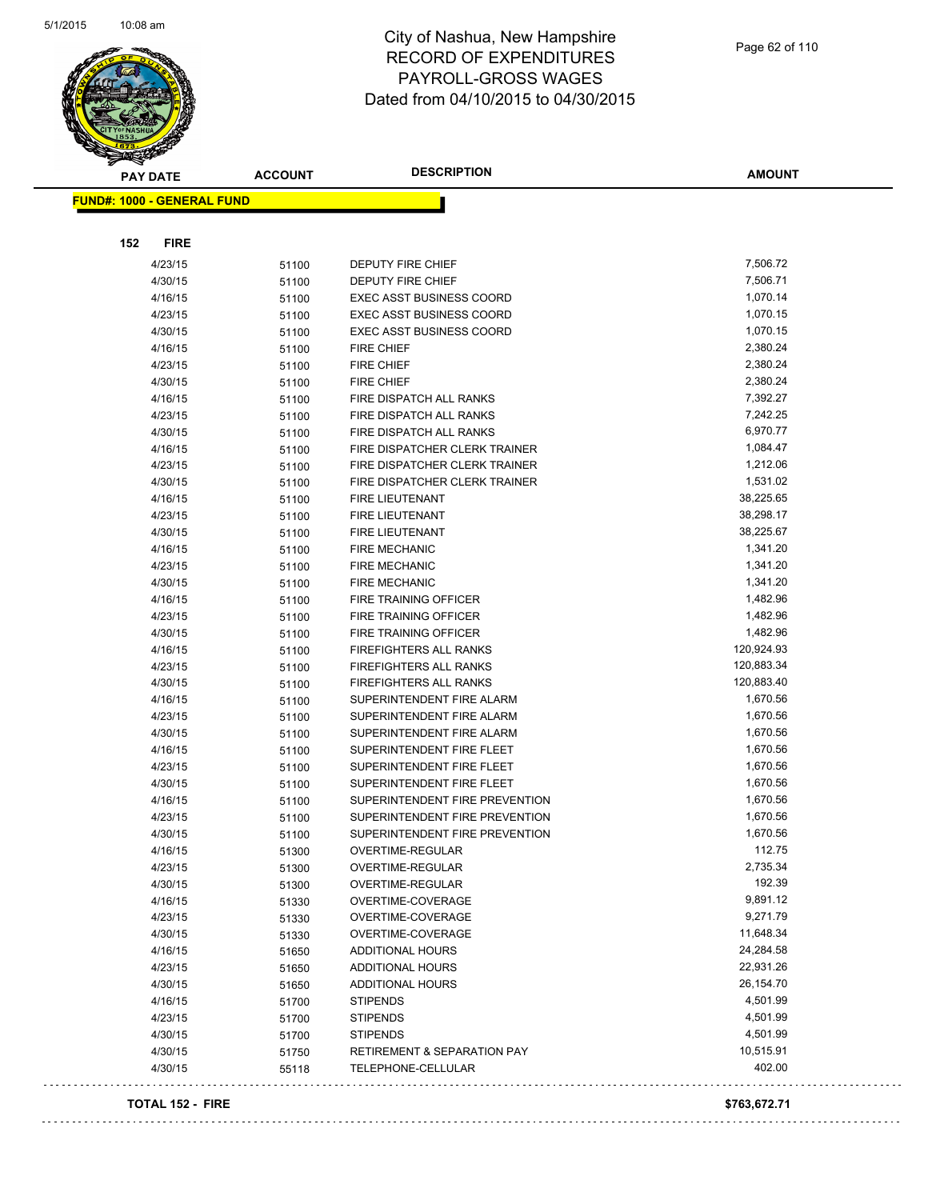# City of Nashua, New Hampshire
# RECORD OF EXPENDITURES
# PAYROLL-GROSS WAGES
# Dated from 04/10/2015 to 04/30/2015

**FUND#: 1000 - GENERAL FUND**

**152 FIRE**

| PAY DATE | ACCOUNT | DESCRIPTION | AMOUNT |
|---|---|---|---|
| 4/23/15 | 51100 | DEPUTY FIRE CHIEF | 7,506.72 |
| 4/30/15 | 51100 | DEPUTY FIRE CHIEF | 7,506.71 |
| 4/16/15 | 51100 | EXEC ASST BUSINESS COORD | 1,070.14 |
| 4/23/15 | 51100 | EXEC ASST BUSINESS COORD | 1,070.15 |
| 4/30/15 | 51100 | EXEC ASST BUSINESS COORD | 1,070.15 |
| 4/16/15 | 51100 | FIRE CHIEF | 2,380.24 |
| 4/23/15 | 51100 | FIRE CHIEF | 2,380.24 |
| 4/30/15 | 51100 | FIRE CHIEF | 2,380.24 |
| 4/16/15 | 51100 | FIRE DISPATCH ALL RANKS | 7,392.27 |
| 4/23/15 | 51100 | FIRE DISPATCH ALL RANKS | 7,242.25 |
| 4/30/15 | 51100 | FIRE DISPATCH ALL RANKS | 6,970.77 |
| 4/16/15 | 51100 | FIRE DISPATCHER CLERK TRAINER | 1,084.47 |
| 4/23/15 | 51100 | FIRE DISPATCHER CLERK TRAINER | 1,212.06 |
| 4/30/15 | 51100 | FIRE DISPATCHER CLERK TRAINER | 1,531.02 |
| 4/16/15 | 51100 | FIRE LIEUTENANT | 38,225.65 |
| 4/23/15 | 51100 | FIRE LIEUTENANT | 38,298.17 |
| 4/30/15 | 51100 | FIRE LIEUTENANT | 38,225.67 |
| 4/16/15 | 51100 | FIRE MECHANIC | 1,341.20 |
| 4/23/15 | 51100 | FIRE MECHANIC | 1,341.20 |
| 4/30/15 | 51100 | FIRE MECHANIC | 1,341.20 |
| 4/16/15 | 51100 | FIRE TRAINING OFFICER | 1,482.96 |
| 4/23/15 | 51100 | FIRE TRAINING OFFICER | 1,482.96 |
| 4/30/15 | 51100 | FIRE TRAINING OFFICER | 1,482.96 |
| 4/16/15 | 51100 | FIREFIGHTERS ALL RANKS | 120,924.93 |
| 4/23/15 | 51100 | FIREFIGHTERS ALL RANKS | 120,883.34 |
| 4/30/15 | 51100 | FIREFIGHTERS ALL RANKS | 120,883.40 |
| 4/16/15 | 51100 | SUPERINTENDENT FIRE ALARM | 1,670.56 |
| 4/23/15 | 51100 | SUPERINTENDENT FIRE ALARM | 1,670.56 |
| 4/30/15 | 51100 | SUPERINTENDENT FIRE ALARM | 1,670.56 |
| 4/16/15 | 51100 | SUPERINTENDENT FIRE FLEET | 1,670.56 |
| 4/23/15 | 51100 | SUPERINTENDENT FIRE FLEET | 1,670.56 |
| 4/30/15 | 51100 | SUPERINTENDENT FIRE FLEET | 1,670.56 |
| 4/16/15 | 51100 | SUPERINTENDENT FIRE PREVENTION | 1,670.56 |
| 4/23/15 | 51100 | SUPERINTENDENT FIRE PREVENTION | 1,670.56 |
| 4/30/15 | 51100 | SUPERINTENDENT FIRE PREVENTION | 1,670.56 |
| 4/16/15 | 51300 | OVERTIME-REGULAR | 112.75 |
| 4/23/15 | 51300 | OVERTIME-REGULAR | 2,735.34 |
| 4/30/15 | 51300 | OVERTIME-REGULAR | 192.39 |
| 4/16/15 | 51330 | OVERTIME-COVERAGE | 9,891.12 |
| 4/23/15 | 51330 | OVERTIME-COVERAGE | 9,271.79 |
| 4/30/15 | 51330 | OVERTIME-COVERAGE | 11,648.34 |
| 4/16/15 | 51650 | ADDITIONAL HOURS | 24,284.58 |
| 4/23/15 | 51650 | ADDITIONAL HOURS | 22,931.26 |
| 4/30/15 | 51650 | ADDITIONAL HOURS | 26,154.70 |
| 4/16/15 | 51700 | STIPENDS | 4,501.99 |
| 4/23/15 | 51700 | STIPENDS | 4,501.99 |
| 4/30/15 | 51700 | STIPENDS | 4,501.99 |
| 4/30/15 | 51750 | RETIREMENT & SEPARATION PAY | 10,515.91 |
| 4/30/15 | 55118 | TELEPHONE-CELLULAR | 402.00 |

**TOTAL 152 - FIRE** **$763,672.71**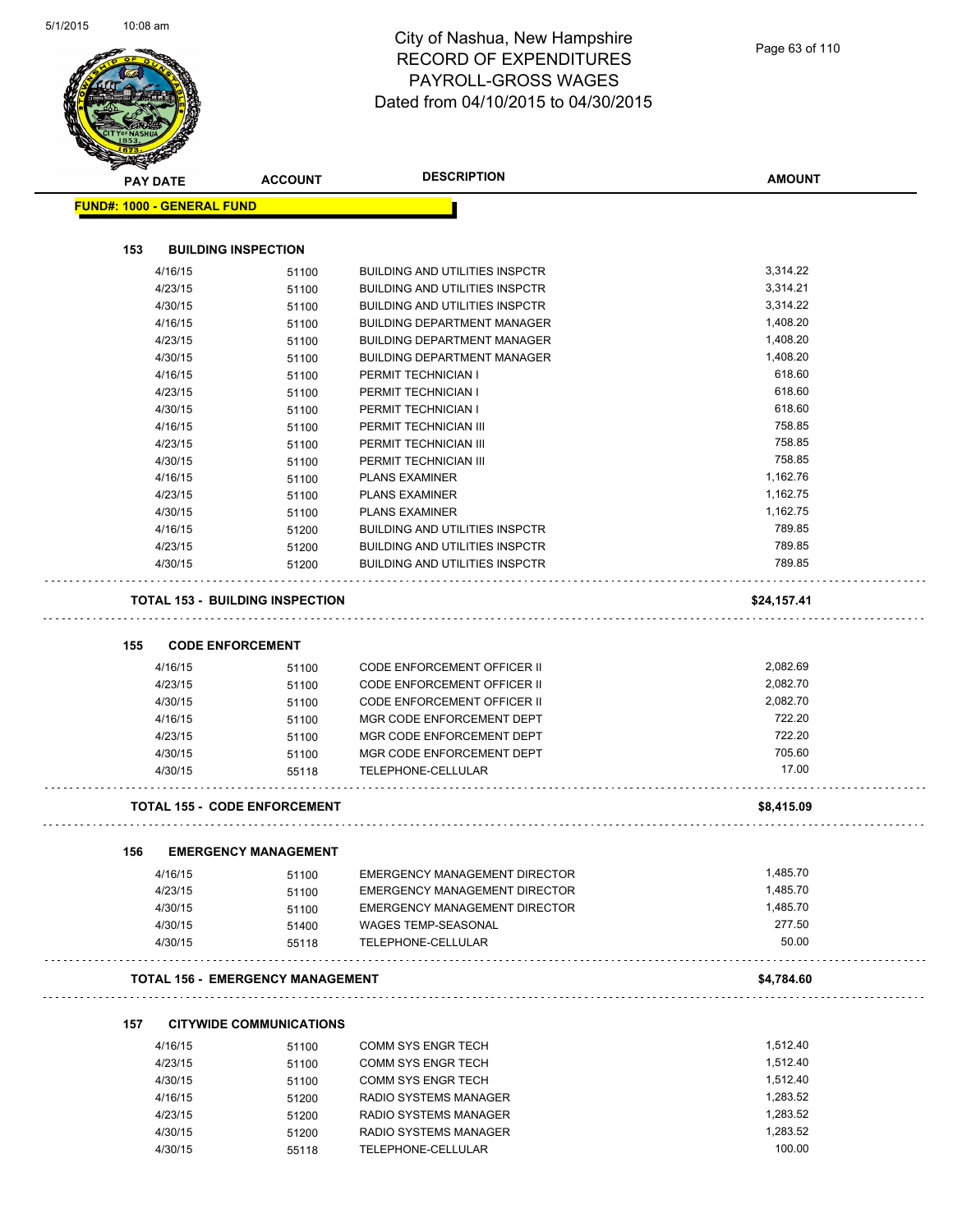# City of Nashua, New Hampshire
## RECORD OF EXPENDITURES
## PAYROLL-GROSS WAGES
## Dated from 04/10/2015 to 04/30/2015

**FUND#: 1000 - GENERAL FUND**

### 153 BUILDING INSPECTION

| PAY DATE | ACCOUNT | DESCRIPTION | AMOUNT |
|---|---|---|---|
| 4/16/15 | 51100 | BUILDING AND UTILITIES INSPCTR | 3,314.22 |
| 4/23/15 | 51100 | BUILDING AND UTILITIES INSPCTR | 3,314.21 |
| 4/30/15 | 51100 | BUILDING AND UTILITIES INSPCTR | 3,314.22 |
| 4/16/15 | 51100 | BUILDING DEPARTMENT MANAGER | 1,408.20 |
| 4/23/15 | 51100 | BUILDING DEPARTMENT MANAGER | 1,408.20 |
| 4/30/15 | 51100 | BUILDING DEPARTMENT MANAGER | 1,408.20 |
| 4/16/15 | 51100 | PERMIT TECHNICIAN I | 618.60 |
| 4/23/15 | 51100 | PERMIT TECHNICIAN I | 618.60 |
| 4/30/15 | 51100 | PERMIT TECHNICIAN I | 618.60 |
| 4/16/15 | 51100 | PERMIT TECHNICIAN III | 758.85 |
| 4/23/15 | 51100 | PERMIT TECHNICIAN III | 758.85 |
| 4/30/15 | 51100 | PERMIT TECHNICIAN III | 758.85 |
| 4/16/15 | 51100 | PLANS EXAMINER | 1,162.76 |
| 4/23/15 | 51100 | PLANS EXAMINER | 1,162.75 |
| 4/30/15 | 51100 | PLANS EXAMINER | 1,162.75 |
| 4/16/15 | 51200 | BUILDING AND UTILITIES INSPCTR | 789.85 |
| 4/23/15 | 51200 | BUILDING AND UTILITIES INSPCTR | 789.85 |
| 4/30/15 | 51200 | BUILDING AND UTILITIES INSPCTR | 789.85 |

**TOTAL 153 - BUILDING INSPECTION** **$24,157.41**

### 155 CODE ENFORCEMENT

| PAY DATE | ACCOUNT | DESCRIPTION | AMOUNT |
|---|---|---|---|
| 4/16/15 | 51100 | CODE ENFORCEMENT OFFICER II | 2,082.69 |
| 4/23/15 | 51100 | CODE ENFORCEMENT OFFICER II | 2,082.70 |
| 4/30/15 | 51100 | CODE ENFORCEMENT OFFICER II | 2,082.70 |
| 4/16/15 | 51100 | MGR CODE ENFORCEMENT DEPT | 722.20 |
| 4/23/15 | 51100 | MGR CODE ENFORCEMENT DEPT | 722.20 |
| 4/30/15 | 51100 | MGR CODE ENFORCEMENT DEPT | 705.60 |
| 4/30/15 | 55118 | TELEPHONE-CELLULAR | 17.00 |

**TOTAL 155 - CODE ENFORCEMENT** **$8,415.09**

### 156 EMERGENCY MANAGEMENT

| PAY DATE | ACCOUNT | DESCRIPTION | AMOUNT |
|---|---|---|---|
| 4/16/15 | 51100 | EMERGENCY MANAGEMENT DIRECTOR | 1,485.70 |
| 4/23/15 | 51100 | EMERGENCY MANAGEMENT DIRECTOR | 1,485.70 |
| 4/30/15 | 51100 | EMERGENCY MANAGEMENT DIRECTOR | 1,485.70 |
| 4/30/15 | 51400 | WAGES TEMP-SEASONAL | 277.50 |
| 4/30/15 | 55118 | TELEPHONE-CELLULAR | 50.00 |

**TOTAL 156 - EMERGENCY MANAGEMENT** **$4,784.60**

### 157 CITYWIDE COMMUNICATIONS

| PAY DATE | ACCOUNT | DESCRIPTION | AMOUNT |
|---|---|---|---|
| 4/16/15 | 51100 | COMM SYS ENGR TECH | 1,512.40 |
| 4/23/15 | 51100 | COMM SYS ENGR TECH | 1,512.40 |
| 4/30/15 | 51100 | COMM SYS ENGR TECH | 1,512.40 |
| 4/16/15 | 51200 | RADIO SYSTEMS MANAGER | 1,283.52 |
| 4/23/15 | 51200 | RADIO SYSTEMS MANAGER | 1,283.52 |
| 4/30/15 | 51200 | RADIO SYSTEMS MANAGER | 1,283.52 |
| 4/30/15 | 55118 | TELEPHONE-CELLULAR | 100.00 |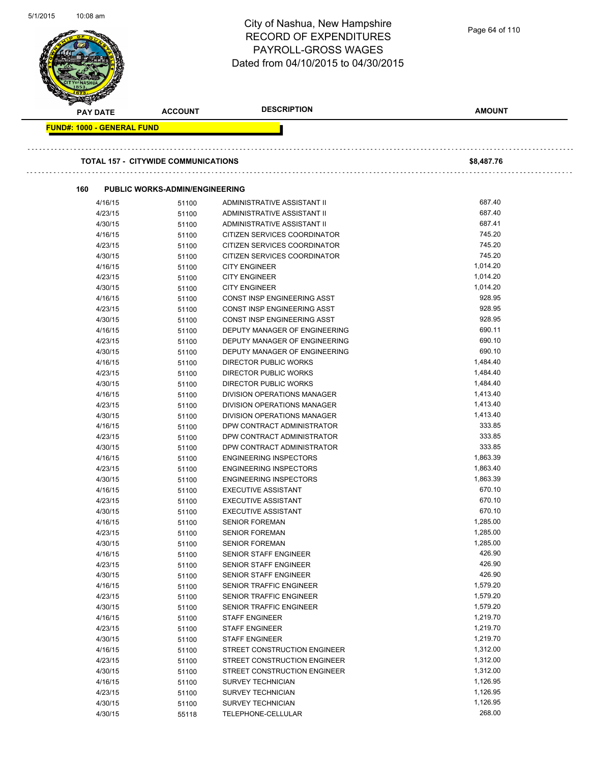# City of Nashua, New Hampshire
## RECORD OF EXPENDITURES
## PAYROLL-GROSS WAGES
## Dated from 04/10/2015 to 04/30/2015

| PAY DATE | ACCOUNT | DESCRIPTION | AMOUNT |
|---|---|---|---|

**FUND#: 1000 - GENERAL FUND**

**TOTAL 157 - CITYWIDE COMMUNICATIONS** **$8,487.76**

**160 PUBLIC WORKS-ADMIN/ENGINEERING**

| PAY DATE | ACCOUNT | DESCRIPTION | AMOUNT |
|---|---|---|---|
| 4/16/15 | 51100 | ADMINISTRATIVE ASSISTANT II | 687.40 |
| 4/23/15 | 51100 | ADMINISTRATIVE ASSISTANT II | 687.40 |
| 4/30/15 | 51100 | ADMINISTRATIVE ASSISTANT II | 687.41 |
| 4/16/15 | 51100 | CITIZEN SERVICES COORDINATOR | 745.20 |
| 4/23/15 | 51100 | CITIZEN SERVICES COORDINATOR | 745.20 |
| 4/30/15 | 51100 | CITIZEN SERVICES COORDINATOR | 745.20 |
| 4/16/15 | 51100 | CITY ENGINEER | 1,014.20 |
| 4/23/15 | 51100 | CITY ENGINEER | 1,014.20 |
| 4/30/15 | 51100 | CITY ENGINEER | 1,014.20 |
| 4/16/15 | 51100 | CONST INSP ENGINEERING ASST | 928.95 |
| 4/23/15 | 51100 | CONST INSP ENGINEERING ASST | 928.95 |
| 4/30/15 | 51100 | CONST INSP ENGINEERING ASST | 928.95 |
| 4/16/15 | 51100 | DEPUTY MANAGER OF ENGINEERING | 690.11 |
| 4/23/15 | 51100 | DEPUTY MANAGER OF ENGINEERING | 690.10 |
| 4/30/15 | 51100 | DEPUTY MANAGER OF ENGINEERING | 690.10 |
| 4/16/15 | 51100 | DIRECTOR PUBLIC WORKS | 1,484.40 |
| 4/23/15 | 51100 | DIRECTOR PUBLIC WORKS | 1,484.40 |
| 4/30/15 | 51100 | DIRECTOR PUBLIC WORKS | 1,484.40 |
| 4/16/15 | 51100 | DIVISION OPERATIONS MANAGER | 1,413.40 |
| 4/23/15 | 51100 | DIVISION OPERATIONS MANAGER | 1,413.40 |
| 4/30/15 | 51100 | DIVISION OPERATIONS MANAGER | 1,413.40 |
| 4/16/15 | 51100 | DPW CONTRACT ADMINISTRATOR | 333.85 |
| 4/23/15 | 51100 | DPW CONTRACT ADMINISTRATOR | 333.85 |
| 4/30/15 | 51100 | DPW CONTRACT ADMINISTRATOR | 333.85 |
| 4/16/15 | 51100 | ENGINEERING INSPECTORS | 1,863.39 |
| 4/23/15 | 51100 | ENGINEERING INSPECTORS | 1,863.40 |
| 4/30/15 | 51100 | ENGINEERING INSPECTORS | 1,863.39 |
| 4/16/15 | 51100 | EXECUTIVE ASSISTANT | 670.10 |
| 4/23/15 | 51100 | EXECUTIVE ASSISTANT | 670.10 |
| 4/30/15 | 51100 | EXECUTIVE ASSISTANT | 670.10 |
| 4/16/15 | 51100 | SENIOR FOREMAN | 1,285.00 |
| 4/23/15 | 51100 | SENIOR FOREMAN | 1,285.00 |
| 4/30/15 | 51100 | SENIOR FOREMAN | 1,285.00 |
| 4/16/15 | 51100 | SENIOR STAFF ENGINEER | 426.90 |
| 4/23/15 | 51100 | SENIOR STAFF ENGINEER | 426.90 |
| 4/30/15 | 51100 | SENIOR STAFF ENGINEER | 426.90 |
| 4/16/15 | 51100 | SENIOR TRAFFIC ENGINEER | 1,579.20 |
| 4/23/15 | 51100 | SENIOR TRAFFIC ENGINEER | 1,579.20 |
| 4/30/15 | 51100 | SENIOR TRAFFIC ENGINEER | 1,579.20 |
| 4/16/15 | 51100 | STAFF ENGINEER | 1,219.70 |
| 4/23/15 | 51100 | STAFF ENGINEER | 1,219.70 |
| 4/30/15 | 51100 | STAFF ENGINEER | 1,219.70 |
| 4/16/15 | 51100 | STREET CONSTRUCTION ENGINEER | 1,312.00 |
| 4/23/15 | 51100 | STREET CONSTRUCTION ENGINEER | 1,312.00 |
| 4/30/15 | 51100 | STREET CONSTRUCTION ENGINEER | 1,312.00 |
| 4/16/15 | 51100 | SURVEY TECHNICIAN | 1,126.95 |
| 4/23/15 | 51100 | SURVEY TECHNICIAN | 1,126.95 |
| 4/30/15 | 51100 | SURVEY TECHNICIAN | 1,126.95 |
| 4/30/15 | 55118 | TELEPHONE-CELLULAR | 268.00 |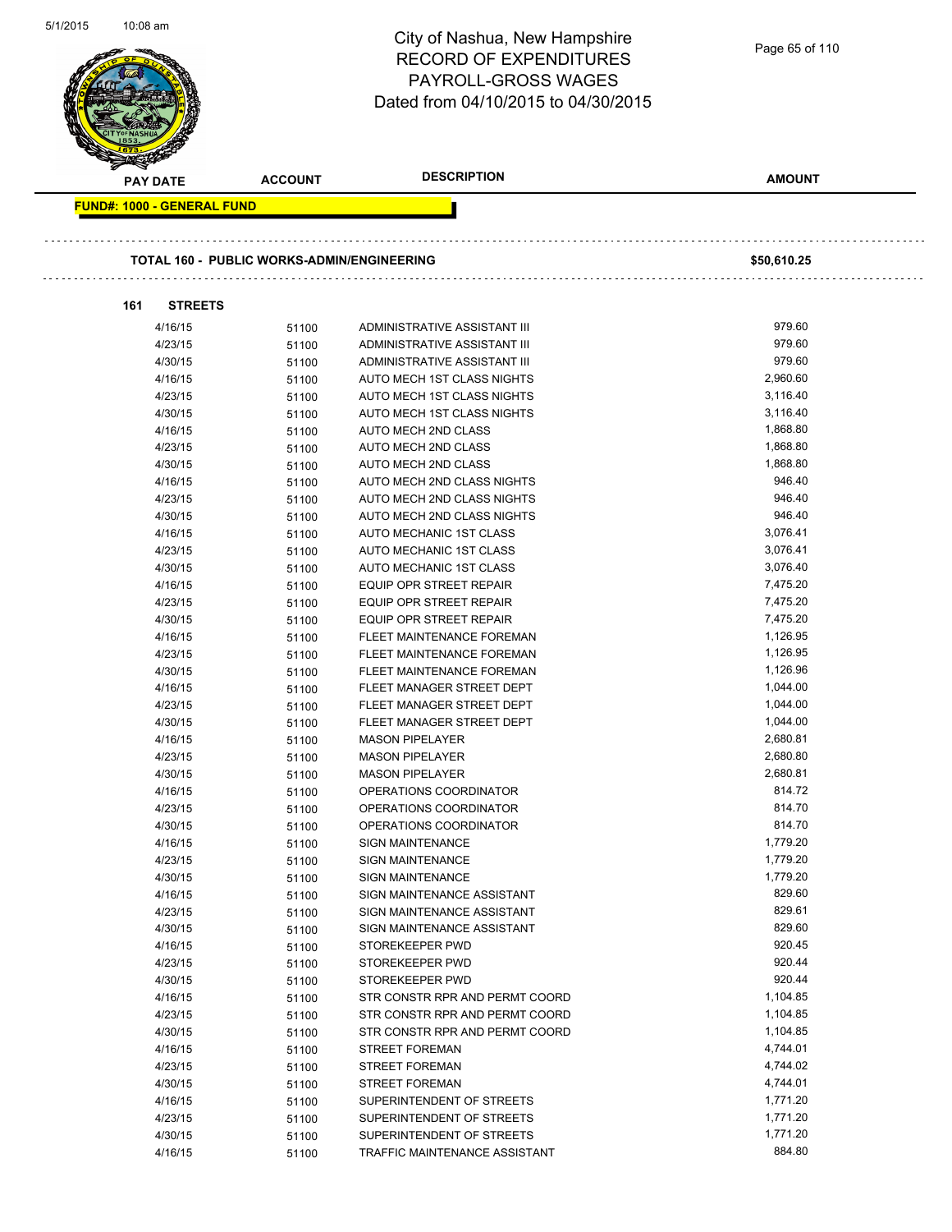City of Nashua, New Hampshire
RECORD OF EXPENDITURES
PAYROLL-GROSS WAGES
Dated from 04/10/2015 to 04/30/2015

| PAY DATE | ACCOUNT | DESCRIPTION | AMOUNT |
|---|---|---|---|

**FUND#: 1000 - GENERAL FUND**

**TOTAL 160 - PUBLIC WORKS-ADMIN/ENGINEERING** **$50,610.25**

**161 STREETS**

| PAY DATE | ACCOUNT | DESCRIPTION | AMOUNT |
|---|---|---|---|
| 4/16/15 | 51100 | ADMINISTRATIVE ASSISTANT III | 979.60 |
| 4/23/15 | 51100 | ADMINISTRATIVE ASSISTANT III | 979.60 |
| 4/30/15 | 51100 | ADMINISTRATIVE ASSISTANT III | 979.60 |
| 4/16/15 | 51100 | AUTO MECH 1ST CLASS NIGHTS | 2,960.60 |
| 4/23/15 | 51100 | AUTO MECH 1ST CLASS NIGHTS | 3,116.40 |
| 4/30/15 | 51100 | AUTO MECH 1ST CLASS NIGHTS | 3,116.40 |
| 4/16/15 | 51100 | AUTO MECH 2ND CLASS | 1,868.80 |
| 4/23/15 | 51100 | AUTO MECH 2ND CLASS | 1,868.80 |
| 4/30/15 | 51100 | AUTO MECH 2ND CLASS | 1,868.80 |
| 4/16/15 | 51100 | AUTO MECH 2ND CLASS NIGHTS | 946.40 |
| 4/23/15 | 51100 | AUTO MECH 2ND CLASS NIGHTS | 946.40 |
| 4/30/15 | 51100 | AUTO MECH 2ND CLASS NIGHTS | 946.40 |
| 4/16/15 | 51100 | AUTO MECHANIC 1ST CLASS | 3,076.41 |
| 4/23/15 | 51100 | AUTO MECHANIC 1ST CLASS | 3,076.41 |
| 4/30/15 | 51100 | AUTO MECHANIC 1ST CLASS | 3,076.40 |
| 4/16/15 | 51100 | EQUIP OPR STREET REPAIR | 7,475.20 |
| 4/23/15 | 51100 | EQUIP OPR STREET REPAIR | 7,475.20 |
| 4/30/15 | 51100 | EQUIP OPR STREET REPAIR | 7,475.20 |
| 4/16/15 | 51100 | FLEET MAINTENANCE FOREMAN | 1,126.95 |
| 4/23/15 | 51100 | FLEET MAINTENANCE FOREMAN | 1,126.95 |
| 4/30/15 | 51100 | FLEET MAINTENANCE FOREMAN | 1,126.96 |
| 4/16/15 | 51100 | FLEET MANAGER STREET DEPT | 1,044.00 |
| 4/23/15 | 51100 | FLEET MANAGER STREET DEPT | 1,044.00 |
| 4/30/15 | 51100 | FLEET MANAGER STREET DEPT | 1,044.00 |
| 4/16/15 | 51100 | MASON PIPELAYER | 2,680.81 |
| 4/23/15 | 51100 | MASON PIPELAYER | 2,680.80 |
| 4/30/15 | 51100 | MASON PIPELAYER | 2,680.81 |
| 4/16/15 | 51100 | OPERATIONS COORDINATOR | 814.72 |
| 4/23/15 | 51100 | OPERATIONS COORDINATOR | 814.70 |
| 4/30/15 | 51100 | OPERATIONS COORDINATOR | 814.70 |
| 4/16/15 | 51100 | SIGN MAINTENANCE | 1,779.20 |
| 4/23/15 | 51100 | SIGN MAINTENANCE | 1,779.20 |
| 4/30/15 | 51100 | SIGN MAINTENANCE | 1,779.20 |
| 4/16/15 | 51100 | SIGN MAINTENANCE ASSISTANT | 829.60 |
| 4/23/15 | 51100 | SIGN MAINTENANCE ASSISTANT | 829.61 |
| 4/30/15 | 51100 | SIGN MAINTENANCE ASSISTANT | 829.60 |
| 4/16/15 | 51100 | STOREKEEPER PWD | 920.45 |
| 4/23/15 | 51100 | STOREKEEPER PWD | 920.44 |
| 4/30/15 | 51100 | STOREKEEPER PWD | 920.44 |
| 4/16/15 | 51100 | STR CONSTR RPR AND PERMT COORD | 1,104.85 |
| 4/23/15 | 51100 | STR CONSTR RPR AND PERMT COORD | 1,104.85 |
| 4/30/15 | 51100 | STR CONSTR RPR AND PERMT COORD | 1,104.85 |
| 4/16/15 | 51100 | STREET FOREMAN | 4,744.01 |
| 4/23/15 | 51100 | STREET FOREMAN | 4,744.02 |
| 4/30/15 | 51100 | STREET FOREMAN | 4,744.01 |
| 4/16/15 | 51100 | SUPERINTENDENT OF STREETS | 1,771.20 |
| 4/23/15 | 51100 | SUPERINTENDENT OF STREETS | 1,771.20 |
| 4/30/15 | 51100 | SUPERINTENDENT OF STREETS | 1,771.20 |
| 4/16/15 | 51100 | TRAFFIC MAINTENANCE ASSISTANT | 884.80 |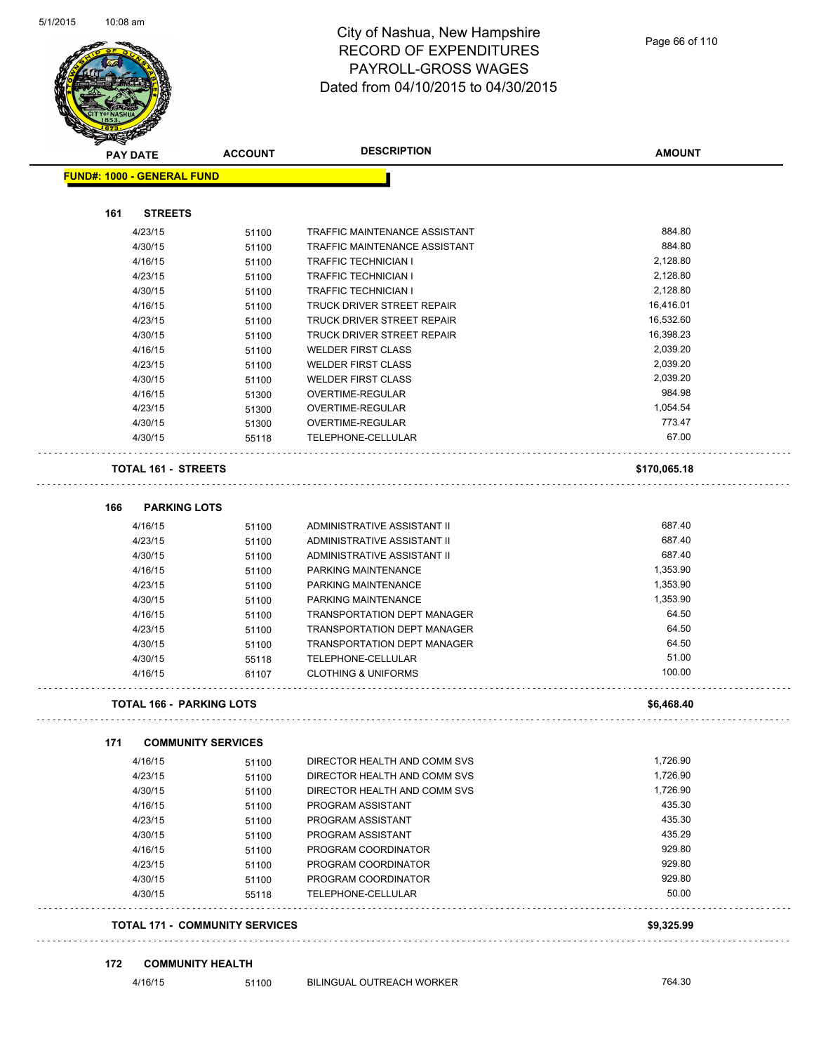# City of Nashua, New Hampshire
# RECORD OF EXPENDITURES
# PAYROLL-GROSS WAGES
# Dated from 04/10/2015 to 04/30/2015

5/1/2015 10:08 am

| PAY DATE | ACCOUNT | DESCRIPTION | AMOUNT |
|---|---|---|---|
| **FUND#: 1000 - GENERAL FUND** | | | |
| **161 STREETS** | | | |
| 4/23/15 | 51100 | TRAFFIC MAINTENANCE ASSISTANT | 884.80 |
| 4/30/15 | 51100 | TRAFFIC MAINTENANCE ASSISTANT | 884.80 |
| 4/16/15 | 51100 | TRAFFIC TECHNICIAN I | 2,128.80 |
| 4/23/15 | 51100 | TRAFFIC TECHNICIAN I | 2,128.80 |
| 4/30/15 | 51100 | TRAFFIC TECHNICIAN I | 2,128.80 |
| 4/16/15 | 51100 | TRUCK DRIVER STREET REPAIR | 16,416.01 |
| 4/23/15 | 51100 | TRUCK DRIVER STREET REPAIR | 16,532.60 |
| 4/30/15 | 51100 | TRUCK DRIVER STREET REPAIR | 16,398.23 |
| 4/16/15 | 51100 | WELDER FIRST CLASS | 2,039.20 |
| 4/23/15 | 51100 | WELDER FIRST CLASS | 2,039.20 |
| 4/30/15 | 51100 | WELDER FIRST CLASS | 2,039.20 |
| 4/16/15 | 51300 | OVERTIME-REGULAR | 984.98 |
| 4/23/15 | 51300 | OVERTIME-REGULAR | 1,054.54 |
| 4/30/15 | 51300 | OVERTIME-REGULAR | 773.47 |
| 4/30/15 | 55118 | TELEPHONE-CELLULAR | 67.00 |
| **TOTAL 161 - STREETS** | | | **$170,065.18** |
| **166 PARKING LOTS** | | | |
| 4/16/15 | 51100 | ADMINISTRATIVE ASSISTANT II | 687.40 |
| 4/23/15 | 51100 | ADMINISTRATIVE ASSISTANT II | 687.40 |
| 4/30/15 | 51100 | ADMINISTRATIVE ASSISTANT II | 687.40 |
| 4/16/15 | 51100 | PARKING MAINTENANCE | 1,353.90 |
| 4/23/15 | 51100 | PARKING MAINTENANCE | 1,353.90 |
| 4/30/15 | 51100 | PARKING MAINTENANCE | 1,353.90 |
| 4/16/15 | 51100 | TRANSPORTATION DEPT MANAGER | 64.50 |
| 4/23/15 | 51100 | TRANSPORTATION DEPT MANAGER | 64.50 |
| 4/30/15 | 51100 | TRANSPORTATION DEPT MANAGER | 64.50 |
| 4/30/15 | 55118 | TELEPHONE-CELLULAR | 51.00 |
| 4/16/15 | 61107 | CLOTHING & UNIFORMS | 100.00 |
| **TOTAL 166 - PARKING LOTS** | | | **$6,468.40** |
| **171 COMMUNITY SERVICES** | | | |
| 4/16/15 | 51100 | DIRECTOR HEALTH AND COMM SVS | 1,726.90 |
| 4/23/15 | 51100 | DIRECTOR HEALTH AND COMM SVS | 1,726.90 |
| 4/30/15 | 51100 | DIRECTOR HEALTH AND COMM SVS | 1,726.90 |
| 4/16/15 | 51100 | PROGRAM ASSISTANT | 435.30 |
| 4/23/15 | 51100 | PROGRAM ASSISTANT | 435.30 |
| 4/30/15 | 51100 | PROGRAM ASSISTANT | 435.29 |
| 4/16/15 | 51100 | PROGRAM COORDINATOR | 929.80 |
| 4/23/15 | 51100 | PROGRAM COORDINATOR | 929.80 |
| 4/30/15 | 51100 | PROGRAM COORDINATOR | 929.80 |
| 4/30/15 | 55118 | TELEPHONE-CELLULAR | 50.00 |
| **TOTAL 171 - COMMUNITY SERVICES** | | | **$9,325.99** |
| **172 COMMUNITY HEALTH** | | | |
| 4/16/15 | 51100 | BILINGUAL OUTREACH WORKER | 764.30 |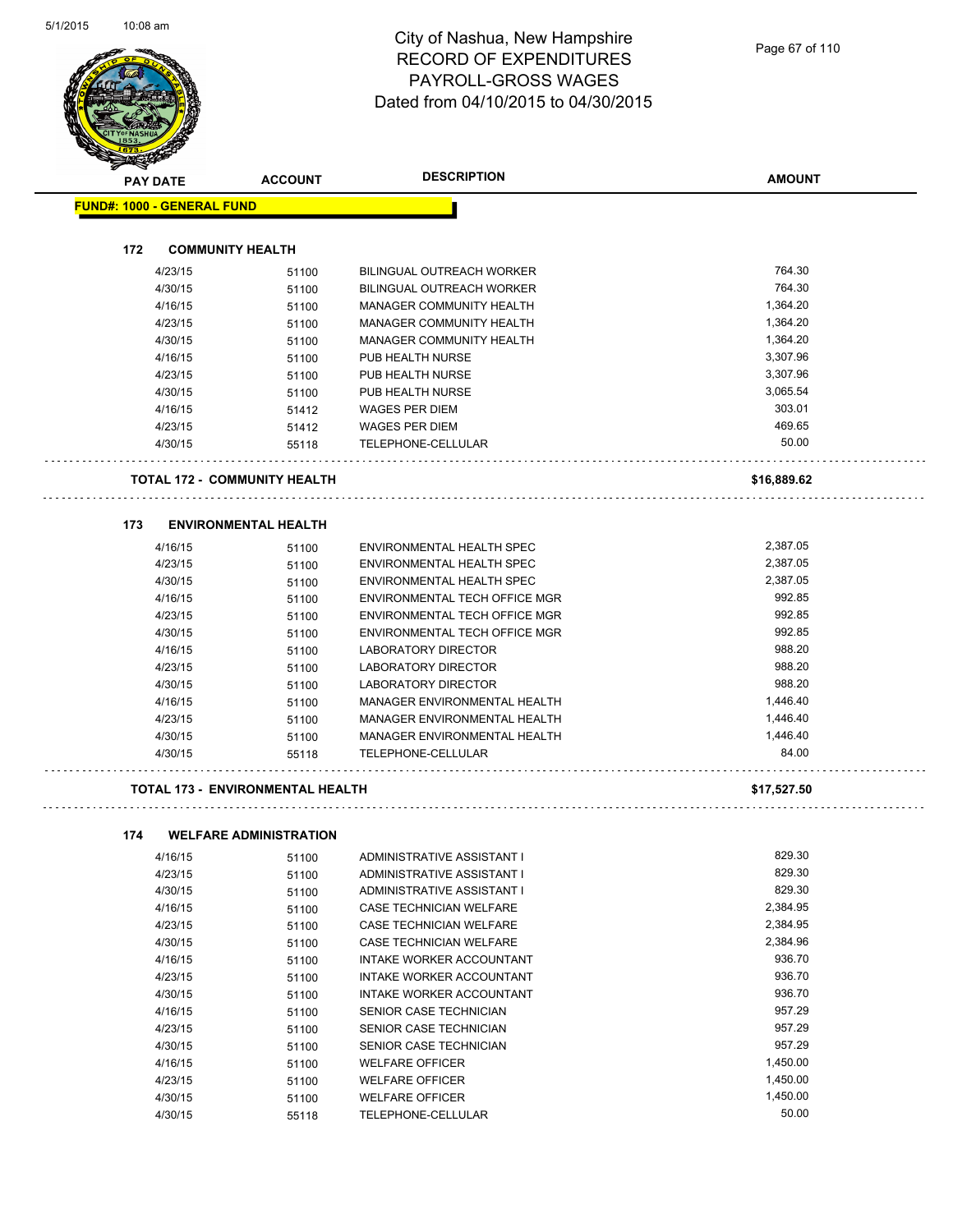# City of Nashua, New Hampshire
## RECORD OF EXPENDITURES
## PAYROLL-GROSS WAGES
## Dated from 04/10/2015 to 04/30/2015

**FUND#: 1000 - GENERAL FUND**

### 172 COMMUNITY HEALTH

| PAY DATE | ACCOUNT | DESCRIPTION | AMOUNT |
|---|---|---|---|
| 4/23/15 | 51100 | BILINGUAL OUTREACH WORKER | 764.30 |
| 4/30/15 | 51100 | BILINGUAL OUTREACH WORKER | 764.30 |
| 4/16/15 | 51100 | MANAGER COMMUNITY HEALTH | 1,364.20 |
| 4/23/15 | 51100 | MANAGER COMMUNITY HEALTH | 1,364.20 |
| 4/30/15 | 51100 | MANAGER COMMUNITY HEALTH | 1,364.20 |
| 4/16/15 | 51100 | PUB HEALTH NURSE | 3,307.96 |
| 4/23/15 | 51100 | PUB HEALTH NURSE | 3,307.96 |
| 4/30/15 | 51100 | PUB HEALTH NURSE | 3,065.54 |
| 4/16/15 | 51412 | WAGES PER DIEM | 303.01 |
| 4/23/15 | 51412 | WAGES PER DIEM | 469.65 |
| 4/30/15 | 55118 | TELEPHONE-CELLULAR | 50.00 |
| **TOTAL 172 - COMMUNITY HEALTH** | | | **$16,889.62** |

### 173 ENVIRONMENTAL HEALTH

| PAY DATE | ACCOUNT | DESCRIPTION | AMOUNT |
|---|---|---|---|
| 4/16/15 | 51100 | ENVIRONMENTAL HEALTH SPEC | 2,387.05 |
| 4/23/15 | 51100 | ENVIRONMENTAL HEALTH SPEC | 2,387.05 |
| 4/30/15 | 51100 | ENVIRONMENTAL HEALTH SPEC | 2,387.05 |
| 4/16/15 | 51100 | ENVIRONMENTAL TECH OFFICE MGR | 992.85 |
| 4/23/15 | 51100 | ENVIRONMENTAL TECH OFFICE MGR | 992.85 |
| 4/30/15 | 51100 | ENVIRONMENTAL TECH OFFICE MGR | 992.85 |
| 4/16/15 | 51100 | LABORATORY DIRECTOR | 988.20 |
| 4/23/15 | 51100 | LABORATORY DIRECTOR | 988.20 |
| 4/30/15 | 51100 | LABORATORY DIRECTOR | 988.20 |
| 4/16/15 | 51100 | MANAGER ENVIRONMENTAL HEALTH | 1,446.40 |
| 4/23/15 | 51100 | MANAGER ENVIRONMENTAL HEALTH | 1,446.40 |
| 4/30/15 | 51100 | MANAGER ENVIRONMENTAL HEALTH | 1,446.40 |
| 4/30/15 | 55118 | TELEPHONE-CELLULAR | 84.00 |
| **TOTAL 173 - ENVIRONMENTAL HEALTH** | | | **$17,527.50** |

### 174 WELFARE ADMINISTRATION

| PAY DATE | ACCOUNT | DESCRIPTION | AMOUNT |
|---|---|---|---|
| 4/16/15 | 51100 | ADMINISTRATIVE ASSISTANT I | 829.30 |
| 4/23/15 | 51100 | ADMINISTRATIVE ASSISTANT I | 829.30 |
| 4/30/15 | 51100 | ADMINISTRATIVE ASSISTANT I | 829.30 |
| 4/16/15 | 51100 | CASE TECHNICIAN WELFARE | 2,384.95 |
| 4/23/15 | 51100 | CASE TECHNICIAN WELFARE | 2,384.95 |
| 4/30/15 | 51100 | CASE TECHNICIAN WELFARE | 2,384.96 |
| 4/16/15 | 51100 | INTAKE WORKER ACCOUNTANT | 936.70 |
| 4/23/15 | 51100 | INTAKE WORKER ACCOUNTANT | 936.70 |
| 4/30/15 | 51100 | INTAKE WORKER ACCOUNTANT | 936.70 |
| 4/16/15 | 51100 | SENIOR CASE TECHNICIAN | 957.29 |
| 4/23/15 | 51100 | SENIOR CASE TECHNICIAN | 957.29 |
| 4/30/15 | 51100 | SENIOR CASE TECHNICIAN | 957.29 |
| 4/16/15 | 51100 | WELFARE OFFICER | 1,450.00 |
| 4/23/15 | 51100 | WELFARE OFFICER | 1,450.00 |
| 4/30/15 | 51100 | WELFARE OFFICER | 1,450.00 |
| 4/30/15 | 55118 | TELEPHONE-CELLULAR | 50.00 |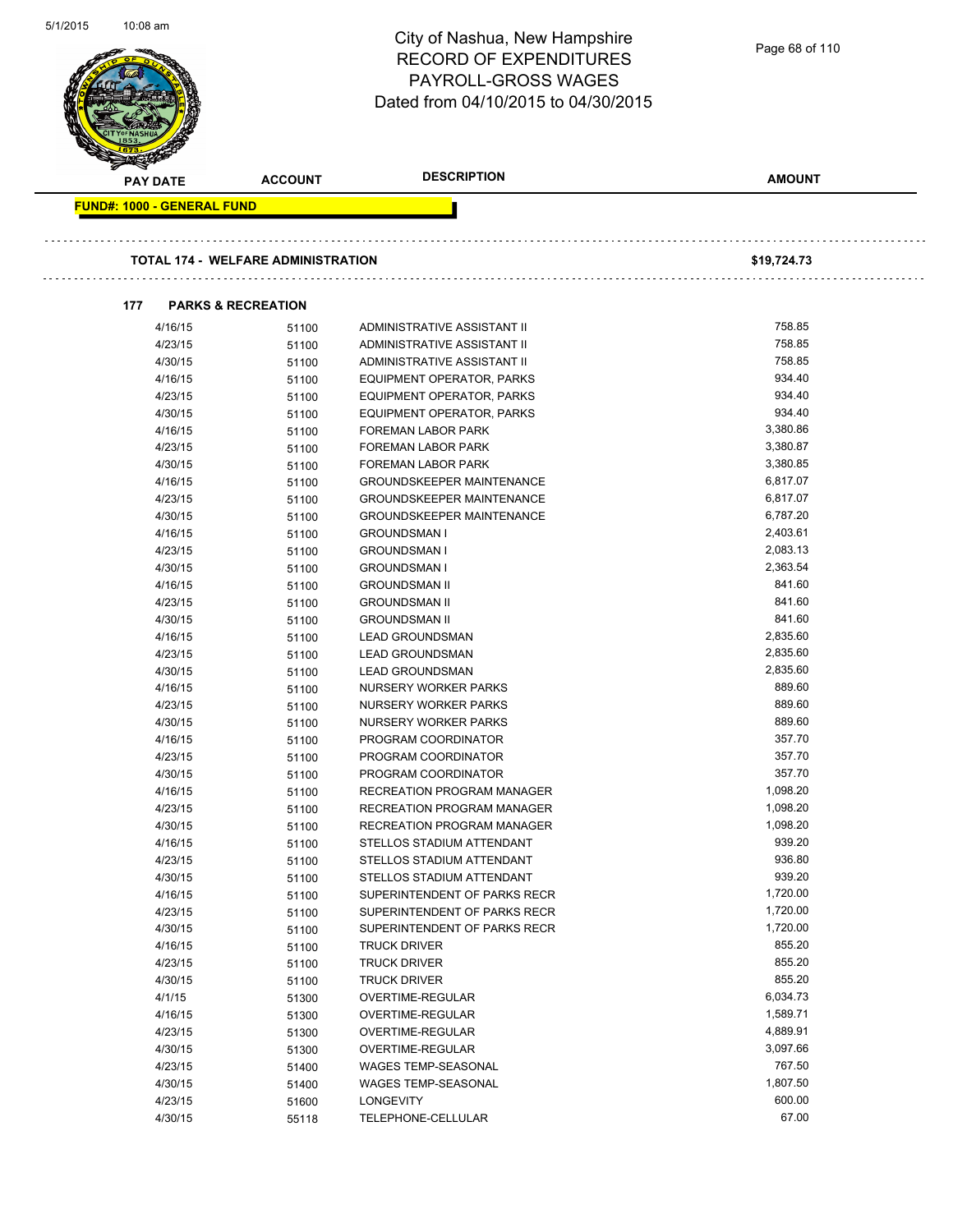# City of Nashua, New Hampshire
# RECORD OF EXPENDITURES
# PAYROLL-GROSS WAGES
# Dated from 04/10/2015 to 04/30/2015

| PAY DATE | ACCOUNT | DESCRIPTION | AMOUNT |
|---|---|---|---|

**FUND#: 1000 - GENERAL FUND**

**TOTAL 174 - WELFARE ADMINISTRATION** **$19,724.73**

**177 PARKS & RECREATION**

| PAY DATE | ACCOUNT | DESCRIPTION | AMOUNT |
|---|---|---|---|
| 4/16/15 | 51100 | ADMINISTRATIVE ASSISTANT II | 758.85 |
| 4/23/15 | 51100 | ADMINISTRATIVE ASSISTANT II | 758.85 |
| 4/30/15 | 51100 | ADMINISTRATIVE ASSISTANT II | 758.85 |
| 4/16/15 | 51100 | EQUIPMENT OPERATOR, PARKS | 934.40 |
| 4/23/15 | 51100 | EQUIPMENT OPERATOR, PARKS | 934.40 |
| 4/30/15 | 51100 | EQUIPMENT OPERATOR, PARKS | 934.40 |
| 4/16/15 | 51100 | FOREMAN LABOR PARK | 3,380.86 |
| 4/23/15 | 51100 | FOREMAN LABOR PARK | 3,380.87 |
| 4/30/15 | 51100 | FOREMAN LABOR PARK | 3,380.85 |
| 4/16/15 | 51100 | GROUNDSKEEPER MAINTENANCE | 6,817.07 |
| 4/23/15 | 51100 | GROUNDSKEEPER MAINTENANCE | 6,817.07 |
| 4/30/15 | 51100 | GROUNDSKEEPER MAINTENANCE | 6,787.20 |
| 4/16/15 | 51100 | GROUNDSMAN I | 2,403.61 |
| 4/23/15 | 51100 | GROUNDSMAN I | 2,083.13 |
| 4/30/15 | 51100 | GROUNDSMAN I | 2,363.54 |
| 4/16/15 | 51100 | GROUNDSMAN II | 841.60 |
| 4/23/15 | 51100 | GROUNDSMAN II | 841.60 |
| 4/30/15 | 51100 | GROUNDSMAN II | 841.60 |
| 4/16/15 | 51100 | LEAD GROUNDSMAN | 2,835.60 |
| 4/23/15 | 51100 | LEAD GROUNDSMAN | 2,835.60 |
| 4/30/15 | 51100 | LEAD GROUNDSMAN | 2,835.60 |
| 4/16/15 | 51100 | NURSERY WORKER PARKS | 889.60 |
| 4/23/15 | 51100 | NURSERY WORKER PARKS | 889.60 |
| 4/30/15 | 51100 | NURSERY WORKER PARKS | 889.60 |
| 4/16/15 | 51100 | PROGRAM COORDINATOR | 357.70 |
| 4/23/15 | 51100 | PROGRAM COORDINATOR | 357.70 |
| 4/30/15 | 51100 | PROGRAM COORDINATOR | 357.70 |
| 4/16/15 | 51100 | RECREATION PROGRAM MANAGER | 1,098.20 |
| 4/23/15 | 51100 | RECREATION PROGRAM MANAGER | 1,098.20 |
| 4/30/15 | 51100 | RECREATION PROGRAM MANAGER | 1,098.20 |
| 4/16/15 | 51100 | STELLOS STADIUM ATTENDANT | 939.20 |
| 4/23/15 | 51100 | STELLOS STADIUM ATTENDANT | 936.80 |
| 4/30/15 | 51100 | STELLOS STADIUM ATTENDANT | 939.20 |
| 4/16/15 | 51100 | SUPERINTENDENT OF PARKS RECR | 1,720.00 |
| 4/23/15 | 51100 | SUPERINTENDENT OF PARKS RECR | 1,720.00 |
| 4/30/15 | 51100 | SUPERINTENDENT OF PARKS RECR | 1,720.00 |
| 4/16/15 | 51100 | TRUCK DRIVER | 855.20 |
| 4/23/15 | 51100 | TRUCK DRIVER | 855.20 |
| 4/30/15 | 51100 | TRUCK DRIVER | 855.20 |
| 4/1/15 | 51300 | OVERTIME-REGULAR | 6,034.73 |
| 4/16/15 | 51300 | OVERTIME-REGULAR | 1,589.71 |
| 4/23/15 | 51300 | OVERTIME-REGULAR | 4,889.91 |
| 4/30/15 | 51300 | OVERTIME-REGULAR | 3,097.66 |
| 4/23/15 | 51400 | WAGES TEMP-SEASONAL | 767.50 |
| 4/30/15 | 51400 | WAGES TEMP-SEASONAL | 1,807.50 |
| 4/23/15 | 51600 | LONGEVITY | 600.00 |
| 4/30/15 | 55118 | TELEPHONE-CELLULAR | 67.00 |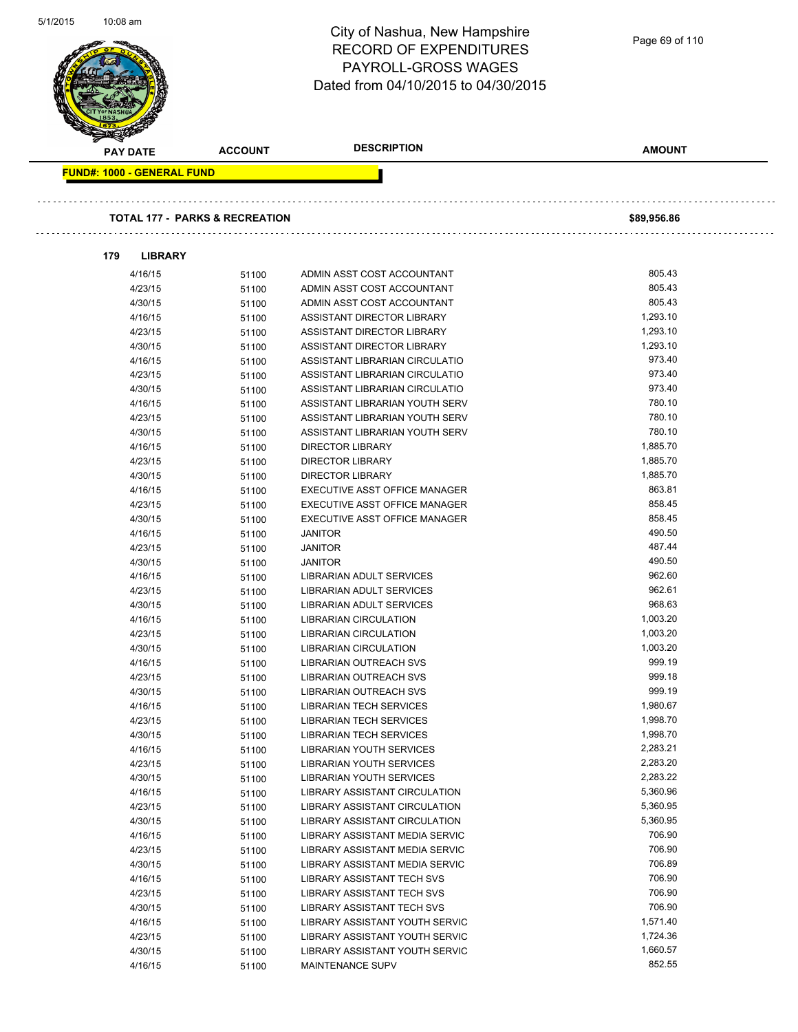# City of Nashua, New Hampshire
# RECORD OF EXPENDITURES
# PAYROLL-GROSS WAGES
# Dated from 04/10/2015 to 04/30/2015

| PAY DATE | ACCOUNT | DESCRIPTION | AMOUNT |
|---|---|---|---|

**FUND#: 1000 - GENERAL FUND**

**TOTAL 177 - PARKS & RECREATION** **$89,956.86**

**179 LIBRARY**

| PAY DATE | ACCOUNT | DESCRIPTION | AMOUNT |
|---|---|---|---|
| 4/16/15 | 51100 | ADMIN ASST COST ACCOUNTANT | 805.43 |
| 4/23/15 | 51100 | ADMIN ASST COST ACCOUNTANT | 805.43 |
| 4/30/15 | 51100 | ADMIN ASST COST ACCOUNTANT | 805.43 |
| 4/16/15 | 51100 | ASSISTANT DIRECTOR LIBRARY | 1,293.10 |
| 4/23/15 | 51100 | ASSISTANT DIRECTOR LIBRARY | 1,293.10 |
| 4/30/15 | 51100 | ASSISTANT DIRECTOR LIBRARY | 1,293.10 |
| 4/16/15 | 51100 | ASSISTANT LIBRARIAN CIRCULATIO | 973.40 |
| 4/23/15 | 51100 | ASSISTANT LIBRARIAN CIRCULATIO | 973.40 |
| 4/30/15 | 51100 | ASSISTANT LIBRARIAN CIRCULATIO | 973.40 |
| 4/16/15 | 51100 | ASSISTANT LIBRARIAN YOUTH SERV | 780.10 |
| 4/23/15 | 51100 | ASSISTANT LIBRARIAN YOUTH SERV | 780.10 |
| 4/30/15 | 51100 | ASSISTANT LIBRARIAN YOUTH SERV | 780.10 |
| 4/16/15 | 51100 | DIRECTOR LIBRARY | 1,885.70 |
| 4/23/15 | 51100 | DIRECTOR LIBRARY | 1,885.70 |
| 4/30/15 | 51100 | DIRECTOR LIBRARY | 1,885.70 |
| 4/16/15 | 51100 | EXECUTIVE ASST OFFICE MANAGER | 863.81 |
| 4/23/15 | 51100 | EXECUTIVE ASST OFFICE MANAGER | 858.45 |
| 4/30/15 | 51100 | EXECUTIVE ASST OFFICE MANAGER | 858.45 |
| 4/16/15 | 51100 | JANITOR | 490.50 |
| 4/23/15 | 51100 | JANITOR | 487.44 |
| 4/30/15 | 51100 | JANITOR | 490.50 |
| 4/16/15 | 51100 | LIBRARIAN ADULT SERVICES | 962.60 |
| 4/23/15 | 51100 | LIBRARIAN ADULT SERVICES | 962.61 |
| 4/30/15 | 51100 | LIBRARIAN ADULT SERVICES | 968.63 |
| 4/16/15 | 51100 | LIBRARIAN CIRCULATION | 1,003.20 |
| 4/23/15 | 51100 | LIBRARIAN CIRCULATION | 1,003.20 |
| 4/30/15 | 51100 | LIBRARIAN CIRCULATION | 1,003.20 |
| 4/16/15 | 51100 | LIBRARIAN OUTREACH SVS | 999.19 |
| 4/23/15 | 51100 | LIBRARIAN OUTREACH SVS | 999.18 |
| 4/30/15 | 51100 | LIBRARIAN OUTREACH SVS | 999.19 |
| 4/16/15 | 51100 | LIBRARIAN TECH SERVICES | 1,980.67 |
| 4/23/15 | 51100 | LIBRARIAN TECH SERVICES | 1,998.70 |
| 4/30/15 | 51100 | LIBRARIAN TECH SERVICES | 1,998.70 |
| 4/16/15 | 51100 | LIBRARIAN YOUTH SERVICES | 2,283.21 |
| 4/23/15 | 51100 | LIBRARIAN YOUTH SERVICES | 2,283.20 |
| 4/30/15 | 51100 | LIBRARIAN YOUTH SERVICES | 2,283.22 |
| 4/16/15 | 51100 | LIBRARY ASSISTANT CIRCULATION | 5,360.96 |
| 4/23/15 | 51100 | LIBRARY ASSISTANT CIRCULATION | 5,360.95 |
| 4/30/15 | 51100 | LIBRARY ASSISTANT CIRCULATION | 5,360.95 |
| 4/16/15 | 51100 | LIBRARY ASSISTANT MEDIA SERVIC | 706.90 |
| 4/23/15 | 51100 | LIBRARY ASSISTANT MEDIA SERVIC | 706.90 |
| 4/30/15 | 51100 | LIBRARY ASSISTANT MEDIA SERVIC | 706.89 |
| 4/16/15 | 51100 | LIBRARY ASSISTANT TECH SVS | 706.90 |
| 4/23/15 | 51100 | LIBRARY ASSISTANT TECH SVS | 706.90 |
| 4/30/15 | 51100 | LIBRARY ASSISTANT TECH SVS | 706.90 |
| 4/16/15 | 51100 | LIBRARY ASSISTANT YOUTH SERVIC | 1,571.40 |
| 4/23/15 | 51100 | LIBRARY ASSISTANT YOUTH SERVIC | 1,724.36 |
| 4/30/15 | 51100 | LIBRARY ASSISTANT YOUTH SERVIC | 1,660.57 |
| 4/16/15 | 51100 | MAINTENANCE SUPV | 852.55 |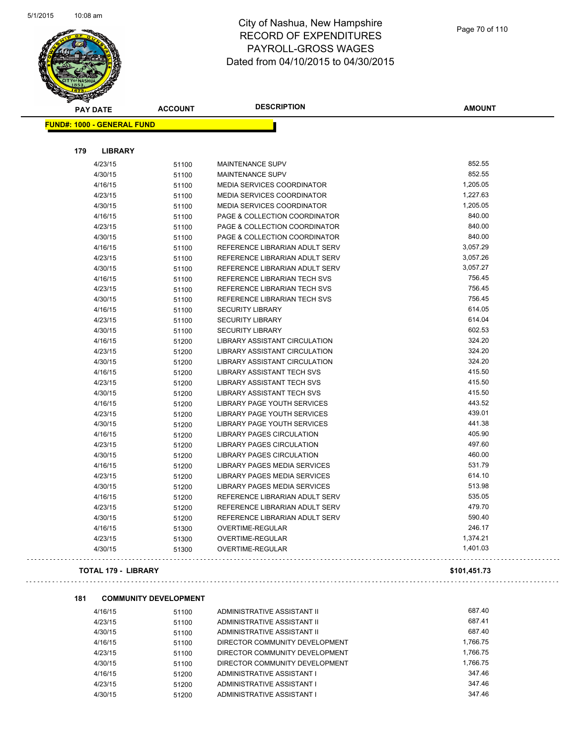# City of Nashua, New Hampshire
## RECORD OF EXPENDITURES
## PAYROLL-GROSS WAGES
## Dated from 04/10/2015 to 04/30/2015

| PAY DATE | ACCOUNT | DESCRIPTION | AMOUNT |
|---|---|---|---|

**FUND#: 1000 - GENERAL FUND**

**179 LIBRARY**

| PAY DATE | ACCOUNT | DESCRIPTION | AMOUNT |
|---|---|---|---|
| 4/23/15 | 51100 | MAINTENANCE SUPV | 852.55 |
| 4/30/15 | 51100 | MAINTENANCE SUPV | 852.55 |
| 4/16/15 | 51100 | MEDIA SERVICES COORDINATOR | 1,205.05 |
| 4/23/15 | 51100 | MEDIA SERVICES COORDINATOR | 1,227.63 |
| 4/30/15 | 51100 | MEDIA SERVICES COORDINATOR | 1,205.05 |
| 4/16/15 | 51100 | PAGE & COLLECTION COORDINATOR | 840.00 |
| 4/23/15 | 51100 | PAGE & COLLECTION COORDINATOR | 840.00 |
| 4/30/15 | 51100 | PAGE & COLLECTION COORDINATOR | 840.00 |
| 4/16/15 | 51100 | REFERENCE LIBRARIAN ADULT SERV | 3,057.29 |
| 4/23/15 | 51100 | REFERENCE LIBRARIAN ADULT SERV | 3,057.26 |
| 4/30/15 | 51100 | REFERENCE LIBRARIAN ADULT SERV | 3,057.27 |
| 4/16/15 | 51100 | REFERENCE LIBRARIAN TECH SVS | 756.45 |
| 4/23/15 | 51100 | REFERENCE LIBRARIAN TECH SVS | 756.45 |
| 4/30/15 | 51100 | REFERENCE LIBRARIAN TECH SVS | 756.45 |
| 4/16/15 | 51100 | SECURITY LIBRARY | 614.05 |
| 4/23/15 | 51100 | SECURITY LIBRARY | 614.04 |
| 4/30/15 | 51100 | SECURITY LIBRARY | 602.53 |
| 4/16/15 | 51200 | LIBRARY ASSISTANT CIRCULATION | 324.20 |
| 4/23/15 | 51200 | LIBRARY ASSISTANT CIRCULATION | 324.20 |
| 4/30/15 | 51200 | LIBRARY ASSISTANT CIRCULATION | 324.20 |
| 4/16/15 | 51200 | LIBRARY ASSISTANT TECH SVS | 415.50 |
| 4/23/15 | 51200 | LIBRARY ASSISTANT TECH SVS | 415.50 |
| 4/30/15 | 51200 | LIBRARY ASSISTANT TECH SVS | 415.50 |
| 4/16/15 | 51200 | LIBRARY PAGE YOUTH SERVICES | 443.52 |
| 4/23/15 | 51200 | LIBRARY PAGE YOUTH SERVICES | 439.01 |
| 4/30/15 | 51200 | LIBRARY PAGE YOUTH SERVICES | 441.38 |
| 4/16/15 | 51200 | LIBRARY PAGES CIRCULATION | 405.90 |
| 4/23/15 | 51200 | LIBRARY PAGES CIRCULATION | 497.60 |
| 4/30/15 | 51200 | LIBRARY PAGES CIRCULATION | 460.00 |
| 4/16/15 | 51200 | LIBRARY PAGES MEDIA SERVICES | 531.79 |
| 4/23/15 | 51200 | LIBRARY PAGES MEDIA SERVICES | 614.10 |
| 4/30/15 | 51200 | LIBRARY PAGES MEDIA SERVICES | 513.98 |
| 4/16/15 | 51200 | REFERENCE LIBRARIAN ADULT SERV | 535.05 |
| 4/23/15 | 51200 | REFERENCE LIBRARIAN ADULT SERV | 479.70 |
| 4/30/15 | 51200 | REFERENCE LIBRARIAN ADULT SERV | 590.40 |
| 4/16/15 | 51300 | OVERTIME-REGULAR | 246.17 |
| 4/23/15 | 51300 | OVERTIME-REGULAR | 1,374.21 |
| 4/30/15 | 51300 | OVERTIME-REGULAR | 1,401.03 |

**TOTAL 179 - LIBRARY** **$101,451.73**

**181 COMMUNITY DEVELOPMENT**

| PAY DATE | ACCOUNT | DESCRIPTION | AMOUNT |
|---|---|---|---|
| 4/16/15 | 51100 | ADMINISTRATIVE ASSISTANT II | 687.40 |
| 4/23/15 | 51100 | ADMINISTRATIVE ASSISTANT II | 687.41 |
| 4/30/15 | 51100 | ADMINISTRATIVE ASSISTANT II | 687.40 |
| 4/16/15 | 51100 | DIRECTOR COMMUNITY DEVELOPMENT | 1,766.75 |
| 4/23/15 | 51100 | DIRECTOR COMMUNITY DEVELOPMENT | 1,766.75 |
| 4/30/15 | 51100 | DIRECTOR COMMUNITY DEVELOPMENT | 1,766.75 |
| 4/16/15 | 51200 | ADMINISTRATIVE ASSISTANT I | 347.46 |
| 4/23/15 | 51200 | ADMINISTRATIVE ASSISTANT I | 347.46 |
| 4/30/15 | 51200 | ADMINISTRATIVE ASSISTANT I | 347.46 |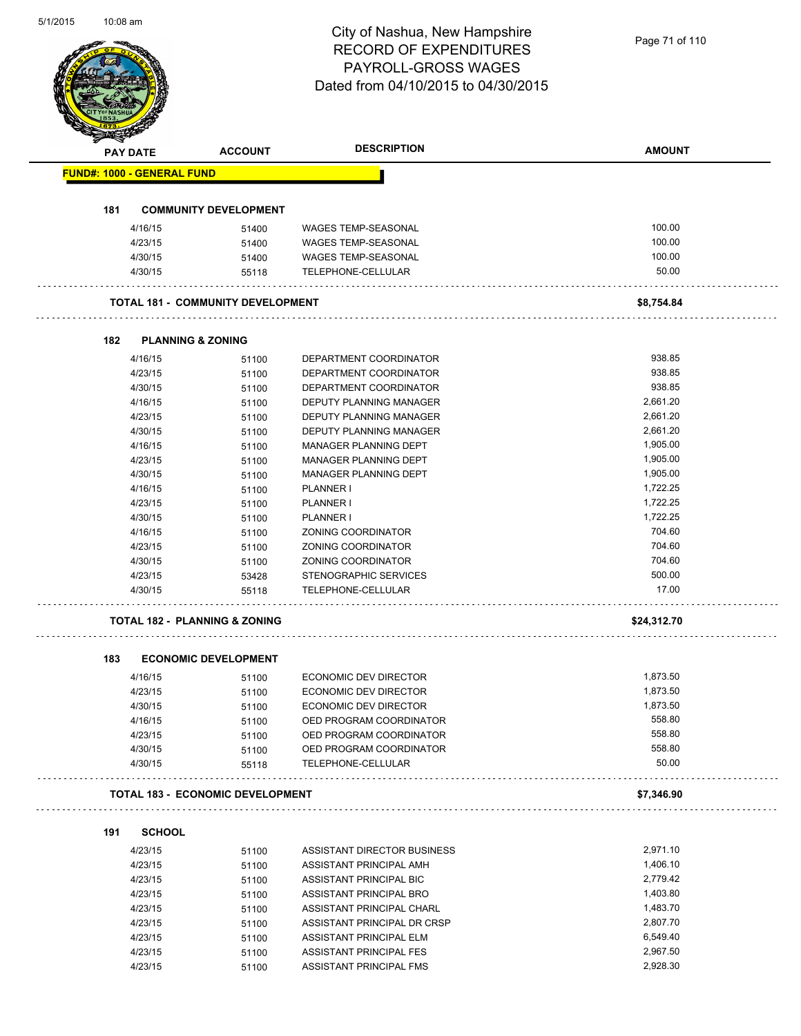# City of Nashua, New Hampshire
## RECORD OF EXPENDITURES
## PAYROLL-GROSS WAGES
## Dated from 04/10/2015 to 04/30/2015

| PAY DATE | ACCOUNT | DESCRIPTION | AMOUNT |
|---|---|---|---|
| **FUND#: 1000 - GENERAL FUND** | | | |
| **181 COMMUNITY DEVELOPMENT** | | | |
| 4/16/15 | 51400 | WAGES TEMP-SEASONAL | 100.00 |
| 4/23/15 | 51400 | WAGES TEMP-SEASONAL | 100.00 |
| 4/30/15 | 51400 | WAGES TEMP-SEASONAL | 100.00 |
| 4/30/15 | 55118 | TELEPHONE-CELLULAR | 50.00 |
| **TOTAL 181 - COMMUNITY DEVELOPMENT** | | | **$8,754.84** |
| **182 PLANNING & ZONING** | | | |
| 4/16/15 | 51100 | DEPARTMENT COORDINATOR | 938.85 |
| 4/23/15 | 51100 | DEPARTMENT COORDINATOR | 938.85 |
| 4/30/15 | 51100 | DEPARTMENT COORDINATOR | 938.85 |
| 4/16/15 | 51100 | DEPUTY PLANNING MANAGER | 2,661.20 |
| 4/23/15 | 51100 | DEPUTY PLANNING MANAGER | 2,661.20 |
| 4/30/15 | 51100 | DEPUTY PLANNING MANAGER | 2,661.20 |
| 4/16/15 | 51100 | MANAGER PLANNING DEPT | 1,905.00 |
| 4/23/15 | 51100 | MANAGER PLANNING DEPT | 1,905.00 |
| 4/30/15 | 51100 | MANAGER PLANNING DEPT | 1,905.00 |
| 4/16/15 | 51100 | PLANNER I | 1,722.25 |
| 4/23/15 | 51100 | PLANNER I | 1,722.25 |
| 4/30/15 | 51100 | PLANNER I | 1,722.25 |
| 4/16/15 | 51100 | ZONING COORDINATOR | 704.60 |
| 4/23/15 | 51100 | ZONING COORDINATOR | 704.60 |
| 4/30/15 | 51100 | ZONING COORDINATOR | 704.60 |
| 4/23/15 | 53428 | STENOGRAPHIC SERVICES | 500.00 |
| 4/30/15 | 55118 | TELEPHONE-CELLULAR | 17.00 |
| **TOTAL 182 - PLANNING & ZONING** | | | **$24,312.70** |
| **183 ECONOMIC DEVELOPMENT** | | | |
| 4/16/15 | 51100 | ECONOMIC DEV DIRECTOR | 1,873.50 |
| 4/23/15 | 51100 | ECONOMIC DEV DIRECTOR | 1,873.50 |
| 4/30/15 | 51100 | ECONOMIC DEV DIRECTOR | 1,873.50 |
| 4/16/15 | 51100 | OED PROGRAM COORDINATOR | 558.80 |
| 4/23/15 | 51100 | OED PROGRAM COORDINATOR | 558.80 |
| 4/30/15 | 51100 | OED PROGRAM COORDINATOR | 558.80 |
| 4/30/15 | 55118 | TELEPHONE-CELLULAR | 50.00 |
| **TOTAL 183 - ECONOMIC DEVELOPMENT** | | | **$7,346.90** |
| **191 SCHOOL** | | | |
| 4/23/15 | 51100 | ASSISTANT DIRECTOR BUSINESS | 2,971.10 |
| 4/23/15 | 51100 | ASSISTANT PRINCIPAL AMH | 1,406.10 |
| 4/23/15 | 51100 | ASSISTANT PRINCIPAL BIC | 2,779.42 |
| 4/23/15 | 51100 | ASSISTANT PRINCIPAL BRO | 1,403.80 |
| 4/23/15 | 51100 | ASSISTANT PRINCIPAL CHARL | 1,483.70 |
| 4/23/15 | 51100 | ASSISTANT PRINCIPAL DR CRSP | 2,807.70 |
| 4/23/15 | 51100 | ASSISTANT PRINCIPAL ELM | 6,549.40 |
| 4/23/15 | 51100 | ASSISTANT PRINCIPAL FES | 2,967.50 |
| 4/23/15 | 51100 | ASSISTANT PRINCIPAL FMS | 2,928.30 |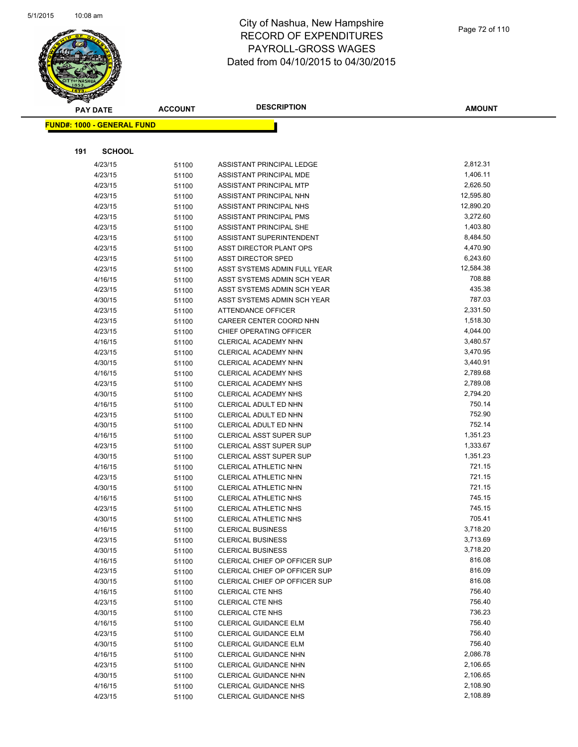# City of Nashua, New Hampshire
## RECORD OF EXPENDITURES
## PAYROLL-GROSS WAGES
## Dated from 04/10/2015 to 04/30/2015

**FUND#: 1000 - GENERAL FUND**

**191 SCHOOL**

| PAY DATE | ACCOUNT | DESCRIPTION | AMOUNT |
|---|---|---|---|
| 4/23/15 | 51100 | ASSISTANT PRINCIPAL LEDGE | 2,812.31 |
| 4/23/15 | 51100 | ASSISTANT PRINCIPAL MDE | 1,406.11 |
| 4/23/15 | 51100 | ASSISTANT PRINCIPAL MTP | 2,626.50 |
| 4/23/15 | 51100 | ASSISTANT PRINCIPAL NHN | 12,595.80 |
| 4/23/15 | 51100 | ASSISTANT PRINCIPAL NHS | 12,890.20 |
| 4/23/15 | 51100 | ASSISTANT PRINCIPAL PMS | 3,272.60 |
| 4/23/15 | 51100 | ASSISTANT PRINCIPAL SHE | 1,403.80 |
| 4/23/15 | 51100 | ASSISTANT SUPERINTENDENT | 8,484.50 |
| 4/23/15 | 51100 | ASST DIRECTOR PLANT OPS | 4,470.90 |
| 4/23/15 | 51100 | ASST DIRECTOR SPED | 6,243.60 |
| 4/23/15 | 51100 | ASST SYSTEMS ADMIN FULL YEAR | 12,584.38 |
| 4/16/15 | 51100 | ASST SYSTEMS ADMIN SCH YEAR | 708.88 |
| 4/23/15 | 51100 | ASST SYSTEMS ADMIN SCH YEAR | 435.38 |
| 4/30/15 | 51100 | ASST SYSTEMS ADMIN SCH YEAR | 787.03 |
| 4/23/15 | 51100 | ATTENDANCE OFFICER | 2,331.50 |
| 4/23/15 | 51100 | CAREER CENTER COORD NHN | 1,518.30 |
| 4/23/15 | 51100 | CHIEF OPERATING OFFICER | 4,044.00 |
| 4/16/15 | 51100 | CLERICAL ACADEMY NHN | 3,480.57 |
| 4/23/15 | 51100 | CLERICAL ACADEMY NHN | 3,470.95 |
| 4/30/15 | 51100 | CLERICAL ACADEMY NHN | 3,440.91 |
| 4/16/15 | 51100 | CLERICAL ACADEMY NHS | 2,789.68 |
| 4/23/15 | 51100 | CLERICAL ACADEMY NHS | 2,789.08 |
| 4/30/15 | 51100 | CLERICAL ACADEMY NHS | 2,794.20 |
| 4/16/15 | 51100 | CLERICAL ADULT ED NHN | 750.14 |
| 4/23/15 | 51100 | CLERICAL ADULT ED NHN | 752.90 |
| 4/30/15 | 51100 | CLERICAL ADULT ED NHN | 752.14 |
| 4/16/15 | 51100 | CLERICAL ASST SUPER SUP | 1,351.23 |
| 4/23/15 | 51100 | CLERICAL ASST SUPER SUP | 1,333.67 |
| 4/30/15 | 51100 | CLERICAL ASST SUPER SUP | 1,351.23 |
| 4/16/15 | 51100 | CLERICAL ATHLETIC NHN | 721.15 |
| 4/23/15 | 51100 | CLERICAL ATHLETIC NHN | 721.15 |
| 4/30/15 | 51100 | CLERICAL ATHLETIC NHN | 721.15 |
| 4/16/15 | 51100 | CLERICAL ATHLETIC NHS | 745.15 |
| 4/23/15 | 51100 | CLERICAL ATHLETIC NHS | 745.15 |
| 4/30/15 | 51100 | CLERICAL ATHLETIC NHS | 705.41 |
| 4/16/15 | 51100 | CLERICAL BUSINESS | 3,718.20 |
| 4/23/15 | 51100 | CLERICAL BUSINESS | 3,713.69 |
| 4/30/15 | 51100 | CLERICAL BUSINESS | 3,718.20 |
| 4/16/15 | 51100 | CLERICAL CHIEF OP OFFICER SUP | 816.08 |
| 4/23/15 | 51100 | CLERICAL CHIEF OP OFFICER SUP | 816.09 |
| 4/30/15 | 51100 | CLERICAL CHIEF OP OFFICER SUP | 816.08 |
| 4/16/15 | 51100 | CLERICAL CTE NHS | 756.40 |
| 4/23/15 | 51100 | CLERICAL CTE NHS | 756.40 |
| 4/30/15 | 51100 | CLERICAL CTE NHS | 736.23 |
| 4/16/15 | 51100 | CLERICAL GUIDANCE ELM | 756.40 |
| 4/23/15 | 51100 | CLERICAL GUIDANCE ELM | 756.40 |
| 4/30/15 | 51100 | CLERICAL GUIDANCE ELM | 756.40 |
| 4/16/15 | 51100 | CLERICAL GUIDANCE NHN | 2,086.78 |
| 4/23/15 | 51100 | CLERICAL GUIDANCE NHN | 2,106.65 |
| 4/30/15 | 51100 | CLERICAL GUIDANCE NHN | 2,106.65 |
| 4/16/15 | 51100 | CLERICAL GUIDANCE NHS | 2,108.90 |
| 4/23/15 | 51100 | CLERICAL GUIDANCE NHS | 2,108.89 |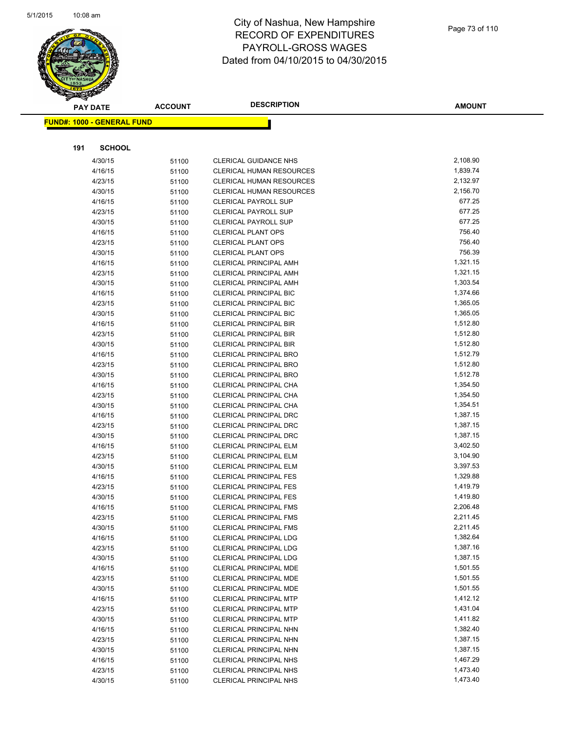# City of Nashua, New Hampshire
## RECORD OF EXPENDITURES
## PAYROLL-GROSS WAGES
## Dated from 04/10/2015 to 04/30/2015

| PAY DATE | ACCOUNT | DESCRIPTION | AMOUNT |
|---|---|---|---|

**FUND#: 1000 - GENERAL FUND**

**191 SCHOOL**

| PAY DATE | ACCOUNT | DESCRIPTION | AMOUNT |
|---|---|---|---|
| 4/30/15 | 51100 | CLERICAL GUIDANCE NHS | 2,108.90 |
| 4/16/15 | 51100 | CLERICAL HUMAN RESOURCES | 1,839.74 |
| 4/23/15 | 51100 | CLERICAL HUMAN RESOURCES | 2,132.97 |
| 4/30/15 | 51100 | CLERICAL HUMAN RESOURCES | 2,156.70 |
| 4/16/15 | 51100 | CLERICAL PAYROLL SUP | 677.25 |
| 4/23/15 | 51100 | CLERICAL PAYROLL SUP | 677.25 |
| 4/30/15 | 51100 | CLERICAL PAYROLL SUP | 677.25 |
| 4/16/15 | 51100 | CLERICAL PLANT OPS | 756.40 |
| 4/23/15 | 51100 | CLERICAL PLANT OPS | 756.40 |
| 4/30/15 | 51100 | CLERICAL PLANT OPS | 756.39 |
| 4/16/15 | 51100 | CLERICAL PRINCIPAL AMH | 1,321.15 |
| 4/23/15 | 51100 | CLERICAL PRINCIPAL AMH | 1,321.15 |
| 4/30/15 | 51100 | CLERICAL PRINCIPAL AMH | 1,303.54 |
| 4/16/15 | 51100 | CLERICAL PRINCIPAL BIC | 1,374.66 |
| 4/23/15 | 51100 | CLERICAL PRINCIPAL BIC | 1,365.05 |
| 4/30/15 | 51100 | CLERICAL PRINCIPAL BIC | 1,365.05 |
| 4/16/15 | 51100 | CLERICAL PRINCIPAL BIR | 1,512.80 |
| 4/23/15 | 51100 | CLERICAL PRINCIPAL BIR | 1,512.80 |
| 4/30/15 | 51100 | CLERICAL PRINCIPAL BIR | 1,512.80 |
| 4/16/15 | 51100 | CLERICAL PRINCIPAL BRO | 1,512.79 |
| 4/23/15 | 51100 | CLERICAL PRINCIPAL BRO | 1,512.80 |
| 4/30/15 | 51100 | CLERICAL PRINCIPAL BRO | 1,512.78 |
| 4/16/15 | 51100 | CLERICAL PRINCIPAL CHA | 1,354.50 |
| 4/23/15 | 51100 | CLERICAL PRINCIPAL CHA | 1,354.50 |
| 4/30/15 | 51100 | CLERICAL PRINCIPAL CHA | 1,354.51 |
| 4/16/15 | 51100 | CLERICAL PRINCIPAL DRC | 1,387.15 |
| 4/23/15 | 51100 | CLERICAL PRINCIPAL DRC | 1,387.15 |
| 4/30/15 | 51100 | CLERICAL PRINCIPAL DRC | 1,387.15 |
| 4/16/15 | 51100 | CLERICAL PRINCIPAL ELM | 3,402.50 |
| 4/23/15 | 51100 | CLERICAL PRINCIPAL ELM | 3,104.90 |
| 4/30/15 | 51100 | CLERICAL PRINCIPAL ELM | 3,397.53 |
| 4/16/15 | 51100 | CLERICAL PRINCIPAL FES | 1,329.88 |
| 4/23/15 | 51100 | CLERICAL PRINCIPAL FES | 1,419.79 |
| 4/30/15 | 51100 | CLERICAL PRINCIPAL FES | 1,419.80 |
| 4/16/15 | 51100 | CLERICAL PRINCIPAL FMS | 2,206.48 |
| 4/23/15 | 51100 | CLERICAL PRINCIPAL FMS | 2,211.45 |
| 4/30/15 | 51100 | CLERICAL PRINCIPAL FMS | 2,211.45 |
| 4/16/15 | 51100 | CLERICAL PRINCIPAL LDG | 1,382.64 |
| 4/23/15 | 51100 | CLERICAL PRINCIPAL LDG | 1,387.16 |
| 4/30/15 | 51100 | CLERICAL PRINCIPAL LDG | 1,387.15 |
| 4/16/15 | 51100 | CLERICAL PRINCIPAL MDE | 1,501.55 |
| 4/23/15 | 51100 | CLERICAL PRINCIPAL MDE | 1,501.55 |
| 4/30/15 | 51100 | CLERICAL PRINCIPAL MDE | 1,501.55 |
| 4/16/15 | 51100 | CLERICAL PRINCIPAL MTP | 1,412.12 |
| 4/23/15 | 51100 | CLERICAL PRINCIPAL MTP | 1,431.04 |
| 4/30/15 | 51100 | CLERICAL PRINCIPAL MTP | 1,411.82 |
| 4/16/15 | 51100 | CLERICAL PRINCIPAL NHN | 1,382.40 |
| 4/23/15 | 51100 | CLERICAL PRINCIPAL NHN | 1,387.15 |
| 4/30/15 | 51100 | CLERICAL PRINCIPAL NHN | 1,387.15 |
| 4/16/15 | 51100 | CLERICAL PRINCIPAL NHS | 1,467.29 |
| 4/23/15 | 51100 | CLERICAL PRINCIPAL NHS | 1,473.40 |
| 4/30/15 | 51100 | CLERICAL PRINCIPAL NHS | 1,473.40 |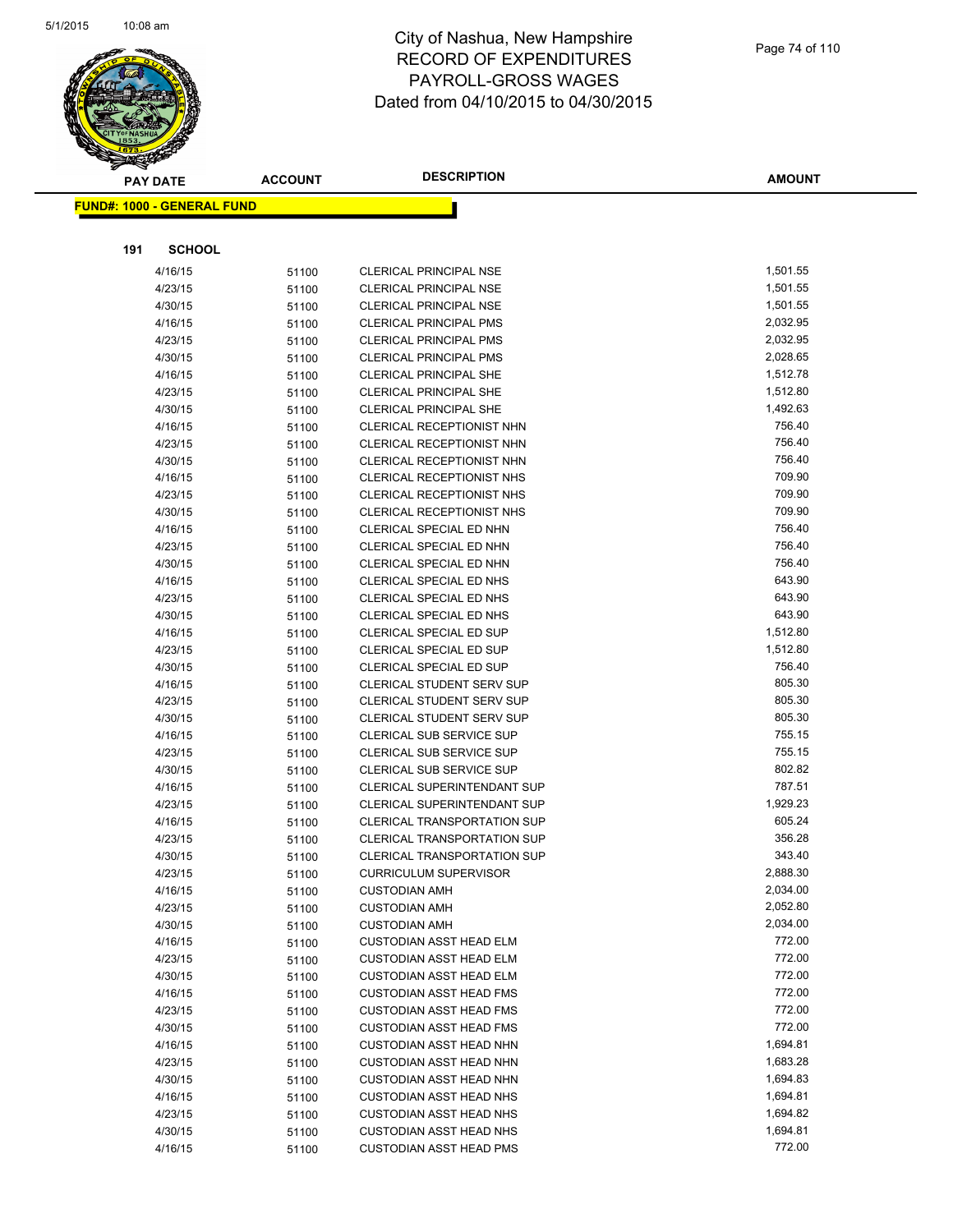# City of Nashua, New Hampshire
# RECORD OF EXPENDITURES
# PAYROLL-GROSS WAGES
# Dated from 04/10/2015 to 04/30/2015

**FUND#: 1000 - GENERAL FUND**

**191 SCHOOL**

| PAY DATE | ACCOUNT | DESCRIPTION | AMOUNT |
|---|---|---|---|
| 4/16/15 | 51100 | CLERICAL PRINCIPAL NSE | 1,501.55 |
| 4/23/15 | 51100 | CLERICAL PRINCIPAL NSE | 1,501.55 |
| 4/30/15 | 51100 | CLERICAL PRINCIPAL NSE | 1,501.55 |
| 4/16/15 | 51100 | CLERICAL PRINCIPAL PMS | 2,032.95 |
| 4/23/15 | 51100 | CLERICAL PRINCIPAL PMS | 2,032.95 |
| 4/30/15 | 51100 | CLERICAL PRINCIPAL PMS | 2,028.65 |
| 4/16/15 | 51100 | CLERICAL PRINCIPAL SHE | 1,512.78 |
| 4/23/15 | 51100 | CLERICAL PRINCIPAL SHE | 1,512.80 |
| 4/30/15 | 51100 | CLERICAL PRINCIPAL SHE | 1,492.63 |
| 4/16/15 | 51100 | CLERICAL RECEPTIONIST NHN | 756.40 |
| 4/23/15 | 51100 | CLERICAL RECEPTIONIST NHN | 756.40 |
| 4/30/15 | 51100 | CLERICAL RECEPTIONIST NHN | 756.40 |
| 4/16/15 | 51100 | CLERICAL RECEPTIONIST NHS | 709.90 |
| 4/23/15 | 51100 | CLERICAL RECEPTIONIST NHS | 709.90 |
| 4/30/15 | 51100 | CLERICAL RECEPTIONIST NHS | 709.90 |
| 4/16/15 | 51100 | CLERICAL SPECIAL ED NHN | 756.40 |
| 4/23/15 | 51100 | CLERICAL SPECIAL ED NHN | 756.40 |
| 4/30/15 | 51100 | CLERICAL SPECIAL ED NHN | 756.40 |
| 4/16/15 | 51100 | CLERICAL SPECIAL ED NHS | 643.90 |
| 4/23/15 | 51100 | CLERICAL SPECIAL ED NHS | 643.90 |
| 4/30/15 | 51100 | CLERICAL SPECIAL ED NHS | 643.90 |
| 4/16/15 | 51100 | CLERICAL SPECIAL ED SUP | 1,512.80 |
| 4/23/15 | 51100 | CLERICAL SPECIAL ED SUP | 1,512.80 |
| 4/30/15 | 51100 | CLERICAL SPECIAL ED SUP | 756.40 |
| 4/16/15 | 51100 | CLERICAL STUDENT SERV SUP | 805.30 |
| 4/23/15 | 51100 | CLERICAL STUDENT SERV SUP | 805.30 |
| 4/30/15 | 51100 | CLERICAL STUDENT SERV SUP | 805.30 |
| 4/16/15 | 51100 | CLERICAL SUB SERVICE SUP | 755.15 |
| 4/23/15 | 51100 | CLERICAL SUB SERVICE SUP | 755.15 |
| 4/30/15 | 51100 | CLERICAL SUB SERVICE SUP | 802.82 |
| 4/16/15 | 51100 | CLERICAL SUPERINTENDANT SUP | 787.51 |
| 4/23/15 | 51100 | CLERICAL SUPERINTENDANT SUP | 1,929.23 |
| 4/16/15 | 51100 | CLERICAL TRANSPORTATION SUP | 605.24 |
| 4/23/15 | 51100 | CLERICAL TRANSPORTATION SUP | 356.28 |
| 4/30/15 | 51100 | CLERICAL TRANSPORTATION SUP | 343.40 |
| 4/23/15 | 51100 | CURRICULUM SUPERVISOR | 2,888.30 |
| 4/16/15 | 51100 | CUSTODIAN AMH | 2,034.00 |
| 4/23/15 | 51100 | CUSTODIAN AMH | 2,052.80 |
| 4/30/15 | 51100 | CUSTODIAN AMH | 2,034.00 |
| 4/16/15 | 51100 | CUSTODIAN ASST HEAD ELM | 772.00 |
| 4/23/15 | 51100 | CUSTODIAN ASST HEAD ELM | 772.00 |
| 4/30/15 | 51100 | CUSTODIAN ASST HEAD ELM | 772.00 |
| 4/16/15 | 51100 | CUSTODIAN ASST HEAD FMS | 772.00 |
| 4/23/15 | 51100 | CUSTODIAN ASST HEAD FMS | 772.00 |
| 4/30/15 | 51100 | CUSTODIAN ASST HEAD FMS | 772.00 |
| 4/16/15 | 51100 | CUSTODIAN ASST HEAD NHN | 1,694.81 |
| 4/23/15 | 51100 | CUSTODIAN ASST HEAD NHN | 1,683.28 |
| 4/30/15 | 51100 | CUSTODIAN ASST HEAD NHN | 1,694.83 |
| 4/16/15 | 51100 | CUSTODIAN ASST HEAD NHS | 1,694.81 |
| 4/23/15 | 51100 | CUSTODIAN ASST HEAD NHS | 1,694.82 |
| 4/30/15 | 51100 | CUSTODIAN ASST HEAD NHS | 1,694.81 |
| 4/16/15 | 51100 | CUSTODIAN ASST HEAD PMS | 772.00 |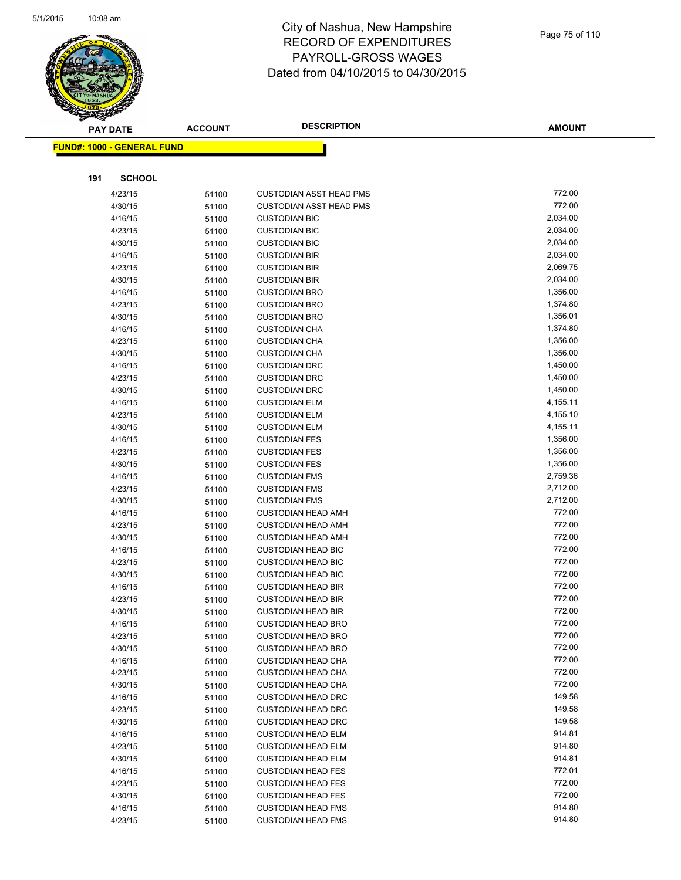# City of Nashua, New Hampshire
# RECORD OF EXPENDITURES
# PAYROLL-GROSS WAGES
# Dated from 04/10/2015 to 04/30/2015

| PAY DATE | ACCOUNT | DESCRIPTION | AMOUNT |
|---|---|---|---|

**FUND#: 1000 - GENERAL FUND**

**191 SCHOOL**

| PAY DATE | ACCOUNT | DESCRIPTION | AMOUNT |
|---|---|---|---|
| 4/23/15 | 51100 | CUSTODIAN ASST HEAD PMS | 772.00 |
| 4/30/15 | 51100 | CUSTODIAN ASST HEAD PMS | 772.00 |
| 4/16/15 | 51100 | CUSTODIAN BIC | 2,034.00 |
| 4/23/15 | 51100 | CUSTODIAN BIC | 2,034.00 |
| 4/30/15 | 51100 | CUSTODIAN BIC | 2,034.00 |
| 4/16/15 | 51100 | CUSTODIAN BIR | 2,034.00 |
| 4/23/15 | 51100 | CUSTODIAN BIR | 2,069.75 |
| 4/30/15 | 51100 | CUSTODIAN BIR | 2,034.00 |
| 4/16/15 | 51100 | CUSTODIAN BRO | 1,356.00 |
| 4/23/15 | 51100 | CUSTODIAN BRO | 1,374.80 |
| 4/30/15 | 51100 | CUSTODIAN BRO | 1,356.01 |
| 4/16/15 | 51100 | CUSTODIAN CHA | 1,374.80 |
| 4/23/15 | 51100 | CUSTODIAN CHA | 1,356.00 |
| 4/30/15 | 51100 | CUSTODIAN CHA | 1,356.00 |
| 4/16/15 | 51100 | CUSTODIAN DRC | 1,450.00 |
| 4/23/15 | 51100 | CUSTODIAN DRC | 1,450.00 |
| 4/30/15 | 51100 | CUSTODIAN DRC | 1,450.00 |
| 4/16/15 | 51100 | CUSTODIAN ELM | 4,155.11 |
| 4/23/15 | 51100 | CUSTODIAN ELM | 4,155.10 |
| 4/30/15 | 51100 | CUSTODIAN ELM | 4,155.11 |
| 4/16/15 | 51100 | CUSTODIAN FES | 1,356.00 |
| 4/23/15 | 51100 | CUSTODIAN FES | 1,356.00 |
| 4/30/15 | 51100 | CUSTODIAN FES | 1,356.00 |
| 4/16/15 | 51100 | CUSTODIAN FMS | 2,759.36 |
| 4/23/15 | 51100 | CUSTODIAN FMS | 2,712.00 |
| 4/30/15 | 51100 | CUSTODIAN FMS | 2,712.00 |
| 4/16/15 | 51100 | CUSTODIAN HEAD AMH | 772.00 |
| 4/23/15 | 51100 | CUSTODIAN HEAD AMH | 772.00 |
| 4/30/15 | 51100 | CUSTODIAN HEAD AMH | 772.00 |
| 4/16/15 | 51100 | CUSTODIAN HEAD BIC | 772.00 |
| 4/23/15 | 51100 | CUSTODIAN HEAD BIC | 772.00 |
| 4/30/15 | 51100 | CUSTODIAN HEAD BIC | 772.00 |
| 4/16/15 | 51100 | CUSTODIAN HEAD BIR | 772.00 |
| 4/23/15 | 51100 | CUSTODIAN HEAD BIR | 772.00 |
| 4/30/15 | 51100 | CUSTODIAN HEAD BIR | 772.00 |
| 4/16/15 | 51100 | CUSTODIAN HEAD BRO | 772.00 |
| 4/23/15 | 51100 | CUSTODIAN HEAD BRO | 772.00 |
| 4/30/15 | 51100 | CUSTODIAN HEAD BRO | 772.00 |
| 4/16/15 | 51100 | CUSTODIAN HEAD CHA | 772.00 |
| 4/23/15 | 51100 | CUSTODIAN HEAD CHA | 772.00 |
| 4/30/15 | 51100 | CUSTODIAN HEAD CHA | 772.00 |
| 4/16/15 | 51100 | CUSTODIAN HEAD DRC | 149.58 |
| 4/23/15 | 51100 | CUSTODIAN HEAD DRC | 149.58 |
| 4/30/15 | 51100 | CUSTODIAN HEAD DRC | 149.58 |
| 4/16/15 | 51100 | CUSTODIAN HEAD ELM | 914.81 |
| 4/23/15 | 51100 | CUSTODIAN HEAD ELM | 914.80 |
| 4/30/15 | 51100 | CUSTODIAN HEAD ELM | 914.81 |
| 4/16/15 | 51100 | CUSTODIAN HEAD FES | 772.01 |
| 4/23/15 | 51100 | CUSTODIAN HEAD FES | 772.00 |
| 4/30/15 | 51100 | CUSTODIAN HEAD FES | 772.00 |
| 4/16/15 | 51100 | CUSTODIAN HEAD FMS | 914.80 |
| 4/23/15 | 51100 | CUSTODIAN HEAD FMS | 914.80 |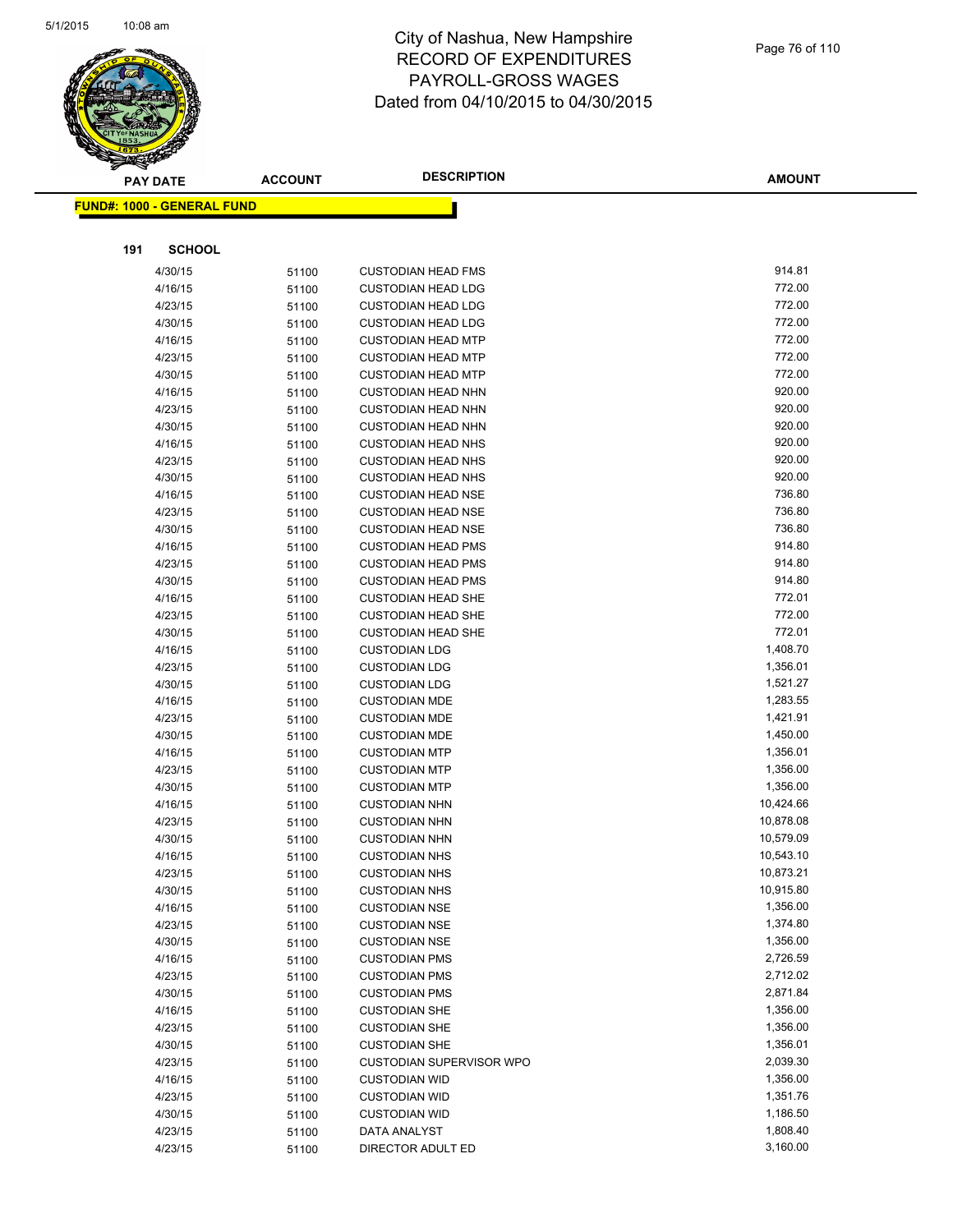# City of Nashua, New Hampshire
## RECORD OF EXPENDITURES
## PAYROLL-GROSS WAGES
## Dated from 04/10/2015 to 04/30/2015

| PAY DATE | ACCOUNT | DESCRIPTION | AMOUNT |
|---|---|---|---|

**FUND#: 1000 - GENERAL FUND**

**191 SCHOOL**

| PAY DATE | ACCOUNT | DESCRIPTION | AMOUNT |
|---|---|---|---|
| 4/30/15 | 51100 | CUSTODIAN HEAD FMS | 914.81 |
| 4/16/15 | 51100 | CUSTODIAN HEAD LDG | 772.00 |
| 4/23/15 | 51100 | CUSTODIAN HEAD LDG | 772.00 |
| 4/30/15 | 51100 | CUSTODIAN HEAD LDG | 772.00 |
| 4/16/15 | 51100 | CUSTODIAN HEAD MTP | 772.00 |
| 4/23/15 | 51100 | CUSTODIAN HEAD MTP | 772.00 |
| 4/30/15 | 51100 | CUSTODIAN HEAD MTP | 772.00 |
| 4/16/15 | 51100 | CUSTODIAN HEAD NHN | 920.00 |
| 4/23/15 | 51100 | CUSTODIAN HEAD NHN | 920.00 |
| 4/30/15 | 51100 | CUSTODIAN HEAD NHN | 920.00 |
| 4/16/15 | 51100 | CUSTODIAN HEAD NHS | 920.00 |
| 4/23/15 | 51100 | CUSTODIAN HEAD NHS | 920.00 |
| 4/30/15 | 51100 | CUSTODIAN HEAD NHS | 920.00 |
| 4/16/15 | 51100 | CUSTODIAN HEAD NSE | 736.80 |
| 4/23/15 | 51100 | CUSTODIAN HEAD NSE | 736.80 |
| 4/30/15 | 51100 | CUSTODIAN HEAD NSE | 736.80 |
| 4/16/15 | 51100 | CUSTODIAN HEAD PMS | 914.80 |
| 4/23/15 | 51100 | CUSTODIAN HEAD PMS | 914.80 |
| 4/30/15 | 51100 | CUSTODIAN HEAD PMS | 914.80 |
| 4/16/15 | 51100 | CUSTODIAN HEAD SHE | 772.01 |
| 4/23/15 | 51100 | CUSTODIAN HEAD SHE | 772.00 |
| 4/30/15 | 51100 | CUSTODIAN HEAD SHE | 772.01 |
| 4/16/15 | 51100 | CUSTODIAN LDG | 1,408.70 |
| 4/23/15 | 51100 | CUSTODIAN LDG | 1,356.01 |
| 4/30/15 | 51100 | CUSTODIAN LDG | 1,521.27 |
| 4/16/15 | 51100 | CUSTODIAN MDE | 1,283.55 |
| 4/23/15 | 51100 | CUSTODIAN MDE | 1,421.91 |
| 4/30/15 | 51100 | CUSTODIAN MDE | 1,450.00 |
| 4/16/15 | 51100 | CUSTODIAN MTP | 1,356.01 |
| 4/23/15 | 51100 | CUSTODIAN MTP | 1,356.00 |
| 4/30/15 | 51100 | CUSTODIAN MTP | 1,356.00 |
| 4/16/15 | 51100 | CUSTODIAN NHN | 10,424.66 |
| 4/23/15 | 51100 | CUSTODIAN NHN | 10,878.08 |
| 4/30/15 | 51100 | CUSTODIAN NHN | 10,579.09 |
| 4/16/15 | 51100 | CUSTODIAN NHS | 10,543.10 |
| 4/23/15 | 51100 | CUSTODIAN NHS | 10,873.21 |
| 4/30/15 | 51100 | CUSTODIAN NHS | 10,915.80 |
| 4/16/15 | 51100 | CUSTODIAN NSE | 1,356.00 |
| 4/23/15 | 51100 | CUSTODIAN NSE | 1,374.80 |
| 4/30/15 | 51100 | CUSTODIAN NSE | 1,356.00 |
| 4/16/15 | 51100 | CUSTODIAN PMS | 2,726.59 |
| 4/23/15 | 51100 | CUSTODIAN PMS | 2,712.02 |
| 4/30/15 | 51100 | CUSTODIAN PMS | 2,871.84 |
| 4/16/15 | 51100 | CUSTODIAN SHE | 1,356.00 |
| 4/23/15 | 51100 | CUSTODIAN SHE | 1,356.00 |
| 4/30/15 | 51100 | CUSTODIAN SHE | 1,356.01 |
| 4/23/15 | 51100 | CUSTODIAN SUPERVISOR WPO | 2,039.30 |
| 4/16/15 | 51100 | CUSTODIAN WID | 1,356.00 |
| 4/23/15 | 51100 | CUSTODIAN WID | 1,351.76 |
| 4/30/15 | 51100 | CUSTODIAN WID | 1,186.50 |
| 4/23/15 | 51100 | DATA ANALYST | 1,808.40 |
| 4/23/15 | 51100 | DIRECTOR ADULT ED | 3,160.00 |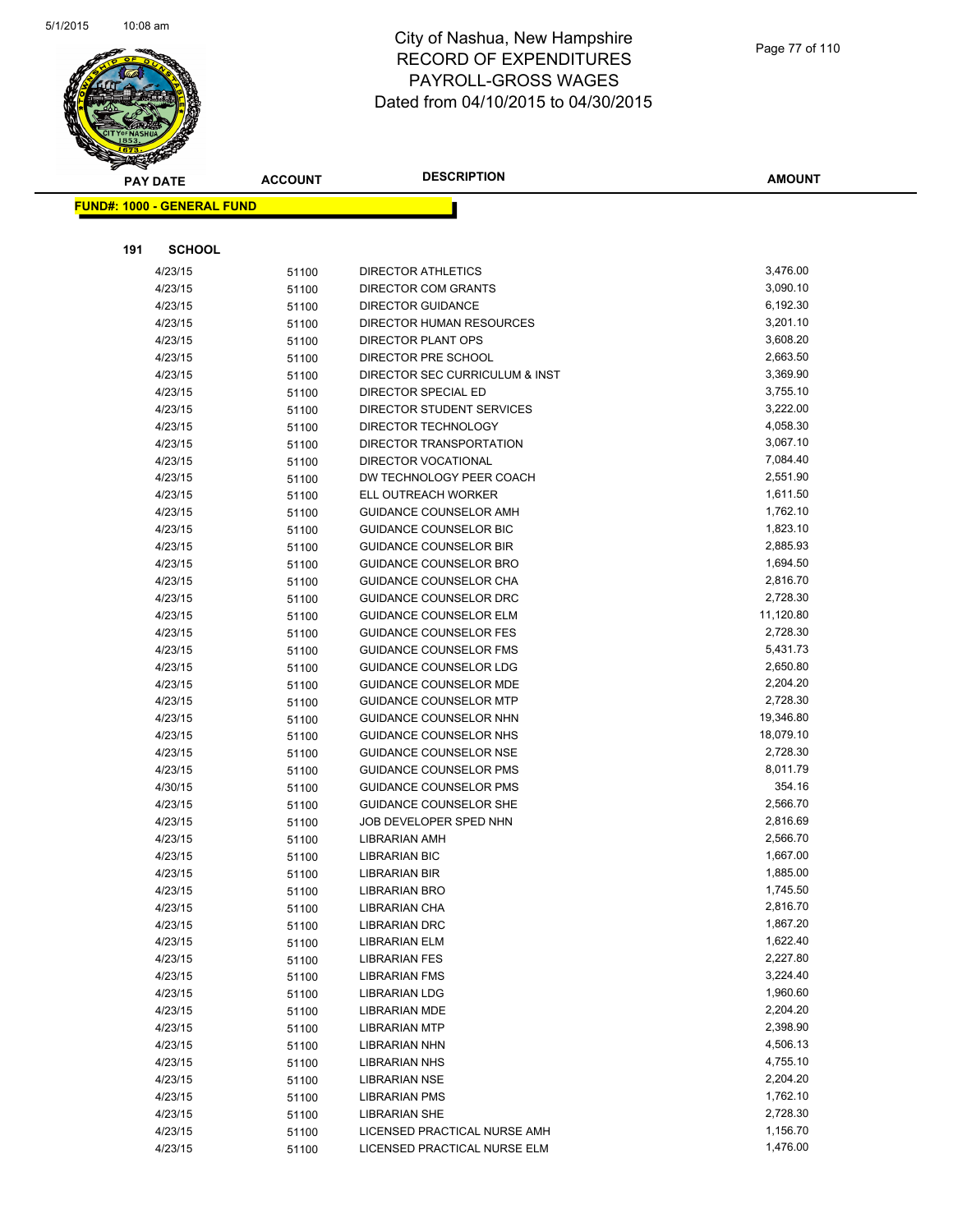City of Nashua, New Hampshire
RECORD OF EXPENDITURES
PAYROLL-GROSS WAGES
Dated from 04/10/2015 to 04/30/2015

**FUND#: 1000 - GENERAL FUND**

**191 SCHOOL**

| PAY DATE | ACCOUNT | DESCRIPTION | AMOUNT |
|---|---|---|---|
| 4/23/15 | 51100 | DIRECTOR ATHLETICS | 3,476.00 |
| 4/23/15 | 51100 | DIRECTOR COM GRANTS | 3,090.10 |
| 4/23/15 | 51100 | DIRECTOR GUIDANCE | 6,192.30 |
| 4/23/15 | 51100 | DIRECTOR HUMAN RESOURCES | 3,201.10 |
| 4/23/15 | 51100 | DIRECTOR PLANT OPS | 3,608.20 |
| 4/23/15 | 51100 | DIRECTOR PRE SCHOOL | 2,663.50 |
| 4/23/15 | 51100 | DIRECTOR SEC CURRICULUM & INST | 3,369.90 |
| 4/23/15 | 51100 | DIRECTOR SPECIAL ED | 3,755.10 |
| 4/23/15 | 51100 | DIRECTOR STUDENT SERVICES | 3,222.00 |
| 4/23/15 | 51100 | DIRECTOR TECHNOLOGY | 4,058.30 |
| 4/23/15 | 51100 | DIRECTOR TRANSPORTATION | 3,067.10 |
| 4/23/15 | 51100 | DIRECTOR VOCATIONAL | 7,084.40 |
| 4/23/15 | 51100 | DW TECHNOLOGY PEER COACH | 2,551.90 |
| 4/23/15 | 51100 | ELL OUTREACH WORKER | 1,611.50 |
| 4/23/15 | 51100 | GUIDANCE COUNSELOR AMH | 1,762.10 |
| 4/23/15 | 51100 | GUIDANCE COUNSELOR BIC | 1,823.10 |
| 4/23/15 | 51100 | GUIDANCE COUNSELOR BIR | 2,885.93 |
| 4/23/15 | 51100 | GUIDANCE COUNSELOR BRO | 1,694.50 |
| 4/23/15 | 51100 | GUIDANCE COUNSELOR CHA | 2,816.70 |
| 4/23/15 | 51100 | GUIDANCE COUNSELOR DRC | 2,728.30 |
| 4/23/15 | 51100 | GUIDANCE COUNSELOR ELM | 11,120.80 |
| 4/23/15 | 51100 | GUIDANCE COUNSELOR FES | 2,728.30 |
| 4/23/15 | 51100 | GUIDANCE COUNSELOR FMS | 5,431.73 |
| 4/23/15 | 51100 | GUIDANCE COUNSELOR LDG | 2,650.80 |
| 4/23/15 | 51100 | GUIDANCE COUNSELOR MDE | 2,204.20 |
| 4/23/15 | 51100 | GUIDANCE COUNSELOR MTP | 2,728.30 |
| 4/23/15 | 51100 | GUIDANCE COUNSELOR NHN | 19,346.80 |
| 4/23/15 | 51100 | GUIDANCE COUNSELOR NHS | 18,079.10 |
| 4/23/15 | 51100 | GUIDANCE COUNSELOR NSE | 2,728.30 |
| 4/23/15 | 51100 | GUIDANCE COUNSELOR PMS | 8,011.79 |
| 4/30/15 | 51100 | GUIDANCE COUNSELOR PMS | 354.16 |
| 4/23/15 | 51100 | GUIDANCE COUNSELOR SHE | 2,566.70 |
| 4/23/15 | 51100 | JOB DEVELOPER SPED NHN | 2,816.69 |
| 4/23/15 | 51100 | LIBRARIAN AMH | 2,566.70 |
| 4/23/15 | 51100 | LIBRARIAN BIC | 1,667.00 |
| 4/23/15 | 51100 | LIBRARIAN BIR | 1,885.00 |
| 4/23/15 | 51100 | LIBRARIAN BRO | 1,745.50 |
| 4/23/15 | 51100 | LIBRARIAN CHA | 2,816.70 |
| 4/23/15 | 51100 | LIBRARIAN DRC | 1,867.20 |
| 4/23/15 | 51100 | LIBRARIAN ELM | 1,622.40 |
| 4/23/15 | 51100 | LIBRARIAN FES | 2,227.80 |
| 4/23/15 | 51100 | LIBRARIAN FMS | 3,224.40 |
| 4/23/15 | 51100 | LIBRARIAN LDG | 1,960.60 |
| 4/23/15 | 51100 | LIBRARIAN MDE | 2,204.20 |
| 4/23/15 | 51100 | LIBRARIAN MTP | 2,398.90 |
| 4/23/15 | 51100 | LIBRARIAN NHN | 4,506.13 |
| 4/23/15 | 51100 | LIBRARIAN NHS | 4,755.10 |
| 4/23/15 | 51100 | LIBRARIAN NSE | 2,204.20 |
| 4/23/15 | 51100 | LIBRARIAN PMS | 1,762.10 |
| 4/23/15 | 51100 | LIBRARIAN SHE | 2,728.30 |
| 4/23/15 | 51100 | LICENSED PRACTICAL NURSE AMH | 1,156.70 |
| 4/23/15 | 51100 | LICENSED PRACTICAL NURSE ELM | 1,476.00 |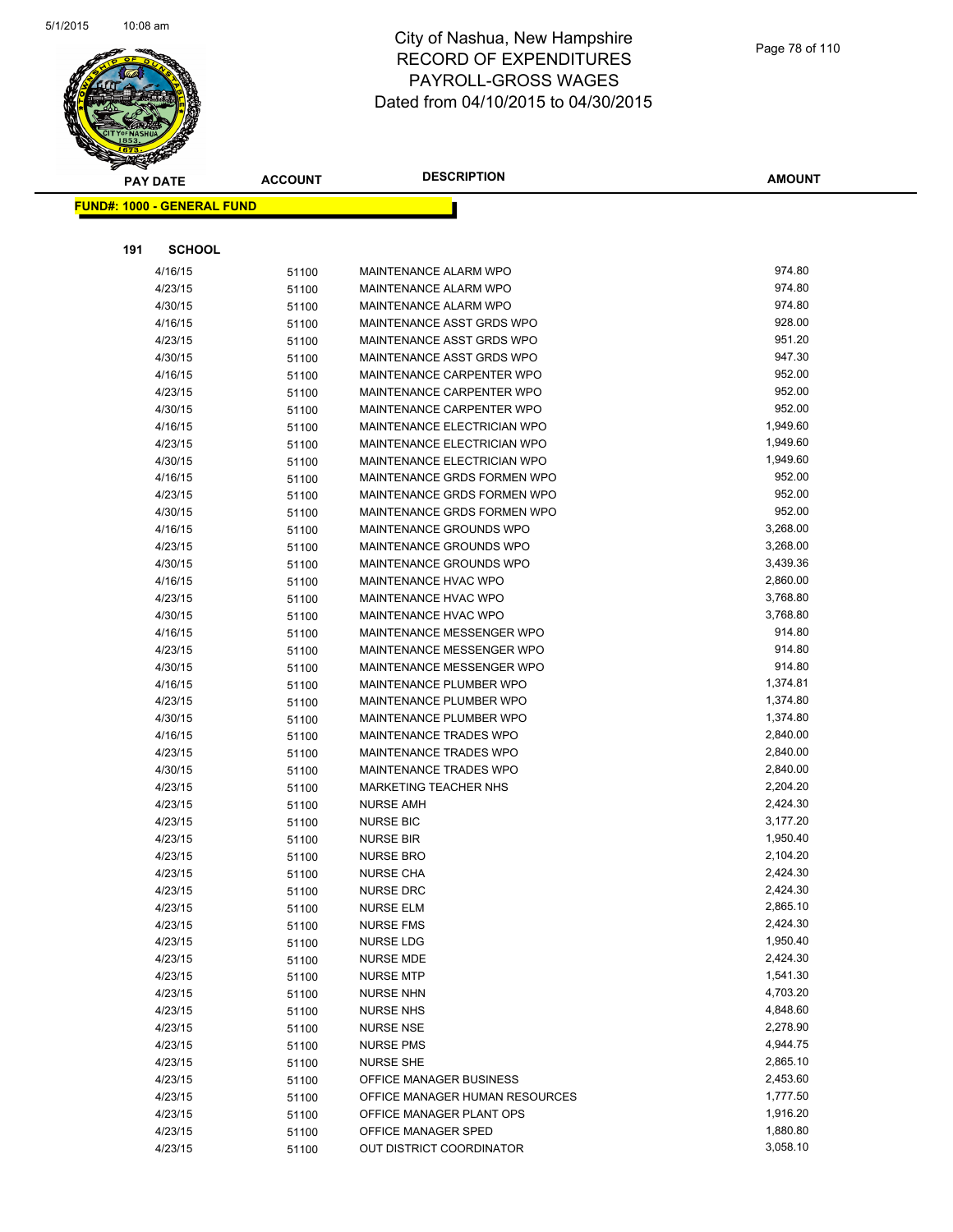# City of Nashua, New Hampshire
# RECORD OF EXPENDITURES
# PAYROLL-GROSS WAGES
# Dated from 04/10/2015 to 04/30/2015

**FUND#: 1000 - GENERAL FUND**

**191 SCHOOL**

| PAY DATE | ACCOUNT | DESCRIPTION | AMOUNT |
|---|---|---|---|
| 4/16/15 | 51100 | MAINTENANCE ALARM WPO | 974.80 |
| 4/23/15 | 51100 | MAINTENANCE ALARM WPO | 974.80 |
| 4/30/15 | 51100 | MAINTENANCE ALARM WPO | 974.80 |
| 4/16/15 | 51100 | MAINTENANCE ASST GRDS WPO | 928.00 |
| 4/23/15 | 51100 | MAINTENANCE ASST GRDS WPO | 951.20 |
| 4/30/15 | 51100 | MAINTENANCE ASST GRDS WPO | 947.30 |
| 4/16/15 | 51100 | MAINTENANCE CARPENTER WPO | 952.00 |
| 4/23/15 | 51100 | MAINTENANCE CARPENTER WPO | 952.00 |
| 4/30/15 | 51100 | MAINTENANCE CARPENTER WPO | 952.00 |
| 4/16/15 | 51100 | MAINTENANCE ELECTRICIAN WPO | 1,949.60 |
| 4/23/15 | 51100 | MAINTENANCE ELECTRICIAN WPO | 1,949.60 |
| 4/30/15 | 51100 | MAINTENANCE ELECTRICIAN WPO | 1,949.60 |
| 4/16/15 | 51100 | MAINTENANCE GRDS FORMEN WPO | 952.00 |
| 4/23/15 | 51100 | MAINTENANCE GRDS FORMEN WPO | 952.00 |
| 4/30/15 | 51100 | MAINTENANCE GRDS FORMEN WPO | 952.00 |
| 4/16/15 | 51100 | MAINTENANCE GROUNDS WPO | 3,268.00 |
| 4/23/15 | 51100 | MAINTENANCE GROUNDS WPO | 3,268.00 |
| 4/30/15 | 51100 | MAINTENANCE GROUNDS WPO | 3,439.36 |
| 4/16/15 | 51100 | MAINTENANCE HVAC WPO | 2,860.00 |
| 4/23/15 | 51100 | MAINTENANCE HVAC WPO | 3,768.80 |
| 4/30/15 | 51100 | MAINTENANCE HVAC WPO | 3,768.80 |
| 4/16/15 | 51100 | MAINTENANCE MESSENGER WPO | 914.80 |
| 4/23/15 | 51100 | MAINTENANCE MESSENGER WPO | 914.80 |
| 4/30/15 | 51100 | MAINTENANCE MESSENGER WPO | 914.80 |
| 4/16/15 | 51100 | MAINTENANCE PLUMBER WPO | 1,374.81 |
| 4/23/15 | 51100 | MAINTENANCE PLUMBER WPO | 1,374.80 |
| 4/30/15 | 51100 | MAINTENANCE PLUMBER WPO | 1,374.80 |
| 4/16/15 | 51100 | MAINTENANCE TRADES WPO | 2,840.00 |
| 4/23/15 | 51100 | MAINTENANCE TRADES WPO | 2,840.00 |
| 4/30/15 | 51100 | MAINTENANCE TRADES WPO | 2,840.00 |
| 4/23/15 | 51100 | MARKETING TEACHER NHS | 2,204.20 |
| 4/23/15 | 51100 | NURSE AMH | 2,424.30 |
| 4/23/15 | 51100 | NURSE BIC | 3,177.20 |
| 4/23/15 | 51100 | NURSE BIR | 1,950.40 |
| 4/23/15 | 51100 | NURSE BRO | 2,104.20 |
| 4/23/15 | 51100 | NURSE CHA | 2,424.30 |
| 4/23/15 | 51100 | NURSE DRC | 2,424.30 |
| 4/23/15 | 51100 | NURSE ELM | 2,865.10 |
| 4/23/15 | 51100 | NURSE FMS | 2,424.30 |
| 4/23/15 | 51100 | NURSE LDG | 1,950.40 |
| 4/23/15 | 51100 | NURSE MDE | 2,424.30 |
| 4/23/15 | 51100 | NURSE MTP | 1,541.30 |
| 4/23/15 | 51100 | NURSE NHN | 4,703.20 |
| 4/23/15 | 51100 | NURSE NHS | 4,848.60 |
| 4/23/15 | 51100 | NURSE NSE | 2,278.90 |
| 4/23/15 | 51100 | NURSE PMS | 4,944.75 |
| 4/23/15 | 51100 | NURSE SHE | 2,865.10 |
| 4/23/15 | 51100 | OFFICE MANAGER BUSINESS | 2,453.60 |
| 4/23/15 | 51100 | OFFICE MANAGER HUMAN RESOURCES | 1,777.50 |
| 4/23/15 | 51100 | OFFICE MANAGER PLANT OPS | 1,916.20 |
| 4/23/15 | 51100 | OFFICE MANAGER SPED | 1,880.80 |
| 4/23/15 | 51100 | OUT DISTRICT COORDINATOR | 3,058.10 |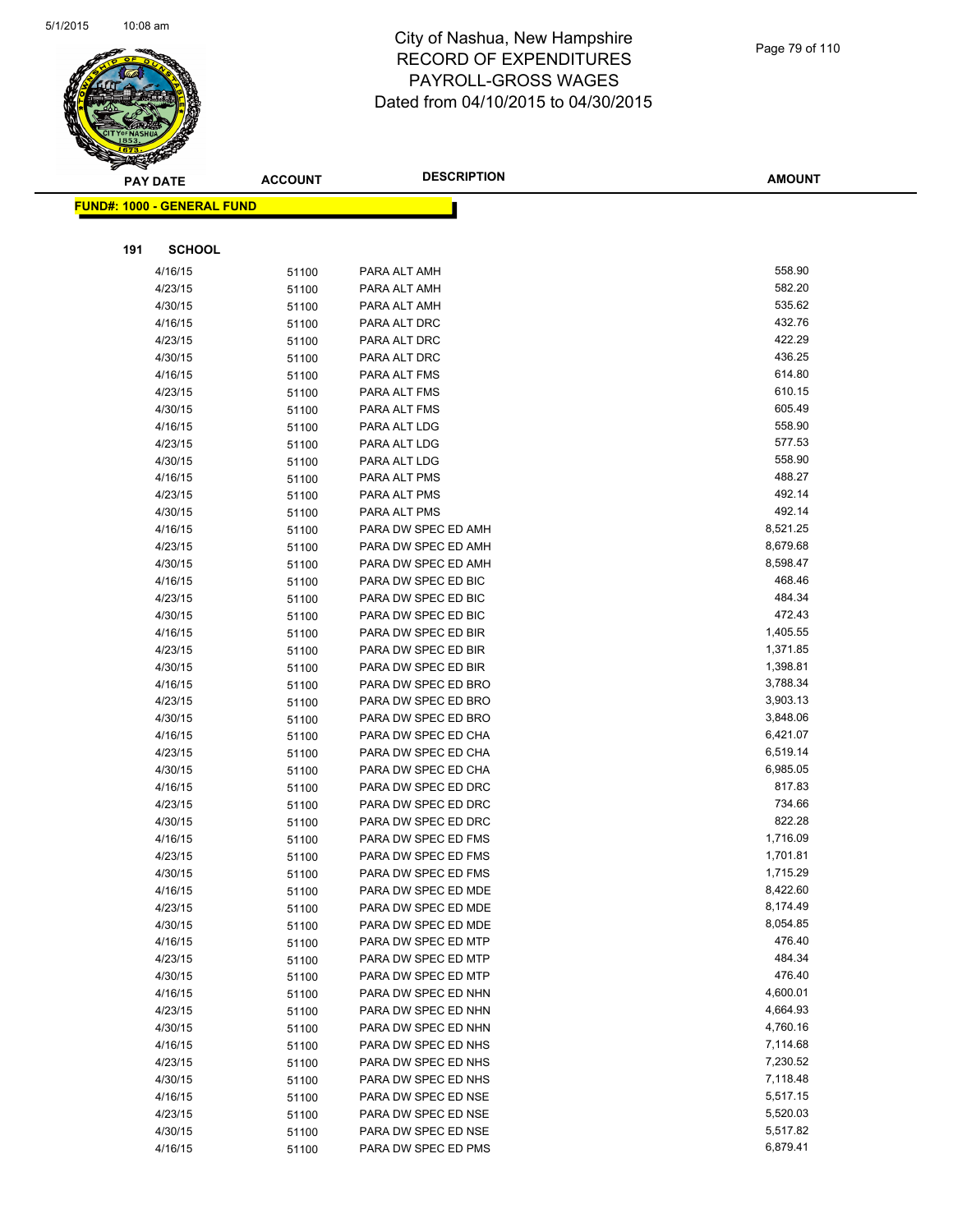# City of Nashua, New Hampshire
# RECORD OF EXPENDITURES
# PAYROLL-GROSS WAGES
# Dated from 04/10/2015 to 04/30/2015

**FUND#: 1000 - GENERAL FUND**

**191 SCHOOL**

| PAY DATE | ACCOUNT | DESCRIPTION | AMOUNT |
|---|---|---|---|
| 4/16/15 | 51100 | PARA ALT AMH | 558.90 |
| 4/23/15 | 51100 | PARA ALT AMH | 582.20 |
| 4/30/15 | 51100 | PARA ALT AMH | 535.62 |
| 4/16/15 | 51100 | PARA ALT DRC | 432.76 |
| 4/23/15 | 51100 | PARA ALT DRC | 422.29 |
| 4/30/15 | 51100 | PARA ALT DRC | 436.25 |
| 4/16/15 | 51100 | PARA ALT FMS | 614.80 |
| 4/23/15 | 51100 | PARA ALT FMS | 610.15 |
| 4/30/15 | 51100 | PARA ALT FMS | 605.49 |
| 4/16/15 | 51100 | PARA ALT LDG | 558.90 |
| 4/23/15 | 51100 | PARA ALT LDG | 577.53 |
| 4/30/15 | 51100 | PARA ALT LDG | 558.90 |
| 4/16/15 | 51100 | PARA ALT PMS | 488.27 |
| 4/23/15 | 51100 | PARA ALT PMS | 492.14 |
| 4/30/15 | 51100 | PARA ALT PMS | 492.14 |
| 4/16/15 | 51100 | PARA DW SPEC ED AMH | 8,521.25 |
| 4/23/15 | 51100 | PARA DW SPEC ED AMH | 8,679.68 |
| 4/30/15 | 51100 | PARA DW SPEC ED AMH | 8,598.47 |
| 4/16/15 | 51100 | PARA DW SPEC ED BIC | 468.46 |
| 4/23/15 | 51100 | PARA DW SPEC ED BIC | 484.34 |
| 4/30/15 | 51100 | PARA DW SPEC ED BIC | 472.43 |
| 4/16/15 | 51100 | PARA DW SPEC ED BIR | 1,405.55 |
| 4/23/15 | 51100 | PARA DW SPEC ED BIR | 1,371.85 |
| 4/30/15 | 51100 | PARA DW SPEC ED BIR | 1,398.81 |
| 4/16/15 | 51100 | PARA DW SPEC ED BRO | 3,788.34 |
| 4/23/15 | 51100 | PARA DW SPEC ED BRO | 3,903.13 |
| 4/30/15 | 51100 | PARA DW SPEC ED BRO | 3,848.06 |
| 4/16/15 | 51100 | PARA DW SPEC ED CHA | 6,421.07 |
| 4/23/15 | 51100 | PARA DW SPEC ED CHA | 6,519.14 |
| 4/30/15 | 51100 | PARA DW SPEC ED CHA | 6,985.05 |
| 4/16/15 | 51100 | PARA DW SPEC ED DRC | 817.83 |
| 4/23/15 | 51100 | PARA DW SPEC ED DRC | 734.66 |
| 4/30/15 | 51100 | PARA DW SPEC ED DRC | 822.28 |
| 4/16/15 | 51100 | PARA DW SPEC ED FMS | 1,716.09 |
| 4/23/15 | 51100 | PARA DW SPEC ED FMS | 1,701.81 |
| 4/30/15 | 51100 | PARA DW SPEC ED FMS | 1,715.29 |
| 4/16/15 | 51100 | PARA DW SPEC ED MDE | 8,422.60 |
| 4/23/15 | 51100 | PARA DW SPEC ED MDE | 8,174.49 |
| 4/30/15 | 51100 | PARA DW SPEC ED MDE | 8,054.85 |
| 4/16/15 | 51100 | PARA DW SPEC ED MTP | 476.40 |
| 4/23/15 | 51100 | PARA DW SPEC ED MTP | 484.34 |
| 4/30/15 | 51100 | PARA DW SPEC ED MTP | 476.40 |
| 4/16/15 | 51100 | PARA DW SPEC ED NHN | 4,600.01 |
| 4/23/15 | 51100 | PARA DW SPEC ED NHN | 4,664.93 |
| 4/30/15 | 51100 | PARA DW SPEC ED NHN | 4,760.16 |
| 4/16/15 | 51100 | PARA DW SPEC ED NHS | 7,114.68 |
| 4/23/15 | 51100 | PARA DW SPEC ED NHS | 7,230.52 |
| 4/30/15 | 51100 | PARA DW SPEC ED NHS | 7,118.48 |
| 4/16/15 | 51100 | PARA DW SPEC ED NSE | 5,517.15 |
| 4/23/15 | 51100 | PARA DW SPEC ED NSE | 5,520.03 |
| 4/30/15 | 51100 | PARA DW SPEC ED NSE | 5,517.82 |
| 4/16/15 | 51100 | PARA DW SPEC ED PMS | 6,879.41 |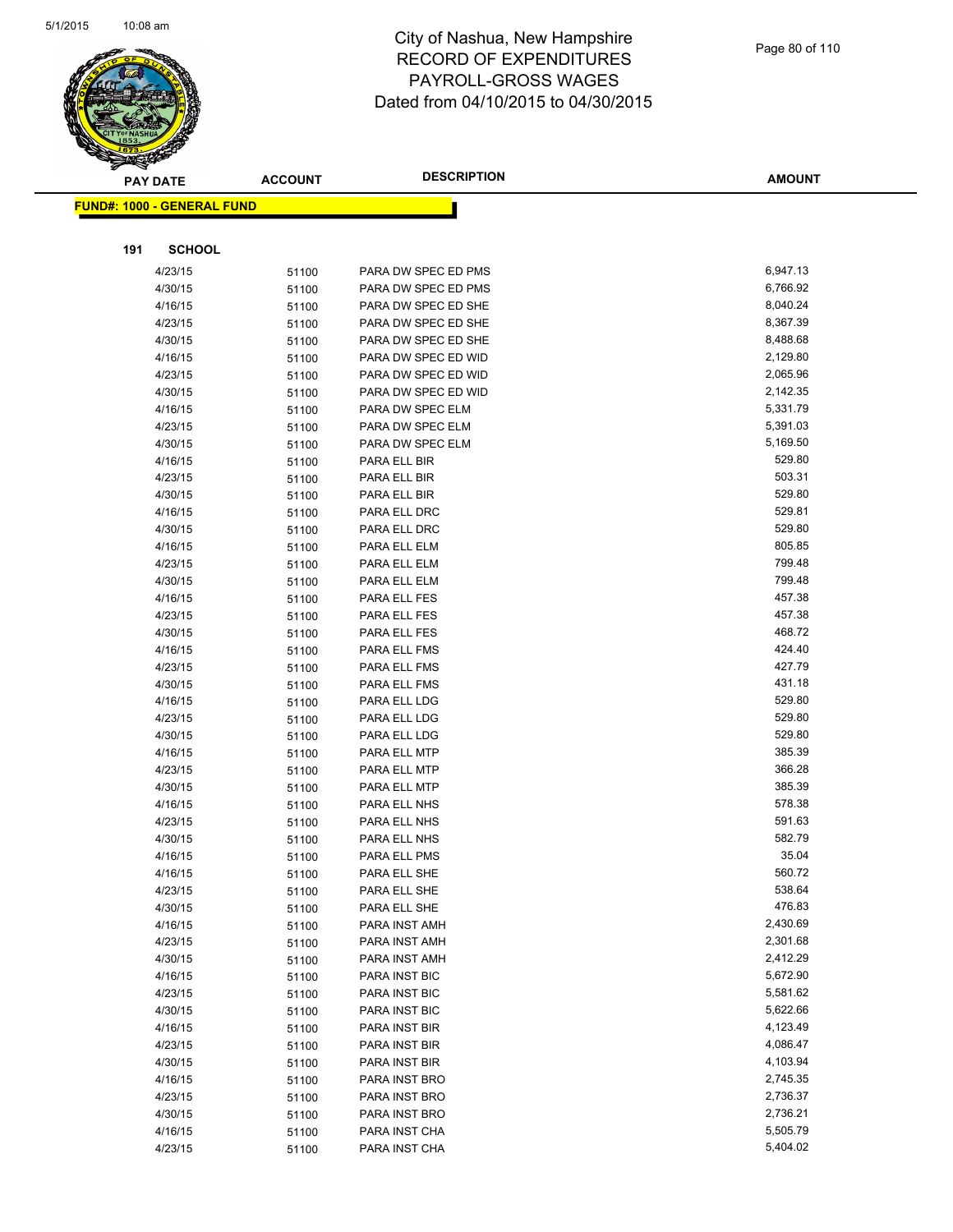# City of Nashua, New Hampshire
# RECORD OF EXPENDITURES
# PAYROLL-GROSS WAGES
# Dated from 04/10/2015 to 04/30/2015

**FUND#: 1000 - GENERAL FUND**

**191 SCHOOL**

| PAY DATE | ACCOUNT | DESCRIPTION | AMOUNT |
|---|---|---|---|
| 4/23/15 | 51100 | PARA DW SPEC ED PMS | 6,947.13 |
| 4/30/15 | 51100 | PARA DW SPEC ED PMS | 6,766.92 |
| 4/16/15 | 51100 | PARA DW SPEC ED SHE | 8,040.24 |
| 4/23/15 | 51100 | PARA DW SPEC ED SHE | 8,367.39 |
| 4/30/15 | 51100 | PARA DW SPEC ED SHE | 8,488.68 |
| 4/16/15 | 51100 | PARA DW SPEC ED WID | 2,129.80 |
| 4/23/15 | 51100 | PARA DW SPEC ED WID | 2,065.96 |
| 4/30/15 | 51100 | PARA DW SPEC ED WID | 2,142.35 |
| 4/16/15 | 51100 | PARA DW SPEC ELM | 5,331.79 |
| 4/23/15 | 51100 | PARA DW SPEC ELM | 5,391.03 |
| 4/30/15 | 51100 | PARA DW SPEC ELM | 5,169.50 |
| 4/16/15 | 51100 | PARA ELL BIR | 529.80 |
| 4/23/15 | 51100 | PARA ELL BIR | 503.31 |
| 4/30/15 | 51100 | PARA ELL BIR | 529.80 |
| 4/16/15 | 51100 | PARA ELL DRC | 529.81 |
| 4/30/15 | 51100 | PARA ELL DRC | 529.80 |
| 4/16/15 | 51100 | PARA ELL ELM | 805.85 |
| 4/23/15 | 51100 | PARA ELL ELM | 799.48 |
| 4/30/15 | 51100 | PARA ELL ELM | 799.48 |
| 4/16/15 | 51100 | PARA ELL FES | 457.38 |
| 4/23/15 | 51100 | PARA ELL FES | 457.38 |
| 4/30/15 | 51100 | PARA ELL FES | 468.72 |
| 4/16/15 | 51100 | PARA ELL FMS | 424.40 |
| 4/23/15 | 51100 | PARA ELL FMS | 427.79 |
| 4/30/15 | 51100 | PARA ELL FMS | 431.18 |
| 4/16/15 | 51100 | PARA ELL LDG | 529.80 |
| 4/23/15 | 51100 | PARA ELL LDG | 529.80 |
| 4/30/15 | 51100 | PARA ELL LDG | 529.80 |
| 4/16/15 | 51100 | PARA ELL MTP | 385.39 |
| 4/23/15 | 51100 | PARA ELL MTP | 366.28 |
| 4/30/15 | 51100 | PARA ELL MTP | 385.39 |
| 4/16/15 | 51100 | PARA ELL NHS | 578.38 |
| 4/23/15 | 51100 | PARA ELL NHS | 591.63 |
| 4/30/15 | 51100 | PARA ELL NHS | 582.79 |
| 4/16/15 | 51100 | PARA ELL PMS | 35.04 |
| 4/16/15 | 51100 | PARA ELL SHE | 560.72 |
| 4/23/15 | 51100 | PARA ELL SHE | 538.64 |
| 4/30/15 | 51100 | PARA ELL SHE | 476.83 |
| 4/16/15 | 51100 | PARA INST AMH | 2,430.69 |
| 4/23/15 | 51100 | PARA INST AMH | 2,301.68 |
| 4/30/15 | 51100 | PARA INST AMH | 2,412.29 |
| 4/16/15 | 51100 | PARA INST BIC | 5,672.90 |
| 4/23/15 | 51100 | PARA INST BIC | 5,581.62 |
| 4/30/15 | 51100 | PARA INST BIC | 5,622.66 |
| 4/16/15 | 51100 | PARA INST BIR | 4,123.49 |
| 4/23/15 | 51100 | PARA INST BIR | 4,086.47 |
| 4/30/15 | 51100 | PARA INST BIR | 4,103.94 |
| 4/16/15 | 51100 | PARA INST BRO | 2,745.35 |
| 4/23/15 | 51100 | PARA INST BRO | 2,736.37 |
| 4/30/15 | 51100 | PARA INST BRO | 2,736.21 |
| 4/16/15 | 51100 | PARA INST CHA | 5,505.79 |
| 4/23/15 | 51100 | PARA INST CHA | 5,404.02 |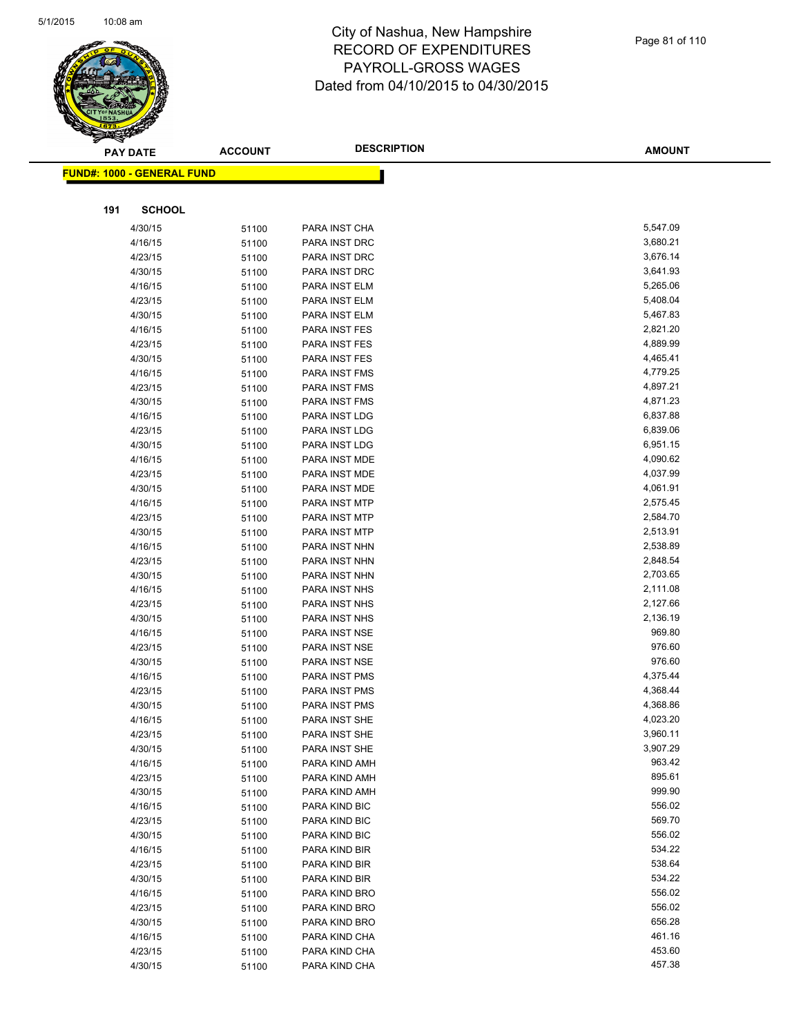# City of Nashua, New Hampshire
## RECORD OF EXPENDITURES
## PAYROLL-GROSS WAGES
## Dated from 04/10/2015 to 04/30/2015

**FUND#: 1000 - GENERAL FUND**

**191 SCHOOL**

| PAY DATE | ACCOUNT | DESCRIPTION | AMOUNT |
|---|---|---|---|
| 4/30/15 | 51100 | PARA INST CHA | 5,547.09 |
| 4/16/15 | 51100 | PARA INST DRC | 3,680.21 |
| 4/23/15 | 51100 | PARA INST DRC | 3,676.14 |
| 4/30/15 | 51100 | PARA INST DRC | 3,641.93 |
| 4/16/15 | 51100 | PARA INST ELM | 5,265.06 |
| 4/23/15 | 51100 | PARA INST ELM | 5,408.04 |
| 4/30/15 | 51100 | PARA INST ELM | 5,467.83 |
| 4/16/15 | 51100 | PARA INST FES | 2,821.20 |
| 4/23/15 | 51100 | PARA INST FES | 4,889.99 |
| 4/30/15 | 51100 | PARA INST FES | 4,465.41 |
| 4/16/15 | 51100 | PARA INST FMS | 4,779.25 |
| 4/23/15 | 51100 | PARA INST FMS | 4,897.21 |
| 4/30/15 | 51100 | PARA INST FMS | 4,871.23 |
| 4/16/15 | 51100 | PARA INST LDG | 6,837.88 |
| 4/23/15 | 51100 | PARA INST LDG | 6,839.06 |
| 4/30/15 | 51100 | PARA INST LDG | 6,951.15 |
| 4/16/15 | 51100 | PARA INST MDE | 4,090.62 |
| 4/23/15 | 51100 | PARA INST MDE | 4,037.99 |
| 4/30/15 | 51100 | PARA INST MDE | 4,061.91 |
| 4/16/15 | 51100 | PARA INST MTP | 2,575.45 |
| 4/23/15 | 51100 | PARA INST MTP | 2,584.70 |
| 4/30/15 | 51100 | PARA INST MTP | 2,513.91 |
| 4/16/15 | 51100 | PARA INST NHN | 2,538.89 |
| 4/23/15 | 51100 | PARA INST NHN | 2,848.54 |
| 4/30/15 | 51100 | PARA INST NHN | 2,703.65 |
| 4/16/15 | 51100 | PARA INST NHS | 2,111.08 |
| 4/23/15 | 51100 | PARA INST NHS | 2,127.66 |
| 4/30/15 | 51100 | PARA INST NHS | 2,136.19 |
| 4/16/15 | 51100 | PARA INST NSE | 969.80 |
| 4/23/15 | 51100 | PARA INST NSE | 976.60 |
| 4/30/15 | 51100 | PARA INST NSE | 976.60 |
| 4/16/15 | 51100 | PARA INST PMS | 4,375.44 |
| 4/23/15 | 51100 | PARA INST PMS | 4,368.44 |
| 4/30/15 | 51100 | PARA INST PMS | 4,368.86 |
| 4/16/15 | 51100 | PARA INST SHE | 4,023.20 |
| 4/23/15 | 51100 | PARA INST SHE | 3,960.11 |
| 4/30/15 | 51100 | PARA INST SHE | 3,907.29 |
| 4/16/15 | 51100 | PARA KIND AMH | 963.42 |
| 4/23/15 | 51100 | PARA KIND AMH | 895.61 |
| 4/30/15 | 51100 | PARA KIND AMH | 999.90 |
| 4/16/15 | 51100 | PARA KIND BIC | 556.02 |
| 4/23/15 | 51100 | PARA KIND BIC | 569.70 |
| 4/30/15 | 51100 | PARA KIND BIC | 556.02 |
| 4/16/15 | 51100 | PARA KIND BIR | 534.22 |
| 4/23/15 | 51100 | PARA KIND BIR | 538.64 |
| 4/30/15 | 51100 | PARA KIND BIR | 534.22 |
| 4/16/15 | 51100 | PARA KIND BRO | 556.02 |
| 4/23/15 | 51100 | PARA KIND BRO | 556.02 |
| 4/30/15 | 51100 | PARA KIND BRO | 656.28 |
| 4/16/15 | 51100 | PARA KIND CHA | 461.16 |
| 4/23/15 | 51100 | PARA KIND CHA | 453.60 |
| 4/30/15 | 51100 | PARA KIND CHA | 457.38 |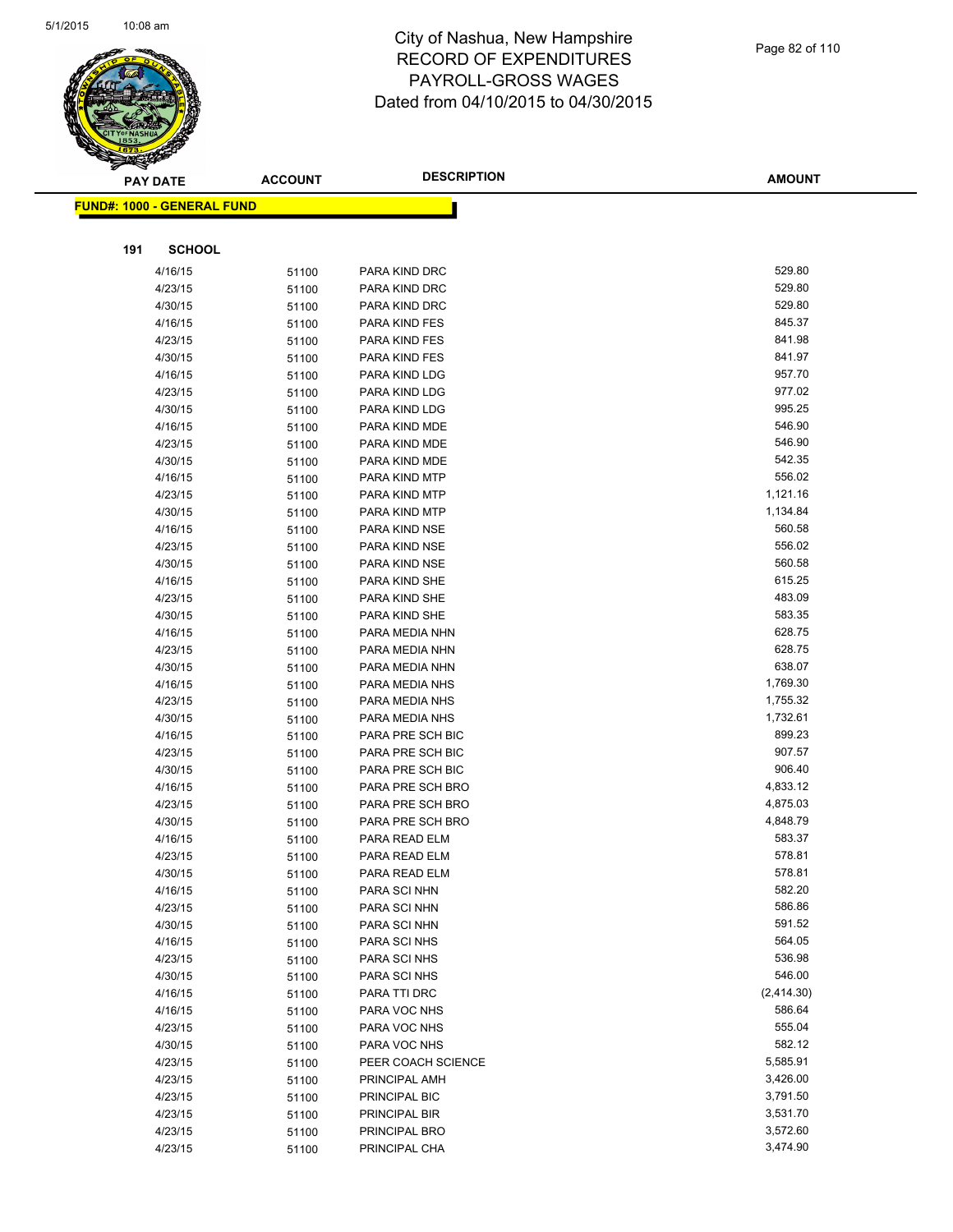# City of Nashua, New Hampshire
# RECORD OF EXPENDITURES
# PAYROLL-GROSS WAGES
# Dated from 04/10/2015 to 04/30/2015

**FUND#: 1000 - GENERAL FUND**

**191 SCHOOL**

| PAY DATE | ACCOUNT | DESCRIPTION | AMOUNT |
|---|---|---|---|
| 4/16/15 | 51100 | PARA KIND DRC | 529.80 |
| 4/23/15 | 51100 | PARA KIND DRC | 529.80 |
| 4/30/15 | 51100 | PARA KIND DRC | 529.80 |
| 4/16/15 | 51100 | PARA KIND FES | 845.37 |
| 4/23/15 | 51100 | PARA KIND FES | 841.98 |
| 4/30/15 | 51100 | PARA KIND FES | 841.97 |
| 4/16/15 | 51100 | PARA KIND LDG | 957.70 |
| 4/23/15 | 51100 | PARA KIND LDG | 977.02 |
| 4/30/15 | 51100 | PARA KIND LDG | 995.25 |
| 4/16/15 | 51100 | PARA KIND MDE | 546.90 |
| 4/23/15 | 51100 | PARA KIND MDE | 546.90 |
| 4/30/15 | 51100 | PARA KIND MDE | 542.35 |
| 4/16/15 | 51100 | PARA KIND MTP | 556.02 |
| 4/23/15 | 51100 | PARA KIND MTP | 1,121.16 |
| 4/30/15 | 51100 | PARA KIND MTP | 1,134.84 |
| 4/16/15 | 51100 | PARA KIND NSE | 560.58 |
| 4/23/15 | 51100 | PARA KIND NSE | 556.02 |
| 4/30/15 | 51100 | PARA KIND NSE | 560.58 |
| 4/16/15 | 51100 | PARA KIND SHE | 615.25 |
| 4/23/15 | 51100 | PARA KIND SHE | 483.09 |
| 4/30/15 | 51100 | PARA KIND SHE | 583.35 |
| 4/16/15 | 51100 | PARA MEDIA NHN | 628.75 |
| 4/23/15 | 51100 | PARA MEDIA NHN | 628.75 |
| 4/30/15 | 51100 | PARA MEDIA NHN | 638.07 |
| 4/16/15 | 51100 | PARA MEDIA NHS | 1,769.30 |
| 4/23/15 | 51100 | PARA MEDIA NHS | 1,755.32 |
| 4/30/15 | 51100 | PARA MEDIA NHS | 1,732.61 |
| 4/16/15 | 51100 | PARA PRE SCH BIC | 899.23 |
| 4/23/15 | 51100 | PARA PRE SCH BIC | 907.57 |
| 4/30/15 | 51100 | PARA PRE SCH BIC | 906.40 |
| 4/16/15 | 51100 | PARA PRE SCH BRO | 4,833.12 |
| 4/23/15 | 51100 | PARA PRE SCH BRO | 4,875.03 |
| 4/30/15 | 51100 | PARA PRE SCH BRO | 4,848.79 |
| 4/16/15 | 51100 | PARA READ ELM | 583.37 |
| 4/23/15 | 51100 | PARA READ ELM | 578.81 |
| 4/30/15 | 51100 | PARA READ ELM | 578.81 |
| 4/16/15 | 51100 | PARA SCI NHN | 582.20 |
| 4/23/15 | 51100 | PARA SCI NHN | 586.86 |
| 4/30/15 | 51100 | PARA SCI NHN | 591.52 |
| 4/16/15 | 51100 | PARA SCI NHS | 564.05 |
| 4/23/15 | 51100 | PARA SCI NHS | 536.98 |
| 4/30/15 | 51100 | PARA SCI NHS | 546.00 |
| 4/16/15 | 51100 | PARA TTI DRC | (2,414.30) |
| 4/16/15 | 51100 | PARA VOC NHS | 586.64 |
| 4/23/15 | 51100 | PARA VOC NHS | 555.04 |
| 4/30/15 | 51100 | PARA VOC NHS | 582.12 |
| 4/23/15 | 51100 | PEER COACH SCIENCE | 5,585.91 |
| 4/23/15 | 51100 | PRINCIPAL AMH | 3,426.00 |
| 4/23/15 | 51100 | PRINCIPAL BIC | 3,791.50 |
| 4/23/15 | 51100 | PRINCIPAL BIR | 3,531.70 |
| 4/23/15 | 51100 | PRINCIPAL BRO | 3,572.60 |
| 4/23/15 | 51100 | PRINCIPAL CHA | 3,474.90 |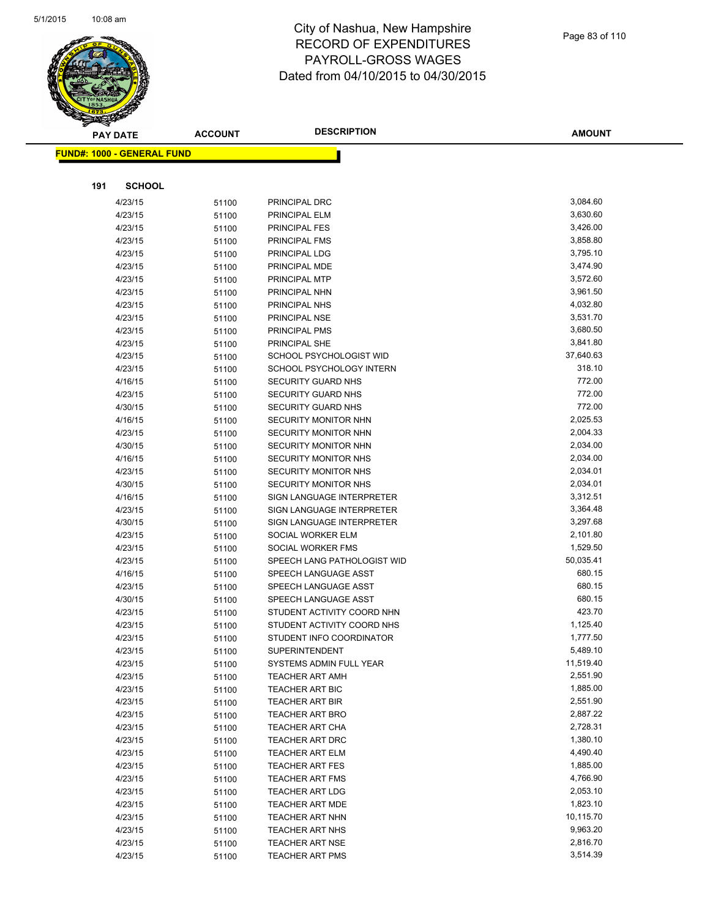# City of Nashua, New Hampshire
# RECORD OF EXPENDITURES
# PAYROLL-GROSS WAGES
# Dated from 04/10/2015 to 04/30/2015

| PAY DATE | ACCOUNT | DESCRIPTION | AMOUNT |
|---|---|---|---|

**FUND#: 1000 - GENERAL FUND**

**191 SCHOOL**

| PAY DATE | ACCOUNT | DESCRIPTION | AMOUNT |
|---|---|---|---|
| 4/23/15 | 51100 | PRINCIPAL DRC | 3,084.60 |
| 4/23/15 | 51100 | PRINCIPAL ELM | 3,630.60 |
| 4/23/15 | 51100 | PRINCIPAL FES | 3,426.00 |
| 4/23/15 | 51100 | PRINCIPAL FMS | 3,858.80 |
| 4/23/15 | 51100 | PRINCIPAL LDG | 3,795.10 |
| 4/23/15 | 51100 | PRINCIPAL MDE | 3,474.90 |
| 4/23/15 | 51100 | PRINCIPAL MTP | 3,572.60 |
| 4/23/15 | 51100 | PRINCIPAL NHN | 3,961.50 |
| 4/23/15 | 51100 | PRINCIPAL NHS | 4,032.80 |
| 4/23/15 | 51100 | PRINCIPAL NSE | 3,531.70 |
| 4/23/15 | 51100 | PRINCIPAL PMS | 3,680.50 |
| 4/23/15 | 51100 | PRINCIPAL SHE | 3,841.80 |
| 4/23/15 | 51100 | SCHOOL PSYCHOLOGIST WID | 37,640.63 |
| 4/23/15 | 51100 | SCHOOL PSYCHOLOGY INTERN | 318.10 |
| 4/16/15 | 51100 | SECURITY GUARD NHS | 772.00 |
| 4/23/15 | 51100 | SECURITY GUARD NHS | 772.00 |
| 4/30/15 | 51100 | SECURITY GUARD NHS | 772.00 |
| 4/16/15 | 51100 | SECURITY MONITOR NHN | 2,025.53 |
| 4/23/15 | 51100 | SECURITY MONITOR NHN | 2,004.33 |
| 4/30/15 | 51100 | SECURITY MONITOR NHN | 2,034.00 |
| 4/16/15 | 51100 | SECURITY MONITOR NHS | 2,034.00 |
| 4/23/15 | 51100 | SECURITY MONITOR NHS | 2,034.01 |
| 4/30/15 | 51100 | SECURITY MONITOR NHS | 2,034.01 |
| 4/16/15 | 51100 | SIGN LANGUAGE INTERPRETER | 3,312.51 |
| 4/23/15 | 51100 | SIGN LANGUAGE INTERPRETER | 3,364.48 |
| 4/30/15 | 51100 | SIGN LANGUAGE INTERPRETER | 3,297.68 |
| 4/23/15 | 51100 | SOCIAL WORKER ELM | 2,101.80 |
| 4/23/15 | 51100 | SOCIAL WORKER FMS | 1,529.50 |
| 4/23/15 | 51100 | SPEECH LANG PATHOLOGIST WID | 50,035.41 |
| 4/16/15 | 51100 | SPEECH LANGUAGE ASST | 680.15 |
| 4/23/15 | 51100 | SPEECH LANGUAGE ASST | 680.15 |
| 4/30/15 | 51100 | SPEECH LANGUAGE ASST | 680.15 |
| 4/23/15 | 51100 | STUDENT ACTIVITY COORD NHN | 423.70 |
| 4/23/15 | 51100 | STUDENT ACTIVITY COORD NHS | 1,125.40 |
| 4/23/15 | 51100 | STUDENT INFO COORDINATOR | 1,777.50 |
| 4/23/15 | 51100 | SUPERINTENDENT | 5,489.10 |
| 4/23/15 | 51100 | SYSTEMS ADMIN FULL YEAR | 11,519.40 |
| 4/23/15 | 51100 | TEACHER ART AMH | 2,551.90 |
| 4/23/15 | 51100 | TEACHER ART BIC | 1,885.00 |
| 4/23/15 | 51100 | TEACHER ART BIR | 2,551.90 |
| 4/23/15 | 51100 | TEACHER ART BRO | 2,887.22 |
| 4/23/15 | 51100 | TEACHER ART CHA | 2,728.31 |
| 4/23/15 | 51100 | TEACHER ART DRC | 1,380.10 |
| 4/23/15 | 51100 | TEACHER ART ELM | 4,490.40 |
| 4/23/15 | 51100 | TEACHER ART FES | 1,885.00 |
| 4/23/15 | 51100 | TEACHER ART FMS | 4,766.90 |
| 4/23/15 | 51100 | TEACHER ART LDG | 2,053.10 |
| 4/23/15 | 51100 | TEACHER ART MDE | 1,823.10 |
| 4/23/15 | 51100 | TEACHER ART NHN | 10,115.70 |
| 4/23/15 | 51100 | TEACHER ART NHS | 9,963.20 |
| 4/23/15 | 51100 | TEACHER ART NSE | 2,816.70 |
| 4/23/15 | 51100 | TEACHER ART PMS | 3,514.39 |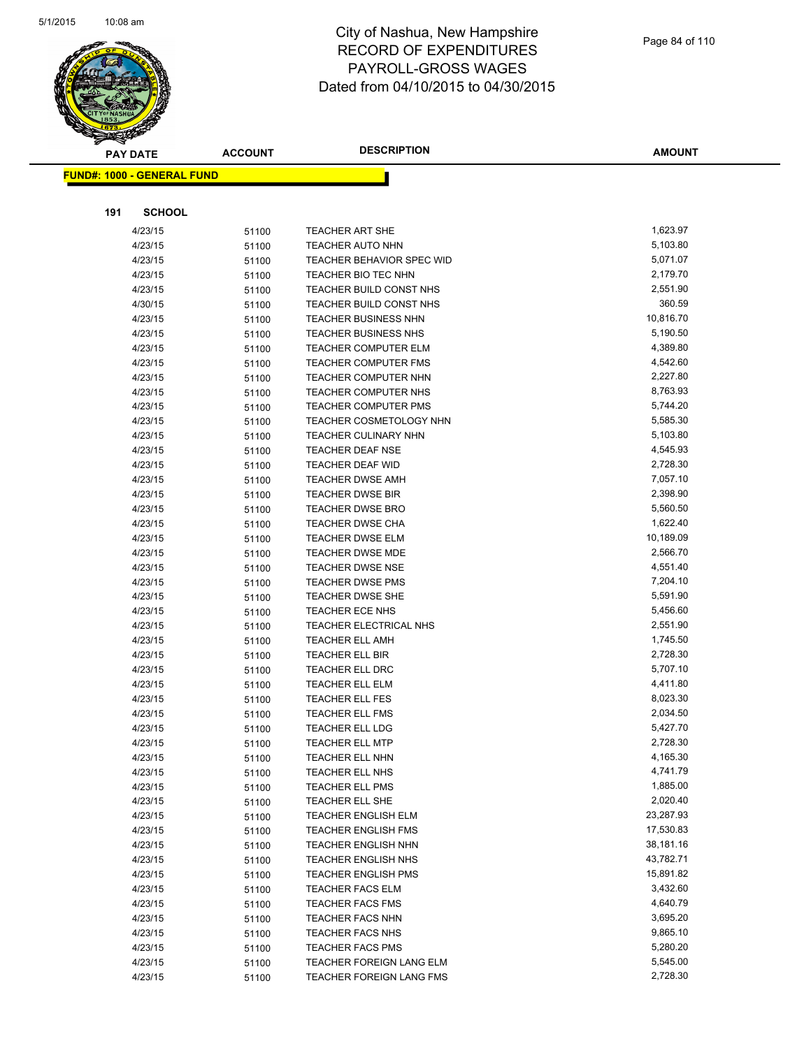# City of Nashua, New Hampshire
## RECORD OF EXPENDITURES
## PAYROLL-GROSS WAGES
## Dated from 04/10/2015 to 04/30/2015

| PAY DATE | ACCOUNT | DESCRIPTION | AMOUNT |
|---|---|---|---|

**FUND#: 1000 - GENERAL FUND**

**191 SCHOOL**

| PAY DATE | ACCOUNT | DESCRIPTION | AMOUNT |
|---|---|---|---|
| 4/23/15 | 51100 | TEACHER ART SHE | 1,623.97 |
| 4/23/15 | 51100 | TEACHER AUTO NHN | 5,103.80 |
| 4/23/15 | 51100 | TEACHER BEHAVIOR SPEC WID | 5,071.07 |
| 4/23/15 | 51100 | TEACHER BIO TEC NHN | 2,179.70 |
| 4/23/15 | 51100 | TEACHER BUILD CONST NHS | 2,551.90 |
| 4/30/15 | 51100 | TEACHER BUILD CONST NHS | 360.59 |
| 4/23/15 | 51100 | TEACHER BUSINESS NHN | 10,816.70 |
| 4/23/15 | 51100 | TEACHER BUSINESS NHS | 5,190.50 |
| 4/23/15 | 51100 | TEACHER COMPUTER ELM | 4,389.80 |
| 4/23/15 | 51100 | TEACHER COMPUTER FMS | 4,542.60 |
| 4/23/15 | 51100 | TEACHER COMPUTER NHN | 2,227.80 |
| 4/23/15 | 51100 | TEACHER COMPUTER NHS | 8,763.93 |
| 4/23/15 | 51100 | TEACHER COMPUTER PMS | 5,744.20 |
| 4/23/15 | 51100 | TEACHER COSMETOLOGY NHN | 5,585.30 |
| 4/23/15 | 51100 | TEACHER CULINARY NHN | 5,103.80 |
| 4/23/15 | 51100 | TEACHER DEAF NSE | 4,545.93 |
| 4/23/15 | 51100 | TEACHER DEAF WID | 2,728.30 |
| 4/23/15 | 51100 | TEACHER DWSE AMH | 7,057.10 |
| 4/23/15 | 51100 | TEACHER DWSE BIR | 2,398.90 |
| 4/23/15 | 51100 | TEACHER DWSE BRO | 5,560.50 |
| 4/23/15 | 51100 | TEACHER DWSE CHA | 1,622.40 |
| 4/23/15 | 51100 | TEACHER DWSE ELM | 10,189.09 |
| 4/23/15 | 51100 | TEACHER DWSE MDE | 2,566.70 |
| 4/23/15 | 51100 | TEACHER DWSE NSE | 4,551.40 |
| 4/23/15 | 51100 | TEACHER DWSE PMS | 7,204.10 |
| 4/23/15 | 51100 | TEACHER DWSE SHE | 5,591.90 |
| 4/23/15 | 51100 | TEACHER ECE NHS | 5,456.60 |
| 4/23/15 | 51100 | TEACHER ELECTRICAL NHS | 2,551.90 |
| 4/23/15 | 51100 | TEACHER ELL AMH | 1,745.50 |
| 4/23/15 | 51100 | TEACHER ELL BIR | 2,728.30 |
| 4/23/15 | 51100 | TEACHER ELL DRC | 5,707.10 |
| 4/23/15 | 51100 | TEACHER ELL ELM | 4,411.80 |
| 4/23/15 | 51100 | TEACHER ELL FES | 8,023.30 |
| 4/23/15 | 51100 | TEACHER ELL FMS | 2,034.50 |
| 4/23/15 | 51100 | TEACHER ELL LDG | 5,427.70 |
| 4/23/15 | 51100 | TEACHER ELL MTP | 2,728.30 |
| 4/23/15 | 51100 | TEACHER ELL NHN | 4,165.30 |
| 4/23/15 | 51100 | TEACHER ELL NHS | 4,741.79 |
| 4/23/15 | 51100 | TEACHER ELL PMS | 1,885.00 |
| 4/23/15 | 51100 | TEACHER ELL SHE | 2,020.40 |
| 4/23/15 | 51100 | TEACHER ENGLISH ELM | 23,287.93 |
| 4/23/15 | 51100 | TEACHER ENGLISH FMS | 17,530.83 |
| 4/23/15 | 51100 | TEACHER ENGLISH NHN | 38,181.16 |
| 4/23/15 | 51100 | TEACHER ENGLISH NHS | 43,782.71 |
| 4/23/15 | 51100 | TEACHER ENGLISH PMS | 15,891.82 |
| 4/23/15 | 51100 | TEACHER FACS ELM | 3,432.60 |
| 4/23/15 | 51100 | TEACHER FACS FMS | 4,640.79 |
| 4/23/15 | 51100 | TEACHER FACS NHN | 3,695.20 |
| 4/23/15 | 51100 | TEACHER FACS NHS | 9,865.10 |
| 4/23/15 | 51100 | TEACHER FACS PMS | 5,280.20 |
| 4/23/15 | 51100 | TEACHER FOREIGN LANG ELM | 5,545.00 |
| 4/23/15 | 51100 | TEACHER FOREIGN LANG FMS | 2,728.30 |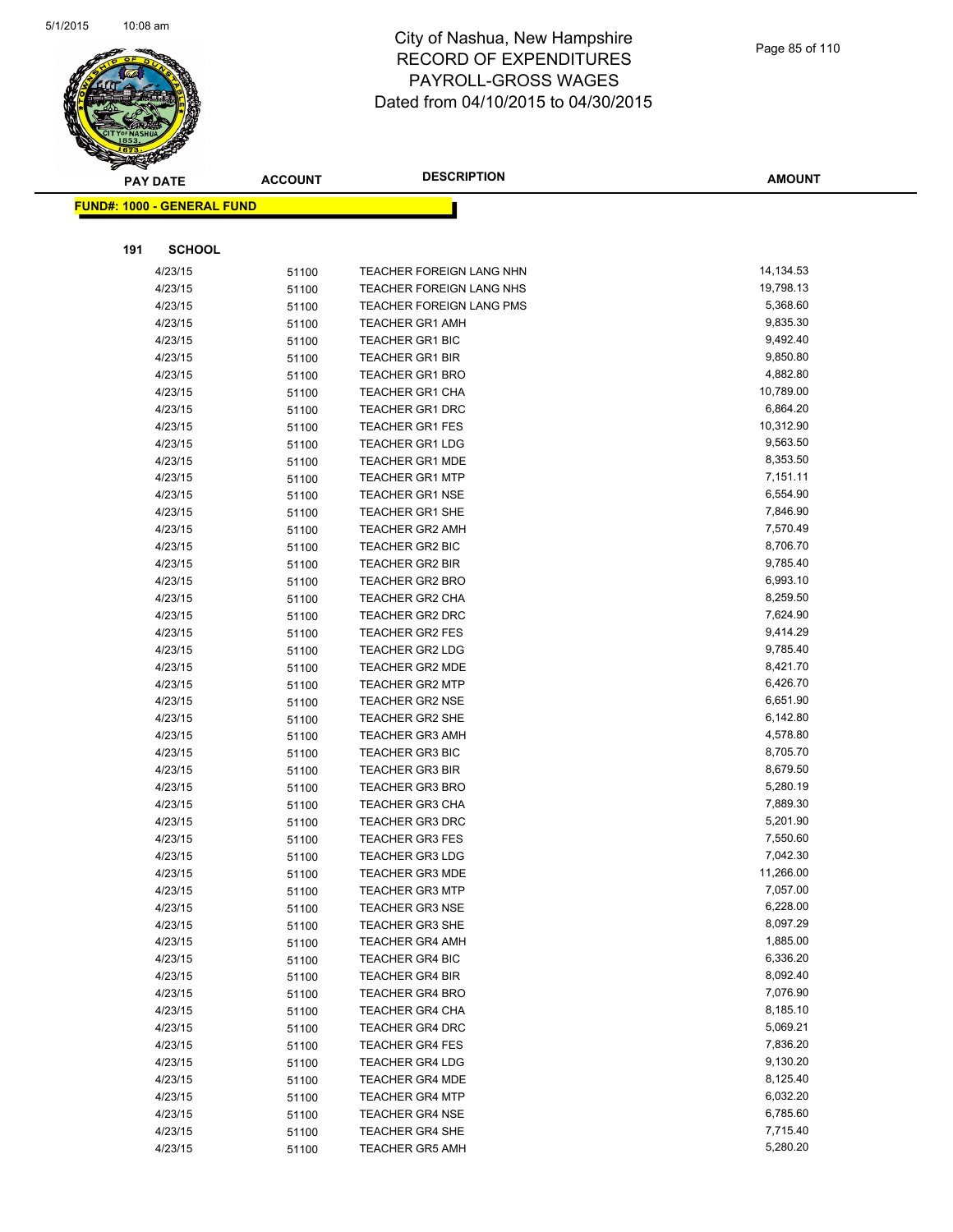# City of Nashua, New Hampshire
# RECORD OF EXPENDITURES
# PAYROLL-GROSS WAGES
# Dated from 04/10/2015 to 04/30/2015

| PAY DATE | ACCOUNT | DESCRIPTION | AMOUNT |
|---|---|---|---|

**FUND#: 1000 - GENERAL FUND**

**191 SCHOOL**

| PAY DATE | ACCOUNT | DESCRIPTION | AMOUNT |
|---|---|---|---|
| 4/23/15 | 51100 | TEACHER FOREIGN LANG NHN | 14,134.53 |
| 4/23/15 | 51100 | TEACHER FOREIGN LANG NHS | 19,798.13 |
| 4/23/15 | 51100 | TEACHER FOREIGN LANG PMS | 5,368.60 |
| 4/23/15 | 51100 | TEACHER GR1 AMH | 9,835.30 |
| 4/23/15 | 51100 | TEACHER GR1 BIC | 9,492.40 |
| 4/23/15 | 51100 | TEACHER GR1 BIR | 9,850.80 |
| 4/23/15 | 51100 | TEACHER GR1 BRO | 4,882.80 |
| 4/23/15 | 51100 | TEACHER GR1 CHA | 10,789.00 |
| 4/23/15 | 51100 | TEACHER GR1 DRC | 6,864.20 |
| 4/23/15 | 51100 | TEACHER GR1 FES | 10,312.90 |
| 4/23/15 | 51100 | TEACHER GR1 LDG | 9,563.50 |
| 4/23/15 | 51100 | TEACHER GR1 MDE | 8,353.50 |
| 4/23/15 | 51100 | TEACHER GR1 MTP | 7,151.11 |
| 4/23/15 | 51100 | TEACHER GR1 NSE | 6,554.90 |
| 4/23/15 | 51100 | TEACHER GR1 SHE | 7,846.90 |
| 4/23/15 | 51100 | TEACHER GR2 AMH | 7,570.49 |
| 4/23/15 | 51100 | TEACHER GR2 BIC | 8,706.70 |
| 4/23/15 | 51100 | TEACHER GR2 BIR | 9,785.40 |
| 4/23/15 | 51100 | TEACHER GR2 BRO | 6,993.10 |
| 4/23/15 | 51100 | TEACHER GR2 CHA | 8,259.50 |
| 4/23/15 | 51100 | TEACHER GR2 DRC | 7,624.90 |
| 4/23/15 | 51100 | TEACHER GR2 FES | 9,414.29 |
| 4/23/15 | 51100 | TEACHER GR2 LDG | 9,785.40 |
| 4/23/15 | 51100 | TEACHER GR2 MDE | 8,421.70 |
| 4/23/15 | 51100 | TEACHER GR2 MTP | 6,426.70 |
| 4/23/15 | 51100 | TEACHER GR2 NSE | 6,651.90 |
| 4/23/15 | 51100 | TEACHER GR2 SHE | 6,142.80 |
| 4/23/15 | 51100 | TEACHER GR3 AMH | 4,578.80 |
| 4/23/15 | 51100 | TEACHER GR3 BIC | 8,705.70 |
| 4/23/15 | 51100 | TEACHER GR3 BIR | 8,679.50 |
| 4/23/15 | 51100 | TEACHER GR3 BRO | 5,280.19 |
| 4/23/15 | 51100 | TEACHER GR3 CHA | 7,889.30 |
| 4/23/15 | 51100 | TEACHER GR3 DRC | 5,201.90 |
| 4/23/15 | 51100 | TEACHER GR3 FES | 7,550.60 |
| 4/23/15 | 51100 | TEACHER GR3 LDG | 7,042.30 |
| 4/23/15 | 51100 | TEACHER GR3 MDE | 11,266.00 |
| 4/23/15 | 51100 | TEACHER GR3 MTP | 7,057.00 |
| 4/23/15 | 51100 | TEACHER GR3 NSE | 6,228.00 |
| 4/23/15 | 51100 | TEACHER GR3 SHE | 8,097.29 |
| 4/23/15 | 51100 | TEACHER GR4 AMH | 1,885.00 |
| 4/23/15 | 51100 | TEACHER GR4 BIC | 6,336.20 |
| 4/23/15 | 51100 | TEACHER GR4 BIR | 8,092.40 |
| 4/23/15 | 51100 | TEACHER GR4 BRO | 7,076.90 |
| 4/23/15 | 51100 | TEACHER GR4 CHA | 8,185.10 |
| 4/23/15 | 51100 | TEACHER GR4 DRC | 5,069.21 |
| 4/23/15 | 51100 | TEACHER GR4 FES | 7,836.20 |
| 4/23/15 | 51100 | TEACHER GR4 LDG | 9,130.20 |
| 4/23/15 | 51100 | TEACHER GR4 MDE | 8,125.40 |
| 4/23/15 | 51100 | TEACHER GR4 MTP | 6,032.20 |
| 4/23/15 | 51100 | TEACHER GR4 NSE | 6,785.60 |
| 4/23/15 | 51100 | TEACHER GR4 SHE | 7,715.40 |
| 4/23/15 | 51100 | TEACHER GR5 AMH | 5,280.20 |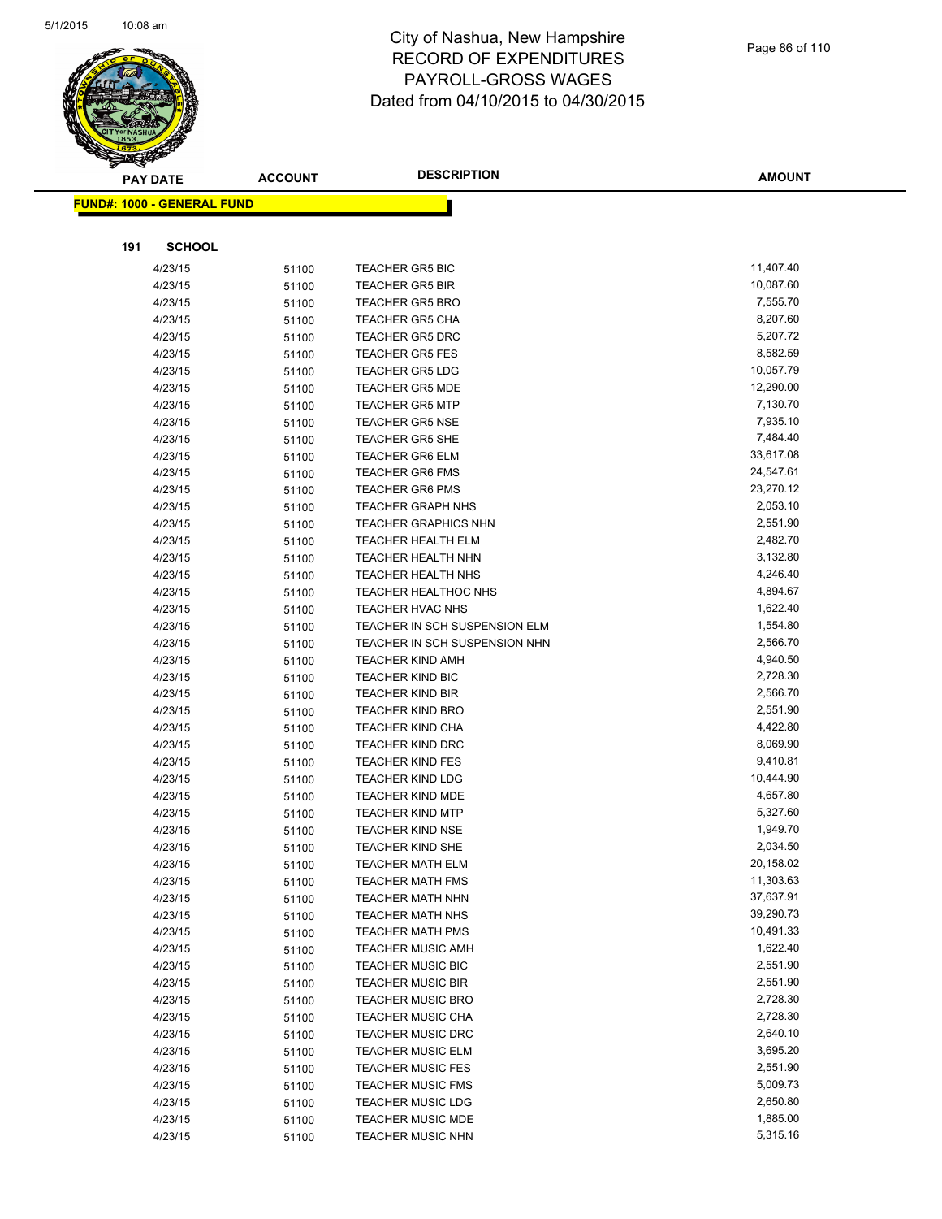# City of Nashua, New Hampshire
# RECORD OF EXPENDITURES
# PAYROLL-GROSS WAGES
# Dated from 04/10/2015 to 04/30/2015

**FUND#: 1000 - GENERAL FUND**

**191 SCHOOL**

| PAY DATE | ACCOUNT | DESCRIPTION | AMOUNT |
|---|---|---|---|
| 4/23/15 | 51100 | TEACHER GR5 BIC | 11,407.40 |
| 4/23/15 | 51100 | TEACHER GR5 BIR | 10,087.60 |
| 4/23/15 | 51100 | TEACHER GR5 BRO | 7,555.70 |
| 4/23/15 | 51100 | TEACHER GR5 CHA | 8,207.60 |
| 4/23/15 | 51100 | TEACHER GR5 DRC | 5,207.72 |
| 4/23/15 | 51100 | TEACHER GR5 FES | 8,582.59 |
| 4/23/15 | 51100 | TEACHER GR5 LDG | 10,057.79 |
| 4/23/15 | 51100 | TEACHER GR5 MDE | 12,290.00 |
| 4/23/15 | 51100 | TEACHER GR5 MTP | 7,130.70 |
| 4/23/15 | 51100 | TEACHER GR5 NSE | 7,935.10 |
| 4/23/15 | 51100 | TEACHER GR5 SHE | 7,484.40 |
| 4/23/15 | 51100 | TEACHER GR6 ELM | 33,617.08 |
| 4/23/15 | 51100 | TEACHER GR6 FMS | 24,547.61 |
| 4/23/15 | 51100 | TEACHER GR6 PMS | 23,270.12 |
| 4/23/15 | 51100 | TEACHER GRAPH NHS | 2,053.10 |
| 4/23/15 | 51100 | TEACHER GRAPHICS NHN | 2,551.90 |
| 4/23/15 | 51100 | TEACHER HEALTH ELM | 2,482.70 |
| 4/23/15 | 51100 | TEACHER HEALTH NHN | 3,132.80 |
| 4/23/15 | 51100 | TEACHER HEALTH NHS | 4,246.40 |
| 4/23/15 | 51100 | TEACHER HEALTHOC NHS | 4,894.67 |
| 4/23/15 | 51100 | TEACHER HVAC NHS | 1,622.40 |
| 4/23/15 | 51100 | TEACHER IN SCH SUSPENSION ELM | 1,554.80 |
| 4/23/15 | 51100 | TEACHER IN SCH SUSPENSION NHN | 2,566.70 |
| 4/23/15 | 51100 | TEACHER KIND AMH | 4,940.50 |
| 4/23/15 | 51100 | TEACHER KIND BIC | 2,728.30 |
| 4/23/15 | 51100 | TEACHER KIND BIR | 2,566.70 |
| 4/23/15 | 51100 | TEACHER KIND BRO | 2,551.90 |
| 4/23/15 | 51100 | TEACHER KIND CHA | 4,422.80 |
| 4/23/15 | 51100 | TEACHER KIND DRC | 8,069.90 |
| 4/23/15 | 51100 | TEACHER KIND FES | 9,410.81 |
| 4/23/15 | 51100 | TEACHER KIND LDG | 10,444.90 |
| 4/23/15 | 51100 | TEACHER KIND MDE | 4,657.80 |
| 4/23/15 | 51100 | TEACHER KIND MTP | 5,327.60 |
| 4/23/15 | 51100 | TEACHER KIND NSE | 1,949.70 |
| 4/23/15 | 51100 | TEACHER KIND SHE | 2,034.50 |
| 4/23/15 | 51100 | TEACHER MATH ELM | 20,158.02 |
| 4/23/15 | 51100 | TEACHER MATH FMS | 11,303.63 |
| 4/23/15 | 51100 | TEACHER MATH NHN | 37,637.91 |
| 4/23/15 | 51100 | TEACHER MATH NHS | 39,290.73 |
| 4/23/15 | 51100 | TEACHER MATH PMS | 10,491.33 |
| 4/23/15 | 51100 | TEACHER MUSIC AMH | 1,622.40 |
| 4/23/15 | 51100 | TEACHER MUSIC BIC | 2,551.90 |
| 4/23/15 | 51100 | TEACHER MUSIC BIR | 2,551.90 |
| 4/23/15 | 51100 | TEACHER MUSIC BRO | 2,728.30 |
| 4/23/15 | 51100 | TEACHER MUSIC CHA | 2,728.30 |
| 4/23/15 | 51100 | TEACHER MUSIC DRC | 2,640.10 |
| 4/23/15 | 51100 | TEACHER MUSIC ELM | 3,695.20 |
| 4/23/15 | 51100 | TEACHER MUSIC FES | 2,551.90 |
| 4/23/15 | 51100 | TEACHER MUSIC FMS | 5,009.73 |
| 4/23/15 | 51100 | TEACHER MUSIC LDG | 2,650.80 |
| 4/23/15 | 51100 | TEACHER MUSIC MDE | 1,885.00 |
| 4/23/15 | 51100 | TEACHER MUSIC NHN | 5,315.16 |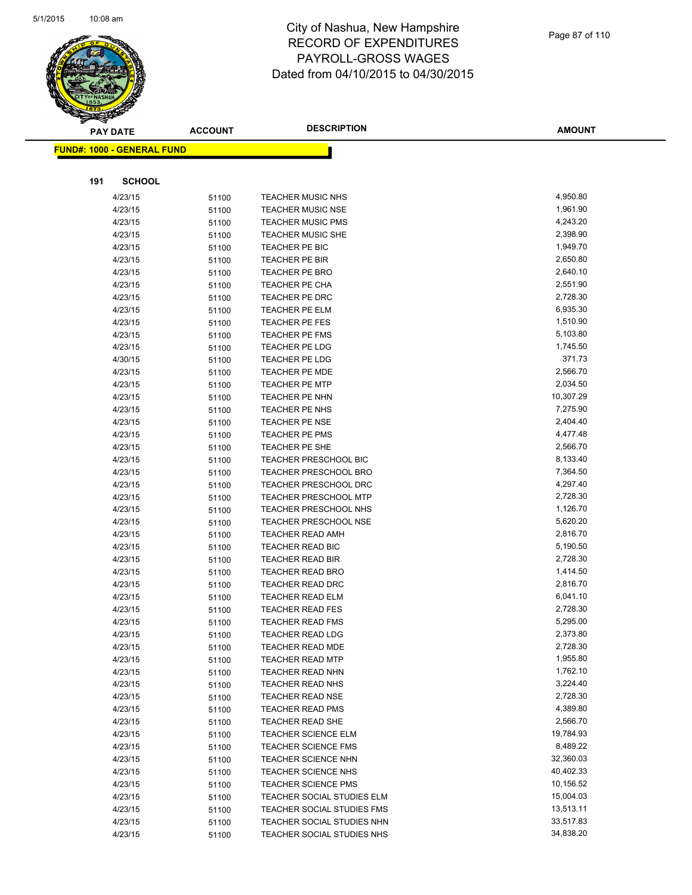# City of Nashua, New Hampshire
# RECORD OF EXPENDITURES
# PAYROLL-GROSS WAGES
# Dated from 04/10/2015 to 04/30/2015

**FUND#: 1000 - GENERAL FUND**

**191 SCHOOL**

| PAY DATE | ACCOUNT | DESCRIPTION | AMOUNT |
|---|---|---|---|
| 4/23/15 | 51100 | TEACHER MUSIC NHS | 4,950.80 |
| 4/23/15 | 51100 | TEACHER MUSIC NSE | 1,961.90 |
| 4/23/15 | 51100 | TEACHER MUSIC PMS | 4,243.20 |
| 4/23/15 | 51100 | TEACHER MUSIC SHE | 2,398.90 |
| 4/23/15 | 51100 | TEACHER PE BIC | 1,949.70 |
| 4/23/15 | 51100 | TEACHER PE BIR | 2,650.80 |
| 4/23/15 | 51100 | TEACHER PE BRO | 2,640.10 |
| 4/23/15 | 51100 | TEACHER PE CHA | 2,551.90 |
| 4/23/15 | 51100 | TEACHER PE DRC | 2,728.30 |
| 4/23/15 | 51100 | TEACHER PE ELM | 6,935.30 |
| 4/23/15 | 51100 | TEACHER PE FES | 1,510.90 |
| 4/23/15 | 51100 | TEACHER PE FMS | 5,103.80 |
| 4/23/15 | 51100 | TEACHER PE LDG | 1,745.50 |
| 4/30/15 | 51100 | TEACHER PE LDG | 371.73 |
| 4/23/15 | 51100 | TEACHER PE MDE | 2,566.70 |
| 4/23/15 | 51100 | TEACHER PE MTP | 2,034.50 |
| 4/23/15 | 51100 | TEACHER PE NHN | 10,307.29 |
| 4/23/15 | 51100 | TEACHER PE NHS | 7,275.90 |
| 4/23/15 | 51100 | TEACHER PE NSE | 2,404.40 |
| 4/23/15 | 51100 | TEACHER PE PMS | 4,477.48 |
| 4/23/15 | 51100 | TEACHER PE SHE | 2,566.70 |
| 4/23/15 | 51100 | TEACHER PRESCHOOL BIC | 8,133.40 |
| 4/23/15 | 51100 | TEACHER PRESCHOOL BRO | 7,364.50 |
| 4/23/15 | 51100 | TEACHER PRESCHOOL DRC | 4,297.40 |
| 4/23/15 | 51100 | TEACHER PRESCHOOL MTP | 2,728.30 |
| 4/23/15 | 51100 | TEACHER PRESCHOOL NHS | 1,126.70 |
| 4/23/15 | 51100 | TEACHER PRESCHOOL NSE | 5,620.20 |
| 4/23/15 | 51100 | TEACHER READ AMH | 2,816.70 |
| 4/23/15 | 51100 | TEACHER READ BIC | 5,190.50 |
| 4/23/15 | 51100 | TEACHER READ BIR | 2,728.30 |
| 4/23/15 | 51100 | TEACHER READ BRO | 1,414.50 |
| 4/23/15 | 51100 | TEACHER READ DRC | 2,816.70 |
| 4/23/15 | 51100 | TEACHER READ ELM | 6,041.10 |
| 4/23/15 | 51100 | TEACHER READ FES | 2,728.30 |
| 4/23/15 | 51100 | TEACHER READ FMS | 5,295.00 |
| 4/23/15 | 51100 | TEACHER READ LDG | 2,373.80 |
| 4/23/15 | 51100 | TEACHER READ MDE | 2,728.30 |
| 4/23/15 | 51100 | TEACHER READ MTP | 1,955.80 |
| 4/23/15 | 51100 | TEACHER READ NHN | 1,762.10 |
| 4/23/15 | 51100 | TEACHER READ NHS | 3,224.40 |
| 4/23/15 | 51100 | TEACHER READ NSE | 2,728.30 |
| 4/23/15 | 51100 | TEACHER READ PMS | 4,389.80 |
| 4/23/15 | 51100 | TEACHER READ SHE | 2,566.70 |
| 4/23/15 | 51100 | TEACHER SCIENCE ELM | 19,784.93 |
| 4/23/15 | 51100 | TEACHER SCIENCE FMS | 8,489.22 |
| 4/23/15 | 51100 | TEACHER SCIENCE NHN | 32,360.03 |
| 4/23/15 | 51100 | TEACHER SCIENCE NHS | 40,402.33 |
| 4/23/15 | 51100 | TEACHER SCIENCE PMS | 10,156.52 |
| 4/23/15 | 51100 | TEACHER SOCIAL STUDIES ELM | 15,004.03 |
| 4/23/15 | 51100 | TEACHER SOCIAL STUDIES FMS | 13,513.11 |
| 4/23/15 | 51100 | TEACHER SOCIAL STUDIES NHN | 33,517.83 |
| 4/23/15 | 51100 | TEACHER SOCIAL STUDIES NHS | 34,838.20 |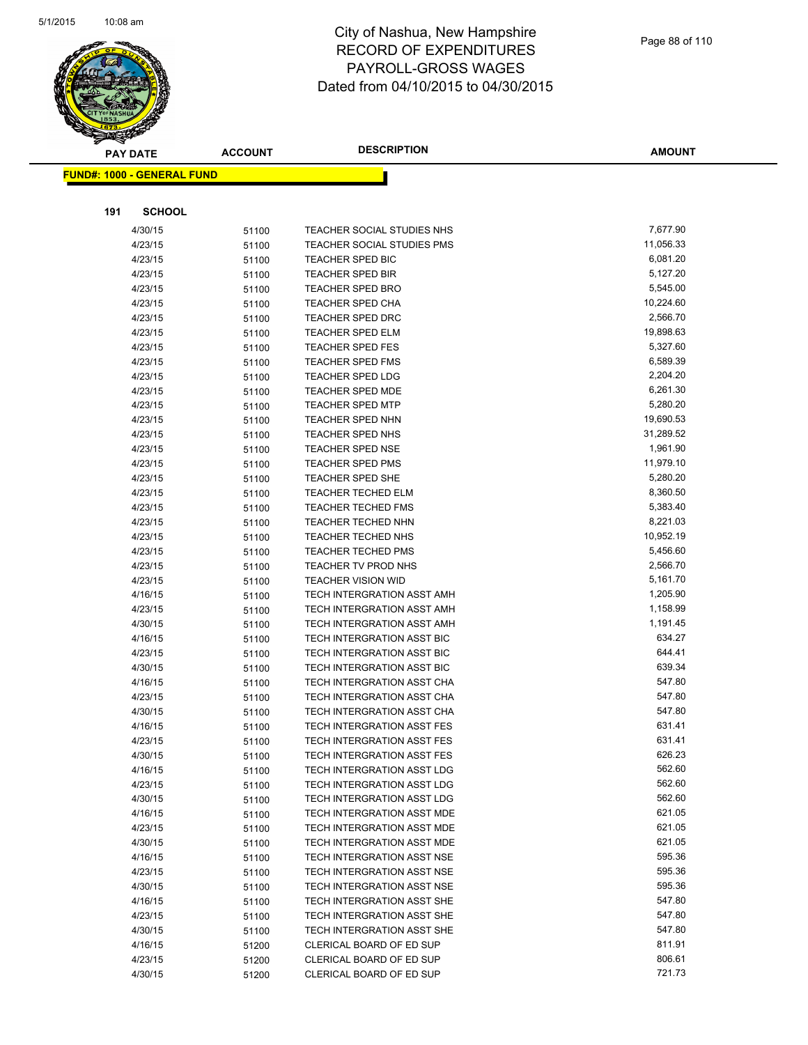# City of Nashua, New Hampshire
## RECORD OF EXPENDITURES
## PAYROLL-GROSS WAGES
## Dated from 04/10/2015 to 04/30/2015

**FUND#: 1000 - GENERAL FUND**

**191 SCHOOL**

| PAY DATE | ACCOUNT | DESCRIPTION | AMOUNT |
|---|---|---|---|
| 4/30/15 | 51100 | TEACHER SOCIAL STUDIES NHS | 7,677.90 |
| 4/23/15 | 51100 | TEACHER SOCIAL STUDIES PMS | 11,056.33 |
| 4/23/15 | 51100 | TEACHER SPED BIC | 6,081.20 |
| 4/23/15 | 51100 | TEACHER SPED BIR | 5,127.20 |
| 4/23/15 | 51100 | TEACHER SPED BRO | 5,545.00 |
| 4/23/15 | 51100 | TEACHER SPED CHA | 10,224.60 |
| 4/23/15 | 51100 | TEACHER SPED DRC | 2,566.70 |
| 4/23/15 | 51100 | TEACHER SPED ELM | 19,898.63 |
| 4/23/15 | 51100 | TEACHER SPED FES | 5,327.60 |
| 4/23/15 | 51100 | TEACHER SPED FMS | 6,589.39 |
| 4/23/15 | 51100 | TEACHER SPED LDG | 2,204.20 |
| 4/23/15 | 51100 | TEACHER SPED MDE | 6,261.30 |
| 4/23/15 | 51100 | TEACHER SPED MTP | 5,280.20 |
| 4/23/15 | 51100 | TEACHER SPED NHN | 19,690.53 |
| 4/23/15 | 51100 | TEACHER SPED NHS | 31,289.52 |
| 4/23/15 | 51100 | TEACHER SPED NSE | 1,961.90 |
| 4/23/15 | 51100 | TEACHER SPED PMS | 11,979.10 |
| 4/23/15 | 51100 | TEACHER SPED SHE | 5,280.20 |
| 4/23/15 | 51100 | TEACHER TECHED ELM | 8,360.50 |
| 4/23/15 | 51100 | TEACHER TECHED FMS | 5,383.40 |
| 4/23/15 | 51100 | TEACHER TECHED NHN | 8,221.03 |
| 4/23/15 | 51100 | TEACHER TECHED NHS | 10,952.19 |
| 4/23/15 | 51100 | TEACHER TECHED PMS | 5,456.60 |
| 4/23/15 | 51100 | TEACHER TV PROD NHS | 2,566.70 |
| 4/23/15 | 51100 | TEACHER VISION WID | 5,161.70 |
| 4/16/15 | 51100 | TECH INTERGRATION ASST AMH | 1,205.90 |
| 4/23/15 | 51100 | TECH INTERGRATION ASST AMH | 1,158.99 |
| 4/30/15 | 51100 | TECH INTERGRATION ASST AMH | 1,191.45 |
| 4/16/15 | 51100 | TECH INTERGRATION ASST BIC | 634.27 |
| 4/23/15 | 51100 | TECH INTERGRATION ASST BIC | 644.41 |
| 4/30/15 | 51100 | TECH INTERGRATION ASST BIC | 639.34 |
| 4/16/15 | 51100 | TECH INTERGRATION ASST CHA | 547.80 |
| 4/23/15 | 51100 | TECH INTERGRATION ASST CHA | 547.80 |
| 4/30/15 | 51100 | TECH INTERGRATION ASST CHA | 547.80 |
| 4/16/15 | 51100 | TECH INTERGRATION ASST FES | 631.41 |
| 4/23/15 | 51100 | TECH INTERGRATION ASST FES | 631.41 |
| 4/30/15 | 51100 | TECH INTERGRATION ASST FES | 626.23 |
| 4/16/15 | 51100 | TECH INTERGRATION ASST LDG | 562.60 |
| 4/23/15 | 51100 | TECH INTERGRATION ASST LDG | 562.60 |
| 4/30/15 | 51100 | TECH INTERGRATION ASST LDG | 562.60 |
| 4/16/15 | 51100 | TECH INTERGRATION ASST MDE | 621.05 |
| 4/23/15 | 51100 | TECH INTERGRATION ASST MDE | 621.05 |
| 4/30/15 | 51100 | TECH INTERGRATION ASST MDE | 621.05 |
| 4/16/15 | 51100 | TECH INTERGRATION ASST NSE | 595.36 |
| 4/23/15 | 51100 | TECH INTERGRATION ASST NSE | 595.36 |
| 4/30/15 | 51100 | TECH INTERGRATION ASST NSE | 595.36 |
| 4/16/15 | 51100 | TECH INTERGRATION ASST SHE | 547.80 |
| 4/23/15 | 51100 | TECH INTERGRATION ASST SHE | 547.80 |
| 4/30/15 | 51100 | TECH INTERGRATION ASST SHE | 547.80 |
| 4/16/15 | 51200 | CLERICAL BOARD OF ED SUP | 811.91 |
| 4/23/15 | 51200 | CLERICAL BOARD OF ED SUP | 806.61 |
| 4/30/15 | 51200 | CLERICAL BOARD OF ED SUP | 721.73 |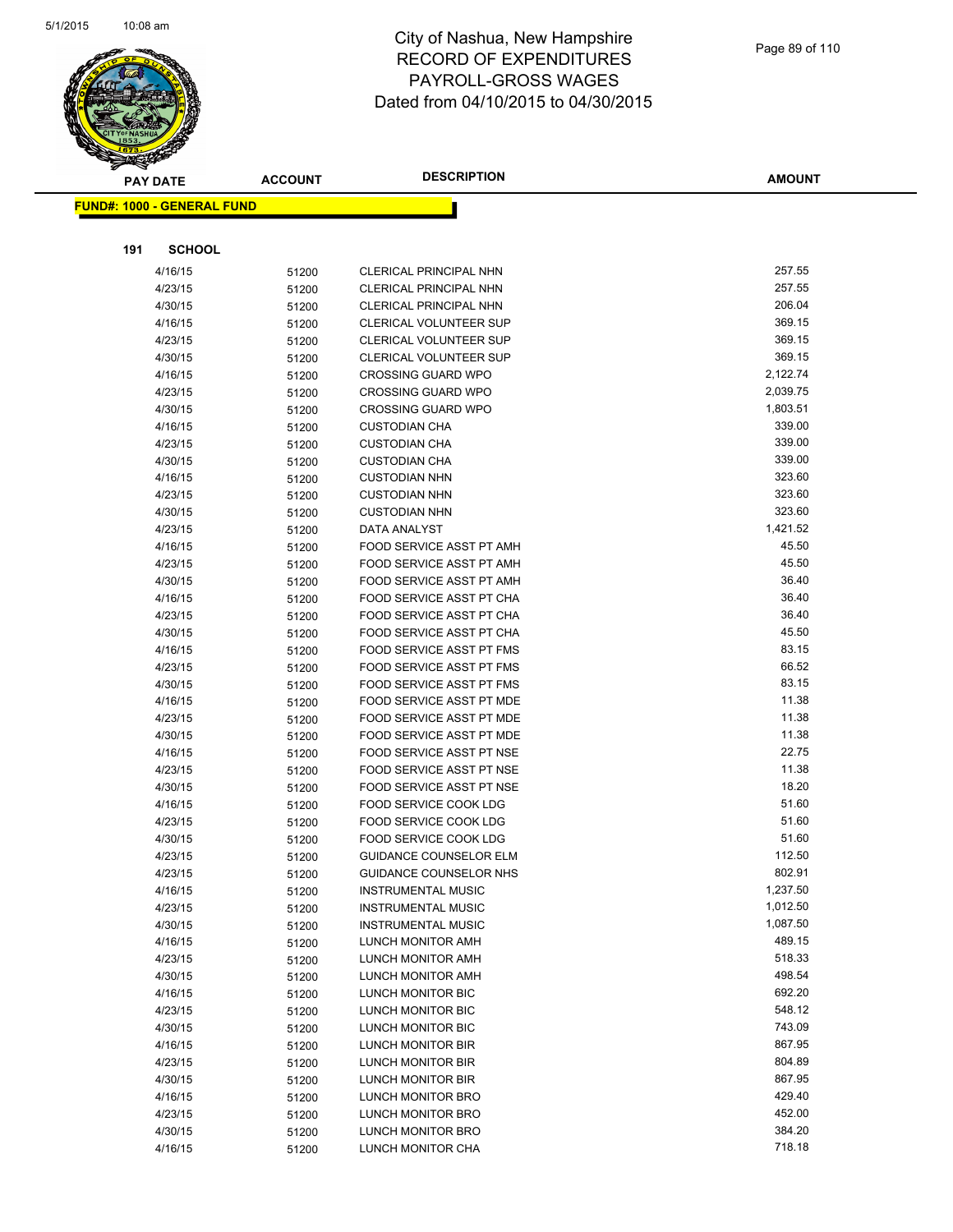# City of Nashua, New Hampshire
## RECORD OF EXPENDITURES
## PAYROLL-GROSS WAGES
## Dated from 04/10/2015 to 04/30/2015

**FUND#: 1000 - GENERAL FUND**

**191 SCHOOL**

| PAY DATE | ACCOUNT | DESCRIPTION | AMOUNT |
|---|---|---|---|
| 4/16/15 | 51200 | CLERICAL PRINCIPAL NHN | 257.55 |
| 4/23/15 | 51200 | CLERICAL PRINCIPAL NHN | 257.55 |
| 4/30/15 | 51200 | CLERICAL PRINCIPAL NHN | 206.04 |
| 4/16/15 | 51200 | CLERICAL VOLUNTEER SUP | 369.15 |
| 4/23/15 | 51200 | CLERICAL VOLUNTEER SUP | 369.15 |
| 4/30/15 | 51200 | CLERICAL VOLUNTEER SUP | 369.15 |
| 4/16/15 | 51200 | CROSSING GUARD WPO | 2,122.74 |
| 4/23/15 | 51200 | CROSSING GUARD WPO | 2,039.75 |
| 4/30/15 | 51200 | CROSSING GUARD WPO | 1,803.51 |
| 4/16/15 | 51200 | CUSTODIAN CHA | 339.00 |
| 4/23/15 | 51200 | CUSTODIAN CHA | 339.00 |
| 4/30/15 | 51200 | CUSTODIAN CHA | 339.00 |
| 4/16/15 | 51200 | CUSTODIAN NHN | 323.60 |
| 4/23/15 | 51200 | CUSTODIAN NHN | 323.60 |
| 4/30/15 | 51200 | CUSTODIAN NHN | 323.60 |
| 4/23/15 | 51200 | DATA ANALYST | 1,421.52 |
| 4/16/15 | 51200 | FOOD SERVICE ASST PT AMH | 45.50 |
| 4/23/15 | 51200 | FOOD SERVICE ASST PT AMH | 45.50 |
| 4/30/15 | 51200 | FOOD SERVICE ASST PT AMH | 36.40 |
| 4/16/15 | 51200 | FOOD SERVICE ASST PT CHA | 36.40 |
| 4/23/15 | 51200 | FOOD SERVICE ASST PT CHA | 36.40 |
| 4/30/15 | 51200 | FOOD SERVICE ASST PT CHA | 45.50 |
| 4/16/15 | 51200 | FOOD SERVICE ASST PT FMS | 83.15 |
| 4/23/15 | 51200 | FOOD SERVICE ASST PT FMS | 66.52 |
| 4/30/15 | 51200 | FOOD SERVICE ASST PT FMS | 83.15 |
| 4/16/15 | 51200 | FOOD SERVICE ASST PT MDE | 11.38 |
| 4/23/15 | 51200 | FOOD SERVICE ASST PT MDE | 11.38 |
| 4/30/15 | 51200 | FOOD SERVICE ASST PT MDE | 11.38 |
| 4/16/15 | 51200 | FOOD SERVICE ASST PT NSE | 22.75 |
| 4/23/15 | 51200 | FOOD SERVICE ASST PT NSE | 11.38 |
| 4/30/15 | 51200 | FOOD SERVICE ASST PT NSE | 18.20 |
| 4/16/15 | 51200 | FOOD SERVICE COOK LDG | 51.60 |
| 4/23/15 | 51200 | FOOD SERVICE COOK LDG | 51.60 |
| 4/30/15 | 51200 | FOOD SERVICE COOK LDG | 51.60 |
| 4/23/15 | 51200 | GUIDANCE COUNSELOR ELM | 112.50 |
| 4/23/15 | 51200 | GUIDANCE COUNSELOR NHS | 802.91 |
| 4/16/15 | 51200 | INSTRUMENTAL MUSIC | 1,237.50 |
| 4/23/15 | 51200 | INSTRUMENTAL MUSIC | 1,012.50 |
| 4/30/15 | 51200 | INSTRUMENTAL MUSIC | 1,087.50 |
| 4/16/15 | 51200 | LUNCH MONITOR AMH | 489.15 |
| 4/23/15 | 51200 | LUNCH MONITOR AMH | 518.33 |
| 4/30/15 | 51200 | LUNCH MONITOR AMH | 498.54 |
| 4/16/15 | 51200 | LUNCH MONITOR BIC | 692.20 |
| 4/23/15 | 51200 | LUNCH MONITOR BIC | 548.12 |
| 4/30/15 | 51200 | LUNCH MONITOR BIC | 743.09 |
| 4/16/15 | 51200 | LUNCH MONITOR BIR | 867.95 |
| 4/23/15 | 51200 | LUNCH MONITOR BIR | 804.89 |
| 4/30/15 | 51200 | LUNCH MONITOR BIR | 867.95 |
| 4/16/15 | 51200 | LUNCH MONITOR BRO | 429.40 |
| 4/23/15 | 51200 | LUNCH MONITOR BRO | 452.00 |
| 4/30/15 | 51200 | LUNCH MONITOR BRO | 384.20 |
| 4/16/15 | 51200 | LUNCH MONITOR CHA | 718.18 |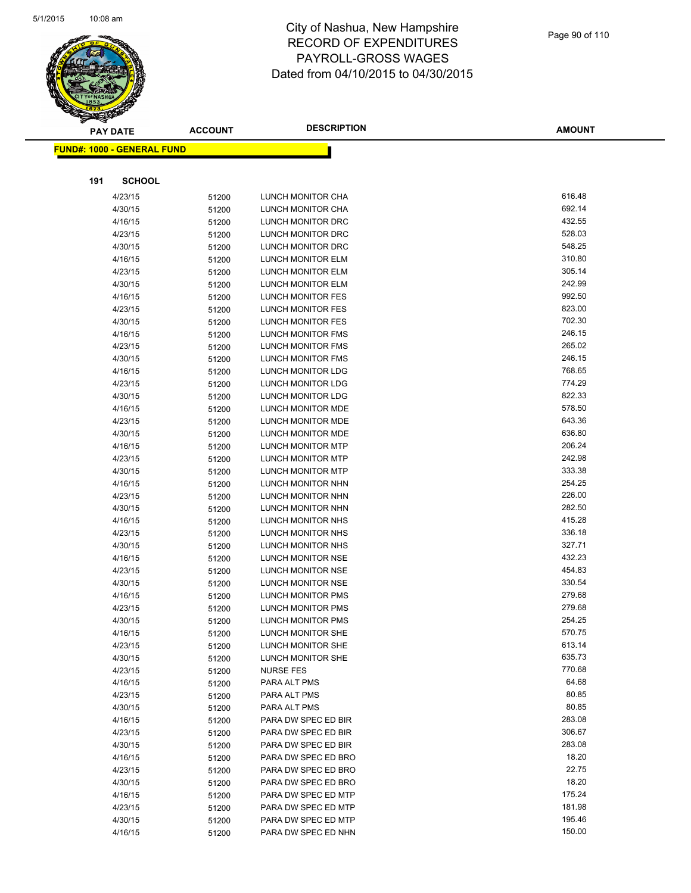# City of Nashua, New Hampshire
# RECORD OF EXPENDITURES
# PAYROLL-GROSS WAGES
# Dated from 04/10/2015 to 04/30/2015

| PAY DATE | ACCOUNT | DESCRIPTION | AMOUNT |
|---|---|---|---|

**FUND#: 1000 - GENERAL FUND**

**191 SCHOOL**

| PAY DATE | ACCOUNT | DESCRIPTION | AMOUNT |
|---|---|---|---|
| 4/23/15 | 51200 | LUNCH MONITOR CHA | 616.48 |
| 4/30/15 | 51200 | LUNCH MONITOR CHA | 692.14 |
| 4/16/15 | 51200 | LUNCH MONITOR DRC | 432.55 |
| 4/23/15 | 51200 | LUNCH MONITOR DRC | 528.03 |
| 4/30/15 | 51200 | LUNCH MONITOR DRC | 548.25 |
| 4/16/15 | 51200 | LUNCH MONITOR ELM | 310.80 |
| 4/23/15 | 51200 | LUNCH MONITOR ELM | 305.14 |
| 4/30/15 | 51200 | LUNCH MONITOR ELM | 242.99 |
| 4/16/15 | 51200 | LUNCH MONITOR FES | 992.50 |
| 4/23/15 | 51200 | LUNCH MONITOR FES | 823.00 |
| 4/30/15 | 51200 | LUNCH MONITOR FES | 702.30 |
| 4/16/15 | 51200 | LUNCH MONITOR FMS | 246.15 |
| 4/23/15 | 51200 | LUNCH MONITOR FMS | 265.02 |
| 4/30/15 | 51200 | LUNCH MONITOR FMS | 246.15 |
| 4/16/15 | 51200 | LUNCH MONITOR LDG | 768.65 |
| 4/23/15 | 51200 | LUNCH MONITOR LDG | 774.29 |
| 4/30/15 | 51200 | LUNCH MONITOR LDG | 822.33 |
| 4/16/15 | 51200 | LUNCH MONITOR MDE | 578.50 |
| 4/23/15 | 51200 | LUNCH MONITOR MDE | 643.36 |
| 4/30/15 | 51200 | LUNCH MONITOR MDE | 636.80 |
| 4/16/15 | 51200 | LUNCH MONITOR MTP | 206.24 |
| 4/23/15 | 51200 | LUNCH MONITOR MTP | 242.98 |
| 4/30/15 | 51200 | LUNCH MONITOR MTP | 333.38 |
| 4/16/15 | 51200 | LUNCH MONITOR NHN | 254.25 |
| 4/23/15 | 51200 | LUNCH MONITOR NHN | 226.00 |
| 4/30/15 | 51200 | LUNCH MONITOR NHN | 282.50 |
| 4/16/15 | 51200 | LUNCH MONITOR NHS | 415.28 |
| 4/23/15 | 51200 | LUNCH MONITOR NHS | 336.18 |
| 4/30/15 | 51200 | LUNCH MONITOR NHS | 327.71 |
| 4/16/15 | 51200 | LUNCH MONITOR NSE | 432.23 |
| 4/23/15 | 51200 | LUNCH MONITOR NSE | 454.83 |
| 4/30/15 | 51200 | LUNCH MONITOR NSE | 330.54 |
| 4/16/15 | 51200 | LUNCH MONITOR PMS | 279.68 |
| 4/23/15 | 51200 | LUNCH MONITOR PMS | 279.68 |
| 4/30/15 | 51200 | LUNCH MONITOR PMS | 254.25 |
| 4/16/15 | 51200 | LUNCH MONITOR SHE | 570.75 |
| 4/23/15 | 51200 | LUNCH MONITOR SHE | 613.14 |
| 4/30/15 | 51200 | LUNCH MONITOR SHE | 635.73 |
| 4/23/15 | 51200 | NURSE FES | 770.68 |
| 4/16/15 | 51200 | PARA ALT PMS | 64.68 |
| 4/23/15 | 51200 | PARA ALT PMS | 80.85 |
| 4/30/15 | 51200 | PARA ALT PMS | 80.85 |
| 4/16/15 | 51200 | PARA DW SPEC ED BIR | 283.08 |
| 4/23/15 | 51200 | PARA DW SPEC ED BIR | 306.67 |
| 4/30/15 | 51200 | PARA DW SPEC ED BIR | 283.08 |
| 4/16/15 | 51200 | PARA DW SPEC ED BRO | 18.20 |
| 4/23/15 | 51200 | PARA DW SPEC ED BRO | 22.75 |
| 4/30/15 | 51200 | PARA DW SPEC ED BRO | 18.20 |
| 4/16/15 | 51200 | PARA DW SPEC ED MTP | 175.24 |
| 4/23/15 | 51200 | PARA DW SPEC ED MTP | 181.98 |
| 4/30/15 | 51200 | PARA DW SPEC ED MTP | 195.46 |
| 4/16/15 | 51200 | PARA DW SPEC ED NHN | 150.00 |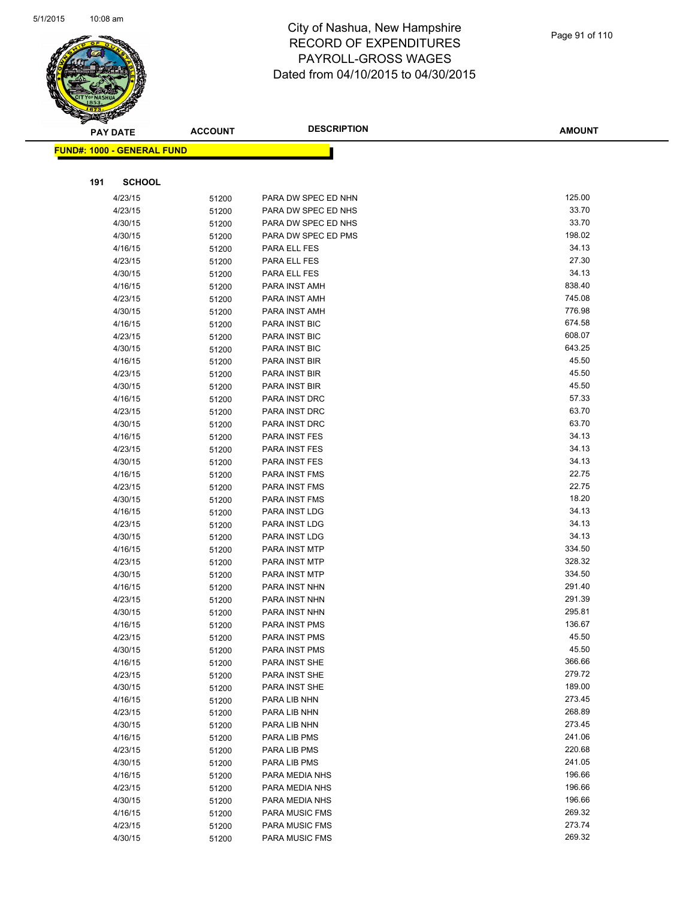# City of Nashua, New Hampshire
## RECORD OF EXPENDITURES
## PAYROLL-GROSS WAGES
## Dated from 04/10/2015 to 04/30/2015

**FUND#: 1000 - GENERAL FUND**

**191 SCHOOL**

| PAY DATE | ACCOUNT | DESCRIPTION | AMOUNT |
|---|---|---|---|
| 4/23/15 | 51200 | PARA DW SPEC ED NHN | 125.00 |
| 4/23/15 | 51200 | PARA DW SPEC ED NHS | 33.70 |
| 4/30/15 | 51200 | PARA DW SPEC ED NHS | 33.70 |
| 4/30/15 | 51200 | PARA DW SPEC ED PMS | 198.02 |
| 4/16/15 | 51200 | PARA ELL FES | 34.13 |
| 4/23/15 | 51200 | PARA ELL FES | 27.30 |
| 4/30/15 | 51200 | PARA ELL FES | 34.13 |
| 4/16/15 | 51200 | PARA INST AMH | 838.40 |
| 4/23/15 | 51200 | PARA INST AMH | 745.08 |
| 4/30/15 | 51200 | PARA INST AMH | 776.98 |
| 4/16/15 | 51200 | PARA INST BIC | 674.58 |
| 4/23/15 | 51200 | PARA INST BIC | 608.07 |
| 4/30/15 | 51200 | PARA INST BIC | 643.25 |
| 4/16/15 | 51200 | PARA INST BIR | 45.50 |
| 4/23/15 | 51200 | PARA INST BIR | 45.50 |
| 4/30/15 | 51200 | PARA INST BIR | 45.50 |
| 4/16/15 | 51200 | PARA INST DRC | 57.33 |
| 4/23/15 | 51200 | PARA INST DRC | 63.70 |
| 4/30/15 | 51200 | PARA INST DRC | 63.70 |
| 4/16/15 | 51200 | PARA INST FES | 34.13 |
| 4/23/15 | 51200 | PARA INST FES | 34.13 |
| 4/30/15 | 51200 | PARA INST FES | 34.13 |
| 4/16/15 | 51200 | PARA INST FMS | 22.75 |
| 4/23/15 | 51200 | PARA INST FMS | 22.75 |
| 4/30/15 | 51200 | PARA INST FMS | 18.20 |
| 4/16/15 | 51200 | PARA INST LDG | 34.13 |
| 4/23/15 | 51200 | PARA INST LDG | 34.13 |
| 4/30/15 | 51200 | PARA INST LDG | 34.13 |
| 4/16/15 | 51200 | PARA INST MTP | 334.50 |
| 4/23/15 | 51200 | PARA INST MTP | 328.32 |
| 4/30/15 | 51200 | PARA INST MTP | 334.50 |
| 4/16/15 | 51200 | PARA INST NHN | 291.40 |
| 4/23/15 | 51200 | PARA INST NHN | 291.39 |
| 4/30/15 | 51200 | PARA INST NHN | 295.81 |
| 4/16/15 | 51200 | PARA INST PMS | 136.67 |
| 4/23/15 | 51200 | PARA INST PMS | 45.50 |
| 4/30/15 | 51200 | PARA INST PMS | 45.50 |
| 4/16/15 | 51200 | PARA INST SHE | 366.66 |
| 4/23/15 | 51200 | PARA INST SHE | 279.72 |
| 4/30/15 | 51200 | PARA INST SHE | 189.00 |
| 4/16/15 | 51200 | PARA LIB NHN | 273.45 |
| 4/23/15 | 51200 | PARA LIB NHN | 268.89 |
| 4/30/15 | 51200 | PARA LIB NHN | 273.45 |
| 4/16/15 | 51200 | PARA LIB PMS | 241.06 |
| 4/23/15 | 51200 | PARA LIB PMS | 220.68 |
| 4/30/15 | 51200 | PARA LIB PMS | 241.05 |
| 4/16/15 | 51200 | PARA MEDIA NHS | 196.66 |
| 4/23/15 | 51200 | PARA MEDIA NHS | 196.66 |
| 4/30/15 | 51200 | PARA MEDIA NHS | 196.66 |
| 4/16/15 | 51200 | PARA MUSIC FMS | 269.32 |
| 4/23/15 | 51200 | PARA MUSIC FMS | 273.74 |
| 4/30/15 | 51200 | PARA MUSIC FMS | 269.32 |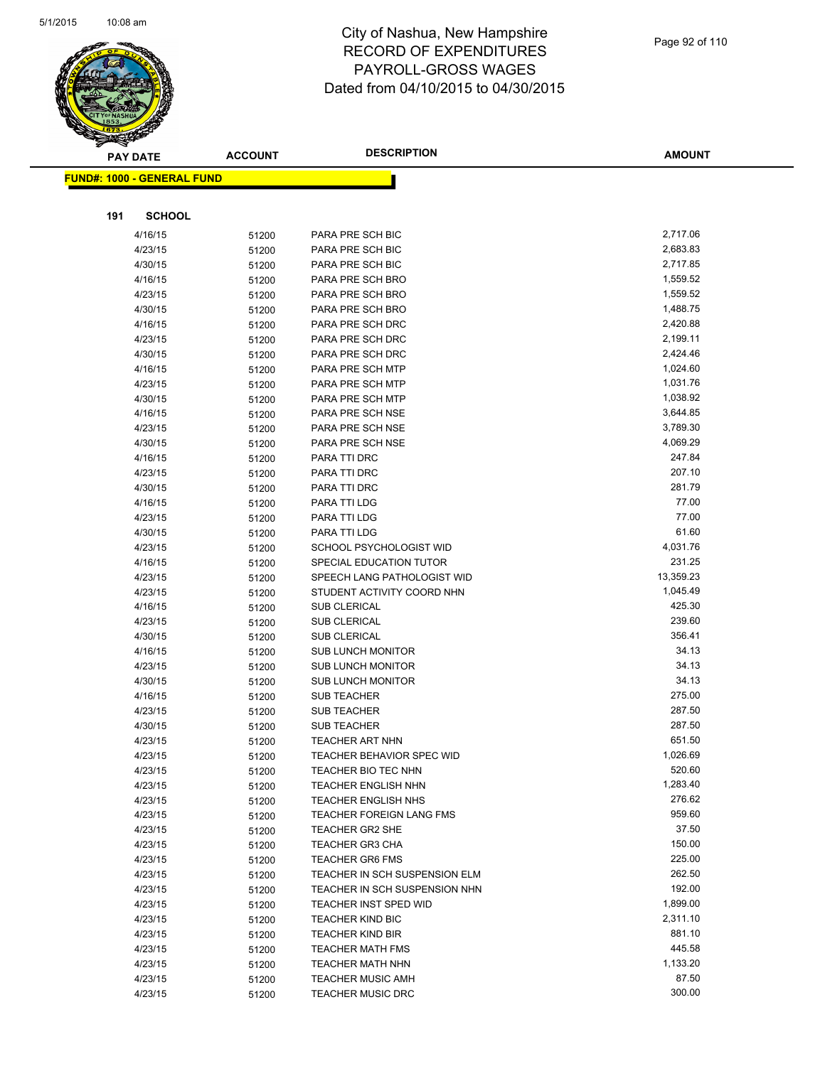# City of Nashua, New Hampshire
## RECORD OF EXPENDITURES
## PAYROLL-GROSS WAGES
## Dated from 04/10/2015 to 04/30/2015

| PAY DATE | ACCOUNT | DESCRIPTION | AMOUNT |
|---|---|---|---|

**FUND#: 1000 - GENERAL FUND**

**191 SCHOOL**

| PAY DATE | ACCOUNT | DESCRIPTION | AMOUNT |
|---|---|---|---|
| 4/16/15 | 51200 | PARA PRE SCH BIC | 2,717.06 |
| 4/23/15 | 51200 | PARA PRE SCH BIC | 2,683.83 |
| 4/30/15 | 51200 | PARA PRE SCH BIC | 2,717.85 |
| 4/16/15 | 51200 | PARA PRE SCH BRO | 1,559.52 |
| 4/23/15 | 51200 | PARA PRE SCH BRO | 1,559.52 |
| 4/30/15 | 51200 | PARA PRE SCH BRO | 1,488.75 |
| 4/16/15 | 51200 | PARA PRE SCH DRC | 2,420.88 |
| 4/23/15 | 51200 | PARA PRE SCH DRC | 2,199.11 |
| 4/30/15 | 51200 | PARA PRE SCH DRC | 2,424.46 |
| 4/16/15 | 51200 | PARA PRE SCH MTP | 1,024.60 |
| 4/23/15 | 51200 | PARA PRE SCH MTP | 1,031.76 |
| 4/30/15 | 51200 | PARA PRE SCH MTP | 1,038.92 |
| 4/16/15 | 51200 | PARA PRE SCH NSE | 3,644.85 |
| 4/23/15 | 51200 | PARA PRE SCH NSE | 3,789.30 |
| 4/30/15 | 51200 | PARA PRE SCH NSE | 4,069.29 |
| 4/16/15 | 51200 | PARA TTI DRC | 247.84 |
| 4/23/15 | 51200 | PARA TTI DRC | 207.10 |
| 4/30/15 | 51200 | PARA TTI DRC | 281.79 |
| 4/16/15 | 51200 | PARA TTI LDG | 77.00 |
| 4/23/15 | 51200 | PARA TTI LDG | 77.00 |
| 4/30/15 | 51200 | PARA TTI LDG | 61.60 |
| 4/23/15 | 51200 | SCHOOL PSYCHOLOGIST WID | 4,031.76 |
| 4/16/15 | 51200 | SPECIAL EDUCATION TUTOR | 231.25 |
| 4/23/15 | 51200 | SPEECH LANG PATHOLOGIST WID | 13,359.23 |
| 4/23/15 | 51200 | STUDENT ACTIVITY COORD NHN | 1,045.49 |
| 4/16/15 | 51200 | SUB CLERICAL | 425.30 |
| 4/23/15 | 51200 | SUB CLERICAL | 239.60 |
| 4/30/15 | 51200 | SUB CLERICAL | 356.41 |
| 4/16/15 | 51200 | SUB LUNCH MONITOR | 34.13 |
| 4/23/15 | 51200 | SUB LUNCH MONITOR | 34.13 |
| 4/30/15 | 51200 | SUB LUNCH MONITOR | 34.13 |
| 4/16/15 | 51200 | SUB TEACHER | 275.00 |
| 4/23/15 | 51200 | SUB TEACHER | 287.50 |
| 4/30/15 | 51200 | SUB TEACHER | 287.50 |
| 4/23/15 | 51200 | TEACHER ART NHN | 651.50 |
| 4/23/15 | 51200 | TEACHER BEHAVIOR SPEC WID | 1,026.69 |
| 4/23/15 | 51200 | TEACHER BIO TEC NHN | 520.60 |
| 4/23/15 | 51200 | TEACHER ENGLISH NHN | 1,283.40 |
| 4/23/15 | 51200 | TEACHER ENGLISH NHS | 276.62 |
| 4/23/15 | 51200 | TEACHER FOREIGN LANG FMS | 959.60 |
| 4/23/15 | 51200 | TEACHER GR2 SHE | 37.50 |
| 4/23/15 | 51200 | TEACHER GR3 CHA | 150.00 |
| 4/23/15 | 51200 | TEACHER GR6 FMS | 225.00 |
| 4/23/15 | 51200 | TEACHER IN SCH SUSPENSION ELM | 262.50 |
| 4/23/15 | 51200 | TEACHER IN SCH SUSPENSION NHN | 192.00 |
| 4/23/15 | 51200 | TEACHER INST SPED WID | 1,899.00 |
| 4/23/15 | 51200 | TEACHER KIND BIC | 2,311.10 |
| 4/23/15 | 51200 | TEACHER KIND BIR | 881.10 |
| 4/23/15 | 51200 | TEACHER MATH FMS | 445.58 |
| 4/23/15 | 51200 | TEACHER MATH NHN | 1,133.20 |
| 4/23/15 | 51200 | TEACHER MUSIC AMH | 87.50 |
| 4/23/15 | 51200 | TEACHER MUSIC DRC | 300.00 |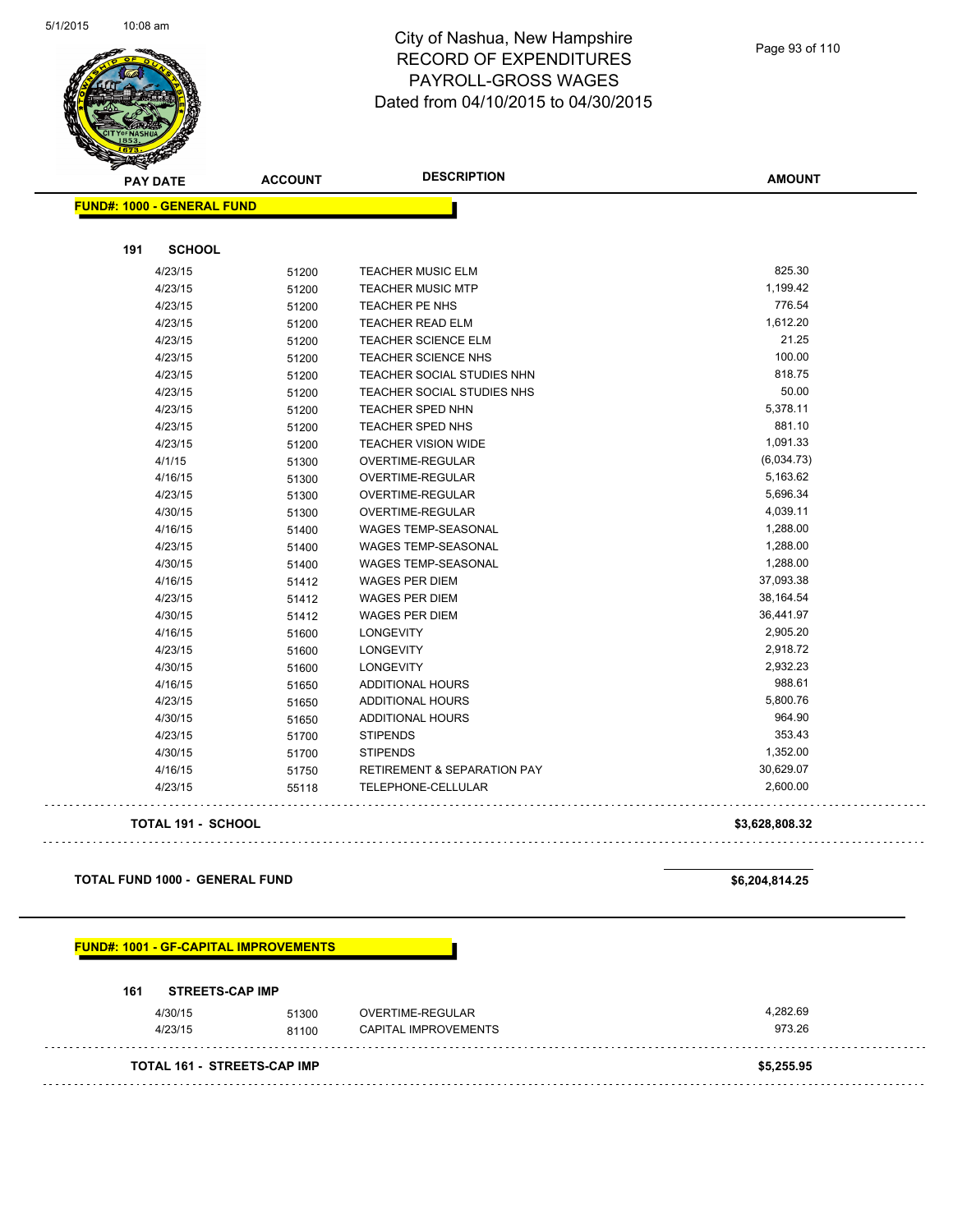# City of Nashua, New Hampshire
## RECORD OF EXPENDITURES
## PAYROLL-GROSS WAGES
## Dated from 04/10/2015 to 04/30/2015

**FUND#: 1000 - GENERAL FUND**

**191 SCHOOL**

| PAY DATE | ACCOUNT | DESCRIPTION | AMOUNT |
|---|---|---|---|
| 4/23/15 | 51200 | TEACHER MUSIC ELM | 825.30 |
| 4/23/15 | 51200 | TEACHER MUSIC MTP | 1,199.42 |
| 4/23/15 | 51200 | TEACHER PE NHS | 776.54 |
| 4/23/15 | 51200 | TEACHER READ ELM | 1,612.20 |
| 4/23/15 | 51200 | TEACHER SCIENCE ELM | 21.25 |
| 4/23/15 | 51200 | TEACHER SCIENCE NHS | 100.00 |
| 4/23/15 | 51200 | TEACHER SOCIAL STUDIES NHN | 818.75 |
| 4/23/15 | 51200 | TEACHER SOCIAL STUDIES NHS | 50.00 |
| 4/23/15 | 51200 | TEACHER SPED NHN | 5,378.11 |
| 4/23/15 | 51200 | TEACHER SPED NHS | 881.10 |
| 4/23/15 | 51200 | TEACHER VISION WIDE | 1,091.33 |
| 4/1/15 | 51300 | OVERTIME-REGULAR | (6,034.73) |
| 4/16/15 | 51300 | OVERTIME-REGULAR | 5,163.62 |
| 4/23/15 | 51300 | OVERTIME-REGULAR | 5,696.34 |
| 4/30/15 | 51300 | OVERTIME-REGULAR | 4,039.11 |
| 4/16/15 | 51400 | WAGES TEMP-SEASONAL | 1,288.00 |
| 4/23/15 | 51400 | WAGES TEMP-SEASONAL | 1,288.00 |
| 4/30/15 | 51400 | WAGES TEMP-SEASONAL | 1,288.00 |
| 4/16/15 | 51412 | WAGES PER DIEM | 37,093.38 |
| 4/23/15 | 51412 | WAGES PER DIEM | 38,164.54 |
| 4/30/15 | 51412 | WAGES PER DIEM | 36,441.97 |
| 4/16/15 | 51600 | LONGEVITY | 2,905.20 |
| 4/23/15 | 51600 | LONGEVITY | 2,918.72 |
| 4/30/15 | 51600 | LONGEVITY | 2,932.23 |
| 4/16/15 | 51650 | ADDITIONAL HOURS | 988.61 |
| 4/23/15 | 51650 | ADDITIONAL HOURS | 5,800.76 |
| 4/30/15 | 51650 | ADDITIONAL HOURS | 964.90 |
| 4/23/15 | 51700 | STIPENDS | 353.43 |
| 4/30/15 | 51700 | STIPENDS | 1,352.00 |
| 4/16/15 | 51750 | RETIREMENT & SEPARATION PAY | 30,629.07 |
| 4/23/15 | 55118 | TELEPHONE-CELLULAR | 2,600.00 |

**TOTAL 191 - SCHOOL** **$3,628,808.32**

**TOTAL FUND 1000 - GENERAL FUND** **$6,204,814.25**

**FUND#: 1001 - GF-CAPITAL IMPROVEMENTS**

**161 STREETS-CAP IMP**

| PAY DATE | ACCOUNT | DESCRIPTION | AMOUNT |
|---|---|---|---|
| 4/30/15 | 51300 | OVERTIME-REGULAR | 4,282.69 |
| 4/23/15 | 81100 | CAPITAL IMPROVEMENTS | 973.26 |

**TOTAL 161 - STREETS-CAP IMP** **$5,255.95**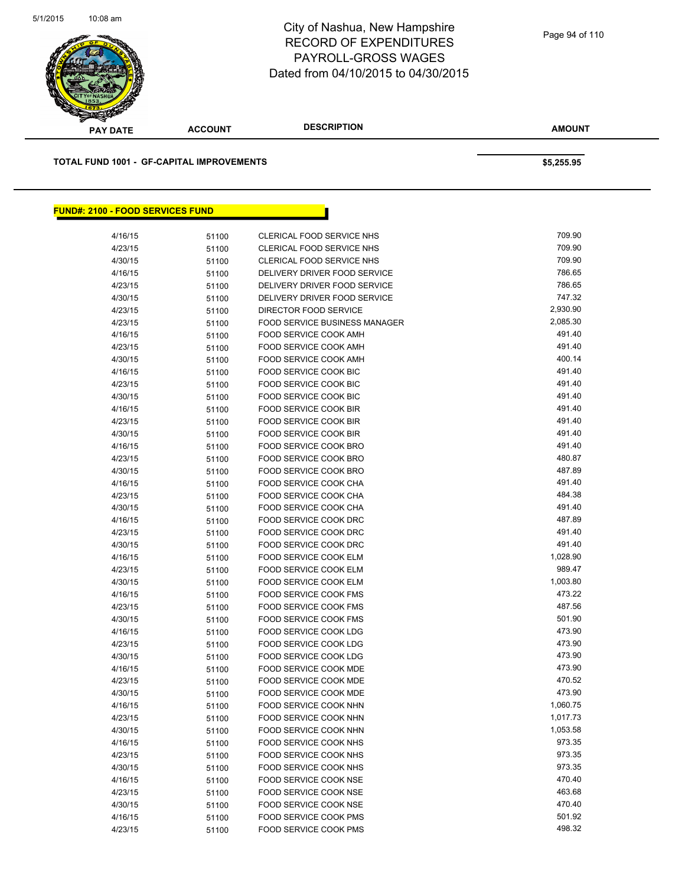City of Nashua, New Hampshire
RECORD OF EXPENDITURES
PAYROLL-GROSS WAGES
Dated from 04/10/2015 to 04/30/2015

**TOTAL FUND 1001 - GF-CAPITAL IMPROVEMENTS** $5,255.95

## FUND#: 2100 - FOOD SERVICES FUND

| PAY DATE | ACCOUNT | DESCRIPTION | AMOUNT |
|---|---|---|---|
| 4/16/15 | 51100 | CLERICAL FOOD SERVICE NHS | 709.90 |
| 4/23/15 | 51100 | CLERICAL FOOD SERVICE NHS | 709.90 |
| 4/30/15 | 51100 | CLERICAL FOOD SERVICE NHS | 709.90 |
| 4/16/15 | 51100 | DELIVERY DRIVER FOOD SERVICE | 786.65 |
| 4/23/15 | 51100 | DELIVERY DRIVER FOOD SERVICE | 786.65 |
| 4/30/15 | 51100 | DELIVERY DRIVER FOOD SERVICE | 747.32 |
| 4/23/15 | 51100 | DIRECTOR FOOD SERVICE | 2,930.90 |
| 4/23/15 | 51100 | FOOD SERVICE BUSINESS MANAGER | 2,085.30 |
| 4/16/15 | 51100 | FOOD SERVICE COOK AMH | 491.40 |
| 4/23/15 | 51100 | FOOD SERVICE COOK AMH | 491.40 |
| 4/30/15 | 51100 | FOOD SERVICE COOK AMH | 400.14 |
| 4/16/15 | 51100 | FOOD SERVICE COOK BIC | 491.40 |
| 4/23/15 | 51100 | FOOD SERVICE COOK BIC | 491.40 |
| 4/30/15 | 51100 | FOOD SERVICE COOK BIC | 491.40 |
| 4/16/15 | 51100 | FOOD SERVICE COOK BIR | 491.40 |
| 4/23/15 | 51100 | FOOD SERVICE COOK BIR | 491.40 |
| 4/30/15 | 51100 | FOOD SERVICE COOK BIR | 491.40 |
| 4/16/15 | 51100 | FOOD SERVICE COOK BRO | 491.40 |
| 4/23/15 | 51100 | FOOD SERVICE COOK BRO | 480.87 |
| 4/30/15 | 51100 | FOOD SERVICE COOK BRO | 487.89 |
| 4/16/15 | 51100 | FOOD SERVICE COOK CHA | 491.40 |
| 4/23/15 | 51100 | FOOD SERVICE COOK CHA | 484.38 |
| 4/30/15 | 51100 | FOOD SERVICE COOK CHA | 491.40 |
| 4/16/15 | 51100 | FOOD SERVICE COOK DRC | 487.89 |
| 4/23/15 | 51100 | FOOD SERVICE COOK DRC | 491.40 |
| 4/30/15 | 51100 | FOOD SERVICE COOK DRC | 491.40 |
| 4/16/15 | 51100 | FOOD SERVICE COOK ELM | 1,028.90 |
| 4/23/15 | 51100 | FOOD SERVICE COOK ELM | 989.47 |
| 4/30/15 | 51100 | FOOD SERVICE COOK ELM | 1,003.80 |
| 4/16/15 | 51100 | FOOD SERVICE COOK FMS | 473.22 |
| 4/23/15 | 51100 | FOOD SERVICE COOK FMS | 487.56 |
| 4/30/15 | 51100 | FOOD SERVICE COOK FMS | 501.90 |
| 4/16/15 | 51100 | FOOD SERVICE COOK LDG | 473.90 |
| 4/23/15 | 51100 | FOOD SERVICE COOK LDG | 473.90 |
| 4/30/15 | 51100 | FOOD SERVICE COOK LDG | 473.90 |
| 4/16/15 | 51100 | FOOD SERVICE COOK MDE | 473.90 |
| 4/23/15 | 51100 | FOOD SERVICE COOK MDE | 470.52 |
| 4/30/15 | 51100 | FOOD SERVICE COOK MDE | 473.90 |
| 4/16/15 | 51100 | FOOD SERVICE COOK NHN | 1,060.75 |
| 4/23/15 | 51100 | FOOD SERVICE COOK NHN | 1,017.73 |
| 4/30/15 | 51100 | FOOD SERVICE COOK NHN | 1,053.58 |
| 4/16/15 | 51100 | FOOD SERVICE COOK NHS | 973.35 |
| 4/23/15 | 51100 | FOOD SERVICE COOK NHS | 973.35 |
| 4/30/15 | 51100 | FOOD SERVICE COOK NHS | 973.35 |
| 4/16/15 | 51100 | FOOD SERVICE COOK NSE | 470.40 |
| 4/23/15 | 51100 | FOOD SERVICE COOK NSE | 463.68 |
| 4/30/15 | 51100 | FOOD SERVICE COOK NSE | 470.40 |
| 4/16/15 | 51100 | FOOD SERVICE COOK PMS | 501.92 |
| 4/23/15 | 51100 | FOOD SERVICE COOK PMS | 498.32 |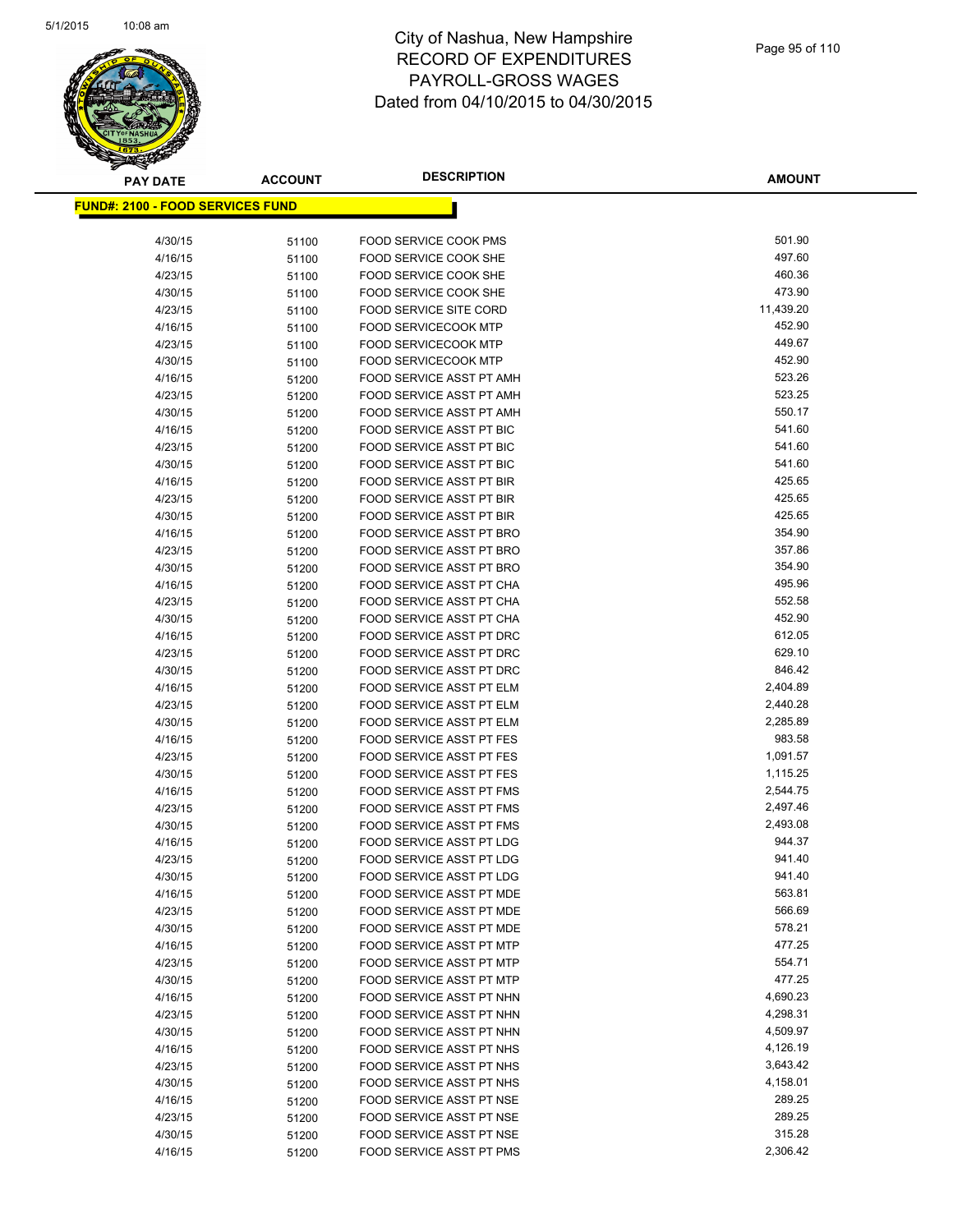# City of Nashua, New Hampshire
# RECORD OF EXPENDITURES
# PAYROLL-GROSS WAGES
# Dated from 04/10/2015 to 04/30/2015

**FUND#: 2100 - FOOD SERVICES FUND**

| PAY DATE | ACCOUNT | DESCRIPTION | AMOUNT |
|---|---|---|---|
| 4/30/15 | 51100 | FOOD SERVICE COOK PMS | 501.90 |
| 4/16/15 | 51100 | FOOD SERVICE COOK SHE | 497.60 |
| 4/23/15 | 51100 | FOOD SERVICE COOK SHE | 460.36 |
| 4/30/15 | 51100 | FOOD SERVICE COOK SHE | 473.90 |
| 4/23/15 | 51100 | FOOD SERVICE SITE CORD | 11,439.20 |
| 4/16/15 | 51100 | FOOD SERVICECOOK MTP | 452.90 |
| 4/23/15 | 51100 | FOOD SERVICECOOK MTP | 449.67 |
| 4/30/15 | 51100 | FOOD SERVICECOOK MTP | 452.90 |
| 4/16/15 | 51200 | FOOD SERVICE ASST PT AMH | 523.26 |
| 4/23/15 | 51200 | FOOD SERVICE ASST PT AMH | 523.25 |
| 4/30/15 | 51200 | FOOD SERVICE ASST PT AMH | 550.17 |
| 4/16/15 | 51200 | FOOD SERVICE ASST PT BIC | 541.60 |
| 4/23/15 | 51200 | FOOD SERVICE ASST PT BIC | 541.60 |
| 4/30/15 | 51200 | FOOD SERVICE ASST PT BIC | 541.60 |
| 4/16/15 | 51200 | FOOD SERVICE ASST PT BIR | 425.65 |
| 4/23/15 | 51200 | FOOD SERVICE ASST PT BIR | 425.65 |
| 4/30/15 | 51200 | FOOD SERVICE ASST PT BIR | 425.65 |
| 4/16/15 | 51200 | FOOD SERVICE ASST PT BRO | 354.90 |
| 4/23/15 | 51200 | FOOD SERVICE ASST PT BRO | 357.86 |
| 4/30/15 | 51200 | FOOD SERVICE ASST PT BRO | 354.90 |
| 4/16/15 | 51200 | FOOD SERVICE ASST PT CHA | 495.96 |
| 4/23/15 | 51200 | FOOD SERVICE ASST PT CHA | 552.58 |
| 4/30/15 | 51200 | FOOD SERVICE ASST PT CHA | 452.90 |
| 4/16/15 | 51200 | FOOD SERVICE ASST PT DRC | 612.05 |
| 4/23/15 | 51200 | FOOD SERVICE ASST PT DRC | 629.10 |
| 4/30/15 | 51200 | FOOD SERVICE ASST PT DRC | 846.42 |
| 4/16/15 | 51200 | FOOD SERVICE ASST PT ELM | 2,404.89 |
| 4/23/15 | 51200 | FOOD SERVICE ASST PT ELM | 2,440.28 |
| 4/30/15 | 51200 | FOOD SERVICE ASST PT ELM | 2,285.89 |
| 4/16/15 | 51200 | FOOD SERVICE ASST PT FES | 983.58 |
| 4/23/15 | 51200 | FOOD SERVICE ASST PT FES | 1,091.57 |
| 4/30/15 | 51200 | FOOD SERVICE ASST PT FES | 1,115.25 |
| 4/16/15 | 51200 | FOOD SERVICE ASST PT FMS | 2,544.75 |
| 4/23/15 | 51200 | FOOD SERVICE ASST PT FMS | 2,497.46 |
| 4/30/15 | 51200 | FOOD SERVICE ASST PT FMS | 2,493.08 |
| 4/16/15 | 51200 | FOOD SERVICE ASST PT LDG | 944.37 |
| 4/23/15 | 51200 | FOOD SERVICE ASST PT LDG | 941.40 |
| 4/30/15 | 51200 | FOOD SERVICE ASST PT LDG | 941.40 |
| 4/16/15 | 51200 | FOOD SERVICE ASST PT MDE | 563.81 |
| 4/23/15 | 51200 | FOOD SERVICE ASST PT MDE | 566.69 |
| 4/30/15 | 51200 | FOOD SERVICE ASST PT MDE | 578.21 |
| 4/16/15 | 51200 | FOOD SERVICE ASST PT MTP | 477.25 |
| 4/23/15 | 51200 | FOOD SERVICE ASST PT MTP | 554.71 |
| 4/30/15 | 51200 | FOOD SERVICE ASST PT MTP | 477.25 |
| 4/16/15 | 51200 | FOOD SERVICE ASST PT NHN | 4,690.23 |
| 4/23/15 | 51200 | FOOD SERVICE ASST PT NHN | 4,298.31 |
| 4/30/15 | 51200 | FOOD SERVICE ASST PT NHN | 4,509.97 |
| 4/16/15 | 51200 | FOOD SERVICE ASST PT NHS | 4,126.19 |
| 4/23/15 | 51200 | FOOD SERVICE ASST PT NHS | 3,643.42 |
| 4/30/15 | 51200 | FOOD SERVICE ASST PT NHS | 4,158.01 |
| 4/16/15 | 51200 | FOOD SERVICE ASST PT NSE | 289.25 |
| 4/23/15 | 51200 | FOOD SERVICE ASST PT NSE | 289.25 |
| 4/30/15 | 51200 | FOOD SERVICE ASST PT NSE | 315.28 |
| 4/16/15 | 51200 | FOOD SERVICE ASST PT PMS | 2,306.42 |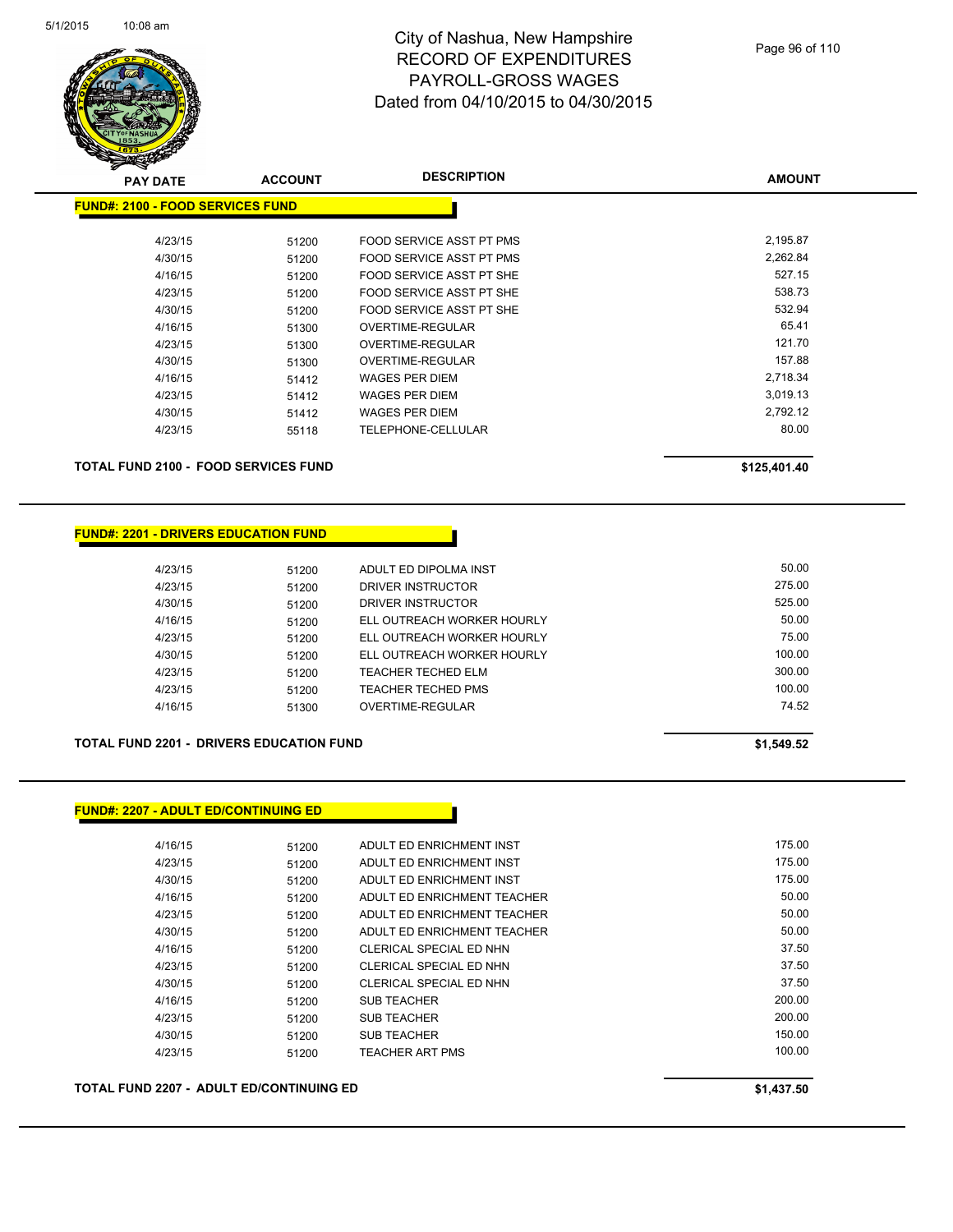# City of Nashua, New Hampshire
# RECORD OF EXPENDITURES
# PAYROLL-GROSS WAGES
# Dated from 04/10/2015 to 04/30/2015

| PAY DATE | ACCOUNT | DESCRIPTION | AMOUNT |
|---|---|---|---|

**FUND#: 2100 - FOOD SERVICES FUND**

| PAY DATE | ACCOUNT | DESCRIPTION | AMOUNT |
|---|---|---|---|
| 4/23/15 | 51200 | FOOD SERVICE ASST PT PMS | 2,195.87 |
| 4/30/15 | 51200 | FOOD SERVICE ASST PT PMS | 2,262.84 |
| 4/16/15 | 51200 | FOOD SERVICE ASST PT SHE | 527.15 |
| 4/23/15 | 51200 | FOOD SERVICE ASST PT SHE | 538.73 |
| 4/30/15 | 51200 | FOOD SERVICE ASST PT SHE | 532.94 |
| 4/16/15 | 51300 | OVERTIME-REGULAR | 65.41 |
| 4/23/15 | 51300 | OVERTIME-REGULAR | 121.70 |
| 4/30/15 | 51300 | OVERTIME-REGULAR | 157.88 |
| 4/16/15 | 51412 | WAGES PER DIEM | 2,718.34 |
| 4/23/15 | 51412 | WAGES PER DIEM | 3,019.13 |
| 4/30/15 | 51412 | WAGES PER DIEM | 2,792.12 |
| 4/23/15 | 55118 | TELEPHONE-CELLULAR | 80.00 |

**TOTAL FUND 2100 - FOOD SERVICES FUND** **$125,401.40**

**FUND#: 2201 - DRIVERS EDUCATION FUND**

| PAY DATE | ACCOUNT | DESCRIPTION | AMOUNT |
|---|---|---|---|
| 4/23/15 | 51200 | ADULT ED DIPOLMA INST | 50.00 |
| 4/23/15 | 51200 | DRIVER INSTRUCTOR | 275.00 |
| 4/30/15 | 51200 | DRIVER INSTRUCTOR | 525.00 |
| 4/16/15 | 51200 | ELL OUTREACH WORKER HOURLY | 50.00 |
| 4/23/15 | 51200 | ELL OUTREACH WORKER HOURLY | 75.00 |
| 4/30/15 | 51200 | ELL OUTREACH WORKER HOURLY | 100.00 |
| 4/23/15 | 51200 | TEACHER TECHED ELM | 300.00 |
| 4/23/15 | 51200 | TEACHER TECHED PMS | 100.00 |
| 4/16/15 | 51300 | OVERTIME-REGULAR | 74.52 |

**TOTAL FUND 2201 - DRIVERS EDUCATION FUND** **$1,549.52**

**FUND#: 2207 - ADULT ED/CONTINUING ED**

| PAY DATE | ACCOUNT | DESCRIPTION | AMOUNT |
|---|---|---|---|
| 4/16/15 | 51200 | ADULT ED ENRICHMENT INST | 175.00 |
| 4/23/15 | 51200 | ADULT ED ENRICHMENT INST | 175.00 |
| 4/30/15 | 51200 | ADULT ED ENRICHMENT INST | 175.00 |
| 4/16/15 | 51200 | ADULT ED ENRICHMENT TEACHER | 50.00 |
| 4/23/15 | 51200 | ADULT ED ENRICHMENT TEACHER | 50.00 |
| 4/30/15 | 51200 | ADULT ED ENRICHMENT TEACHER | 50.00 |
| 4/16/15 | 51200 | CLERICAL SPECIAL ED NHN | 37.50 |
| 4/23/15 | 51200 | CLERICAL SPECIAL ED NHN | 37.50 |
| 4/30/15 | 51200 | CLERICAL SPECIAL ED NHN | 37.50 |
| 4/16/15 | 51200 | SUB TEACHER | 200.00 |
| 4/23/15 | 51200 | SUB TEACHER | 200.00 |
| 4/30/15 | 51200 | SUB TEACHER | 150.00 |
| 4/23/15 | 51200 | TEACHER ART PMS | 100.00 |

**TOTAL FUND 2207 - ADULT ED/CONTINUING ED** **$1,437.50**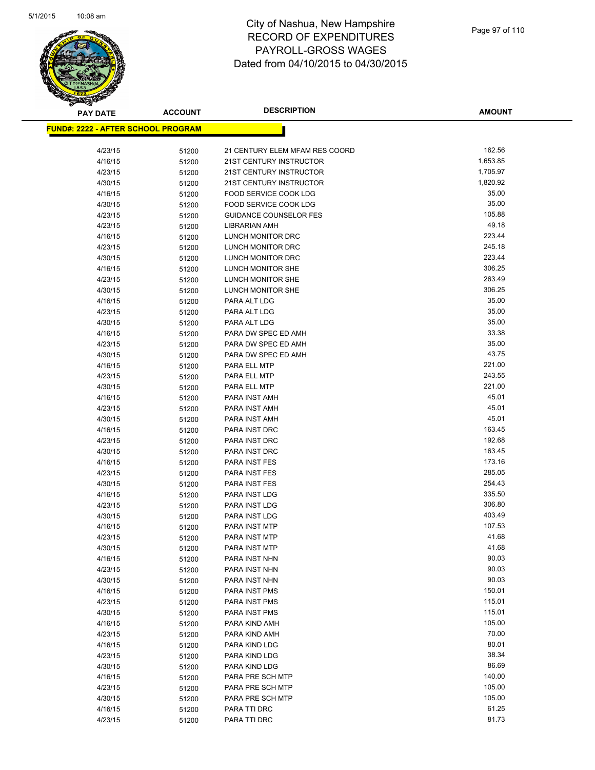# City of Nashua, New Hampshire
# RECORD OF EXPENDITURES
# PAYROLL-GROSS WAGES
# Dated from 04/10/2015 to 04/30/2015

**FUND#: 2222 - AFTER SCHOOL PROGRAM**

| PAY DATE | ACCOUNT | DESCRIPTION | AMOUNT |
|---|---|---|---|
| 4/23/15 | 51200 | 21 CENTURY ELEM MFAM RES COORD | 162.56 |
| 4/16/15 | 51200 | 21ST CENTURY INSTRUCTOR | 1,653.85 |
| 4/23/15 | 51200 | 21ST CENTURY INSTRUCTOR | 1,705.97 |
| 4/30/15 | 51200 | 21ST CENTURY INSTRUCTOR | 1,820.92 |
| 4/16/15 | 51200 | FOOD SERVICE COOK LDG | 35.00 |
| 4/30/15 | 51200 | FOOD SERVICE COOK LDG | 35.00 |
| 4/23/15 | 51200 | GUIDANCE COUNSELOR FES | 105.88 |
| 4/23/15 | 51200 | LIBRARIAN AMH | 49.18 |
| 4/16/15 | 51200 | LUNCH MONITOR DRC | 223.44 |
| 4/23/15 | 51200 | LUNCH MONITOR DRC | 245.18 |
| 4/30/15 | 51200 | LUNCH MONITOR DRC | 223.44 |
| 4/16/15 | 51200 | LUNCH MONITOR SHE | 306.25 |
| 4/23/15 | 51200 | LUNCH MONITOR SHE | 263.49 |
| 4/30/15 | 51200 | LUNCH MONITOR SHE | 306.25 |
| 4/16/15 | 51200 | PARA ALT LDG | 35.00 |
| 4/23/15 | 51200 | PARA ALT LDG | 35.00 |
| 4/30/15 | 51200 | PARA ALT LDG | 35.00 |
| 4/16/15 | 51200 | PARA DW SPEC ED AMH | 33.38 |
| 4/23/15 | 51200 | PARA DW SPEC ED AMH | 35.00 |
| 4/30/15 | 51200 | PARA DW SPEC ED AMH | 43.75 |
| 4/16/15 | 51200 | PARA ELL MTP | 221.00 |
| 4/23/15 | 51200 | PARA ELL MTP | 243.55 |
| 4/30/15 | 51200 | PARA ELL MTP | 221.00 |
| 4/16/15 | 51200 | PARA INST AMH | 45.01 |
| 4/23/15 | 51200 | PARA INST AMH | 45.01 |
| 4/30/15 | 51200 | PARA INST AMH | 45.01 |
| 4/16/15 | 51200 | PARA INST DRC | 163.45 |
| 4/23/15 | 51200 | PARA INST DRC | 192.68 |
| 4/30/15 | 51200 | PARA INST DRC | 163.45 |
| 4/16/15 | 51200 | PARA INST FES | 173.16 |
| 4/23/15 | 51200 | PARA INST FES | 285.05 |
| 4/30/15 | 51200 | PARA INST FES | 254.43 |
| 4/16/15 | 51200 | PARA INST LDG | 335.50 |
| 4/23/15 | 51200 | PARA INST LDG | 306.80 |
| 4/30/15 | 51200 | PARA INST LDG | 403.49 |
| 4/16/15 | 51200 | PARA INST MTP | 107.53 |
| 4/23/15 | 51200 | PARA INST MTP | 41.68 |
| 4/30/15 | 51200 | PARA INST MTP | 41.68 |
| 4/16/15 | 51200 | PARA INST NHN | 90.03 |
| 4/23/15 | 51200 | PARA INST NHN | 90.03 |
| 4/30/15 | 51200 | PARA INST NHN | 90.03 |
| 4/16/15 | 51200 | PARA INST PMS | 150.01 |
| 4/23/15 | 51200 | PARA INST PMS | 115.01 |
| 4/30/15 | 51200 | PARA INST PMS | 115.01 |
| 4/16/15 | 51200 | PARA KIND AMH | 105.00 |
| 4/23/15 | 51200 | PARA KIND AMH | 70.00 |
| 4/16/15 | 51200 | PARA KIND LDG | 80.01 |
| 4/23/15 | 51200 | PARA KIND LDG | 38.34 |
| 4/30/15 | 51200 | PARA KIND LDG | 86.69 |
| 4/16/15 | 51200 | PARA PRE SCH MTP | 140.00 |
| 4/23/15 | 51200 | PARA PRE SCH MTP | 105.00 |
| 4/30/15 | 51200 | PARA PRE SCH MTP | 105.00 |
| 4/16/15 | 51200 | PARA TTI DRC | 61.25 |
| 4/23/15 | 51200 | PARA TTI DRC | 81.73 |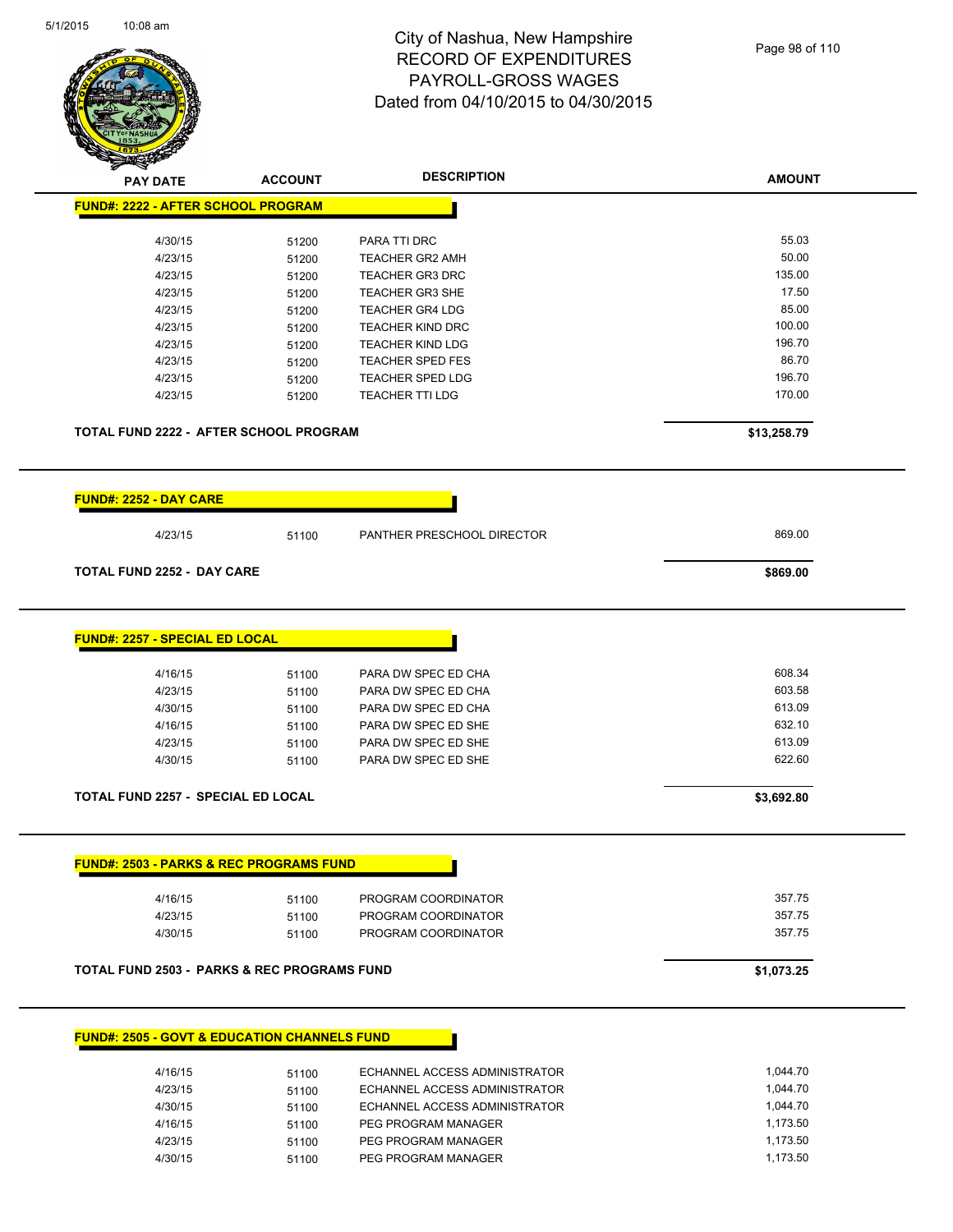City of Nashua, New Hampshire
RECORD OF EXPENDITURES
PAYROLL-GROSS WAGES
Dated from 04/10/2015 to 04/30/2015

5/1/2015 10:08 am

## FUND#: 2222 - AFTER SCHOOL PROGRAM

| PAY DATE | ACCOUNT | DESCRIPTION | AMOUNT |
|---|---|---|---|
| 4/30/15 | 51200 | PARA TTI DRC | 55.03 |
| 4/23/15 | 51200 | TEACHER GR2 AMH | 50.00 |
| 4/23/15 | 51200 | TEACHER GR3 DRC | 135.00 |
| 4/23/15 | 51200 | TEACHER GR3 SHE | 17.50 |
| 4/23/15 | 51200 | TEACHER GR4 LDG | 85.00 |
| 4/23/15 | 51200 | TEACHER KIND DRC | 100.00 |
| 4/23/15 | 51200 | TEACHER KIND LDG | 196.70 |
| 4/23/15 | 51200 | TEACHER SPED FES | 86.70 |
| 4/23/15 | 51200 | TEACHER SPED LDG | 196.70 |
| 4/23/15 | 51200 | TEACHER TTI LDG | 170.00 |

**TOTAL FUND 2222 - AFTER SCHOOL PROGRAM** **$13,258.79**

## FUND#: 2252 - DAY CARE

| PAY DATE | ACCOUNT | DESCRIPTION | AMOUNT |
|---|---|---|---|
| 4/23/15 | 51100 | PANTHER PRESCHOOL DIRECTOR | 869.00 |

**TOTAL FUND 2252 - DAY CARE** **$869.00**

## FUND#: 2257 - SPECIAL ED LOCAL

| PAY DATE | ACCOUNT | DESCRIPTION | AMOUNT |
|---|---|---|---|
| 4/16/15 | 51100 | PARA DW SPEC ED CHA | 608.34 |
| 4/23/15 | 51100 | PARA DW SPEC ED CHA | 603.58 |
| 4/30/15 | 51100 | PARA DW SPEC ED CHA | 613.09 |
| 4/16/15 | 51100 | PARA DW SPEC ED SHE | 632.10 |
| 4/23/15 | 51100 | PARA DW SPEC ED SHE | 613.09 |
| 4/30/15 | 51100 | PARA DW SPEC ED SHE | 622.60 |

**TOTAL FUND 2257 - SPECIAL ED LOCAL** **$3,692.80**

## FUND#: 2503 - PARKS & REC PROGRAMS FUND

| PAY DATE | ACCOUNT | DESCRIPTION | AMOUNT |
|---|---|---|---|
| 4/16/15 | 51100 | PROGRAM COORDINATOR | 357.75 |
| 4/23/15 | 51100 | PROGRAM COORDINATOR | 357.75 |
| 4/30/15 | 51100 | PROGRAM COORDINATOR | 357.75 |

**TOTAL FUND 2503 - PARKS & REC PROGRAMS FUND** **$1,073.25**

## FUND#: 2505 - GOVT & EDUCATION CHANNELS FUND

| PAY DATE | ACCOUNT | DESCRIPTION | AMOUNT |
|---|---|---|---|
| 4/16/15 | 51100 | ECHANNEL ACCESS ADMINISTRATOR | 1,044.70 |
| 4/23/15 | 51100 | ECHANNEL ACCESS ADMINISTRATOR | 1,044.70 |
| 4/30/15 | 51100 | ECHANNEL ACCESS ADMINISTRATOR | 1,044.70 |
| 4/16/15 | 51100 | PEG PROGRAM MANAGER | 1,173.50 |
| 4/23/15 | 51100 | PEG PROGRAM MANAGER | 1,173.50 |
| 4/30/15 | 51100 | PEG PROGRAM MANAGER | 1,173.50 |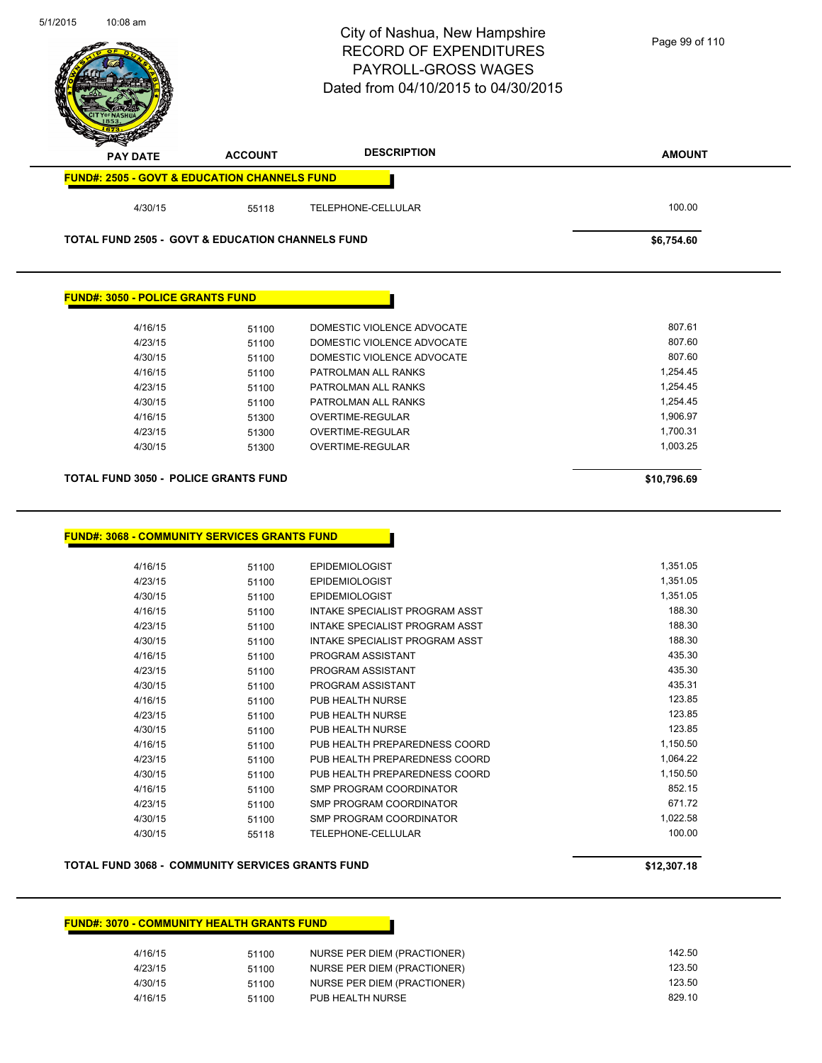# City of Nashua, New Hampshire
## RECORD OF EXPENDITURES
## PAYROLL-GROSS WAGES
## Dated from 04/10/2015 to 04/30/2015

| PAY DATE | ACCOUNT | DESCRIPTION | AMOUNT |
|---|---|---|---|
| **FUND#: 2505 - GOVT & EDUCATION CHANNELS FUND** | | | |
| 4/30/15 | 55118 | TELEPHONE-CELLULAR | 100.00 |
| **TOTAL FUND 2505 - GOVT & EDUCATION CHANNELS FUND** | | | **$6,754.60** |

| PAY DATE | ACCOUNT | DESCRIPTION | AMOUNT |
|---|---|---|---|
| **FUND#: 3050 - POLICE GRANTS FUND** | | | |
| 4/16/15 | 51100 | DOMESTIC VIOLENCE ADVOCATE | 807.61 |
| 4/23/15 | 51100 | DOMESTIC VIOLENCE ADVOCATE | 807.60 |
| 4/30/15 | 51100 | DOMESTIC VIOLENCE ADVOCATE | 807.60 |
| 4/16/15 | 51100 | PATROLMAN ALL RANKS | 1,254.45 |
| 4/23/15 | 51100 | PATROLMAN ALL RANKS | 1,254.45 |
| 4/30/15 | 51100 | PATROLMAN ALL RANKS | 1,254.45 |
| 4/16/15 | 51300 | OVERTIME-REGULAR | 1,906.97 |
| 4/23/15 | 51300 | OVERTIME-REGULAR | 1,700.31 |
| 4/30/15 | 51300 | OVERTIME-REGULAR | 1,003.25 |
| **TOTAL FUND 3050 - POLICE GRANTS FUND** | | | **$10,796.69** |

| PAY DATE | ACCOUNT | DESCRIPTION | AMOUNT |
|---|---|---|---|
| **FUND#: 3068 - COMMUNITY SERVICES GRANTS FUND** | | | |
| 4/16/15 | 51100 | EPIDEMIOLOGIST | 1,351.05 |
| 4/23/15 | 51100 | EPIDEMIOLOGIST | 1,351.05 |
| 4/30/15 | 51100 | EPIDEMIOLOGIST | 1,351.05 |
| 4/16/15 | 51100 | INTAKE SPECIALIST PROGRAM ASST | 188.30 |
| 4/23/15 | 51100 | INTAKE SPECIALIST PROGRAM ASST | 188.30 |
| 4/30/15 | 51100 | INTAKE SPECIALIST PROGRAM ASST | 188.30 |
| 4/16/15 | 51100 | PROGRAM ASSISTANT | 435.30 |
| 4/23/15 | 51100 | PROGRAM ASSISTANT | 435.30 |
| 4/30/15 | 51100 | PROGRAM ASSISTANT | 435.31 |
| 4/16/15 | 51100 | PUB HEALTH NURSE | 123.85 |
| 4/23/15 | 51100 | PUB HEALTH NURSE | 123.85 |
| 4/30/15 | 51100 | PUB HEALTH NURSE | 123.85 |
| 4/16/15 | 51100 | PUB HEALTH PREPAREDNESS COORD | 1,150.50 |
| 4/23/15 | 51100 | PUB HEALTH PREPAREDNESS COORD | 1,064.22 |
| 4/30/15 | 51100 | PUB HEALTH PREPAREDNESS COORD | 1,150.50 |
| 4/16/15 | 51100 | SMP PROGRAM COORDINATOR | 852.15 |
| 4/23/15 | 51100 | SMP PROGRAM COORDINATOR | 671.72 |
| 4/30/15 | 51100 | SMP PROGRAM COORDINATOR | 1,022.58 |
| 4/30/15 | 55118 | TELEPHONE-CELLULAR | 100.00 |
| **TOTAL FUND 3068 - COMMUNITY SERVICES GRANTS FUND** | | | **$12,307.18** |

| PAY DATE | ACCOUNT | DESCRIPTION | AMOUNT |
|---|---|---|---|
| **FUND#: 3070 - COMMUNITY HEALTH GRANTS FUND** | | | |
| 4/16/15 | 51100 | NURSE PER DIEM (PRACTIONER) | 142.50 |
| 4/23/15 | 51100 | NURSE PER DIEM (PRACTIONER) | 123.50 |
| 4/30/15 | 51100 | NURSE PER DIEM (PRACTIONER) | 123.50 |
| 4/16/15 | 51100 | PUB HEALTH NURSE | 829.10 |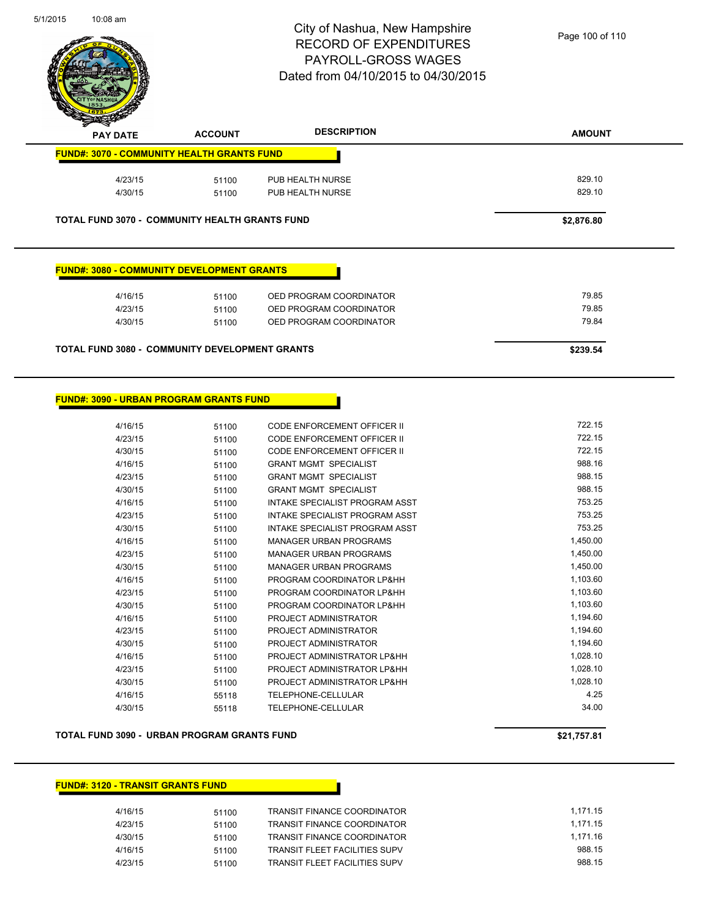# City of Nashua, New Hampshire
## RECORD OF EXPENDITURES
## PAYROLL-GROSS WAGES
## Dated from 04/10/2015 to 04/30/2015

| PAY DATE | ACCOUNT | DESCRIPTION | AMOUNT |
|---|---|---|---|
| **FUND#: 3070 - COMMUNITY HEALTH GRANTS FUND** | | | |
| 4/23/15 | 51100 | PUB HEALTH NURSE | 829.10 |
| 4/30/15 | 51100 | PUB HEALTH NURSE | 829.10 |
| **TOTAL FUND 3070 - COMMUNITY HEALTH GRANTS FUND** | | | **$2,876.80** |

| PAY DATE | ACCOUNT | DESCRIPTION | AMOUNT |
|---|---|---|---|
| **FUND#: 3080 - COMMUNITY DEVELOPMENT GRANTS** | | | |
| 4/16/15 | 51100 | OED PROGRAM COORDINATOR | 79.85 |
| 4/23/15 | 51100 | OED PROGRAM COORDINATOR | 79.85 |
| 4/30/15 | 51100 | OED PROGRAM COORDINATOR | 79.84 |
| **TOTAL FUND 3080 - COMMUNITY DEVELOPMENT GRANTS** | | | **$239.54** |

| PAY DATE | ACCOUNT | DESCRIPTION | AMOUNT |
|---|---|---|---|
| **FUND#: 3090 - URBAN PROGRAM GRANTS FUND** | | | |
| 4/16/15 | 51100 | CODE ENFORCEMENT OFFICER II | 722.15 |
| 4/23/15 | 51100 | CODE ENFORCEMENT OFFICER II | 722.15 |
| 4/30/15 | 51100 | CODE ENFORCEMENT OFFICER II | 722.15 |
| 4/16/15 | 51100 | GRANT MGMT SPECIALIST | 988.16 |
| 4/23/15 | 51100 | GRANT MGMT SPECIALIST | 988.15 |
| 4/30/15 | 51100 | GRANT MGMT SPECIALIST | 988.15 |
| 4/16/15 | 51100 | INTAKE SPECIALIST PROGRAM ASST | 753.25 |
| 4/23/15 | 51100 | INTAKE SPECIALIST PROGRAM ASST | 753.25 |
| 4/30/15 | 51100 | INTAKE SPECIALIST PROGRAM ASST | 753.25 |
| 4/16/15 | 51100 | MANAGER URBAN PROGRAMS | 1,450.00 |
| 4/23/15 | 51100 | MANAGER URBAN PROGRAMS | 1,450.00 |
| 4/30/15 | 51100 | MANAGER URBAN PROGRAMS | 1,450.00 |
| 4/16/15 | 51100 | PROGRAM COORDINATOR LP&HH | 1,103.60 |
| 4/23/15 | 51100 | PROGRAM COORDINATOR LP&HH | 1,103.60 |
| 4/30/15 | 51100 | PROGRAM COORDINATOR LP&HH | 1,103.60 |
| 4/16/15 | 51100 | PROJECT ADMINISTRATOR | 1,194.60 |
| 4/23/15 | 51100 | PROJECT ADMINISTRATOR | 1,194.60 |
| 4/30/15 | 51100 | PROJECT ADMINISTRATOR | 1,194.60 |
| 4/16/15 | 51100 | PROJECT ADMINISTRATOR LP&HH | 1,028.10 |
| 4/23/15 | 51100 | PROJECT ADMINISTRATOR LP&HH | 1,028.10 |
| 4/30/15 | 51100 | PROJECT ADMINISTRATOR LP&HH | 1,028.10 |
| 4/16/15 | 55118 | TELEPHONE-CELLULAR | 4.25 |
| 4/30/15 | 55118 | TELEPHONE-CELLULAR | 34.00 |
| **TOTAL FUND 3090 - URBAN PROGRAM GRANTS FUND** | | | **$21,757.81** |

| PAY DATE | ACCOUNT | DESCRIPTION | AMOUNT |
|---|---|---|---|
| **FUND#: 3120 - TRANSIT GRANTS FUND** | | | |
| 4/16/15 | 51100 | TRANSIT FINANCE COORDINATOR | 1,171.15 |
| 4/23/15 | 51100 | TRANSIT FINANCE COORDINATOR | 1,171.15 |
| 4/30/15 | 51100 | TRANSIT FINANCE COORDINATOR | 1,171.16 |
| 4/16/15 | 51100 | TRANSIT FLEET FACILITIES SUPV | 988.15 |
| 4/23/15 | 51100 | TRANSIT FLEET FACILITIES SUPV | 988.15 |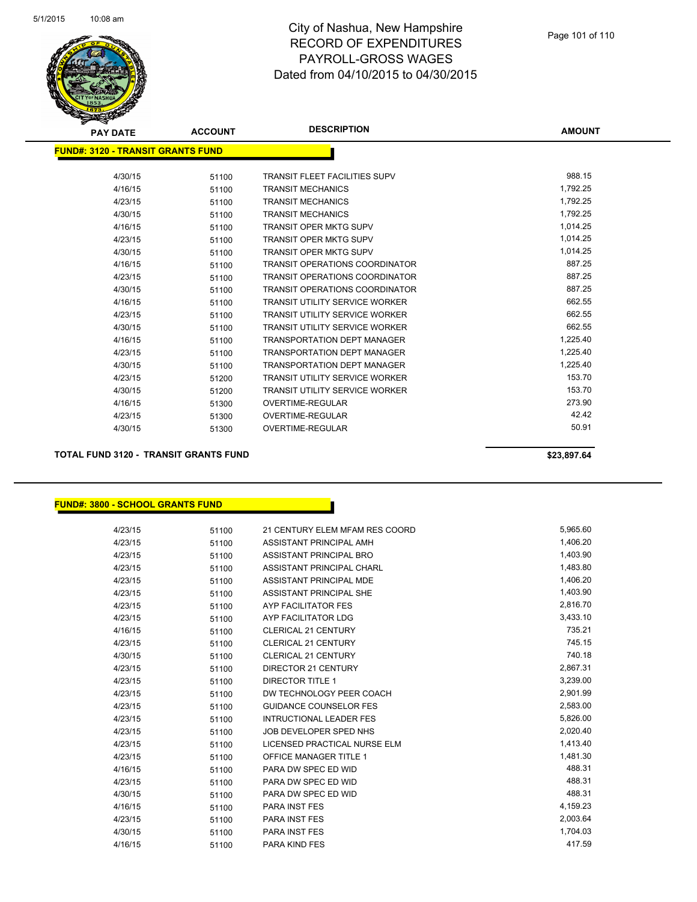# City of Nashua, New Hampshire
# RECORD OF EXPENDITURES
# PAYROLL-GROSS WAGES
# Dated from 04/10/2015 to 04/30/2015

| PAY DATE | ACCOUNT | DESCRIPTION | AMOUNT |
|---|---|---|---|

**FUND#: 3120 - TRANSIT GRANTS FUND**

| PAY DATE | ACCOUNT | DESCRIPTION | AMOUNT |
|---|---|---|---|
| 4/30/15 | 51100 | TRANSIT FLEET FACILITIES SUPV | 988.15 |
| 4/16/15 | 51100 | TRANSIT MECHANICS | 1,792.25 |
| 4/23/15 | 51100 | TRANSIT MECHANICS | 1,792.25 |
| 4/30/15 | 51100 | TRANSIT MECHANICS | 1,792.25 |
| 4/16/15 | 51100 | TRANSIT OPER MKTG SUPV | 1,014.25 |
| 4/23/15 | 51100 | TRANSIT OPER MKTG SUPV | 1,014.25 |
| 4/30/15 | 51100 | TRANSIT OPER MKTG SUPV | 1,014.25 |
| 4/16/15 | 51100 | TRANSIT OPERATIONS COORDINATOR | 887.25 |
| 4/23/15 | 51100 | TRANSIT OPERATIONS COORDINATOR | 887.25 |
| 4/30/15 | 51100 | TRANSIT OPERATIONS COORDINATOR | 887.25 |
| 4/16/15 | 51100 | TRANSIT UTILITY SERVICE WORKER | 662.55 |
| 4/23/15 | 51100 | TRANSIT UTILITY SERVICE WORKER | 662.55 |
| 4/30/15 | 51100 | TRANSIT UTILITY SERVICE WORKER | 662.55 |
| 4/16/15 | 51100 | TRANSPORTATION DEPT MANAGER | 1,225.40 |
| 4/23/15 | 51100 | TRANSPORTATION DEPT MANAGER | 1,225.40 |
| 4/30/15 | 51100 | TRANSPORTATION DEPT MANAGER | 1,225.40 |
| 4/23/15 | 51200 | TRANSIT UTILITY SERVICE WORKER | 153.70 |
| 4/30/15 | 51200 | TRANSIT UTILITY SERVICE WORKER | 153.70 |
| 4/16/15 | 51300 | OVERTIME-REGULAR | 273.90 |
| 4/23/15 | 51300 | OVERTIME-REGULAR | 42.42 |
| 4/30/15 | 51300 | OVERTIME-REGULAR | 50.91 |

**TOTAL FUND 3120 - TRANSIT GRANTS FUND** **$23,897.64**

**FUND#: 3800 - SCHOOL GRANTS FUND**

| PAY DATE | ACCOUNT | DESCRIPTION | AMOUNT |
|---|---|---|---|
| 4/23/15 | 51100 | 21 CENTURY ELEM MFAM RES COORD | 5,965.60 |
| 4/23/15 | 51100 | ASSISTANT PRINCIPAL AMH | 1,406.20 |
| 4/23/15 | 51100 | ASSISTANT PRINCIPAL BRO | 1,403.90 |
| 4/23/15 | 51100 | ASSISTANT PRINCIPAL CHARL | 1,483.80 |
| 4/23/15 | 51100 | ASSISTANT PRINCIPAL MDE | 1,406.20 |
| 4/23/15 | 51100 | ASSISTANT PRINCIPAL SHE | 1,403.90 |
| 4/23/15 | 51100 | AYP FACILITATOR FES | 2,816.70 |
| 4/23/15 | 51100 | AYP FACILITATOR LDG | 3,433.10 |
| 4/16/15 | 51100 | CLERICAL 21 CENTURY | 735.21 |
| 4/23/15 | 51100 | CLERICAL 21 CENTURY | 745.15 |
| 4/30/15 | 51100 | CLERICAL 21 CENTURY | 740.18 |
| 4/23/15 | 51100 | DIRECTOR 21 CENTURY | 2,867.31 |
| 4/23/15 | 51100 | DIRECTOR TITLE 1 | 3,239.00 |
| 4/23/15 | 51100 | DW TECHNOLOGY PEER COACH | 2,901.99 |
| 4/23/15 | 51100 | GUIDANCE COUNSELOR FES | 2,583.00 |
| 4/23/15 | 51100 | INTRUCTIONAL LEADER FES | 5,826.00 |
| 4/23/15 | 51100 | JOB DEVELOPER SPED NHS | 2,020.40 |
| 4/23/15 | 51100 | LICENSED PRACTICAL NURSE ELM | 1,413.40 |
| 4/23/15 | 51100 | OFFICE MANAGER TITLE 1 | 1,481.30 |
| 4/16/15 | 51100 | PARA DW SPEC ED WID | 488.31 |
| 4/23/15 | 51100 | PARA DW SPEC ED WID | 488.31 |
| 4/30/15 | 51100 | PARA DW SPEC ED WID | 488.31 |
| 4/16/15 | 51100 | PARA INST FES | 4,159.23 |
| 4/23/15 | 51100 | PARA INST FES | 2,003.64 |
| 4/30/15 | 51100 | PARA INST FES | 1,704.03 |
| 4/16/15 | 51100 | PARA KIND FES | 417.59 |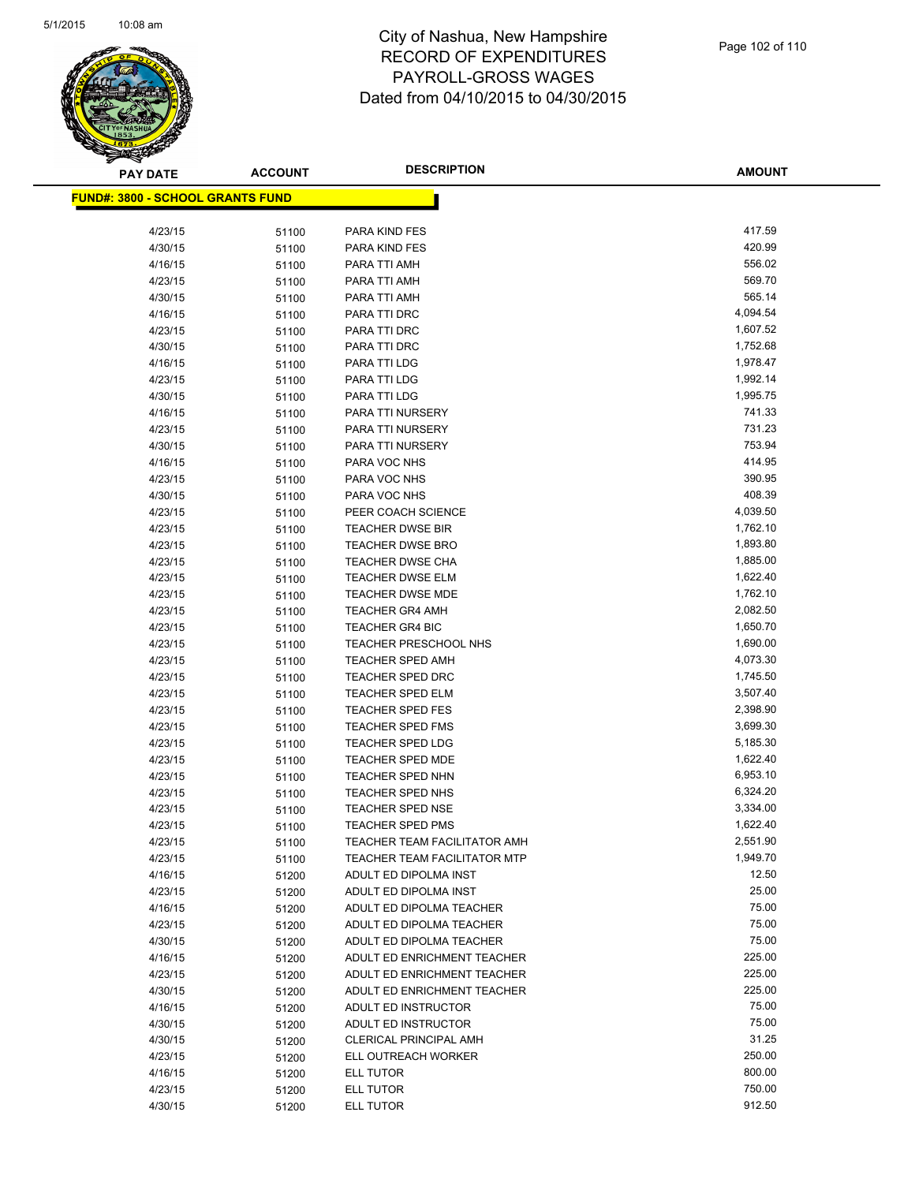# City of Nashua, New Hampshire
# RECORD OF EXPENDITURES
# PAYROLL-GROSS WAGES
# Dated from 04/10/2015 to 04/30/2015

**FUND#: 3800 - SCHOOL GRANTS FUND**

| PAY DATE | ACCOUNT | DESCRIPTION | AMOUNT |
|---|---|---|---|
| 4/23/15 | 51100 | PARA KIND FES | 417.59 |
| 4/30/15 | 51100 | PARA KIND FES | 420.99 |
| 4/16/15 | 51100 | PARA TTI AMH | 556.02 |
| 4/23/15 | 51100 | PARA TTI AMH | 569.70 |
| 4/30/15 | 51100 | PARA TTI AMH | 565.14 |
| 4/16/15 | 51100 | PARA TTI DRC | 4,094.54 |
| 4/23/15 | 51100 | PARA TTI DRC | 1,607.52 |
| 4/30/15 | 51100 | PARA TTI DRC | 1,752.68 |
| 4/16/15 | 51100 | PARA TTI LDG | 1,978.47 |
| 4/23/15 | 51100 | PARA TTI LDG | 1,992.14 |
| 4/30/15 | 51100 | PARA TTI LDG | 1,995.75 |
| 4/16/15 | 51100 | PARA TTI NURSERY | 741.33 |
| 4/23/15 | 51100 | PARA TTI NURSERY | 731.23 |
| 4/30/15 | 51100 | PARA TTI NURSERY | 753.94 |
| 4/16/15 | 51100 | PARA VOC NHS | 414.95 |
| 4/23/15 | 51100 | PARA VOC NHS | 390.95 |
| 4/30/15 | 51100 | PARA VOC NHS | 408.39 |
| 4/23/15 | 51100 | PEER COACH SCIENCE | 4,039.50 |
| 4/23/15 | 51100 | TEACHER DWSE BIR | 1,762.10 |
| 4/23/15 | 51100 | TEACHER DWSE BRO | 1,893.80 |
| 4/23/15 | 51100 | TEACHER DWSE CHA | 1,885.00 |
| 4/23/15 | 51100 | TEACHER DWSE ELM | 1,622.40 |
| 4/23/15 | 51100 | TEACHER DWSE MDE | 1,762.10 |
| 4/23/15 | 51100 | TEACHER GR4 AMH | 2,082.50 |
| 4/23/15 | 51100 | TEACHER GR4 BIC | 1,650.70 |
| 4/23/15 | 51100 | TEACHER PRESCHOOL NHS | 1,690.00 |
| 4/23/15 | 51100 | TEACHER SPED AMH | 4,073.30 |
| 4/23/15 | 51100 | TEACHER SPED DRC | 1,745.50 |
| 4/23/15 | 51100 | TEACHER SPED ELM | 3,507.40 |
| 4/23/15 | 51100 | TEACHER SPED FES | 2,398.90 |
| 4/23/15 | 51100 | TEACHER SPED FMS | 3,699.30 |
| 4/23/15 | 51100 | TEACHER SPED LDG | 5,185.30 |
| 4/23/15 | 51100 | TEACHER SPED MDE | 1,622.40 |
| 4/23/15 | 51100 | TEACHER SPED NHN | 6,953.10 |
| 4/23/15 | 51100 | TEACHER SPED NHS | 6,324.20 |
| 4/23/15 | 51100 | TEACHER SPED NSE | 3,334.00 |
| 4/23/15 | 51100 | TEACHER SPED PMS | 1,622.40 |
| 4/23/15 | 51100 | TEACHER TEAM FACILITATOR AMH | 2,551.90 |
| 4/23/15 | 51100 | TEACHER TEAM FACILITATOR MTP | 1,949.70 |
| 4/16/15 | 51200 | ADULT ED DIPOLMA INST | 12.50 |
| 4/23/15 | 51200 | ADULT ED DIPOLMA INST | 25.00 |
| 4/16/15 | 51200 | ADULT ED DIPOLMA TEACHER | 75.00 |
| 4/23/15 | 51200 | ADULT ED DIPOLMA TEACHER | 75.00 |
| 4/30/15 | 51200 | ADULT ED DIPOLMA TEACHER | 75.00 |
| 4/16/15 | 51200 | ADULT ED ENRICHMENT TEACHER | 225.00 |
| 4/23/15 | 51200 | ADULT ED ENRICHMENT TEACHER | 225.00 |
| 4/30/15 | 51200 | ADULT ED ENRICHMENT TEACHER | 225.00 |
| 4/16/15 | 51200 | ADULT ED INSTRUCTOR | 75.00 |
| 4/30/15 | 51200 | ADULT ED INSTRUCTOR | 75.00 |
| 4/30/15 | 51200 | CLERICAL PRINCIPAL AMH | 31.25 |
| 4/23/15 | 51200 | ELL OUTREACH WORKER | 250.00 |
| 4/16/15 | 51200 | ELL TUTOR | 800.00 |
| 4/23/15 | 51200 | ELL TUTOR | 750.00 |
| 4/30/15 | 51200 | ELL TUTOR | 912.50 |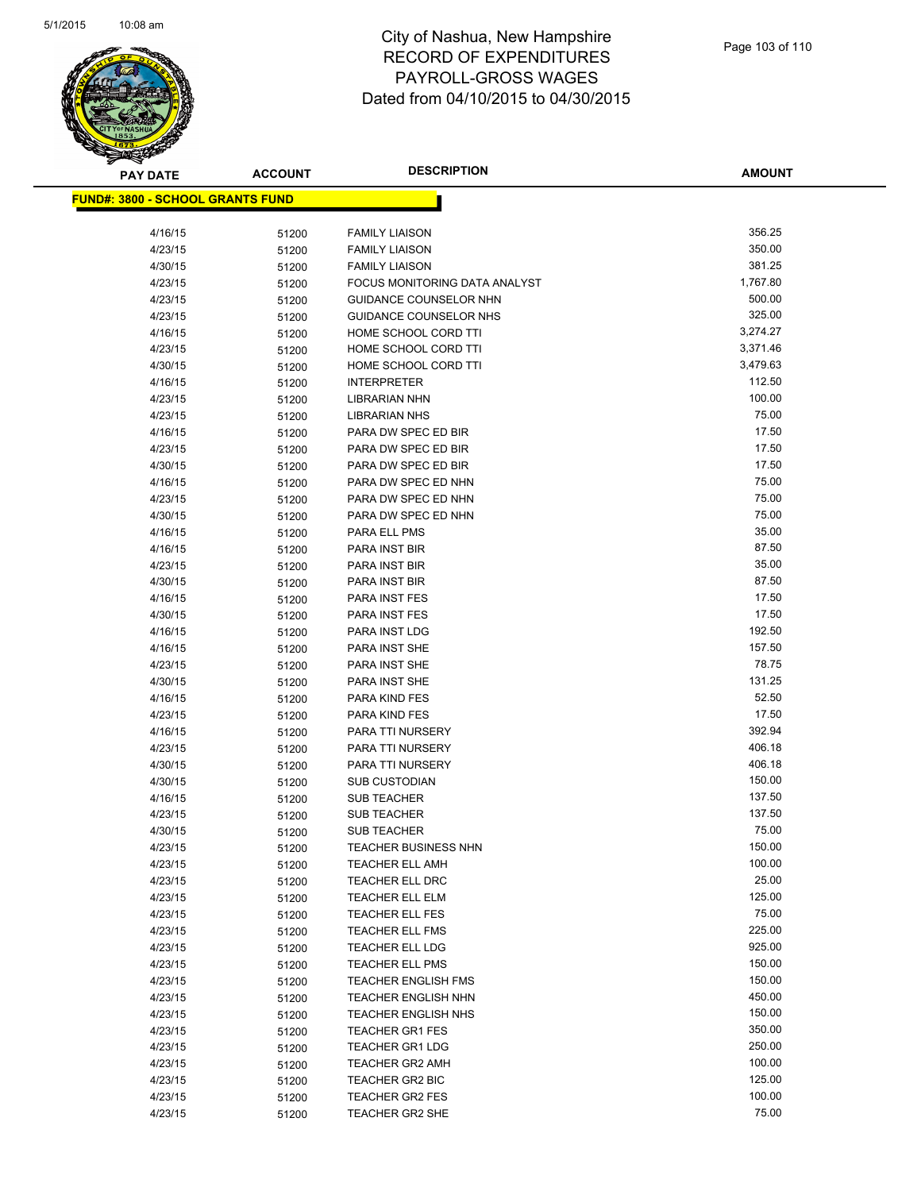# City of Nashua, New Hampshire
# RECORD OF EXPENDITURES
# PAYROLL-GROSS WAGES
# Dated from 04/10/2015 to 04/30/2015

**FUND#: 3800 - SCHOOL GRANTS FUND**

| PAY DATE | ACCOUNT | DESCRIPTION | AMOUNT |
|---|---|---|---|
| 4/16/15 | 51200 | FAMILY LIAISON | 356.25 |
| 4/23/15 | 51200 | FAMILY LIAISON | 350.00 |
| 4/30/15 | 51200 | FAMILY LIAISON | 381.25 |
| 4/23/15 | 51200 | FOCUS MONITORING DATA ANALYST | 1,767.80 |
| 4/23/15 | 51200 | GUIDANCE COUNSELOR NHN | 500.00 |
| 4/23/15 | 51200 | GUIDANCE COUNSELOR NHS | 325.00 |
| 4/16/15 | 51200 | HOME SCHOOL CORD TTI | 3,274.27 |
| 4/23/15 | 51200 | HOME SCHOOL CORD TTI | 3,371.46 |
| 4/30/15 | 51200 | HOME SCHOOL CORD TTI | 3,479.63 |
| 4/16/15 | 51200 | INTERPRETER | 112.50 |
| 4/23/15 | 51200 | LIBRARIAN NHN | 100.00 |
| 4/23/15 | 51200 | LIBRARIAN NHS | 75.00 |
| 4/16/15 | 51200 | PARA DW SPEC ED BIR | 17.50 |
| 4/23/15 | 51200 | PARA DW SPEC ED BIR | 17.50 |
| 4/30/15 | 51200 | PARA DW SPEC ED BIR | 17.50 |
| 4/16/15 | 51200 | PARA DW SPEC ED NHN | 75.00 |
| 4/23/15 | 51200 | PARA DW SPEC ED NHN | 75.00 |
| 4/30/15 | 51200 | PARA DW SPEC ED NHN | 75.00 |
| 4/16/15 | 51200 | PARA ELL PMS | 35.00 |
| 4/16/15 | 51200 | PARA INST BIR | 87.50 |
| 4/23/15 | 51200 | PARA INST BIR | 35.00 |
| 4/30/15 | 51200 | PARA INST BIR | 87.50 |
| 4/16/15 | 51200 | PARA INST FES | 17.50 |
| 4/30/15 | 51200 | PARA INST FES | 17.50 |
| 4/16/15 | 51200 | PARA INST LDG | 192.50 |
| 4/16/15 | 51200 | PARA INST SHE | 157.50 |
| 4/23/15 | 51200 | PARA INST SHE | 78.75 |
| 4/30/15 | 51200 | PARA INST SHE | 131.25 |
| 4/16/15 | 51200 | PARA KIND FES | 52.50 |
| 4/23/15 | 51200 | PARA KIND FES | 17.50 |
| 4/16/15 | 51200 | PARA TTI NURSERY | 392.94 |
| 4/23/15 | 51200 | PARA TTI NURSERY | 406.18 |
| 4/30/15 | 51200 | PARA TTI NURSERY | 406.18 |
| 4/30/15 | 51200 | SUB CUSTODIAN | 150.00 |
| 4/16/15 | 51200 | SUB TEACHER | 137.50 |
| 4/23/15 | 51200 | SUB TEACHER | 137.50 |
| 4/30/15 | 51200 | SUB TEACHER | 75.00 |
| 4/23/15 | 51200 | TEACHER BUSINESS NHN | 150.00 |
| 4/23/15 | 51200 | TEACHER ELL AMH | 100.00 |
| 4/23/15 | 51200 | TEACHER ELL DRC | 25.00 |
| 4/23/15 | 51200 | TEACHER ELL ELM | 125.00 |
| 4/23/15 | 51200 | TEACHER ELL FES | 75.00 |
| 4/23/15 | 51200 | TEACHER ELL FMS | 225.00 |
| 4/23/15 | 51200 | TEACHER ELL LDG | 925.00 |
| 4/23/15 | 51200 | TEACHER ELL PMS | 150.00 |
| 4/23/15 | 51200 | TEACHER ENGLISH FMS | 150.00 |
| 4/23/15 | 51200 | TEACHER ENGLISH NHN | 450.00 |
| 4/23/15 | 51200 | TEACHER ENGLISH NHS | 150.00 |
| 4/23/15 | 51200 | TEACHER GR1 FES | 350.00 |
| 4/23/15 | 51200 | TEACHER GR1 LDG | 250.00 |
| 4/23/15 | 51200 | TEACHER GR2 AMH | 100.00 |
| 4/23/15 | 51200 | TEACHER GR2 BIC | 125.00 |
| 4/23/15 | 51200 | TEACHER GR2 FES | 100.00 |
| 4/23/15 | 51200 | TEACHER GR2 SHE | 75.00 |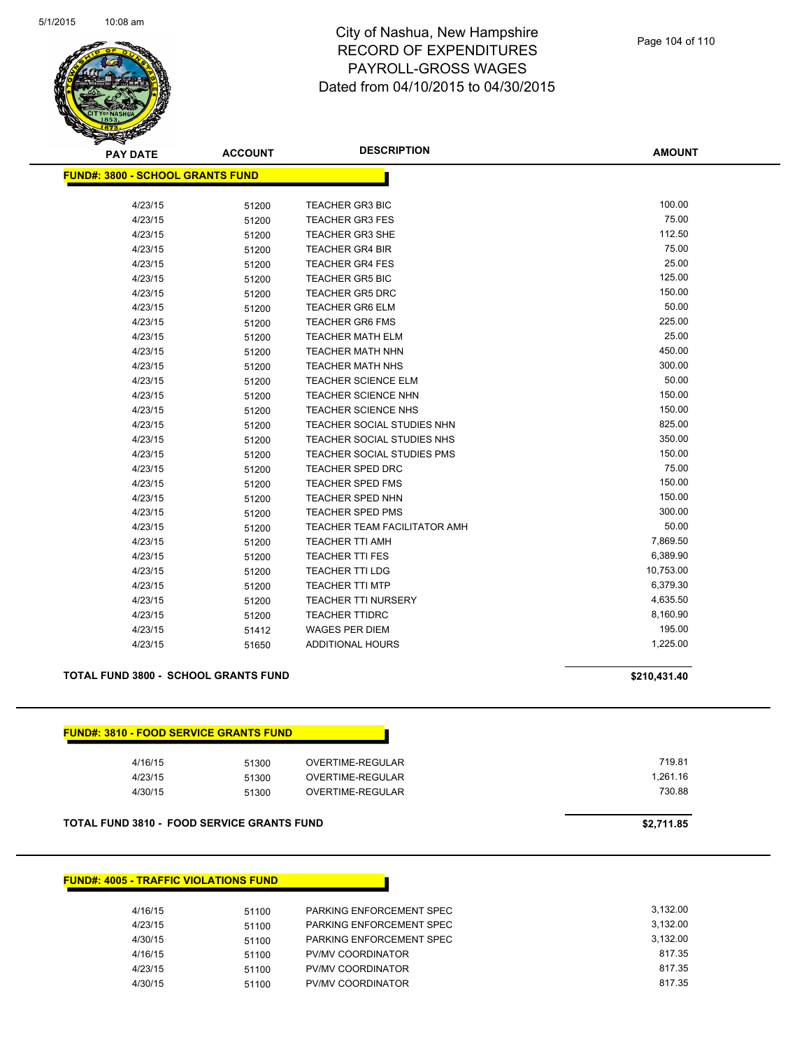# City of Nashua, New Hampshire
# RECORD OF EXPENDITURES
# PAYROLL-GROSS WAGES
# Dated from 04/10/2015 to 04/30/2015

## FUND#: 3800 - SCHOOL GRANTS FUND

| PAY DATE | ACCOUNT | DESCRIPTION | AMOUNT |
|---|---|---|---|
| 4/23/15 | 51200 | TEACHER GR3 BIC | 100.00 |
| 4/23/15 | 51200 | TEACHER GR3 FES | 75.00 |
| 4/23/15 | 51200 | TEACHER GR3 SHE | 112.50 |
| 4/23/15 | 51200 | TEACHER GR4 BIR | 75.00 |
| 4/23/15 | 51200 | TEACHER GR4 FES | 25.00 |
| 4/23/15 | 51200 | TEACHER GR5 BIC | 125.00 |
| 4/23/15 | 51200 | TEACHER GR5 DRC | 150.00 |
| 4/23/15 | 51200 | TEACHER GR6 ELM | 50.00 |
| 4/23/15 | 51200 | TEACHER GR6 FMS | 225.00 |
| 4/23/15 | 51200 | TEACHER MATH ELM | 25.00 |
| 4/23/15 | 51200 | TEACHER MATH NHN | 450.00 |
| 4/23/15 | 51200 | TEACHER MATH NHS | 300.00 |
| 4/23/15 | 51200 | TEACHER SCIENCE ELM | 50.00 |
| 4/23/15 | 51200 | TEACHER SCIENCE NHN | 150.00 |
| 4/23/15 | 51200 | TEACHER SCIENCE NHS | 150.00 |
| 4/23/15 | 51200 | TEACHER SOCIAL STUDIES NHN | 825.00 |
| 4/23/15 | 51200 | TEACHER SOCIAL STUDIES NHS | 350.00 |
| 4/23/15 | 51200 | TEACHER SOCIAL STUDIES PMS | 150.00 |
| 4/23/15 | 51200 | TEACHER SPED DRC | 75.00 |
| 4/23/15 | 51200 | TEACHER SPED FMS | 150.00 |
| 4/23/15 | 51200 | TEACHER SPED NHN | 150.00 |
| 4/23/15 | 51200 | TEACHER SPED PMS | 300.00 |
| 4/23/15 | 51200 | TEACHER TEAM FACILITATOR AMH | 50.00 |
| 4/23/15 | 51200 | TEACHER TTI AMH | 7,869.50 |
| 4/23/15 | 51200 | TEACHER TTI FES | 6,389.90 |
| 4/23/15 | 51200 | TEACHER TTI LDG | 10,753.00 |
| 4/23/15 | 51200 | TEACHER TTI MTP | 6,379.30 |
| 4/23/15 | 51200 | TEACHER TTI NURSERY | 4,635.50 |
| 4/23/15 | 51200 | TEACHER TTIDRC | 8,160.90 |
| 4/23/15 | 51412 | WAGES PER DIEM | 195.00 |
| 4/23/15 | 51650 | ADDITIONAL HOURS | 1,225.00 |

**TOTAL FUND 3800 - SCHOOL GRANTS FUND** **$210,431.40**

## FUND#: 3810 - FOOD SERVICE GRANTS FUND

| PAY DATE | ACCOUNT | DESCRIPTION | AMOUNT |
|---|---|---|---|
| 4/16/15 | 51300 | OVERTIME-REGULAR | 719.81 |
| 4/23/15 | 51300 | OVERTIME-REGULAR | 1,261.16 |
| 4/30/15 | 51300 | OVERTIME-REGULAR | 730.88 |

**TOTAL FUND 3810 - FOOD SERVICE GRANTS FUND** **$2,711.85**

## FUND#: 4005 - TRAFFIC VIOLATIONS FUND

| PAY DATE | ACCOUNT | DESCRIPTION | AMOUNT |
|---|---|---|---|
| 4/16/15 | 51100 | PARKING ENFORCEMENT SPEC | 3,132.00 |
| 4/23/15 | 51100 | PARKING ENFORCEMENT SPEC | 3,132.00 |
| 4/30/15 | 51100 | PARKING ENFORCEMENT SPEC | 3,132.00 |
| 4/16/15 | 51100 | PV/MV COORDINATOR | 817.35 |
| 4/23/15 | 51100 | PV/MV COORDINATOR | 817.35 |
| 4/30/15 | 51100 | PV/MV COORDINATOR | 817.35 |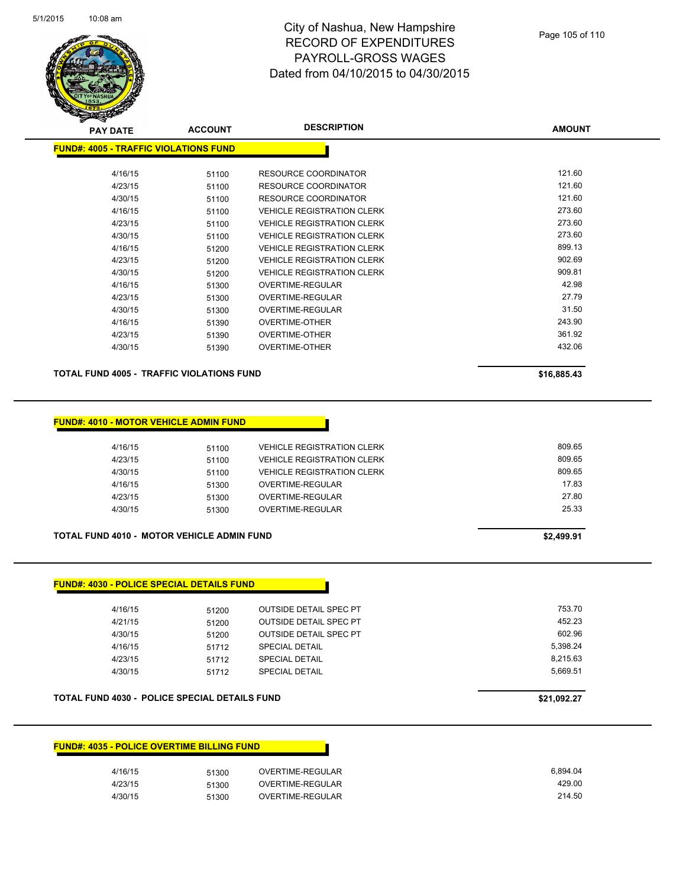City of Nashua, New Hampshire
RECORD OF EXPENDITURES
PAYROLL-GROSS WAGES
Dated from 04/10/2015 to 04/30/2015

**FUND#: 4005 - TRAFFIC VIOLATIONS FUND**

| PAY DATE | ACCOUNT | DESCRIPTION | AMOUNT |
|---|---|---|---|
| 4/16/15 | 51100 | RESOURCE COORDINATOR | 121.60 |
| 4/23/15 | 51100 | RESOURCE COORDINATOR | 121.60 |
| 4/30/15 | 51100 | RESOURCE COORDINATOR | 121.60 |
| 4/16/15 | 51100 | VEHICLE REGISTRATION CLERK | 273.60 |
| 4/23/15 | 51100 | VEHICLE REGISTRATION CLERK | 273.60 |
| 4/30/15 | 51100 | VEHICLE REGISTRATION CLERK | 273.60 |
| 4/16/15 | 51200 | VEHICLE REGISTRATION CLERK | 899.13 |
| 4/23/15 | 51200 | VEHICLE REGISTRATION CLERK | 902.69 |
| 4/30/15 | 51200 | VEHICLE REGISTRATION CLERK | 909.81 |
| 4/16/15 | 51300 | OVERTIME-REGULAR | 42.98 |
| 4/23/15 | 51300 | OVERTIME-REGULAR | 27.79 |
| 4/30/15 | 51300 | OVERTIME-REGULAR | 31.50 |
| 4/16/15 | 51390 | OVERTIME-OTHER | 243.90 |
| 4/23/15 | 51390 | OVERTIME-OTHER | 361.92 |
| 4/30/15 | 51390 | OVERTIME-OTHER | 432.06 |

**TOTAL FUND 4005 - TRAFFIC VIOLATIONS FUND** **$16,885.43**

**FUND#: 4010 - MOTOR VEHICLE ADMIN FUND**

| PAY DATE | ACCOUNT | DESCRIPTION | AMOUNT |
|---|---|---|---|
| 4/16/15 | 51100 | VEHICLE REGISTRATION CLERK | 809.65 |
| 4/23/15 | 51100 | VEHICLE REGISTRATION CLERK | 809.65 |
| 4/30/15 | 51100 | VEHICLE REGISTRATION CLERK | 809.65 |
| 4/16/15 | 51300 | OVERTIME-REGULAR | 17.83 |
| 4/23/15 | 51300 | OVERTIME-REGULAR | 27.80 |
| 4/30/15 | 51300 | OVERTIME-REGULAR | 25.33 |

**TOTAL FUND 4010 - MOTOR VEHICLE ADMIN FUND** **$2,499.91**

**FUND#: 4030 - POLICE SPECIAL DETAILS FUND**

| PAY DATE | ACCOUNT | DESCRIPTION | AMOUNT |
|---|---|---|---|
| 4/16/15 | 51200 | OUTSIDE DETAIL SPEC PT | 753.70 |
| 4/21/15 | 51200 | OUTSIDE DETAIL SPEC PT | 452.23 |
| 4/30/15 | 51200 | OUTSIDE DETAIL SPEC PT | 602.96 |
| 4/16/15 | 51712 | SPECIAL DETAIL | 5,398.24 |
| 4/23/15 | 51712 | SPECIAL DETAIL | 8,215.63 |
| 4/30/15 | 51712 | SPECIAL DETAIL | 5,669.51 |

**TOTAL FUND 4030 - POLICE SPECIAL DETAILS FUND** **$21,092.27**

**FUND#: 4035 - POLICE OVERTIME BILLING FUND**

| PAY DATE | ACCOUNT | DESCRIPTION | AMOUNT |
|---|---|---|---|
| 4/16/15 | 51300 | OVERTIME-REGULAR | 6,894.04 |
| 4/23/15 | 51300 | OVERTIME-REGULAR | 429.00 |
| 4/30/15 | 51300 | OVERTIME-REGULAR | 214.50 |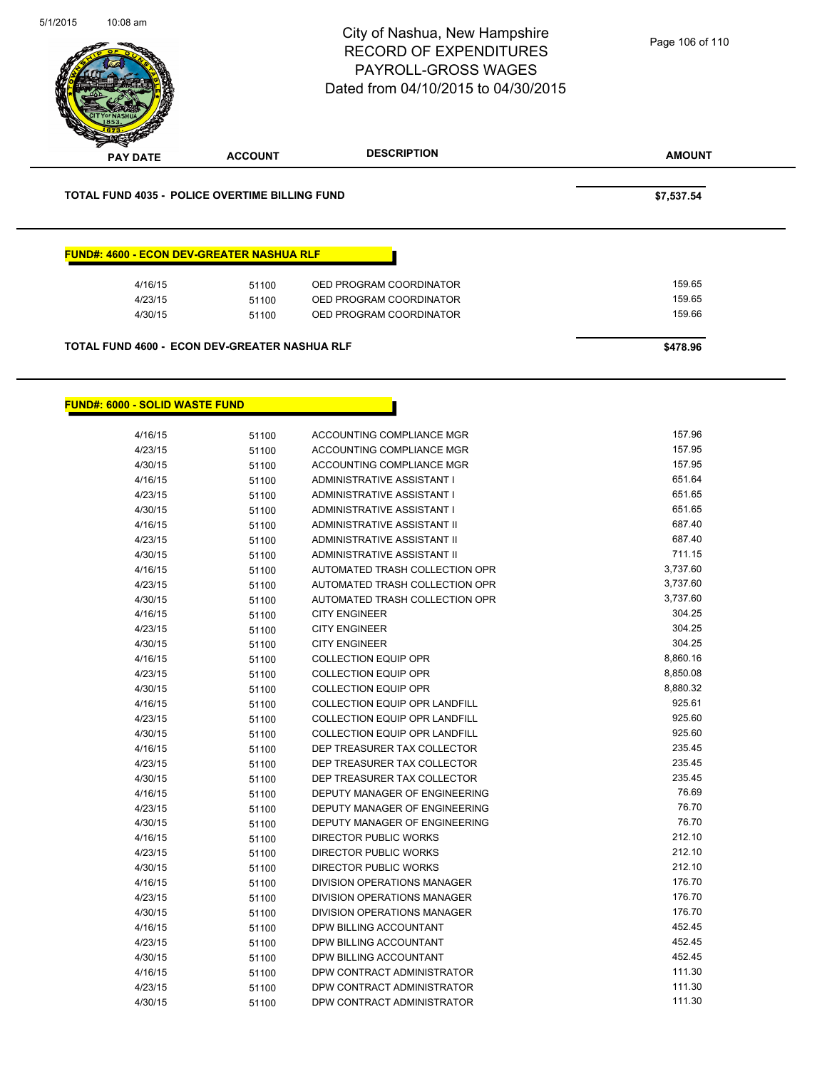| PAY DATE | ACCOUNT | DESCRIPTION | AMOUNT |
|---|---|---|---|

**TOTAL FUND 4035 - POLICE OVERTIME BILLING FUND** **$7,537.54**

**FUND#: 4600 - ECON DEV-GREATER NASHUA RLF**

| PAY DATE | ACCOUNT | DESCRIPTION | AMOUNT |
|---|---|---|---|
| 4/16/15 | 51100 | OED PROGRAM COORDINATOR | 159.65 |
| 4/23/15 | 51100 | OED PROGRAM COORDINATOR | 159.65 |
| 4/30/15 | 51100 | OED PROGRAM COORDINATOR | 159.66 |

**TOTAL FUND 4600 - ECON DEV-GREATER NASHUA RLF** **$478.96**

**FUND#: 6000 - SOLID WASTE FUND**

| PAY DATE | ACCOUNT | DESCRIPTION | AMOUNT |
|---|---|---|---|
| 4/16/15 | 51100 | ACCOUNTING COMPLIANCE MGR | 157.96 |
| 4/23/15 | 51100 | ACCOUNTING COMPLIANCE MGR | 157.95 |
| 4/30/15 | 51100 | ACCOUNTING COMPLIANCE MGR | 157.95 |
| 4/16/15 | 51100 | ADMINISTRATIVE ASSISTANT I | 651.64 |
| 4/23/15 | 51100 | ADMINISTRATIVE ASSISTANT I | 651.65 |
| 4/30/15 | 51100 | ADMINISTRATIVE ASSISTANT I | 651.65 |
| 4/16/15 | 51100 | ADMINISTRATIVE ASSISTANT II | 687.40 |
| 4/23/15 | 51100 | ADMINISTRATIVE ASSISTANT II | 687.40 |
| 4/30/15 | 51100 | ADMINISTRATIVE ASSISTANT II | 711.15 |
| 4/16/15 | 51100 | AUTOMATED TRASH COLLECTION OPR | 3,737.60 |
| 4/23/15 | 51100 | AUTOMATED TRASH COLLECTION OPR | 3,737.60 |
| 4/30/15 | 51100 | AUTOMATED TRASH COLLECTION OPR | 3,737.60 |
| 4/16/15 | 51100 | CITY ENGINEER | 304.25 |
| 4/23/15 | 51100 | CITY ENGINEER | 304.25 |
| 4/30/15 | 51100 | CITY ENGINEER | 304.25 |
| 4/16/15 | 51100 | COLLECTION EQUIP OPR | 8,860.16 |
| 4/23/15 | 51100 | COLLECTION EQUIP OPR | 8,850.08 |
| 4/30/15 | 51100 | COLLECTION EQUIP OPR | 8,880.32 |
| 4/16/15 | 51100 | COLLECTION EQUIP OPR LANDFILL | 925.61 |
| 4/23/15 | 51100 | COLLECTION EQUIP OPR LANDFILL | 925.60 |
| 4/30/15 | 51100 | COLLECTION EQUIP OPR LANDFILL | 925.60 |
| 4/16/15 | 51100 | DEP TREASURER TAX COLLECTOR | 235.45 |
| 4/23/15 | 51100 | DEP TREASURER TAX COLLECTOR | 235.45 |
| 4/30/15 | 51100 | DEP TREASURER TAX COLLECTOR | 235.45 |
| 4/16/15 | 51100 | DEPUTY MANAGER OF ENGINEERING | 76.69 |
| 4/23/15 | 51100 | DEPUTY MANAGER OF ENGINEERING | 76.70 |
| 4/30/15 | 51100 | DEPUTY MANAGER OF ENGINEERING | 76.70 |
| 4/16/15 | 51100 | DIRECTOR PUBLIC WORKS | 212.10 |
| 4/23/15 | 51100 | DIRECTOR PUBLIC WORKS | 212.10 |
| 4/30/15 | 51100 | DIRECTOR PUBLIC WORKS | 212.10 |
| 4/16/15 | 51100 | DIVISION OPERATIONS MANAGER | 176.70 |
| 4/23/15 | 51100 | DIVISION OPERATIONS MANAGER | 176.70 |
| 4/30/15 | 51100 | DIVISION OPERATIONS MANAGER | 176.70 |
| 4/16/15 | 51100 | DPW BILLING ACCOUNTANT | 452.45 |
| 4/23/15 | 51100 | DPW BILLING ACCOUNTANT | 452.45 |
| 4/30/15 | 51100 | DPW BILLING ACCOUNTANT | 452.45 |
| 4/16/15 | 51100 | DPW CONTRACT ADMINISTRATOR | 111.30 |
| 4/23/15 | 51100 | DPW CONTRACT ADMINISTRATOR | 111.30 |
| 4/30/15 | 51100 | DPW CONTRACT ADMINISTRATOR | 111.30 |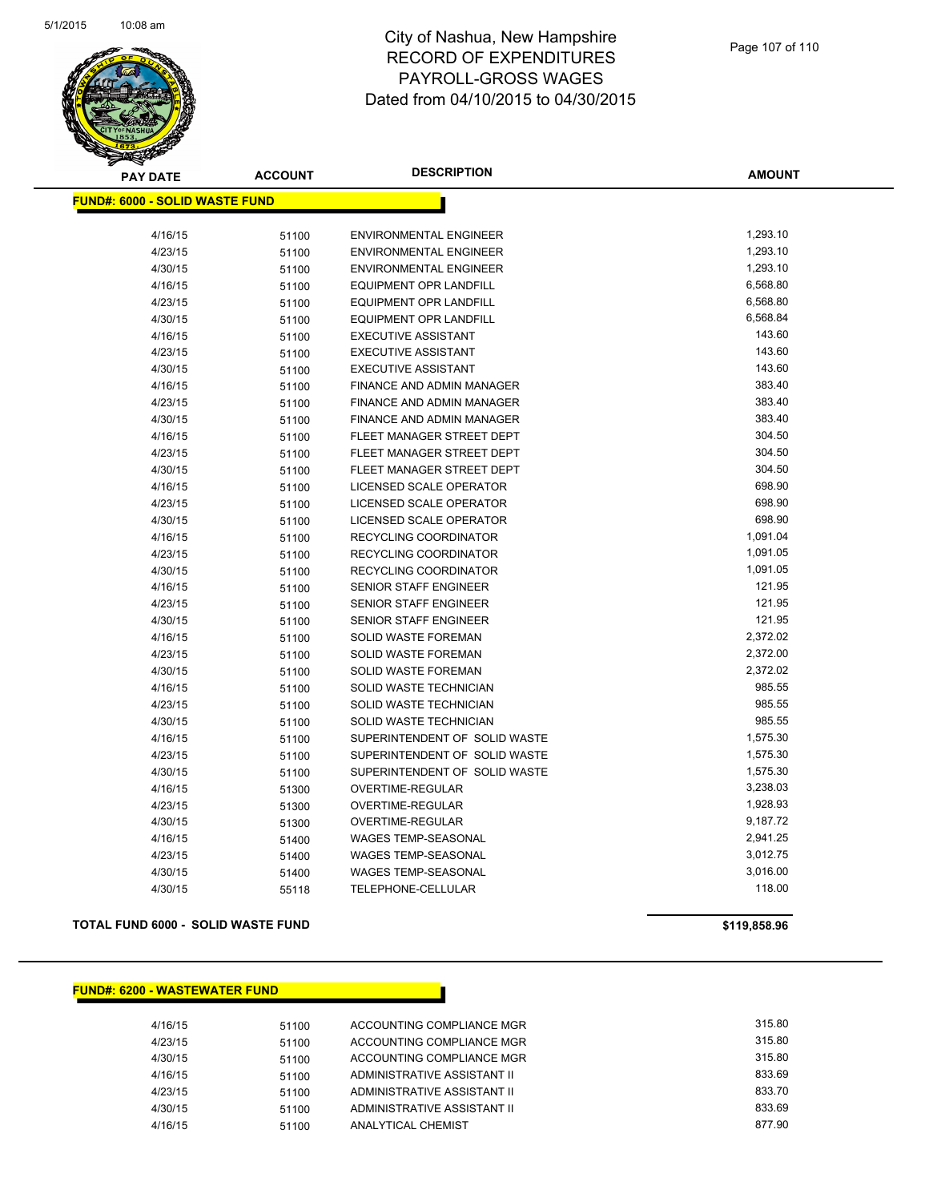# City of Nashua, New Hampshire
## RECORD OF EXPENDITURES
## PAYROLL-GROSS WAGES
## Dated from 04/10/2015 to 04/30/2015

**FUND#: 6000 - SOLID WASTE FUND**

| PAY DATE | ACCOUNT | DESCRIPTION | AMOUNT |
|---|---|---|---|
| 4/16/15 | 51100 | ENVIRONMENTAL ENGINEER | 1,293.10 |
| 4/23/15 | 51100 | ENVIRONMENTAL ENGINEER | 1,293.10 |
| 4/30/15 | 51100 | ENVIRONMENTAL ENGINEER | 1,293.10 |
| 4/16/15 | 51100 | EQUIPMENT OPR LANDFILL | 6,568.80 |
| 4/23/15 | 51100 | EQUIPMENT OPR LANDFILL | 6,568.80 |
| 4/30/15 | 51100 | EQUIPMENT OPR LANDFILL | 6,568.84 |
| 4/16/15 | 51100 | EXECUTIVE ASSISTANT | 143.60 |
| 4/23/15 | 51100 | EXECUTIVE ASSISTANT | 143.60 |
| 4/30/15 | 51100 | EXECUTIVE ASSISTANT | 143.60 |
| 4/16/15 | 51100 | FINANCE AND ADMIN MANAGER | 383.40 |
| 4/23/15 | 51100 | FINANCE AND ADMIN MANAGER | 383.40 |
| 4/30/15 | 51100 | FINANCE AND ADMIN MANAGER | 383.40 |
| 4/16/15 | 51100 | FLEET MANAGER STREET DEPT | 304.50 |
| 4/23/15 | 51100 | FLEET MANAGER STREET DEPT | 304.50 |
| 4/30/15 | 51100 | FLEET MANAGER STREET DEPT | 304.50 |
| 4/16/15 | 51100 | LICENSED SCALE OPERATOR | 698.90 |
| 4/23/15 | 51100 | LICENSED SCALE OPERATOR | 698.90 |
| 4/30/15 | 51100 | LICENSED SCALE OPERATOR | 698.90 |
| 4/16/15 | 51100 | RECYCLING COORDINATOR | 1,091.04 |
| 4/23/15 | 51100 | RECYCLING COORDINATOR | 1,091.05 |
| 4/30/15 | 51100 | RECYCLING COORDINATOR | 1,091.05 |
| 4/16/15 | 51100 | SENIOR STAFF ENGINEER | 121.95 |
| 4/23/15 | 51100 | SENIOR STAFF ENGINEER | 121.95 |
| 4/30/15 | 51100 | SENIOR STAFF ENGINEER | 121.95 |
| 4/16/15 | 51100 | SOLID WASTE FOREMAN | 2,372.02 |
| 4/23/15 | 51100 | SOLID WASTE FOREMAN | 2,372.00 |
| 4/30/15 | 51100 | SOLID WASTE FOREMAN | 2,372.02 |
| 4/16/15 | 51100 | SOLID WASTE TECHNICIAN | 985.55 |
| 4/23/15 | 51100 | SOLID WASTE TECHNICIAN | 985.55 |
| 4/30/15 | 51100 | SOLID WASTE TECHNICIAN | 985.55 |
| 4/16/15 | 51100 | SUPERINTENDENT OF SOLID WASTE | 1,575.30 |
| 4/23/15 | 51100 | SUPERINTENDENT OF SOLID WASTE | 1,575.30 |
| 4/30/15 | 51100 | SUPERINTENDENT OF SOLID WASTE | 1,575.30 |
| 4/16/15 | 51300 | OVERTIME-REGULAR | 3,238.03 |
| 4/23/15 | 51300 | OVERTIME-REGULAR | 1,928.93 |
| 4/30/15 | 51300 | OVERTIME-REGULAR | 9,187.72 |
| 4/16/15 | 51400 | WAGES TEMP-SEASONAL | 2,941.25 |
| 4/23/15 | 51400 | WAGES TEMP-SEASONAL | 3,012.75 |
| 4/30/15 | 51400 | WAGES TEMP-SEASONAL | 3,016.00 |
| 4/30/15 | 55118 | TELEPHONE-CELLULAR | 118.00 |

**TOTAL FUND 6000 - SOLID WASTE FUND** **$119,858.96**

**FUND#: 6200 - WASTEWATER FUND**

| PAY DATE | ACCOUNT | DESCRIPTION | AMOUNT |
|---|---|---|---|
| 4/16/15 | 51100 | ACCOUNTING COMPLIANCE MGR | 315.80 |
| 4/23/15 | 51100 | ACCOUNTING COMPLIANCE MGR | 315.80 |
| 4/30/15 | 51100 | ACCOUNTING COMPLIANCE MGR | 315.80 |
| 4/16/15 | 51100 | ADMINISTRATIVE ASSISTANT II | 833.69 |
| 4/23/15 | 51100 | ADMINISTRATIVE ASSISTANT II | 833.70 |
| 4/30/15 | 51100 | ADMINISTRATIVE ASSISTANT II | 833.69 |
| 4/16/15 | 51100 | ANALYTICAL CHEMIST | 877.90 |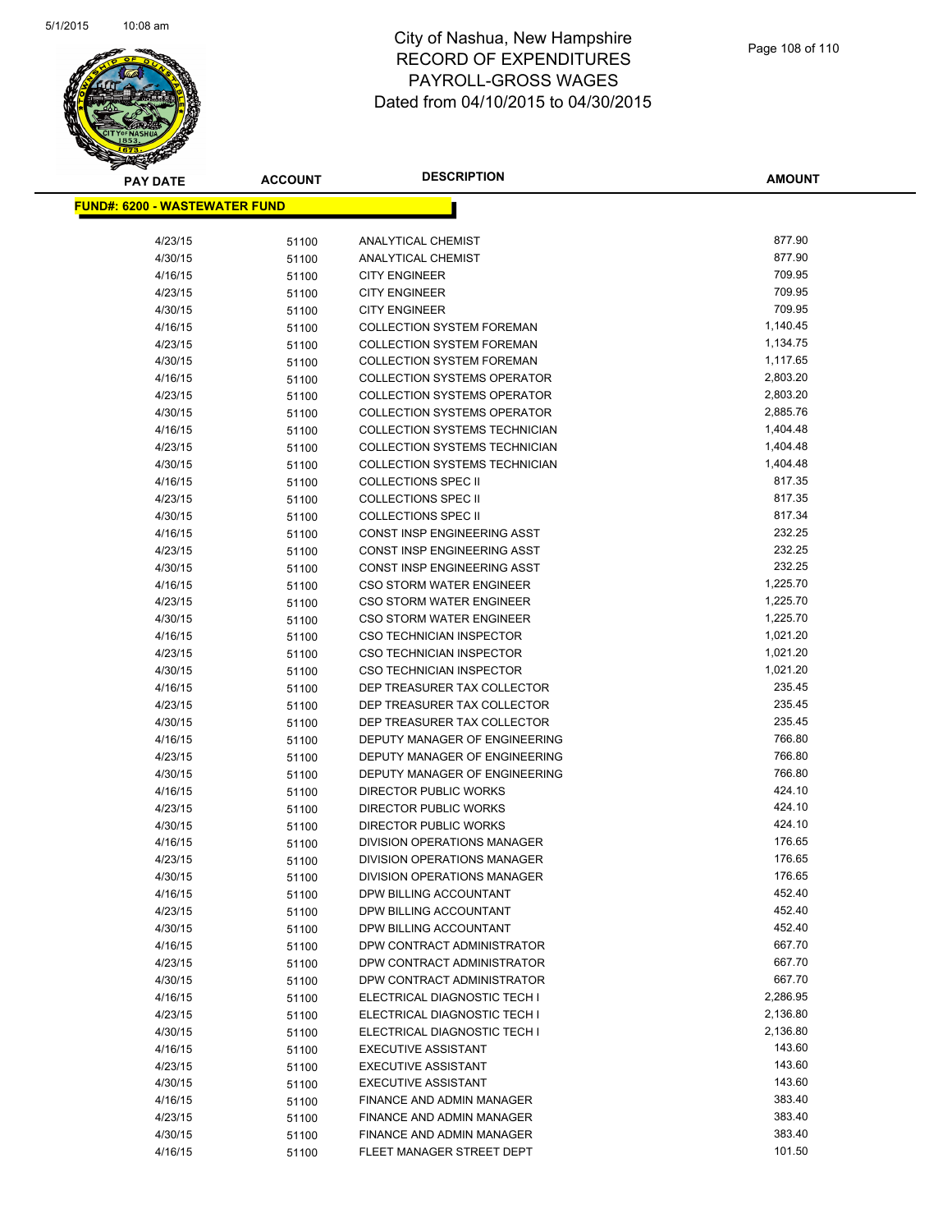# City of Nashua, New Hampshire
## RECORD OF EXPENDITURES
## PAYROLL-GROSS WAGES
## Dated from 04/10/2015 to 04/30/2015

| PAY DATE | ACCOUNT | DESCRIPTION | AMOUNT |
|---|---|---|---|
| **FUND#: 6200 - WASTEWATER FUND** | | | |
| 4/23/15 | 51100 | ANALYTICAL CHEMIST | 877.90 |
| 4/30/15 | 51100 | ANALYTICAL CHEMIST | 877.90 |
| 4/16/15 | 51100 | CITY ENGINEER | 709.95 |
| 4/23/15 | 51100 | CITY ENGINEER | 709.95 |
| 4/30/15 | 51100 | CITY ENGINEER | 709.95 |
| 4/16/15 | 51100 | COLLECTION SYSTEM FOREMAN | 1,140.45 |
| 4/23/15 | 51100 | COLLECTION SYSTEM FOREMAN | 1,134.75 |
| 4/30/15 | 51100 | COLLECTION SYSTEM FOREMAN | 1,117.65 |
| 4/16/15 | 51100 | COLLECTION SYSTEMS OPERATOR | 2,803.20 |
| 4/23/15 | 51100 | COLLECTION SYSTEMS OPERATOR | 2,803.20 |
| 4/30/15 | 51100 | COLLECTION SYSTEMS OPERATOR | 2,885.76 |
| 4/16/15 | 51100 | COLLECTION SYSTEMS TECHNICIAN | 1,404.48 |
| 4/23/15 | 51100 | COLLECTION SYSTEMS TECHNICIAN | 1,404.48 |
| 4/30/15 | 51100 | COLLECTION SYSTEMS TECHNICIAN | 1,404.48 |
| 4/16/15 | 51100 | COLLECTIONS SPEC II | 817.35 |
| 4/23/15 | 51100 | COLLECTIONS SPEC II | 817.35 |
| 4/30/15 | 51100 | COLLECTIONS SPEC II | 817.34 |
| 4/16/15 | 51100 | CONST INSP ENGINEERING ASST | 232.25 |
| 4/23/15 | 51100 | CONST INSP ENGINEERING ASST | 232.25 |
| 4/30/15 | 51100 | CONST INSP ENGINEERING ASST | 232.25 |
| 4/16/15 | 51100 | CSO STORM WATER ENGINEER | 1,225.70 |
| 4/23/15 | 51100 | CSO STORM WATER ENGINEER | 1,225.70 |
| 4/30/15 | 51100 | CSO STORM WATER ENGINEER | 1,225.70 |
| 4/16/15 | 51100 | CSO TECHNICIAN INSPECTOR | 1,021.20 |
| 4/23/15 | 51100 | CSO TECHNICIAN INSPECTOR | 1,021.20 |
| 4/30/15 | 51100 | CSO TECHNICIAN INSPECTOR | 1,021.20 |
| 4/16/15 | 51100 | DEP TREASURER TAX COLLECTOR | 235.45 |
| 4/23/15 | 51100 | DEP TREASURER TAX COLLECTOR | 235.45 |
| 4/30/15 | 51100 | DEP TREASURER TAX COLLECTOR | 235.45 |
| 4/16/15 | 51100 | DEPUTY MANAGER OF ENGINEERING | 766.80 |
| 4/23/15 | 51100 | DEPUTY MANAGER OF ENGINEERING | 766.80 |
| 4/30/15 | 51100 | DEPUTY MANAGER OF ENGINEERING | 766.80 |
| 4/16/15 | 51100 | DIRECTOR PUBLIC WORKS | 424.10 |
| 4/23/15 | 51100 | DIRECTOR PUBLIC WORKS | 424.10 |
| 4/30/15 | 51100 | DIRECTOR PUBLIC WORKS | 424.10 |
| 4/16/15 | 51100 | DIVISION OPERATIONS MANAGER | 176.65 |
| 4/23/15 | 51100 | DIVISION OPERATIONS MANAGER | 176.65 |
| 4/30/15 | 51100 | DIVISION OPERATIONS MANAGER | 176.65 |
| 4/16/15 | 51100 | DPW BILLING ACCOUNTANT | 452.40 |
| 4/23/15 | 51100 | DPW BILLING ACCOUNTANT | 452.40 |
| 4/30/15 | 51100 | DPW BILLING ACCOUNTANT | 452.40 |
| 4/16/15 | 51100 | DPW CONTRACT ADMINISTRATOR | 667.70 |
| 4/23/15 | 51100 | DPW CONTRACT ADMINISTRATOR | 667.70 |
| 4/30/15 | 51100 | DPW CONTRACT ADMINISTRATOR | 667.70 |
| 4/16/15 | 51100 | ELECTRICAL DIAGNOSTIC TECH I | 2,286.95 |
| 4/23/15 | 51100 | ELECTRICAL DIAGNOSTIC TECH I | 2,136.80 |
| 4/30/15 | 51100 | ELECTRICAL DIAGNOSTIC TECH I | 2,136.80 |
| 4/16/15 | 51100 | EXECUTIVE ASSISTANT | 143.60 |
| 4/23/15 | 51100 | EXECUTIVE ASSISTANT | 143.60 |
| 4/30/15 | 51100 | EXECUTIVE ASSISTANT | 143.60 |
| 4/16/15 | 51100 | FINANCE AND ADMIN MANAGER | 383.40 |
| 4/23/15 | 51100 | FINANCE AND ADMIN MANAGER | 383.40 |
| 4/30/15 | 51100 | FINANCE AND ADMIN MANAGER | 383.40 |
| 4/16/15 | 51100 | FLEET MANAGER STREET DEPT | 101.50 |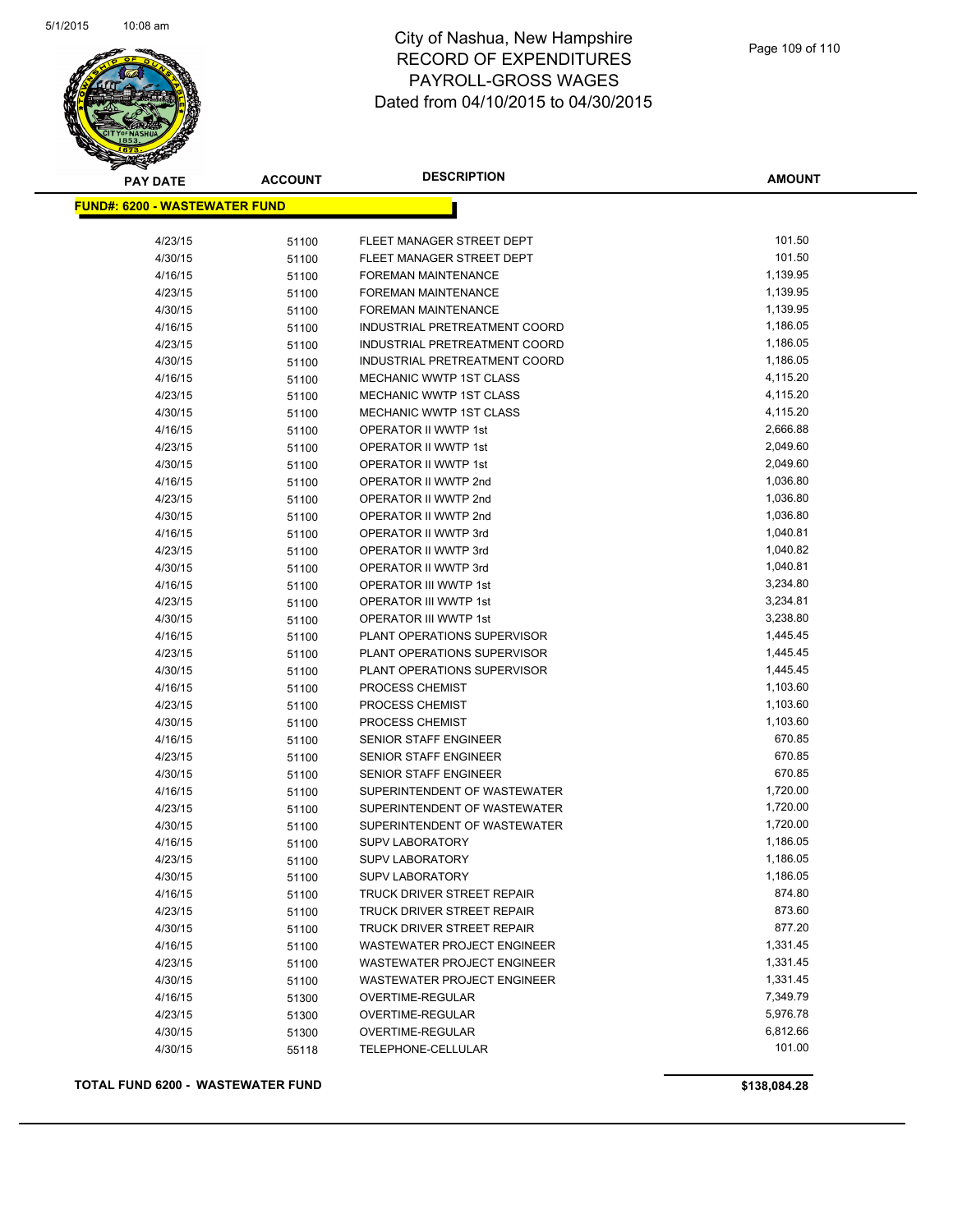# City of Nashua, New Hampshire
## RECORD OF EXPENDITURES
## PAYROLL-GROSS WAGES
## Dated from 04/10/2015 to 04/30/2015

**FUND#: 6200 - WASTEWATER FUND**

| PAY DATE | ACCOUNT | DESCRIPTION | AMOUNT |
|---|---|---|---|
| 4/23/15 | 51100 | FLEET MANAGER STREET DEPT | 101.50 |
| 4/30/15 | 51100 | FLEET MANAGER STREET DEPT | 101.50 |
| 4/16/15 | 51100 | FOREMAN MAINTENANCE | 1,139.95 |
| 4/23/15 | 51100 | FOREMAN MAINTENANCE | 1,139.95 |
| 4/30/15 | 51100 | FOREMAN MAINTENANCE | 1,139.95 |
| 4/16/15 | 51100 | INDUSTRIAL PRETREATMENT COORD | 1,186.05 |
| 4/23/15 | 51100 | INDUSTRIAL PRETREATMENT COORD | 1,186.05 |
| 4/30/15 | 51100 | INDUSTRIAL PRETREATMENT COORD | 1,186.05 |
| 4/16/15 | 51100 | MECHANIC WWTP 1ST CLASS | 4,115.20 |
| 4/23/15 | 51100 | MECHANIC WWTP 1ST CLASS | 4,115.20 |
| 4/30/15 | 51100 | MECHANIC WWTP 1ST CLASS | 4,115.20 |
| 4/16/15 | 51100 | OPERATOR II WWTP 1st | 2,666.88 |
| 4/23/15 | 51100 | OPERATOR II WWTP 1st | 2,049.60 |
| 4/30/15 | 51100 | OPERATOR II WWTP 1st | 2,049.60 |
| 4/16/15 | 51100 | OPERATOR II WWTP 2nd | 1,036.80 |
| 4/23/15 | 51100 | OPERATOR II WWTP 2nd | 1,036.80 |
| 4/30/15 | 51100 | OPERATOR II WWTP 2nd | 1,036.80 |
| 4/16/15 | 51100 | OPERATOR II WWTP 3rd | 1,040.81 |
| 4/23/15 | 51100 | OPERATOR II WWTP 3rd | 1,040.82 |
| 4/30/15 | 51100 | OPERATOR II WWTP 3rd | 1,040.81 |
| 4/16/15 | 51100 | OPERATOR III WWTP 1st | 3,234.80 |
| 4/23/15 | 51100 | OPERATOR III WWTP 1st | 3,234.81 |
| 4/30/15 | 51100 | OPERATOR III WWTP 1st | 3,238.80 |
| 4/16/15 | 51100 | PLANT OPERATIONS SUPERVISOR | 1,445.45 |
| 4/23/15 | 51100 | PLANT OPERATIONS SUPERVISOR | 1,445.45 |
| 4/30/15 | 51100 | PLANT OPERATIONS SUPERVISOR | 1,445.45 |
| 4/16/15 | 51100 | PROCESS CHEMIST | 1,103.60 |
| 4/23/15 | 51100 | PROCESS CHEMIST | 1,103.60 |
| 4/30/15 | 51100 | PROCESS CHEMIST | 1,103.60 |
| 4/16/15 | 51100 | SENIOR STAFF ENGINEER | 670.85 |
| 4/23/15 | 51100 | SENIOR STAFF ENGINEER | 670.85 |
| 4/30/15 | 51100 | SENIOR STAFF ENGINEER | 670.85 |
| 4/16/15 | 51100 | SUPERINTENDENT OF WASTEWATER | 1,720.00 |
| 4/23/15 | 51100 | SUPERINTENDENT OF WASTEWATER | 1,720.00 |
| 4/30/15 | 51100 | SUPERINTENDENT OF WASTEWATER | 1,720.00 |
| 4/16/15 | 51100 | SUPV LABORATORY | 1,186.05 |
| 4/23/15 | 51100 | SUPV LABORATORY | 1,186.05 |
| 4/30/15 | 51100 | SUPV LABORATORY | 1,186.05 |
| 4/16/15 | 51100 | TRUCK DRIVER STREET REPAIR | 874.80 |
| 4/23/15 | 51100 | TRUCK DRIVER STREET REPAIR | 873.60 |
| 4/30/15 | 51100 | TRUCK DRIVER STREET REPAIR | 877.20 |
| 4/16/15 | 51100 | WASTEWATER PROJECT ENGINEER | 1,331.45 |
| 4/23/15 | 51100 | WASTEWATER PROJECT ENGINEER | 1,331.45 |
| 4/30/15 | 51100 | WASTEWATER PROJECT ENGINEER | 1,331.45 |
| 4/16/15 | 51300 | OVERTIME-REGULAR | 7,349.79 |
| 4/23/15 | 51300 | OVERTIME-REGULAR | 5,976.78 |
| 4/30/15 | 51300 | OVERTIME-REGULAR | 6,812.66 |
| 4/30/15 | 55118 | TELEPHONE-CELLULAR | 101.00 |

**TOTAL FUND 6200 - WASTEWATER FUND** **$138,084.28**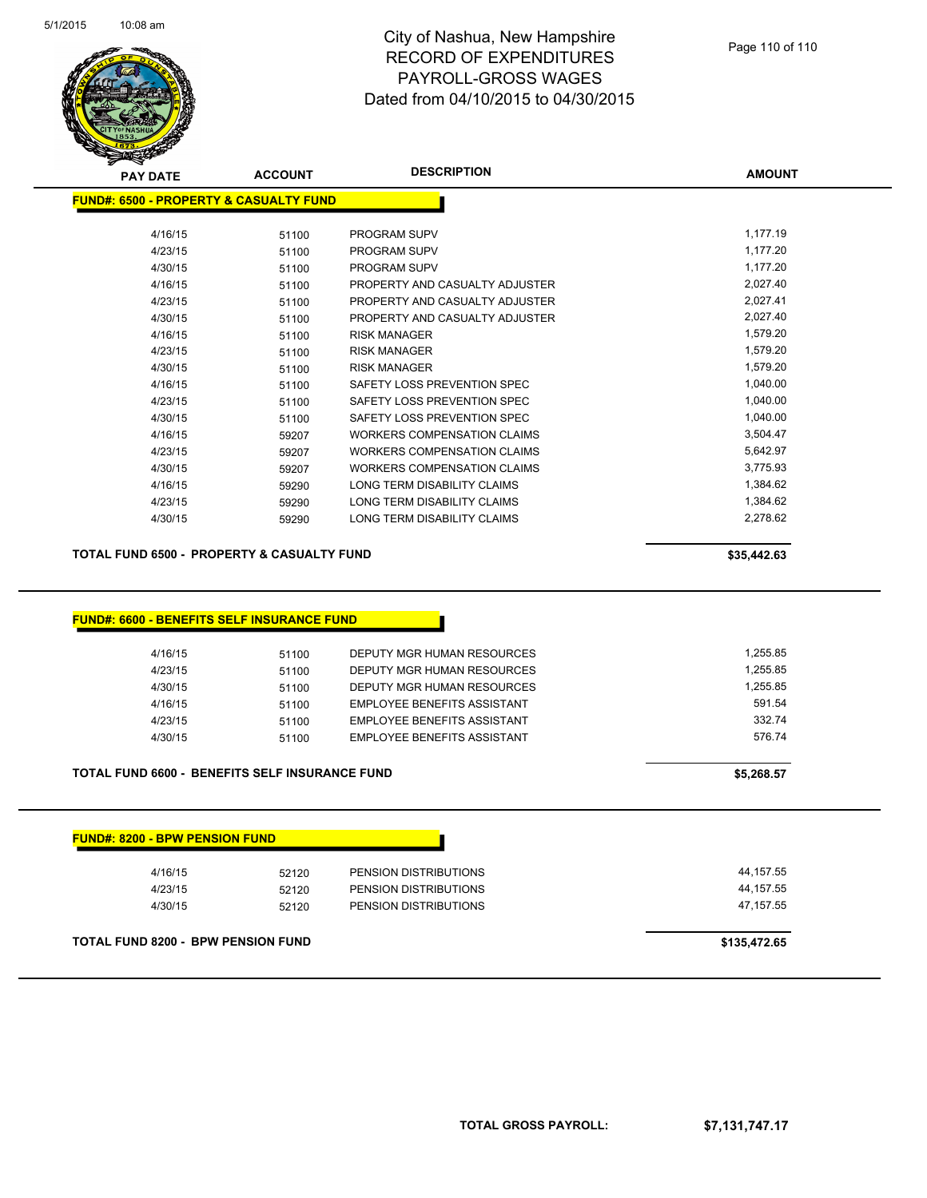# City of Nashua, New Hampshire
## RECORD OF EXPENDITURES
## PAYROLL-GROSS WAGES
## Dated from 04/10/2015 to 04/30/2015

5/1/2015 10:08 am

| PAY DATE | ACCOUNT | DESCRIPTION | AMOUNT |
|---|---|---|---|
| **FUND#: 6500 - PROPERTY & CASUALTY FUND** | | | |
| 4/16/15 | 51100 | PROGRAM SUPV | 1,177.19 |
| 4/23/15 | 51100 | PROGRAM SUPV | 1,177.20 |
| 4/30/15 | 51100 | PROGRAM SUPV | 1,177.20 |
| 4/16/15 | 51100 | PROPERTY AND CASUALTY ADJUSTER | 2,027.40 |
| 4/23/15 | 51100 | PROPERTY AND CASUALTY ADJUSTER | 2,027.41 |
| 4/30/15 | 51100 | PROPERTY AND CASUALTY ADJUSTER | 2,027.40 |
| 4/16/15 | 51100 | RISK MANAGER | 1,579.20 |
| 4/23/15 | 51100 | RISK MANAGER | 1,579.20 |
| 4/30/15 | 51100 | RISK MANAGER | 1,579.20 |
| 4/16/15 | 51100 | SAFETY LOSS PREVENTION SPEC | 1,040.00 |
| 4/23/15 | 51100 | SAFETY LOSS PREVENTION SPEC | 1,040.00 |
| 4/30/15 | 51100 | SAFETY LOSS PREVENTION SPEC | 1,040.00 |
| 4/16/15 | 59207 | WORKERS COMPENSATION CLAIMS | 3,504.47 |
| 4/23/15 | 59207 | WORKERS COMPENSATION CLAIMS | 5,642.97 |
| 4/30/15 | 59207 | WORKERS COMPENSATION CLAIMS | 3,775.93 |
| 4/16/15 | 59290 | LONG TERM DISABILITY CLAIMS | 1,384.62 |
| 4/23/15 | 59290 | LONG TERM DISABILITY CLAIMS | 1,384.62 |
| 4/30/15 | 59290 | LONG TERM DISABILITY CLAIMS | 2,278.62 |
| **TOTAL FUND 6500 - PROPERTY & CASUALTY FUND** | | | **$35,442.63** |
| **FUND#: 6600 - BENEFITS SELF INSURANCE FUND** | | | |
| 4/16/15 | 51100 | DEPUTY MGR HUMAN RESOURCES | 1,255.85 |
| 4/23/15 | 51100 | DEPUTY MGR HUMAN RESOURCES | 1,255.85 |
| 4/30/15 | 51100 | DEPUTY MGR HUMAN RESOURCES | 1,255.85 |
| 4/16/15 | 51100 | EMPLOYEE BENEFITS ASSISTANT | 591.54 |
| 4/23/15 | 51100 | EMPLOYEE BENEFITS ASSISTANT | 332.74 |
| 4/30/15 | 51100 | EMPLOYEE BENEFITS ASSISTANT | 576.74 |
| **TOTAL FUND 6600 - BENEFITS SELF INSURANCE FUND** | | | **$5,268.57** |
| **FUND#: 8200 - BPW PENSION FUND** | | | |
| 4/16/15 | 52120 | PENSION DISTRIBUTIONS | 44,157.55 |
| 4/23/15 | 52120 | PENSION DISTRIBUTIONS | 44,157.55 |
| 4/30/15 | 52120 | PENSION DISTRIBUTIONS | 47,157.55 |
| **TOTAL FUND 8200 - BPW PENSION FUND** | | | **$135,472.65** |

**TOTAL GROSS PAYROLL: $7,131,747.17**